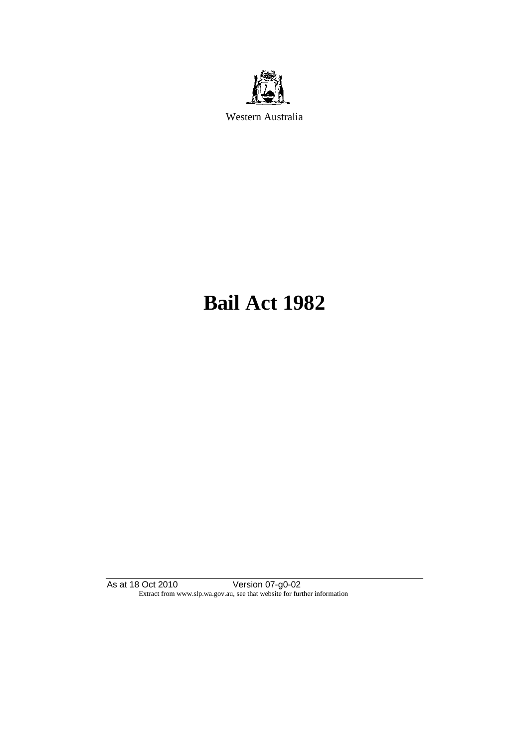Western Australia

# Bail Act 1982

As at 18 Oct 2010 Version 07-g0-02
Extract from www.slp.wa.gov.au, see that website for further information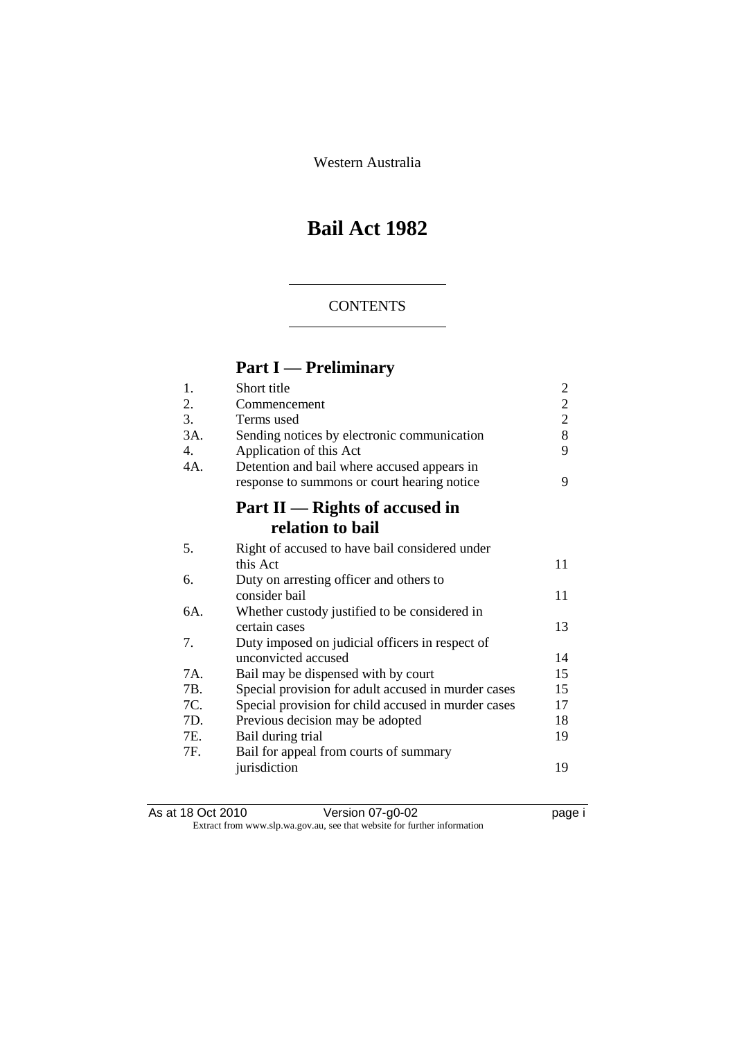Western Australia

# Bail Act 1982

## CONTENTS

## Part I — Preliminary

| | | |
|---|---|---|
| 1. | Short title | 2 |
| 2. | Commencement | 2 |
| 3. | Terms used | 2 |
| 3A. | Sending notices by electronic communication | 8 |
| 4. | Application of this Act | 9 |
| 4A. | Detention and bail where accused appears in response to summons or court hearing notice | 9 |

## Part II — Rights of accused in relation to bail

| | | |
|---|---|---|
| 5. | Right of accused to have bail considered under this Act | 11 |
| 6. | Duty on arresting officer and others to consider bail | 11 |
| 6A. | Whether custody justified to be considered in certain cases | 13 |
| 7. | Duty imposed on judicial officers in respect of unconvicted accused | 14 |
| 7A. | Bail may be dispensed with by court | 15 |
| 7B. | Special provision for adult accused in murder cases | 15 |
| 7C. | Special provision for child accused in murder cases | 17 |
| 7D. | Previous decision may be adopted | 18 |
| 7E. | Bail during trial | 19 |
| 7F. | Bail for appeal from courts of summary jurisdiction | 19 |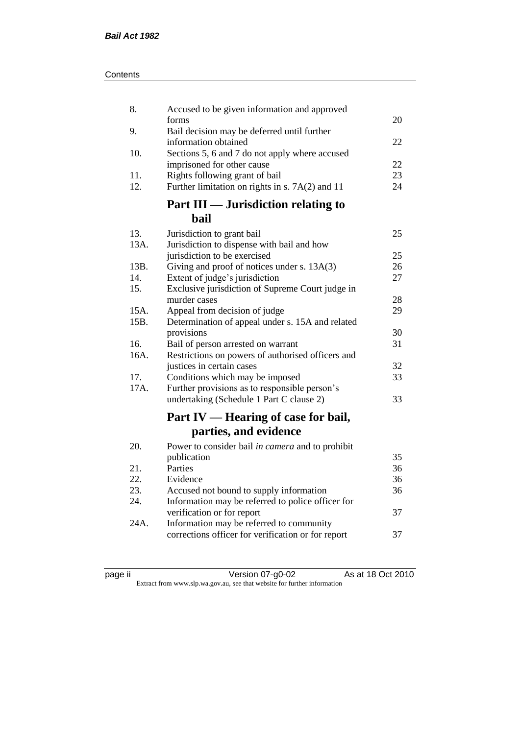| | | |
|---|---|---|
| 8. | Accused to be given information and approved forms | 20 |
| 9. | Bail decision may be deferred until further information obtained | 22 |
| 10. | Sections 5, 6 and 7 do not apply where accused imprisoned for other cause | 22 |
| 11. | Rights following grant of bail | 23 |
| 12. | Further limitation on rights in s. 7A(2) and 11 | 24 |

## Part III — Jurisdiction relating to bail

| | | |
|---|---|---|
| 13. | Jurisdiction to grant bail | 25 |
| 13A. | Jurisdiction to dispense with bail and how jurisdiction to be exercised | 25 |
| 13B. | Giving and proof of notices under s. 13A(3) | 26 |
| 14. | Extent of judge's jurisdiction | 27 |
| 15. | Exclusive jurisdiction of Supreme Court judge in murder cases | 28 |
| 15A. | Appeal from decision of judge | 29 |
| 15B. | Determination of appeal under s. 15A and related provisions | 30 |
| 16. | Bail of person arrested on warrant | 31 |
| 16A. | Restrictions on powers of authorised officers and justices in certain cases | 32 |
| 17. | Conditions which may be imposed | 33 |
| 17A. | Further provisions as to responsible person's undertaking (Schedule 1 Part C clause 2) | 33 |

## Part IV — Hearing of case for bail, parties, and evidence

| | | |
|---|---|---|
| 20. | Power to consider bail *in camera* and to prohibit publication | 35 |
| 21. | Parties | 36 |
| 22. | Evidence | 36 |
| 23. | Accused not bound to supply information | 36 |
| 24. | Information may be referred to police officer for verification or for report | 37 |
| 24A. | Information may be referred to community corrections officer for verification or for report | 37 |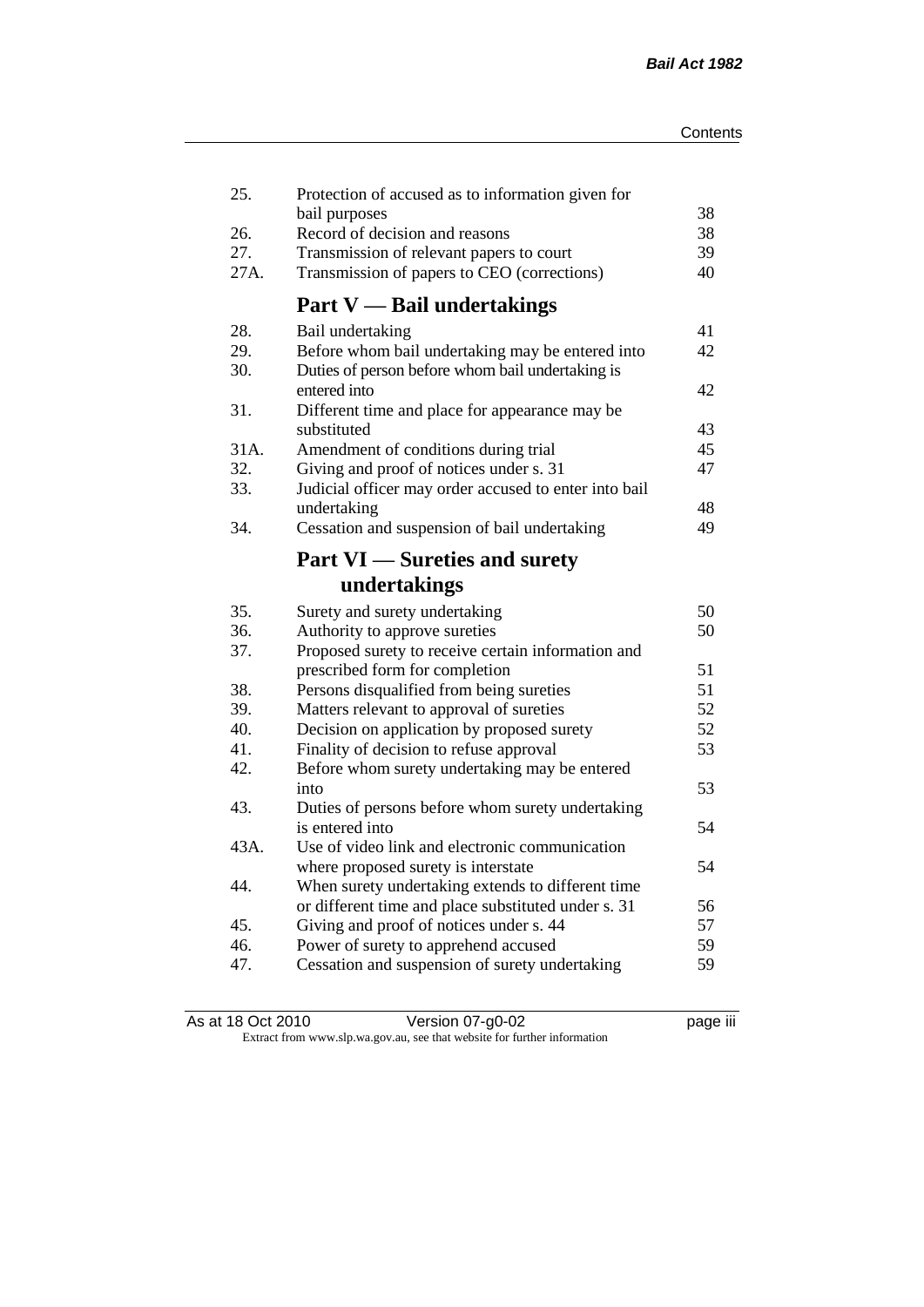| | | |
|---|---|---|
| 25. | Protection of accused as to information given for bail purposes | 38 |
| 26. | Record of decision and reasons | 38 |
| 27. | Transmission of relevant papers to court | 39 |
| 27A. | Transmission of papers to CEO (corrections) | 40 |

## Part V — Bail undertakings

| | | |
|---|---|---|
| 28. | Bail undertaking | 41 |
| 29. | Before whom bail undertaking may be entered into | 42 |
| 30. | Duties of person before whom bail undertaking is entered into | 42 |
| 31. | Different time and place for appearance may be substituted | 43 |
| 31A. | Amendment of conditions during trial | 45 |
| 32. | Giving and proof of notices under s. 31 | 47 |
| 33. | Judicial officer may order accused to enter into bail undertaking | 48 |
| 34. | Cessation and suspension of bail undertaking | 49 |

## Part VI — Sureties and surety undertakings

| | | |
|---|---|---|
| 35. | Surety and surety undertaking | 50 |
| 36. | Authority to approve sureties | 50 |
| 37. | Proposed surety to receive certain information and prescribed form for completion | 51 |
| 38. | Persons disqualified from being sureties | 51 |
| 39. | Matters relevant to approval of sureties | 52 |
| 40. | Decision on application by proposed surety | 52 |
| 41. | Finality of decision to refuse approval | 53 |
| 42. | Before whom surety undertaking may be entered into | 53 |
| 43. | Duties of persons before whom surety undertaking is entered into | 54 |
| 43A. | Use of video link and electronic communication where proposed surety is interstate | 54 |
| 44. | When surety undertaking extends to different time or different time and place substituted under s. 31 | 56 |
| 45. | Giving and proof of notices under s. 44 | 57 |
| 46. | Power of surety to apprehend accused | 59 |
| 47. | Cessation and suspension of surety undertaking | 59 |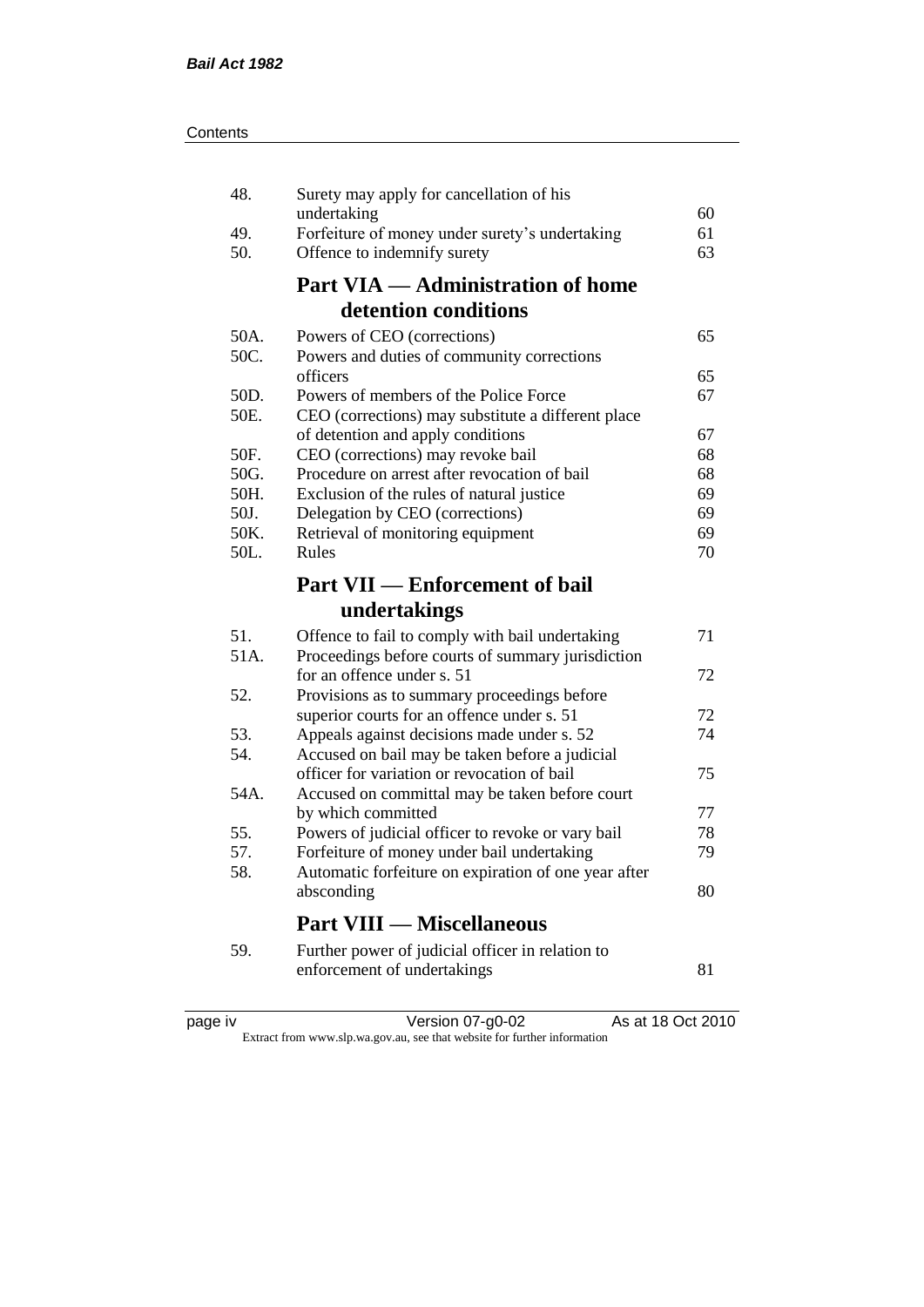| | | |
|---|---|---|
| 48. | Surety may apply for cancellation of his undertaking | 60 |
| 49. | Forfeiture of money under surety's undertaking | 61 |
| 50. | Offence to indemnify surety | 63 |

## Part VIA — Administration of home detention conditions

| | | |
|---|---|---|
| 50A. | Powers of CEO (corrections) | 65 |
| 50C. | Powers and duties of community corrections officers | 65 |
| 50D. | Powers of members of the Police Force | 67 |
| 50E. | CEO (corrections) may substitute a different place of detention and apply conditions | 67 |
| 50F. | CEO (corrections) may revoke bail | 68 |
| 50G. | Procedure on arrest after revocation of bail | 68 |
| 50H. | Exclusion of the rules of natural justice | 69 |
| 50J. | Delegation by CEO (corrections) | 69 |
| 50K. | Retrieval of monitoring equipment | 69 |
| 50L. | Rules | 70 |

## Part VII — Enforcement of bail undertakings

| | | |
|---|---|---|
| 51. | Offence to fail to comply with bail undertaking | 71 |
| 51A. | Proceedings before courts of summary jurisdiction for an offence under s. 51 | 72 |
| 52. | Provisions as to summary proceedings before superior courts for an offence under s. 51 | 72 |
| 53. | Appeals against decisions made under s. 52 | 74 |
| 54. | Accused on bail may be taken before a judicial officer for variation or revocation of bail | 75 |
| 54A. | Accused on committal may be taken before court by which committed | 77 |
| 55. | Powers of judicial officer to revoke or vary bail | 78 |
| 57. | Forfeiture of money under bail undertaking | 79 |
| 58. | Automatic forfeiture on expiration of one year after absconding | 80 |

## Part VIII — Miscellaneous

| | | |
|---|---|---|
| 59. | Further power of judicial officer in relation to enforcement of undertakings | 81 |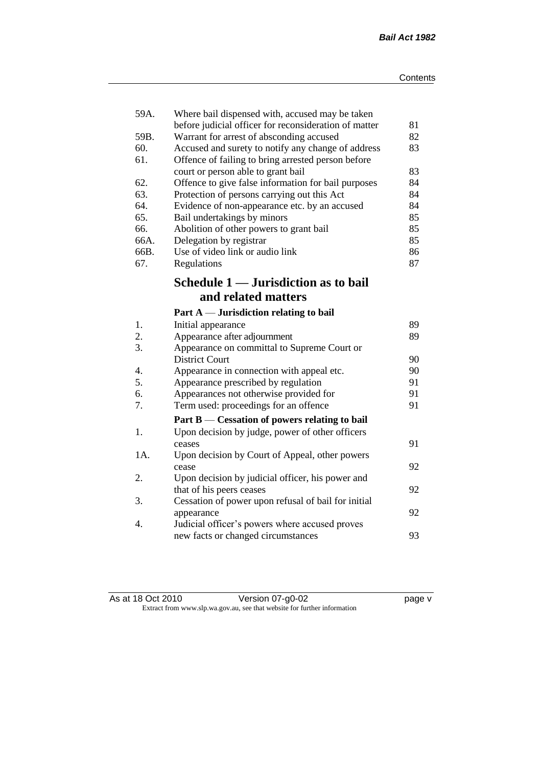| | | |
|---|---|---|
| 59A. | Where bail dispensed with, accused may be taken before judicial officer for reconsideration of matter | 81 |
| 59B. | Warrant for arrest of absconding accused | 82 |
| 60. | Accused and surety to notify any change of address | 83 |
| 61. | Offence of failing to bring arrested person before court or person able to grant bail | 83 |
| 62. | Offence to give false information for bail purposes | 84 |
| 63. | Protection of persons carrying out this Act | 84 |
| 64. | Evidence of non-appearance etc. by an accused | 84 |
| 65. | Bail undertakings by minors | 85 |
| 66. | Abolition of other powers to grant bail | 85 |
| 66A. | Delegation by registrar | 85 |
| 66B. | Use of video link or audio link | 86 |
| 67. | Regulations | 87 |

## Schedule 1 — Jurisdiction as to bail and related matters

### Part A — Jurisdiction relating to bail

| | | |
|---|---|---|
| 1. | Initial appearance | 89 |
| 2. | Appearance after adjournment | 89 |
| 3. | Appearance on committal to Supreme Court or District Court | 90 |
| 4. | Appearance in connection with appeal etc. | 90 |
| 5. | Appearance prescribed by regulation | 91 |
| 6. | Appearances not otherwise provided for | 91 |
| 7. | Term used: proceedings for an offence | 91 |

### Part B — Cessation of powers relating to bail

| | | |
|---|---|---|
| 1. | Upon decision by judge, power of other officers ceases | 91 |
| 1A. | Upon decision by Court of Appeal, other powers cease | 92 |
| 2. | Upon decision by judicial officer, his power and that of his peers ceases | 92 |
| 3. | Cessation of power upon refusal of bail for initial appearance | 92 |
| 4. | Judicial officer's powers where accused proves new facts or changed circumstances | 93 |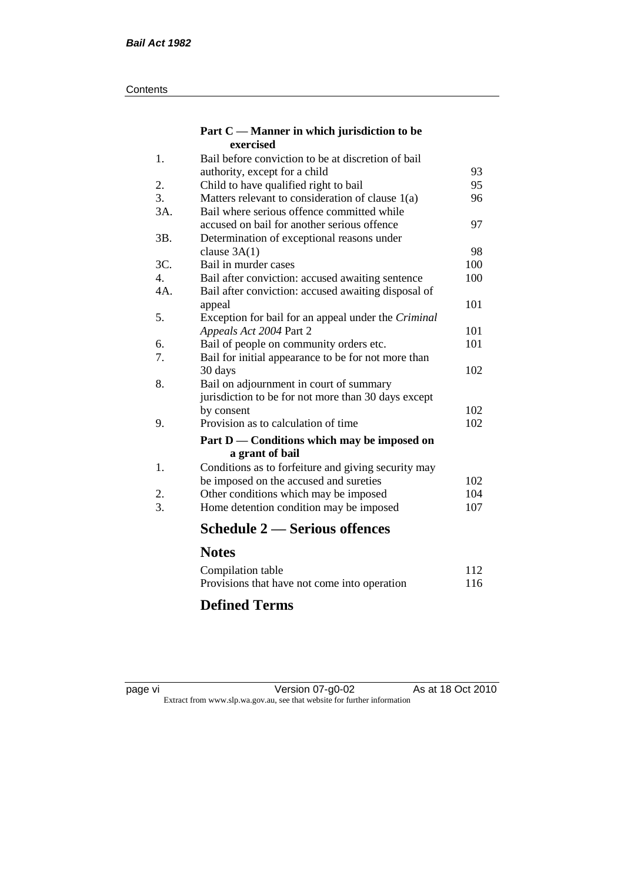| | | |
|---|---|---|
| | **Part C — Manner in which jurisdiction to be exercised** | |
| 1. | Bail before conviction to be at discretion of bail authority, except for a child | 93 |
| 2. | Child to have qualified right to bail | 95 |
| 3. | Matters relevant to consideration of clause 1(a) | 96 |
| 3A. | Bail where serious offence committed while accused on bail for another serious offence | 97 |
| 3B. | Determination of exceptional reasons under clause 3A(1) | 98 |
| 3C. | Bail in murder cases | 100 |
| 4. | Bail after conviction: accused awaiting sentence | 100 |
| 4A. | Bail after conviction: accused awaiting disposal of appeal | 101 |
| 5. | Exception for bail for an appeal under the *Criminal Appeals Act 2004* Part 2 | 101 |
| 6. | Bail of people on community orders etc. | 101 |
| 7. | Bail for initial appearance to be for not more than 30 days | 102 |
| 8. | Bail on adjournment in court of summary jurisdiction to be for not more than 30 days except by consent | 102 |
| 9. | Provision as to calculation of time | 102 |
| | **Part D — Conditions which may be imposed on a grant of bail** | |
| 1. | Conditions as to forfeiture and giving security may be imposed on the accused and sureties | 102 |
| 2. | Other conditions which may be imposed | 104 |
| 3. | Home detention condition may be imposed | 107 |

## Schedule 2 — Serious offences

## Notes

| | |
|---|---|
| Compilation table | 112 |
| Provisions that have not come into operation | 116 |

## Defined Terms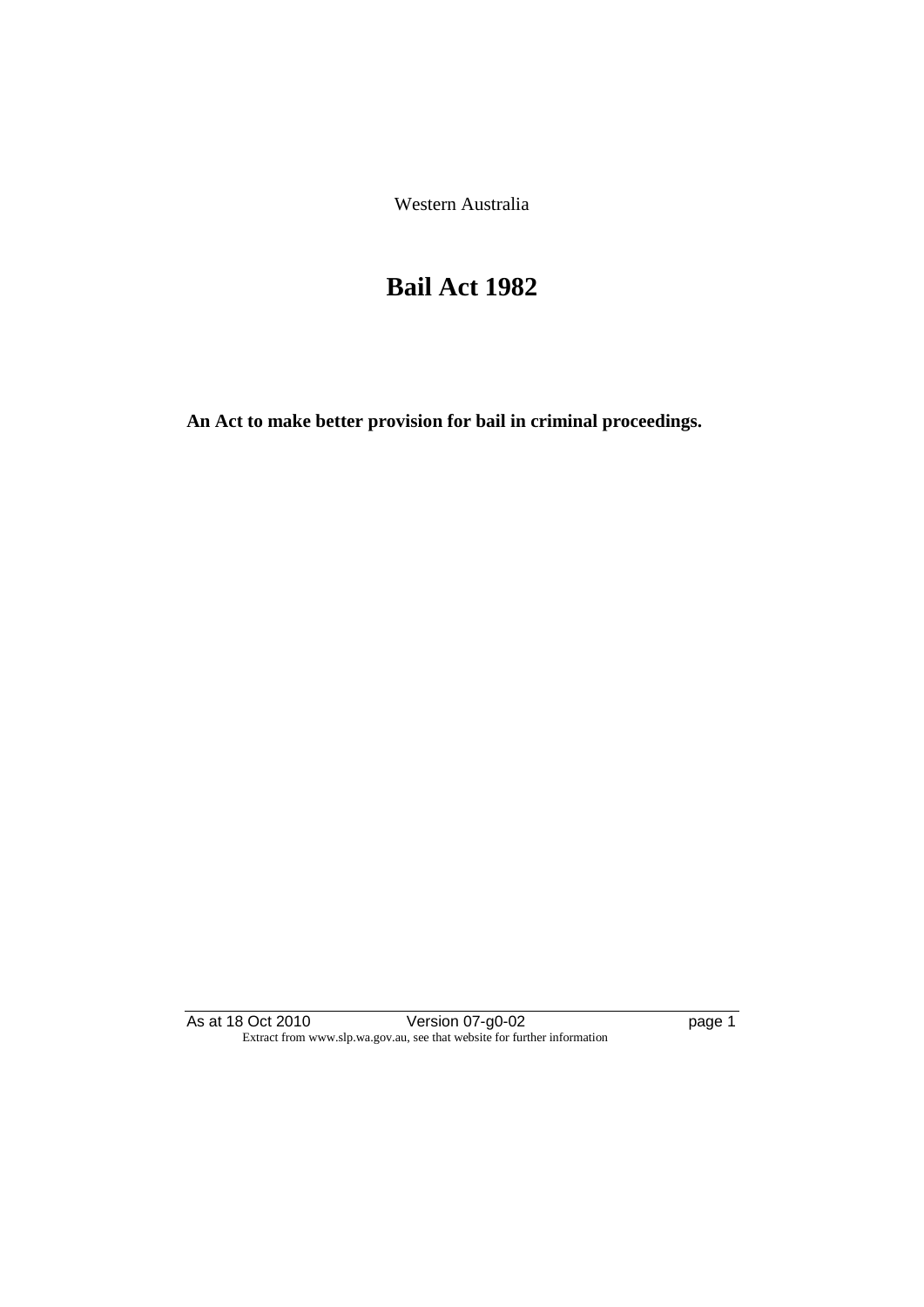Western Australia

# Bail Act 1982

**An Act to make better provision for bail in criminal proceedings.**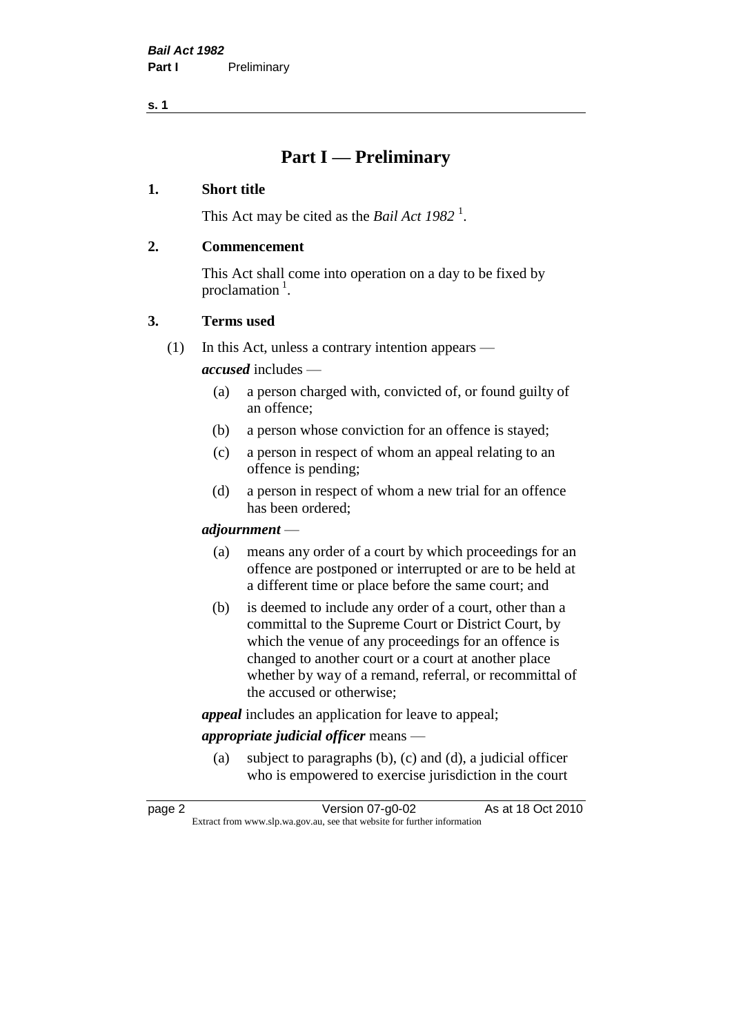# Part I — Preliminary

## 1. Short title

This Act may be cited as the *Bail Act 1982* [1].

## 2. Commencement

This Act shall come into operation on a day to be fixed by proclamation [1].

## 3. Terms used

(1) In this Act, unless a contrary intention appears —

***accused*** includes —

- (a) a person charged with, convicted of, or found guilty of an offence;
- (b) a person whose conviction for an offence is stayed;
- (c) a person in respect of whom an appeal relating to an offence is pending;
- (d) a person in respect of whom a new trial for an offence has been ordered;

***adjournment*** —

- (a) means any order of a court by which proceedings for an offence are postponed or interrupted or are to be held at a different time or place before the same court; and
- (b) is deemed to include any order of a court, other than a committal to the Supreme Court or District Court, by which the venue of any proceedings for an offence is changed to another court or a court at another place whether by way of a remand, referral, or recommittal of the accused or otherwise;

***appeal*** includes an application for leave to appeal;

***appropriate judicial officer*** means —

- (a) subject to paragraphs (b), (c) and (d), a judicial officer who is empowered to exercise jurisdiction in the court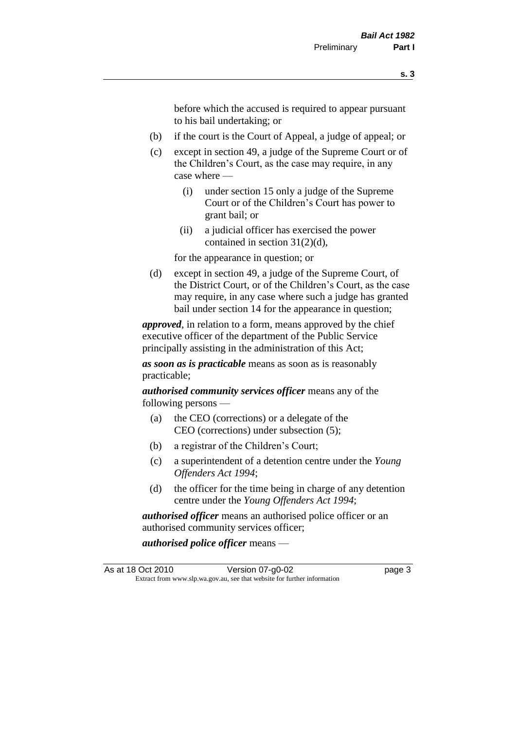before which the accused is required to appear pursuant to his bail undertaking; or

- (b) if the court is the Court of Appeal, a judge of appeal; or
- (c) except in section 49, a judge of the Supreme Court or of the Children's Court, as the case may require, in any case where —
  - (i) under section 15 only a judge of the Supreme Court or of the Children's Court has power to grant bail; or
  - (ii) a judicial officer has exercised the power contained in section 31(2)(d),

  for the appearance in question; or
- (d) except in section 49, a judge of the Supreme Court, of the District Court, or of the Children's Court, as the case may require, in any case where such a judge has granted bail under section 14 for the appearance in question;

***approved***, in relation to a form, means approved by the chief executive officer of the department of the Public Service principally assisting in the administration of this Act;

***as soon as is practicable*** means as soon as is reasonably practicable;

***authorised community services officer*** means any of the following persons —

- (a) the CEO (corrections) or a delegate of the CEO (corrections) under subsection (5);
- (b) a registrar of the Children's Court;
- (c) a superintendent of a detention centre under the *Young Offenders Act 1994*;
- (d) the officer for the time being in charge of any detention centre under the *Young Offenders Act 1994*;

***authorised officer*** means an authorised police officer or an authorised community services officer;

***authorised police officer*** means —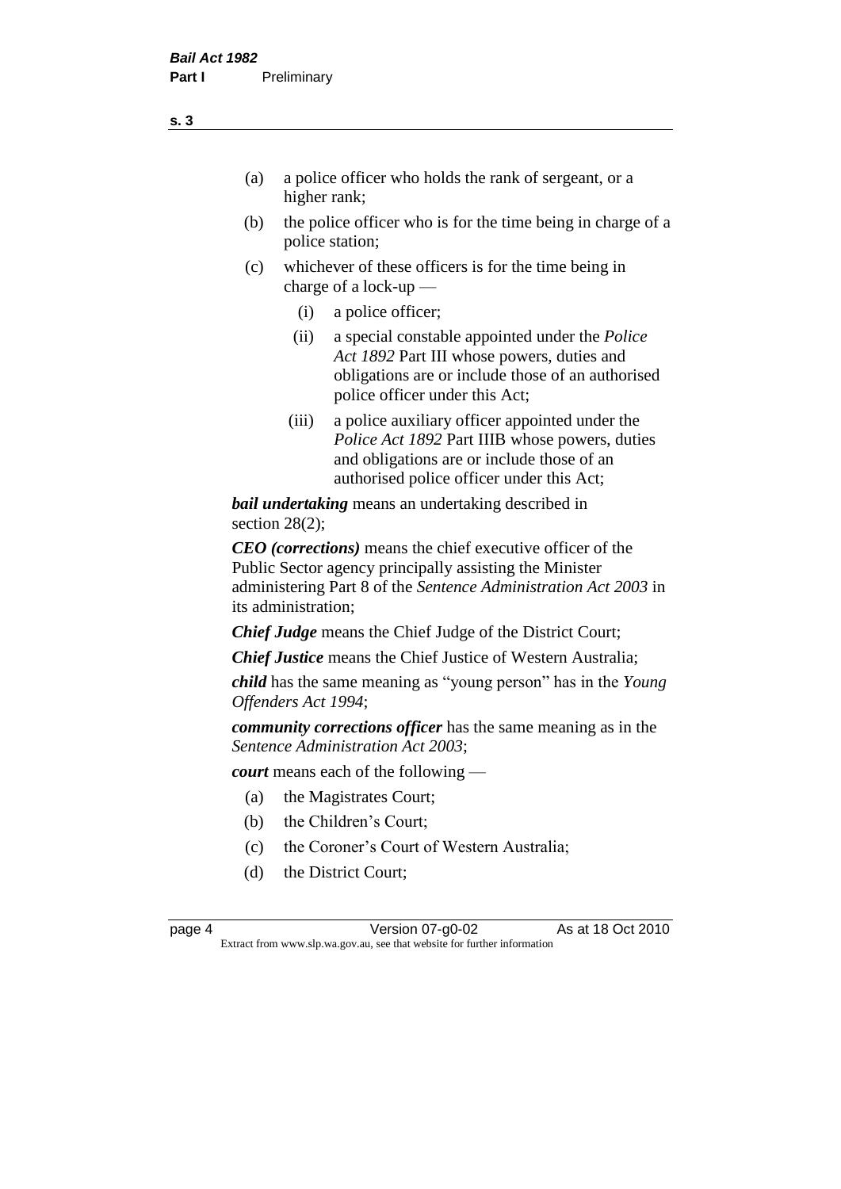- (a) a police officer who holds the rank of sergeant, or a higher rank;
- (b) the police officer who is for the time being in charge of a police station;
- (c) whichever of these officers is for the time being in charge of a lock-up —
  - (i) a police officer;
  - (ii) a special constable appointed under the *Police Act 1892* Part III whose powers, duties and obligations are or include those of an authorised police officer under this Act;
  - (iii) a police auxiliary officer appointed under the *Police Act 1892* Part IIIB whose powers, duties and obligations are or include those of an authorised police officer under this Act;

***bail undertaking*** means an undertaking described in section 28(2);

***CEO (corrections)*** means the chief executive officer of the Public Sector agency principally assisting the Minister administering Part 8 of the *Sentence Administration Act 2003* in its administration;

***Chief Judge*** means the Chief Judge of the District Court;

***Chief Justice*** means the Chief Justice of Western Australia;

***child*** has the same meaning as "young person" has in the *Young Offenders Act 1994*;

***community corrections officer*** has the same meaning as in the *Sentence Administration Act 2003*;

***court*** means each of the following —

- (a) the Magistrates Court;
- (b) the Children's Court;
- (c) the Coroner's Court of Western Australia;
- (d) the District Court;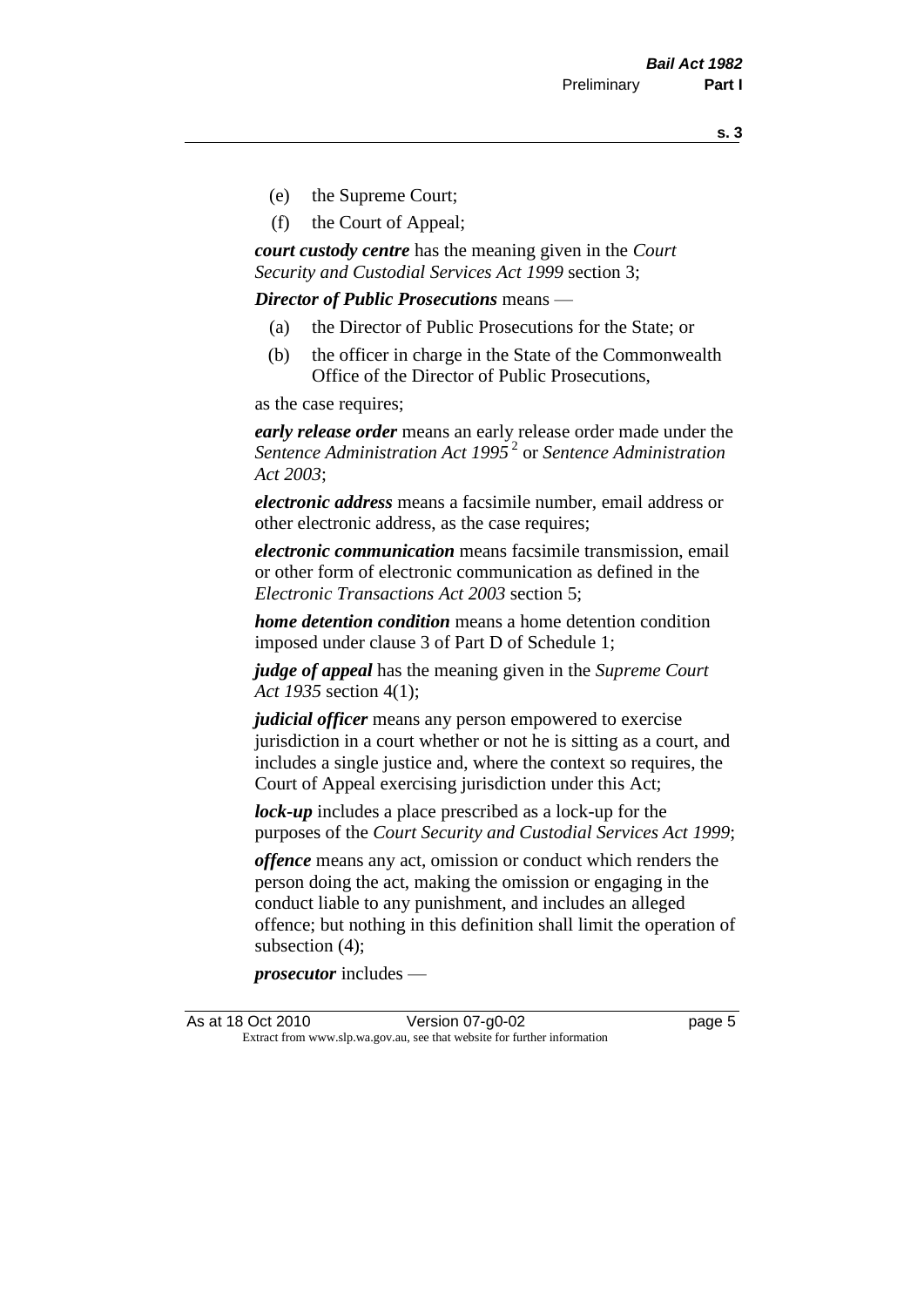(e) the Supreme Court;

(f) the Court of Appeal;

***court custody centre*** has the meaning given in the *Court Security and Custodial Services Act 1999* section 3;

***Director of Public Prosecutions*** means —

(a) the Director of Public Prosecutions for the State; or

(b) the officer in charge in the State of the Commonwealth Office of the Director of Public Prosecutions,

as the case requires;

***early release order*** means an early release order made under the *Sentence Administration Act 1995* [2] or *Sentence Administration Act 2003*;

***electronic address*** means a facsimile number, email address or other electronic address, as the case requires;

***electronic communication*** means facsimile transmission, email or other form of electronic communication as defined in the *Electronic Transactions Act 2003* section 5;

***home detention condition*** means a home detention condition imposed under clause 3 of Part D of Schedule 1;

***judge of appeal*** has the meaning given in the *Supreme Court Act 1935* section 4(1);

***judicial officer*** means any person empowered to exercise jurisdiction in a court whether or not he is sitting as a court, and includes a single justice and, where the context so requires, the Court of Appeal exercising jurisdiction under this Act;

***lock-up*** includes a place prescribed as a lock-up for the purposes of the *Court Security and Custodial Services Act 1999*;

***offence*** means any act, omission or conduct which renders the person doing the act, making the omission or engaging in the conduct liable to any punishment, and includes an alleged offence; but nothing in this definition shall limit the operation of subsection (4);

***prosecutor*** includes —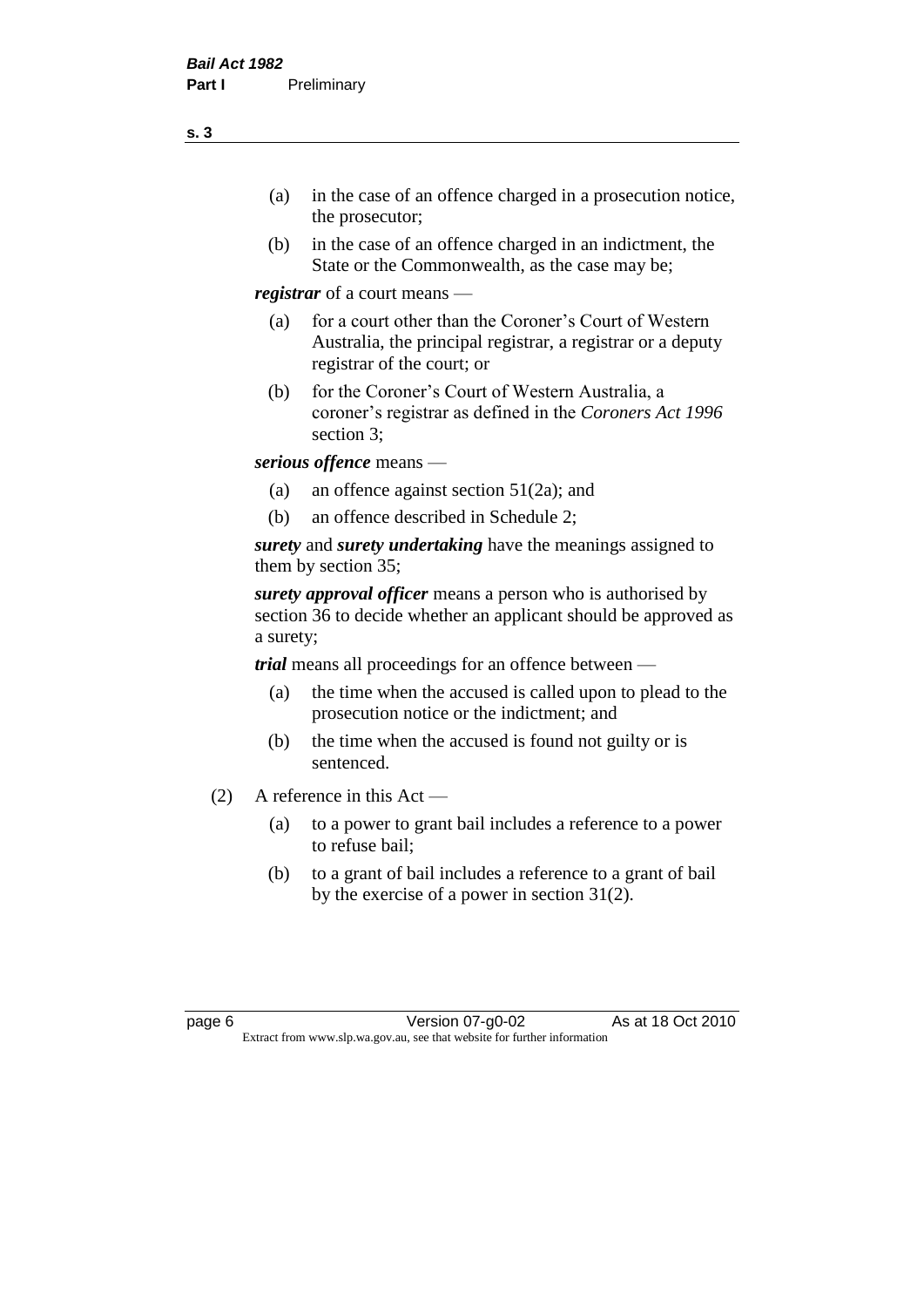- (a) in the case of an offence charged in a prosecution notice, the prosecutor;
- (b) in the case of an offence charged in an indictment, the State or the Commonwealth, as the case may be;

***registrar*** of a court means —

- (a) for a court other than the Coroner's Court of Western Australia, the principal registrar, a registrar or a deputy registrar of the court; or
- (b) for the Coroner's Court of Western Australia, a coroner's registrar as defined in the *Coroners Act 1996* section 3;

***serious offence*** means —

- (a) an offence against section 51(2a); and
- (b) an offence described in Schedule 2;

***surety*** and ***surety undertaking*** have the meanings assigned to them by section 35;

***surety approval officer*** means a person who is authorised by section 36 to decide whether an applicant should be approved as a surety;

***trial*** means all proceedings for an offence between —

- (a) the time when the accused is called upon to plead to the prosecution notice or the indictment; and
- (b) the time when the accused is found not guilty or is sentenced.

(2) A reference in this Act —

- (a) to a power to grant bail includes a reference to a power to refuse bail;
- (b) to a grant of bail includes a reference to a grant of bail by the exercise of a power in section 31(2).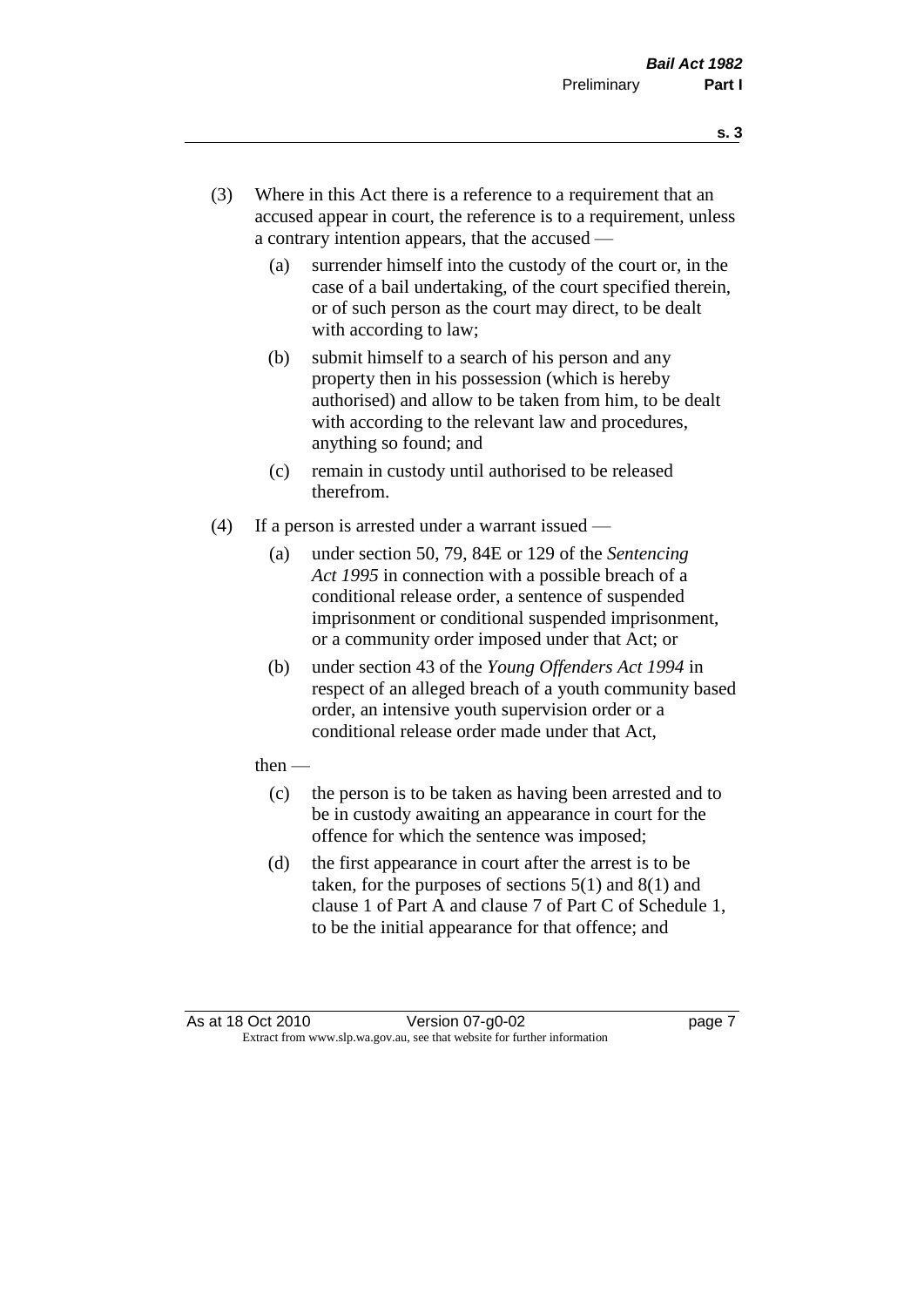(3) Where in this Act there is a reference to a requirement that an accused appear in court, the reference is to a requirement, unless a contrary intention appears, that the accused —

  (a) surrender himself into the custody of the court or, in the case of a bail undertaking, of the court specified therein, or of such person as the court may direct, to be dealt with according to law;

  (b) submit himself to a search of his person and any property then in his possession (which is hereby authorised) and allow to be taken from him, to be dealt with according to the relevant law and procedures, anything so found; and

  (c) remain in custody until authorised to be released therefrom.

(4) If a person is arrested under a warrant issued —

  (a) under section 50, 79, 84E or 129 of the *Sentencing Act 1995* in connection with a possible breach of a conditional release order, a sentence of suspended imprisonment or conditional suspended imprisonment, or a community order imposed under that Act; or

  (b) under section 43 of the *Young Offenders Act 1994* in respect of an alleged breach of a youth community based order, an intensive youth supervision order or a conditional release order made under that Act,

then —

  (c) the person is to be taken as having been arrested and to be in custody awaiting an appearance in court for the offence for which the sentence was imposed;

  (d) the first appearance in court after the arrest is to be taken, for the purposes of sections 5(1) and 8(1) and clause 1 of Part A and clause 7 of Part C of Schedule 1, to be the initial appearance for that offence; and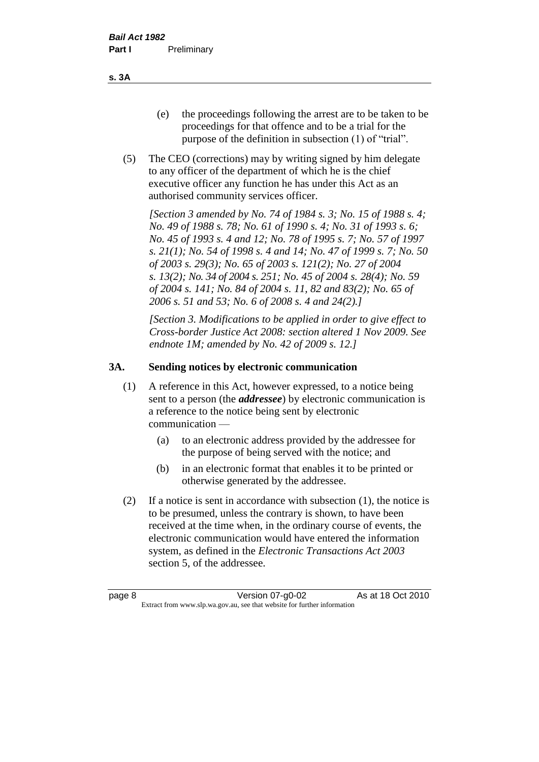(e) the proceedings following the arrest are to be taken to be proceedings for that offence and to be a trial for the purpose of the definition in subsection (1) of "trial".

(5) The CEO (corrections) may by writing signed by him delegate to any officer of the department of which he is the chief executive officer any function he has under this Act as an authorised community services officer.

*[Section 3 amended by No. 74 of 1984 s. 3; No. 15 of 1988 s. 4; No. 49 of 1988 s. 78; No. 61 of 1990 s. 4; No. 31 of 1993 s. 6; No. 45 of 1993 s. 4 and 12; No. 78 of 1995 s. 7; No. 57 of 1997 s. 21(1); No. 54 of 1998 s. 4 and 14; No. 47 of 1999 s. 7; No. 50 of 2003 s. 29(3); No. 65 of 2003 s. 121(2); No. 27 of 2004 s. 13(2); No. 34 of 2004 s. 251; No. 45 of 2004 s. 28(4); No. 59 of 2004 s. 141; No. 84 of 2004 s. 11, 82 and 83(2); No. 65 of 2006 s. 51 and 53; No. 6 of 2008 s. 4 and 24(2).]*

*[Section 3. Modifications to be applied in order to give effect to Cross-border Justice Act 2008: section altered 1 Nov 2009. See endnote 1M; amended by No. 42 of 2009 s. 12.]*

## 3A. Sending notices by electronic communication

(1) A reference in this Act, however expressed, to a notice being sent to a person (the ***addressee***) by electronic communication is a reference to the notice being sent by electronic communication —

(a) to an electronic address provided by the addressee for the purpose of being served with the notice; and

(b) in an electronic format that enables it to be printed or otherwise generated by the addressee.

(2) If a notice is sent in accordance with subsection (1), the notice is to be presumed, unless the contrary is shown, to have been received at the time when, in the ordinary course of events, the electronic communication would have entered the information system, as defined in the *Electronic Transactions Act 2003* section 5, of the addressee.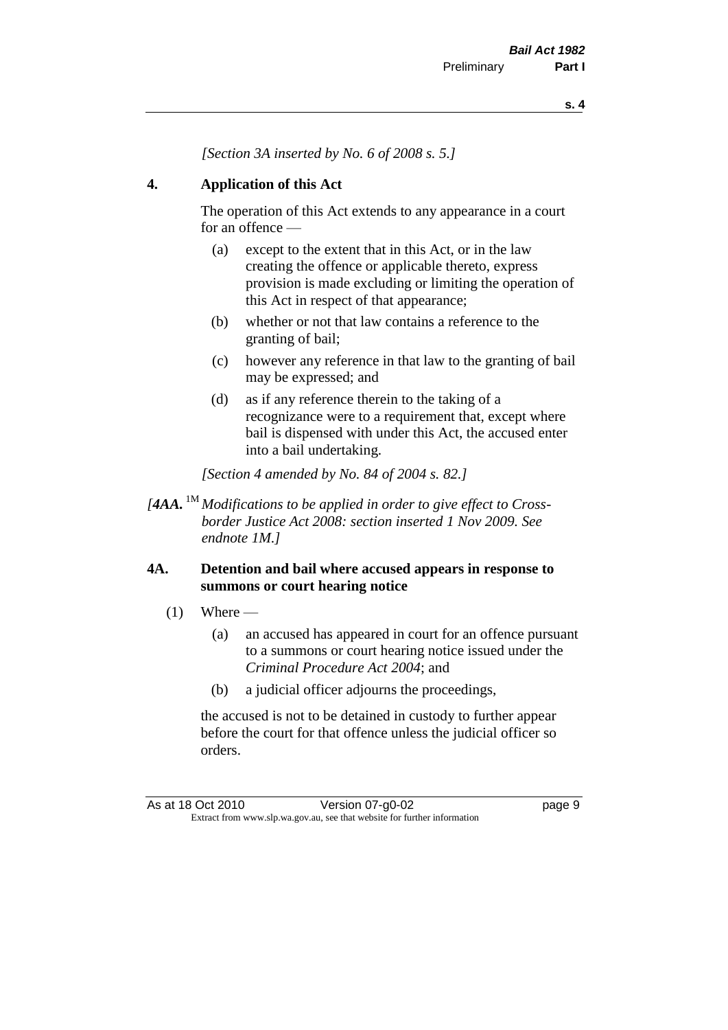*[Section 3A inserted by No. 6 of 2008 s. 5.]*

## 4. Application of this Act

The operation of this Act extends to any appearance in a court for an offence —

(a) except to the extent that in this Act, or in the law creating the offence or applicable thereto, express provision is made excluding or limiting the operation of this Act in respect of that appearance;

(b) whether or not that law contains a reference to the granting of bail;

(c) however any reference in that law to the granting of bail may be expressed; and

(d) as if any reference therein to the taking of a recognizance were to a requirement that, except where bail is dispensed with under this Act, the accused enter into a bail undertaking.

*[Section 4 amended by No. 84 of 2004 s. 82.]*

*[**4AA.** [1M] Modifications to be applied in order to give effect to Cross-border Justice Act 2008: section inserted 1 Nov 2009. See endnote 1M.]*

## 4A. Detention and bail where accused appears in response to summons or court hearing notice

(1) Where —

(a) an accused has appeared in court for an offence pursuant to a summons or court hearing notice issued under the *Criminal Procedure Act 2004*; and

(b) a judicial officer adjourns the proceedings,

the accused is not to be detained in custody to further appear before the court for that offence unless the judicial officer so orders.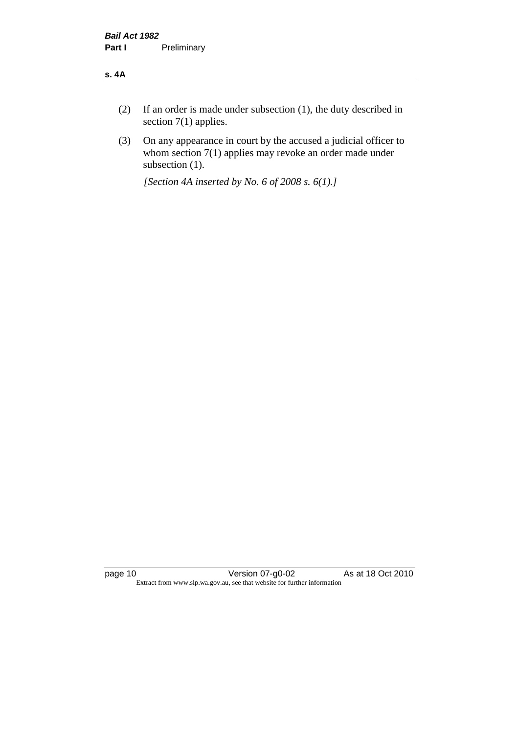(2) If an order is made under subsection (1), the duty described in section 7(1) applies.

(3) On any appearance in court by the accused a judicial officer to whom section 7(1) applies may revoke an order made under subsection (1).

*[Section 4A inserted by No. 6 of 2008 s. 6(1).]*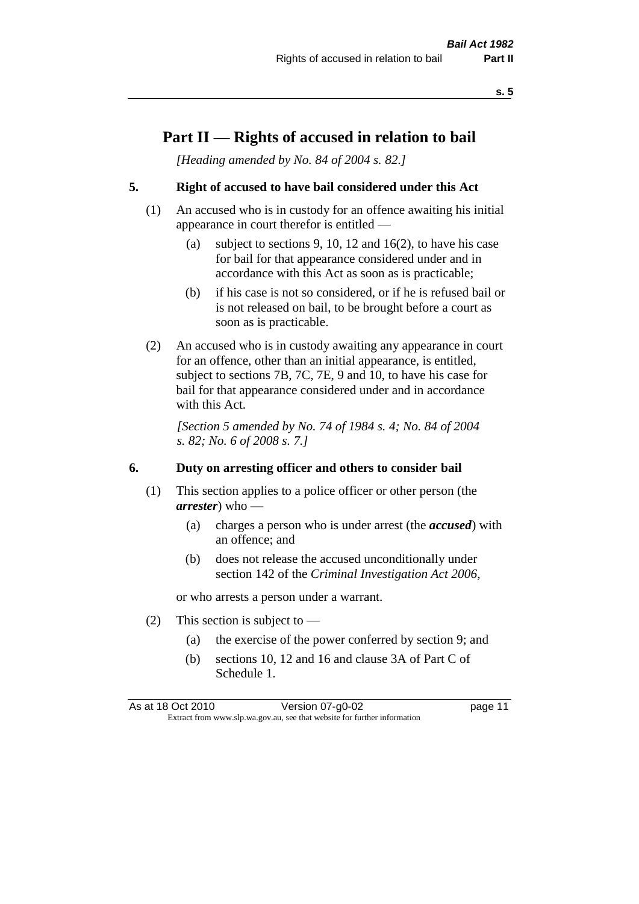# Part II — Rights of accused in relation to bail

*[Heading amended by No. 84 of 2004 s. 82.]*

## 5. Right of accused to have bail considered under this Act

(1) An accused who is in custody for an offence awaiting his initial appearance in court therefor is entitled —

- (a) subject to sections 9, 10, 12 and 16(2), to have his case for bail for that appearance considered under and in accordance with this Act as soon as is practicable;
- (b) if his case is not so considered, or if he is refused bail or is not released on bail, to be brought before a court as soon as is practicable.

(2) An accused who is in custody awaiting any appearance in court for an offence, other than an initial appearance, is entitled, subject to sections 7B, 7C, 7E, 9 and 10, to have his case for bail for that appearance considered under and in accordance with this Act.

*[Section 5 amended by No. 74 of 1984 s. 4; No. 84 of 2004 s. 82; No. 6 of 2008 s. 7.]*

## 6. Duty on arresting officer and others to consider bail

(1) This section applies to a police officer or other person (the ***arrester***) who —

- (a) charges a person who is under arrest (the ***accused***) with an offence; and
- (b) does not release the accused unconditionally under section 142 of the *Criminal Investigation Act 2006*,

or who arrests a person under a warrant.

(2) This section is subject to —

- (a) the exercise of the power conferred by section 9; and
- (b) sections 10, 12 and 16 and clause 3A of Part C of Schedule 1.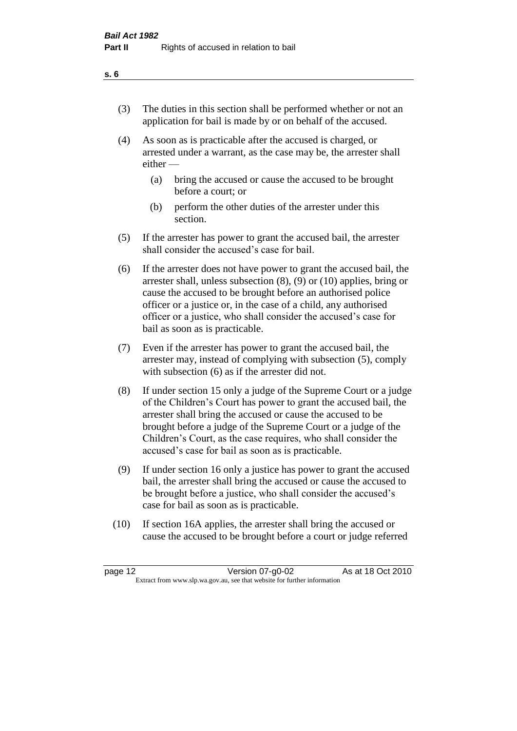(3) The duties in this section shall be performed whether or not an application for bail is made by or on behalf of the accused.

(4) As soon as is practicable after the accused is charged, or arrested under a warrant, as the case may be, the arrester shall either —

   (a) bring the accused or cause the accused to be brought before a court; or

   (b) perform the other duties of the arrester under this section.

(5) If the arrester has power to grant the accused bail, the arrester shall consider the accused's case for bail.

(6) If the arrester does not have power to grant the accused bail, the arrester shall, unless subsection (8), (9) or (10) applies, bring or cause the accused to be brought before an authorised police officer or a justice or, in the case of a child, any authorised officer or a justice, who shall consider the accused's case for bail as soon as is practicable.

(7) Even if the arrester has power to grant the accused bail, the arrester may, instead of complying with subsection (5), comply with subsection (6) as if the arrester did not.

(8) If under section 15 only a judge of the Supreme Court or a judge of the Children's Court has power to grant the accused bail, the arrester shall bring the accused or cause the accused to be brought before a judge of the Supreme Court or a judge of the Children's Court, as the case requires, who shall consider the accused's case for bail as soon as is practicable.

(9) If under section 16 only a justice has power to grant the accused bail, the arrester shall bring the accused or cause the accused to be brought before a justice, who shall consider the accused's case for bail as soon as is practicable.

(10) If section 16A applies, the arrester shall bring the accused or cause the accused to be brought before a court or judge referred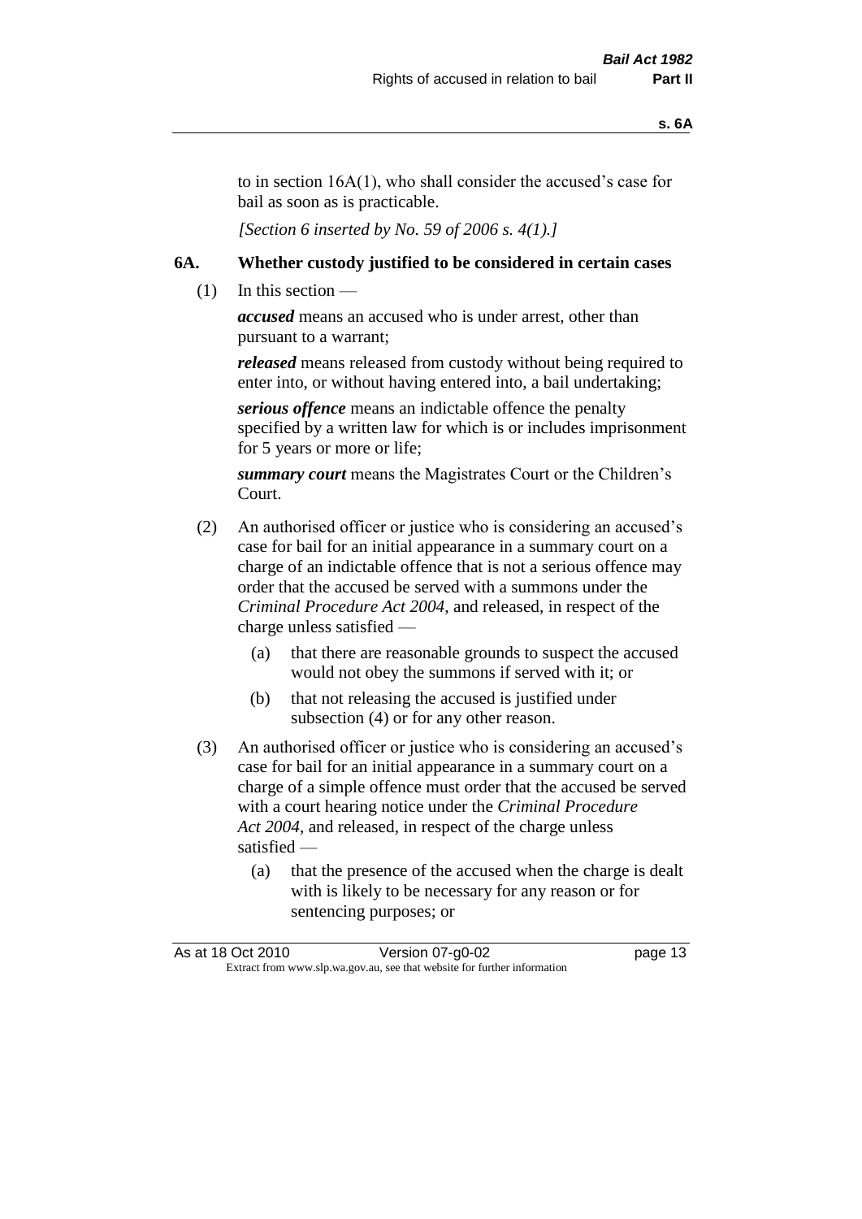to in section 16A(1), who shall consider the accused's case for bail as soon as is practicable.

*[Section 6 inserted by No. 59 of 2006 s. 4(1).]*

## 6A. Whether custody justified to be considered in certain cases

(1) In this section —

***accused*** means an accused who is under arrest, other than pursuant to a warrant;

***released*** means released from custody without being required to enter into, or without having entered into, a bail undertaking;

***serious offence*** means an indictable offence the penalty specified by a written law for which is or includes imprisonment for 5 years or more or life;

***summary court*** means the Magistrates Court or the Children's Court.

(2) An authorised officer or justice who is considering an accused's case for bail for an initial appearance in a summary court on a charge of an indictable offence that is not a serious offence may order that the accused be served with a summons under the *Criminal Procedure Act 2004*, and released, in respect of the charge unless satisfied —

(a) that there are reasonable grounds to suspect the accused would not obey the summons if served with it; or

(b) that not releasing the accused is justified under subsection (4) or for any other reason.

(3) An authorised officer or justice who is considering an accused's case for bail for an initial appearance in a summary court on a charge of a simple offence must order that the accused be served with a court hearing notice under the *Criminal Procedure Act 2004*, and released, in respect of the charge unless satisfied —

(a) that the presence of the accused when the charge is dealt with is likely to be necessary for any reason or for sentencing purposes; or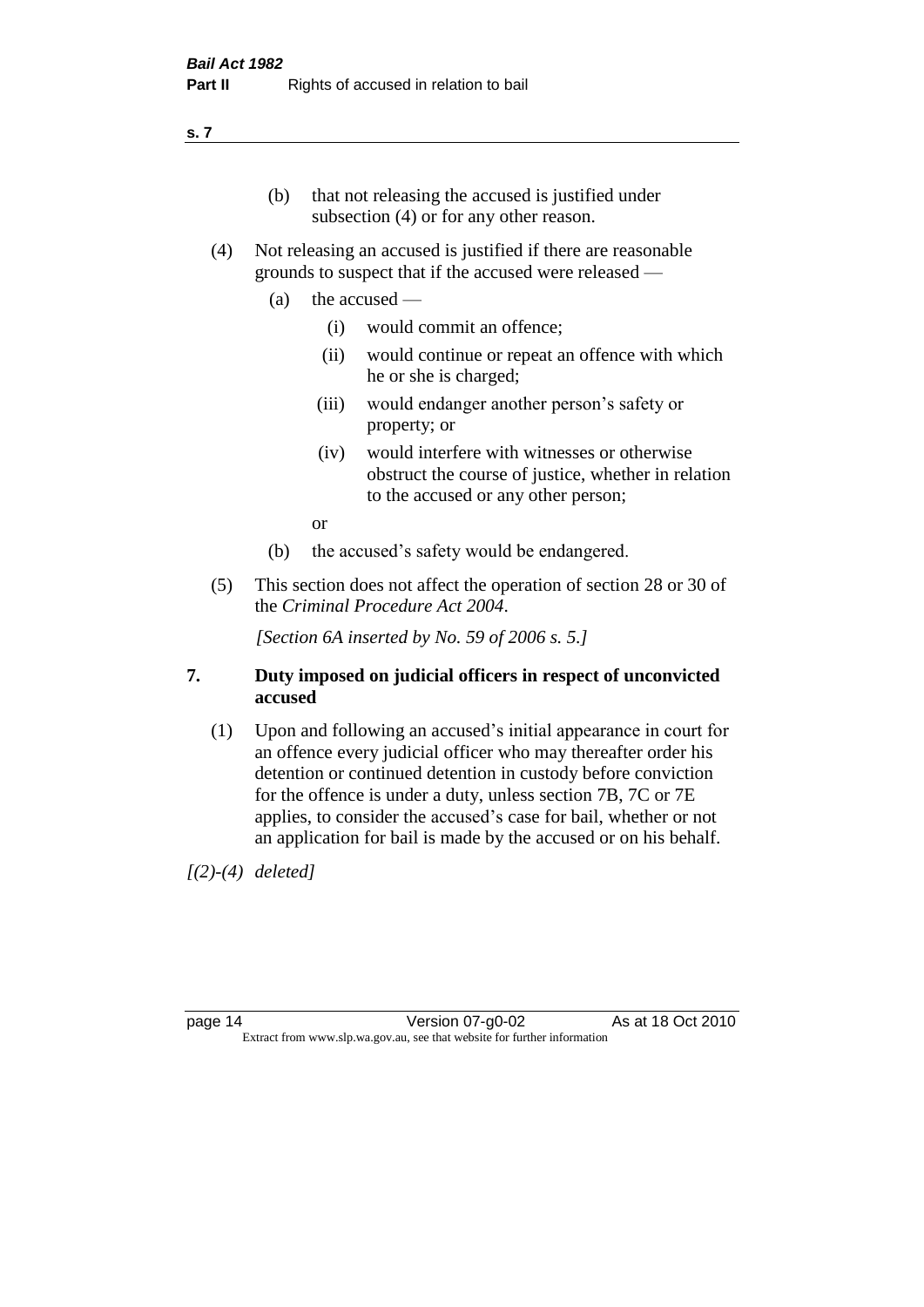(b) that not releasing the accused is justified under subsection (4) or for any other reason.

(4) Not releasing an accused is justified if there are reasonable grounds to suspect that if the accused were released —

(a) the accused —

(i) would commit an offence;

(ii) would continue or repeat an offence with which he or she is charged;

(iii) would endanger another person's safety or property; or

(iv) would interfere with witnesses or otherwise obstruct the course of justice, whether in relation to the accused or any other person;

or

(b) the accused's safety would be endangered.

(5) This section does not affect the operation of section 28 or 30 of the *Criminal Procedure Act 2004*.

*[Section 6A inserted by No. 59 of 2006 s. 5.]*

## 7. Duty imposed on judicial officers in respect of unconvicted accused

(1) Upon and following an accused's initial appearance in court for an offence every judicial officer who may thereafter order his detention or continued detention in custody before conviction for the offence is under a duty, unless section 7B, 7C or 7E applies, to consider the accused's case for bail, whether or not an application for bail is made by the accused or on his behalf.

*[(2)-(4) deleted]*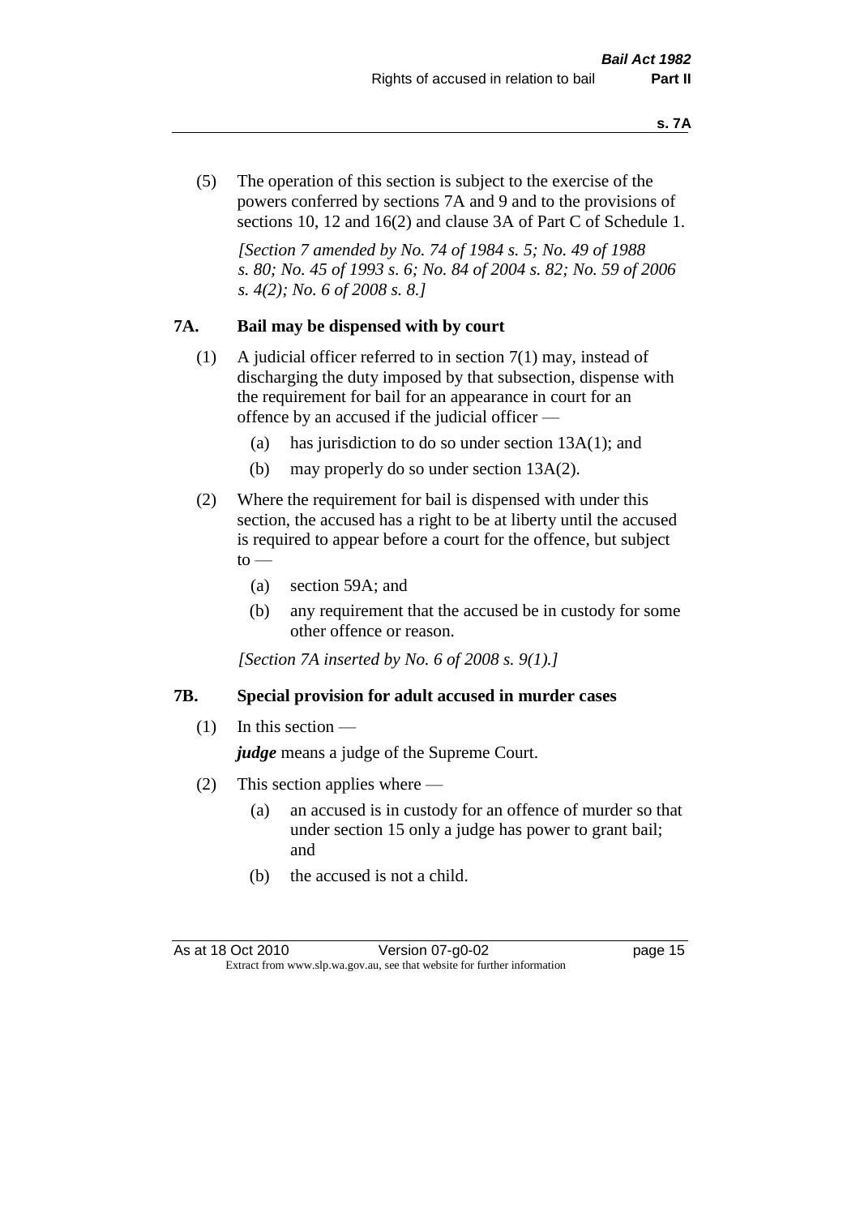(5) The operation of this section is subject to the exercise of the powers conferred by sections 7A and 9 and to the provisions of sections 10, 12 and 16(2) and clause 3A of Part C of Schedule 1.

*[Section 7 amended by No. 74 of 1984 s. 5; No. 49 of 1988 s. 80; No. 45 of 1993 s. 6; No. 84 of 2004 s. 82; No. 59 of 2006 s. 4(2); No. 6 of 2008 s. 8.]*

### 7A. Bail may be dispensed with by court

(1) A judicial officer referred to in section 7(1) may, instead of discharging the duty imposed by that subsection, dispense with the requirement for bail for an appearance in court for an offence by an accused if the judicial officer —

- (a) has jurisdiction to do so under section 13A(1); and
- (b) may properly do so under section 13A(2).

(2) Where the requirement for bail is dispensed with under this section, the accused has a right to be at liberty until the accused is required to appear before a court for the offence, but subject to —

- (a) section 59A; and
- (b) any requirement that the accused be in custody for some other offence or reason.

*[Section 7A inserted by No. 6 of 2008 s. 9(1).]*

### 7B. Special provision for adult accused in murder cases

(1) In this section —

***judge*** means a judge of the Supreme Court.

(2) This section applies where —

- (a) an accused is in custody for an offence of murder so that under section 15 only a judge has power to grant bail; and
- (b) the accused is not a child.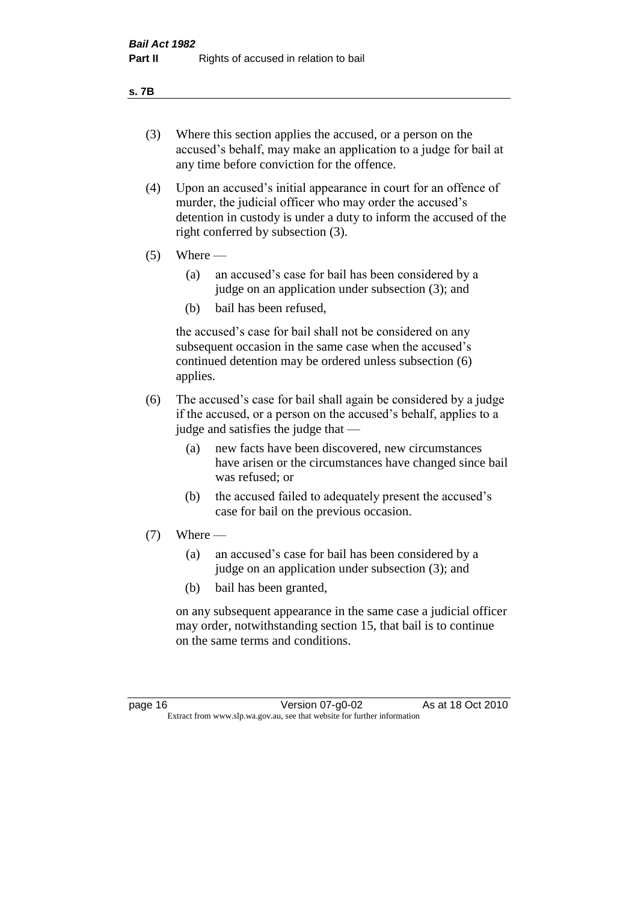(3) Where this section applies the accused, or a person on the accused's behalf, may make an application to a judge for bail at any time before conviction for the offence.

(4) Upon an accused's initial appearance in court for an offence of murder, the judicial officer who may order the accused's detention in custody is under a duty to inform the accused of the right conferred by subsection (3).

(5) Where —

  (a) an accused's case for bail has been considered by a judge on an application under subsection (3); and

  (b) bail has been refused,

  the accused's case for bail shall not be considered on any subsequent occasion in the same case when the accused's continued detention may be ordered unless subsection (6) applies.

(6) The accused's case for bail shall again be considered by a judge if the accused, or a person on the accused's behalf, applies to a judge and satisfies the judge that —

  (a) new facts have been discovered, new circumstances have arisen or the circumstances have changed since bail was refused; or

  (b) the accused failed to adequately present the accused's case for bail on the previous occasion.

(7) Where —

  (a) an accused's case for bail has been considered by a judge on an application under subsection (3); and

  (b) bail has been granted,

  on any subsequent appearance in the same case a judicial officer may order, notwithstanding section 15, that bail is to continue on the same terms and conditions.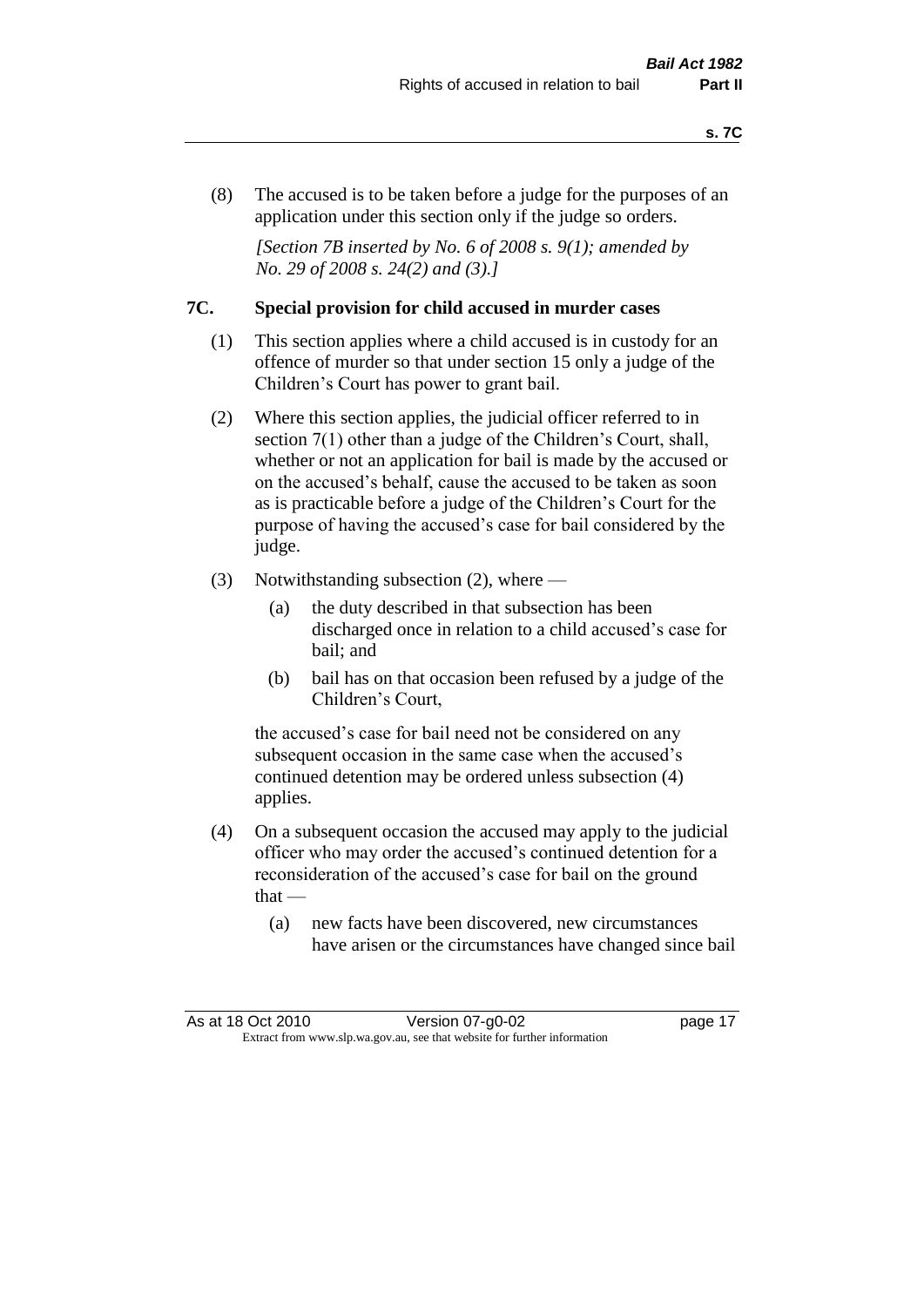(8) The accused is to be taken before a judge for the purposes of an application under this section only if the judge so orders.

*[Section 7B inserted by No. 6 of 2008 s. 9(1); amended by No. 29 of 2008 s. 24(2) and (3).]*

### 7C. Special provision for child accused in murder cases

(1) This section applies where a child accused is in custody for an offence of murder so that under section 15 only a judge of the Children's Court has power to grant bail.

(2) Where this section applies, the judicial officer referred to in section 7(1) other than a judge of the Children's Court, shall, whether or not an application for bail is made by the accused or on the accused's behalf, cause the accused to be taken as soon as is practicable before a judge of the Children's Court for the purpose of having the accused's case for bail considered by the judge.

(3) Notwithstanding subsection (2), where —

- (a) the duty described in that subsection has been discharged once in relation to a child accused's case for bail; and
- (b) bail has on that occasion been refused by a judge of the Children's Court,

the accused's case for bail need not be considered on any subsequent occasion in the same case when the accused's continued detention may be ordered unless subsection (4) applies.

(4) On a subsequent occasion the accused may apply to the judicial officer who may order the accused's continued detention for a reconsideration of the accused's case for bail on the ground that —

- (a) new facts have been discovered, new circumstances have arisen or the circumstances have changed since bail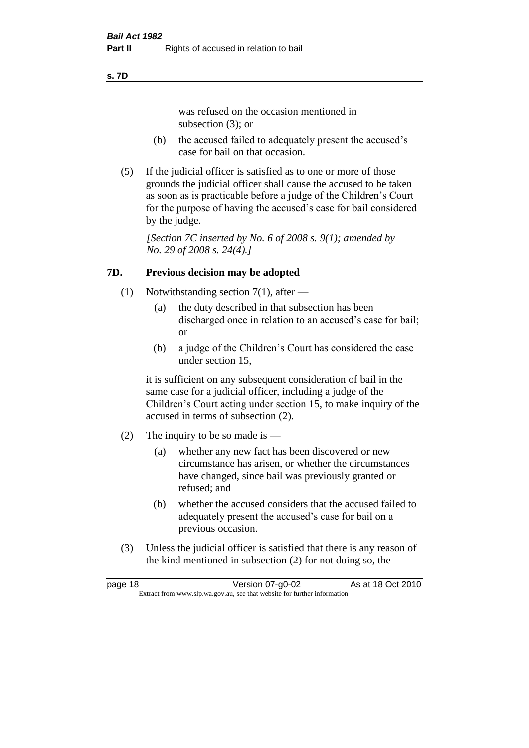was refused on the occasion mentioned in subsection (3); or

(b) the accused failed to adequately present the accused's case for bail on that occasion.

(5) If the judicial officer is satisfied as to one or more of those grounds the judicial officer shall cause the accused to be taken as soon as is practicable before a judge of the Children's Court for the purpose of having the accused's case for bail considered by the judge.

*[Section 7C inserted by No. 6 of 2008 s. 9(1); amended by No. 29 of 2008 s. 24(4).]*

### 7D. Previous decision may be adopted

(1) Notwithstanding section 7(1), after —

(a) the duty described in that subsection has been discharged once in relation to an accused's case for bail; or

(b) a judge of the Children's Court has considered the case under section 15,

it is sufficient on any subsequent consideration of bail in the same case for a judicial officer, including a judge of the Children's Court acting under section 15, to make inquiry of the accused in terms of subsection (2).

(2) The inquiry to be so made is —

(a) whether any new fact has been discovered or new circumstance has arisen, or whether the circumstances have changed, since bail was previously granted or refused; and

(b) whether the accused considers that the accused failed to adequately present the accused's case for bail on a previous occasion.

(3) Unless the judicial officer is satisfied that there is any reason of the kind mentioned in subsection (2) for not doing so, the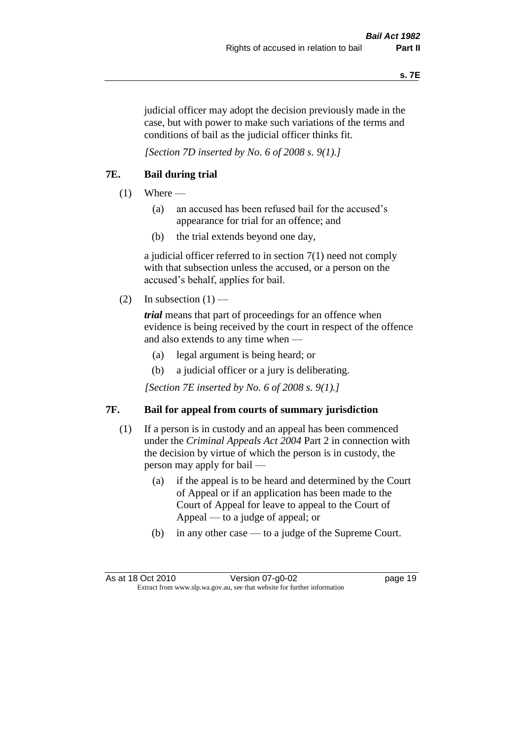judicial officer may adopt the decision previously made in the case, but with power to make such variations of the terms and conditions of bail as the judicial officer thinks fit.

*[Section 7D inserted by No. 6 of 2008 s. 9(1).]*

## 7E. Bail during trial

(1) Where —

(a) an accused has been refused bail for the accused's appearance for trial for an offence; and

(b) the trial extends beyond one day,

a judicial officer referred to in section 7(1) need not comply with that subsection unless the accused, or a person on the accused's behalf, applies for bail.

(2) In subsection (1) —

***trial*** means that part of proceedings for an offence when evidence is being received by the court in respect of the offence and also extends to any time when —

(a) legal argument is being heard; or

(b) a judicial officer or a jury is deliberating.

*[Section 7E inserted by No. 6 of 2008 s. 9(1).]*

## 7F. Bail for appeal from courts of summary jurisdiction

(1) If a person is in custody and an appeal has been commenced under the *Criminal Appeals Act 2004* Part 2 in connection with the decision by virtue of which the person is in custody, the person may apply for bail —

(a) if the appeal is to be heard and determined by the Court of Appeal or if an application has been made to the Court of Appeal for leave to appeal to the Court of Appeal — to a judge of appeal; or

(b) in any other case — to a judge of the Supreme Court.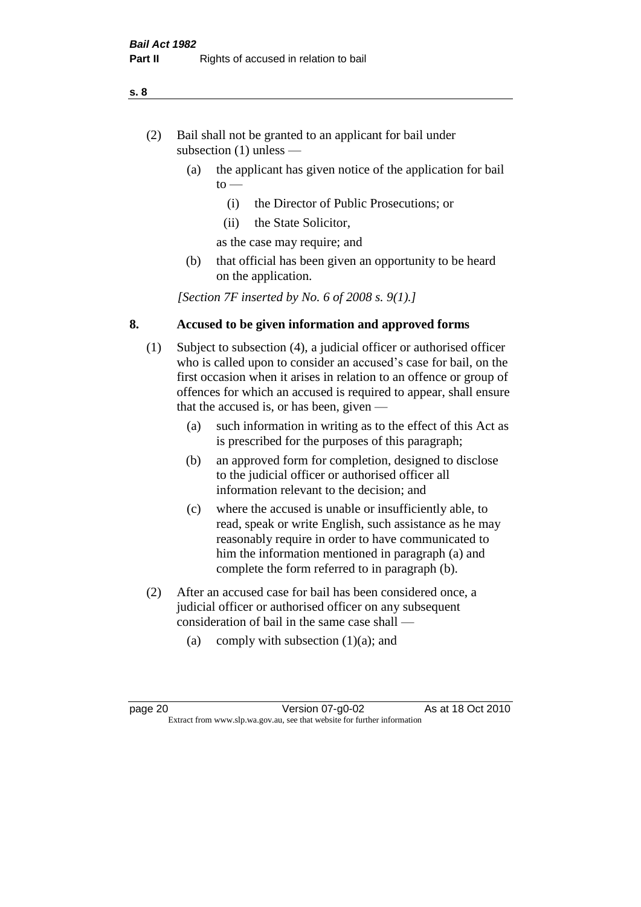(2) Bail shall not be granted to an applicant for bail under subsection (1) unless —

(a) the applicant has given notice of the application for bail to —

(i) the Director of Public Prosecutions; or

(ii) the State Solicitor,

as the case may require; and

(b) that official has been given an opportunity to be heard on the application.

*[Section 7F inserted by No. 6 of 2008 s. 9(1).]*

## 8. Accused to be given information and approved forms

(1) Subject to subsection (4), a judicial officer or authorised officer who is called upon to consider an accused's case for bail, on the first occasion when it arises in relation to an offence or group of offences for which an accused is required to appear, shall ensure that the accused is, or has been, given —

(a) such information in writing as to the effect of this Act as is prescribed for the purposes of this paragraph;

(b) an approved form for completion, designed to disclose to the judicial officer or authorised officer all information relevant to the decision; and

(c) where the accused is unable or insufficiently able, to read, speak or write English, such assistance as he may reasonably require in order to have communicated to him the information mentioned in paragraph (a) and complete the form referred to in paragraph (b).

(2) After an accused case for bail has been considered once, a judicial officer or authorised officer on any subsequent consideration of bail in the same case shall —

(a) comply with subsection (1)(a); and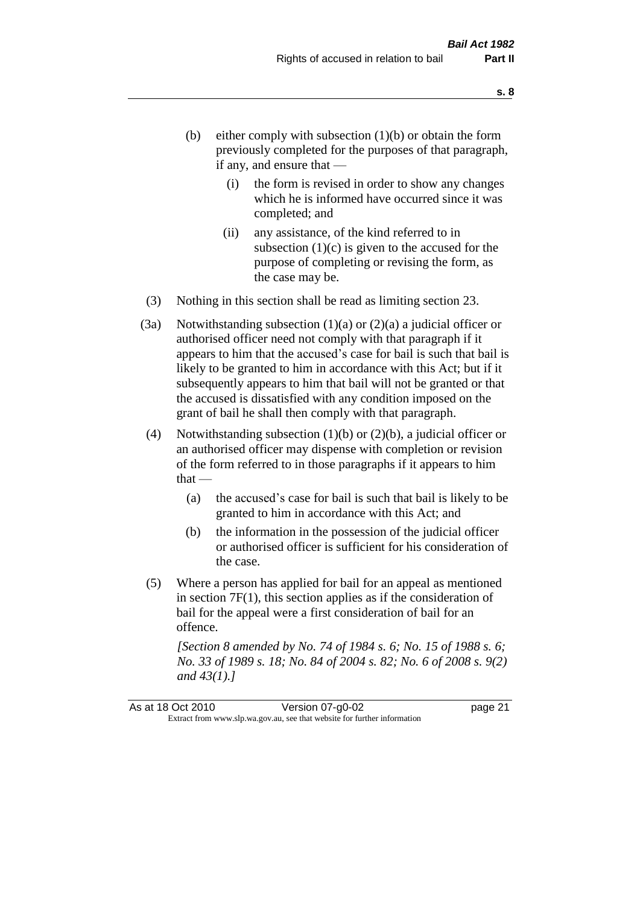(b) either comply with subsection (1)(b) or obtain the form previously completed for the purposes of that paragraph, if any, and ensure that —

   (i) the form is revised in order to show any changes which he is informed have occurred since it was completed; and

   (ii) any assistance, of the kind referred to in subsection (1)(c) is given to the accused for the purpose of completing or revising the form, as the case may be.

(3) Nothing in this section shall be read as limiting section 23.

(3a) Notwithstanding subsection (1)(a) or (2)(a) a judicial officer or authorised officer need not comply with that paragraph if it appears to him that the accused's case for bail is such that bail is likely to be granted to him in accordance with this Act; but if it subsequently appears to him that bail will not be granted or that the accused is dissatisfied with any condition imposed on the grant of bail he shall then comply with that paragraph.

(4) Notwithstanding subsection (1)(b) or (2)(b), a judicial officer or an authorised officer may dispense with completion or revision of the form referred to in those paragraphs if it appears to him that —

   (a) the accused's case for bail is such that bail is likely to be granted to him in accordance with this Act; and

   (b) the information in the possession of the judicial officer or authorised officer is sufficient for his consideration of the case.

(5) Where a person has applied for bail for an appeal as mentioned in section 7F(1), this section applies as if the consideration of bail for the appeal were a first consideration of bail for an offence.

*[Section 8 amended by No. 74 of 1984 s. 6; No. 15 of 1988 s. 6; No. 33 of 1989 s. 18; No. 84 of 2004 s. 82; No. 6 of 2008 s. 9(2) and 43(1).]*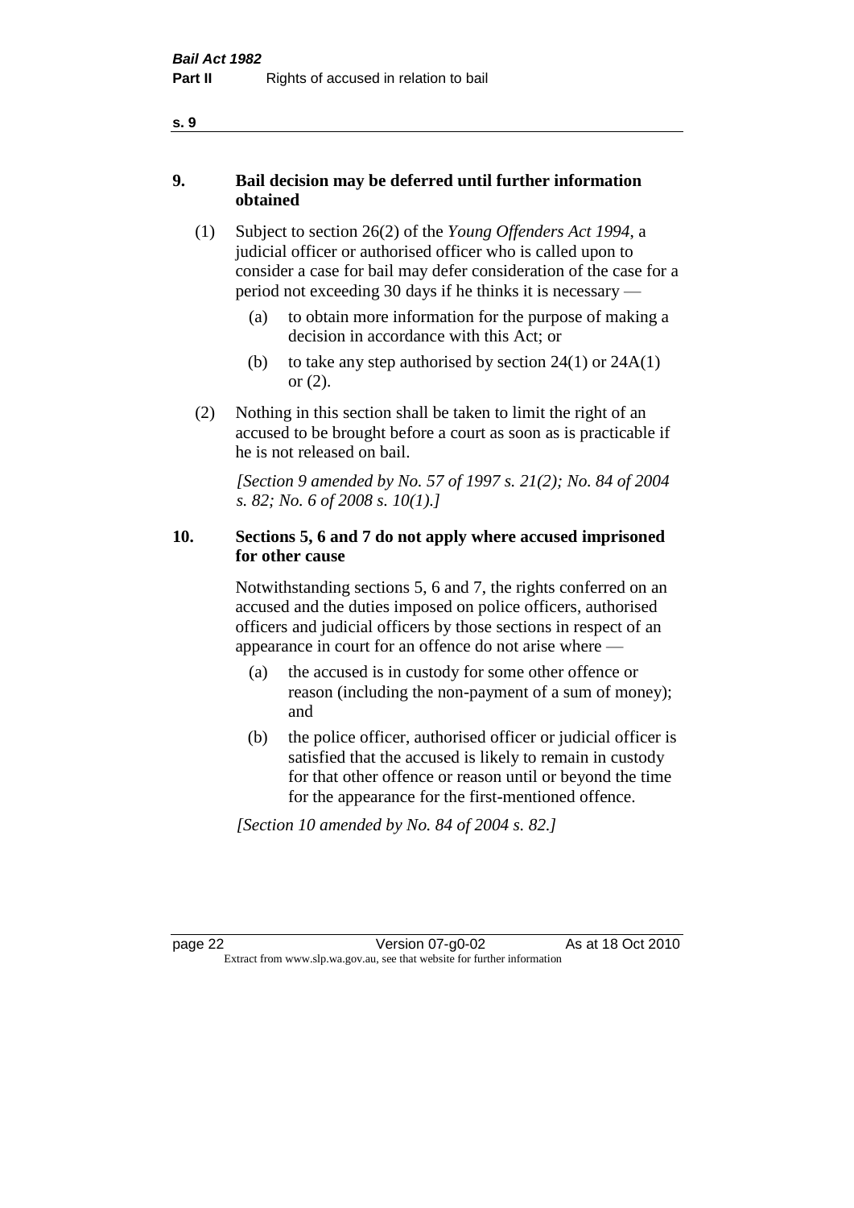## 9. Bail decision may be deferred until further information obtained

(1) Subject to section 26(2) of the *Young Offenders Act 1994*, a judicial officer or authorised officer who is called upon to consider a case for bail may defer consideration of the case for a period not exceeding 30 days if he thinks it is necessary —

- (a) to obtain more information for the purpose of making a decision in accordance with this Act; or
- (b) to take any step authorised by section 24(1) or 24A(1) or (2).

(2) Nothing in this section shall be taken to limit the right of an accused to be brought before a court as soon as is practicable if he is not released on bail.

*[Section 9 amended by No. 57 of 1997 s. 21(2); No. 84 of 2004 s. 82; No. 6 of 2008 s. 10(1).]*

## 10. Sections 5, 6 and 7 do not apply where accused imprisoned for other cause

Notwithstanding sections 5, 6 and 7, the rights conferred on an accused and the duties imposed on police officers, authorised officers and judicial officers by those sections in respect of an appearance in court for an offence do not arise where —

- (a) the accused is in custody for some other offence or reason (including the non-payment of a sum of money); and
- (b) the police officer, authorised officer or judicial officer is satisfied that the accused is likely to remain in custody for that other offence or reason until or beyond the time for the appearance for the first-mentioned offence.

*[Section 10 amended by No. 84 of 2004 s. 82.]*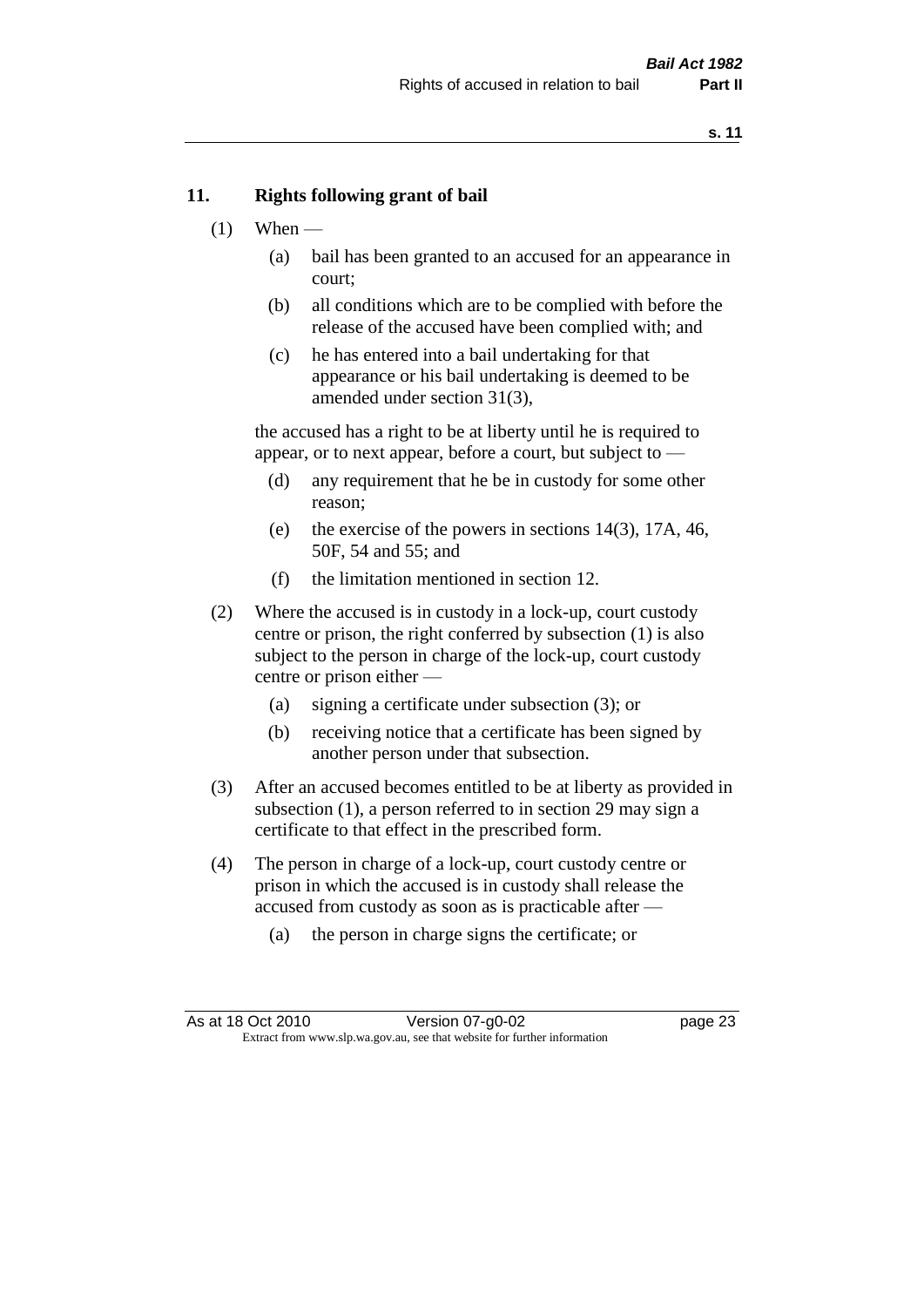## 11. Rights following grant of bail

(1) When —

  (a) bail has been granted to an accused for an appearance in court;

  (b) all conditions which are to be complied with before the release of the accused have been complied with; and

  (c) he has entered into a bail undertaking for that appearance or his bail undertaking is deemed to be amended under section 31(3),

the accused has a right to be at liberty until he is required to appear, or to next appear, before a court, but subject to —

  (d) any requirement that he be in custody for some other reason;

  (e) the exercise of the powers in sections 14(3), 17A, 46, 50F, 54 and 55; and

  (f) the limitation mentioned in section 12.

(2) Where the accused is in custody in a lock-up, court custody centre or prison, the right conferred by subsection (1) is also subject to the person in charge of the lock-up, court custody centre or prison either —

  (a) signing a certificate under subsection (3); or

  (b) receiving notice that a certificate has been signed by another person under that subsection.

(3) After an accused becomes entitled to be at liberty as provided in subsection (1), a person referred to in section 29 may sign a certificate to that effect in the prescribed form.

(4) The person in charge of a lock-up, court custody centre or prison in which the accused is in custody shall release the accused from custody as soon as is practicable after —

  (a) the person in charge signs the certificate; or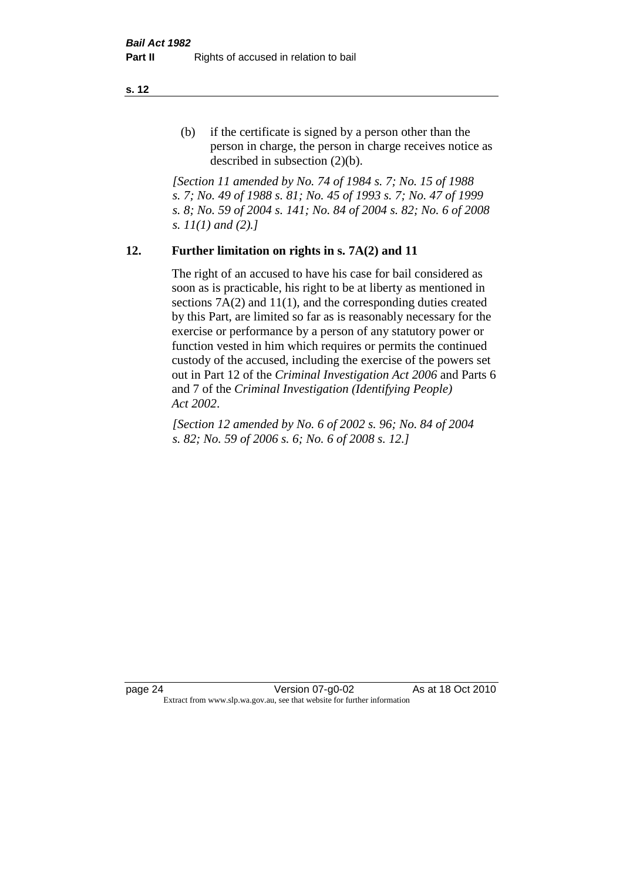(b) if the certificate is signed by a person other than the person in charge, the person in charge receives notice as described in subsection (2)(b).

*[Section 11 amended by No. 74 of 1984 s. 7; No. 15 of 1988 s. 7; No. 49 of 1988 s. 81; No. 45 of 1993 s. 7; No. 47 of 1999 s. 8; No. 59 of 2004 s. 141; No. 84 of 2004 s. 82; No. 6 of 2008 s. 11(1) and (2).]*

## 12. Further limitation on rights in s. 7A(2) and 11

The right of an accused to have his case for bail considered as soon as is practicable, his right to be at liberty as mentioned in sections 7A(2) and 11(1), and the corresponding duties created by this Part, are limited so far as is reasonably necessary for the exercise or performance by a person of any statutory power or function vested in him which requires or permits the continued custody of the accused, including the exercise of the powers set out in Part 12 of the *Criminal Investigation Act 2006* and Parts 6 and 7 of the *Criminal Investigation (Identifying People) Act 2002*.

*[Section 12 amended by No. 6 of 2002 s. 96; No. 84 of 2004 s. 82; No. 59 of 2006 s. 6; No. 6 of 2008 s. 12.]*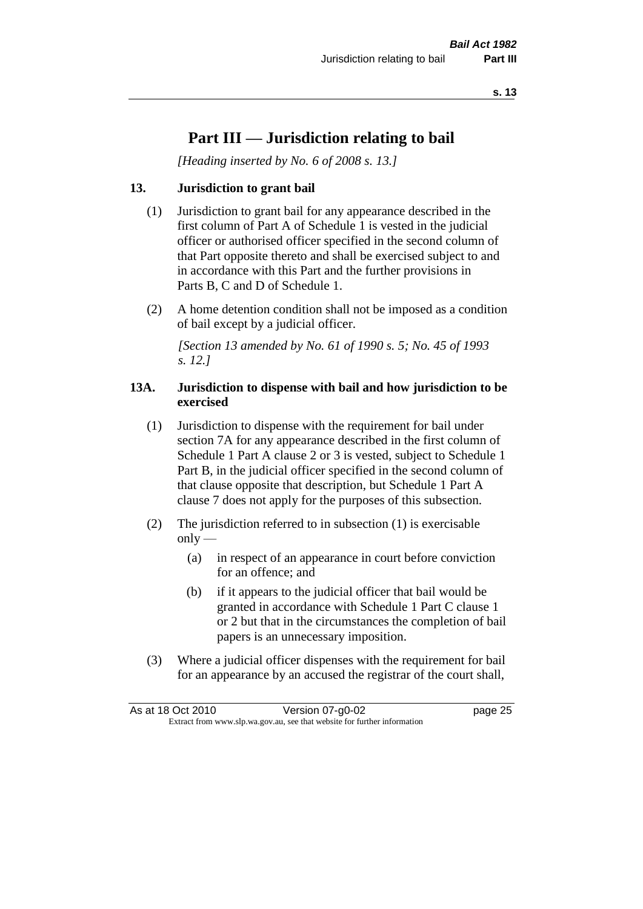# Part III — Jurisdiction relating to bail

*[Heading inserted by No. 6 of 2008 s. 13.]*

### 13. Jurisdiction to grant bail

(1) Jurisdiction to grant bail for any appearance described in the first column of Part A of Schedule 1 is vested in the judicial officer or authorised officer specified in the second column of that Part opposite thereto and shall be exercised subject to and in accordance with this Part and the further provisions in Parts B, C and D of Schedule 1.

(2) A home detention condition shall not be imposed as a condition of bail except by a judicial officer.

*[Section 13 amended by No. 61 of 1990 s. 5; No. 45 of 1993 s. 12.]*

### 13A. Jurisdiction to dispense with bail and how jurisdiction to be exercised

(1) Jurisdiction to dispense with the requirement for bail under section 7A for any appearance described in the first column of Schedule 1 Part A clause 2 or 3 is vested, subject to Schedule 1 Part B, in the judicial officer specified in the second column of that clause opposite that description, but Schedule 1 Part A clause 7 does not apply for the purposes of this subsection.

(2) The jurisdiction referred to in subsection (1) is exercisable only —

(a) in respect of an appearance in court before conviction for an offence; and

(b) if it appears to the judicial officer that bail would be granted in accordance with Schedule 1 Part C clause 1 or 2 but that in the circumstances the completion of bail papers is an unnecessary imposition.

(3) Where a judicial officer dispenses with the requirement for bail for an appearance by an accused the registrar of the court shall,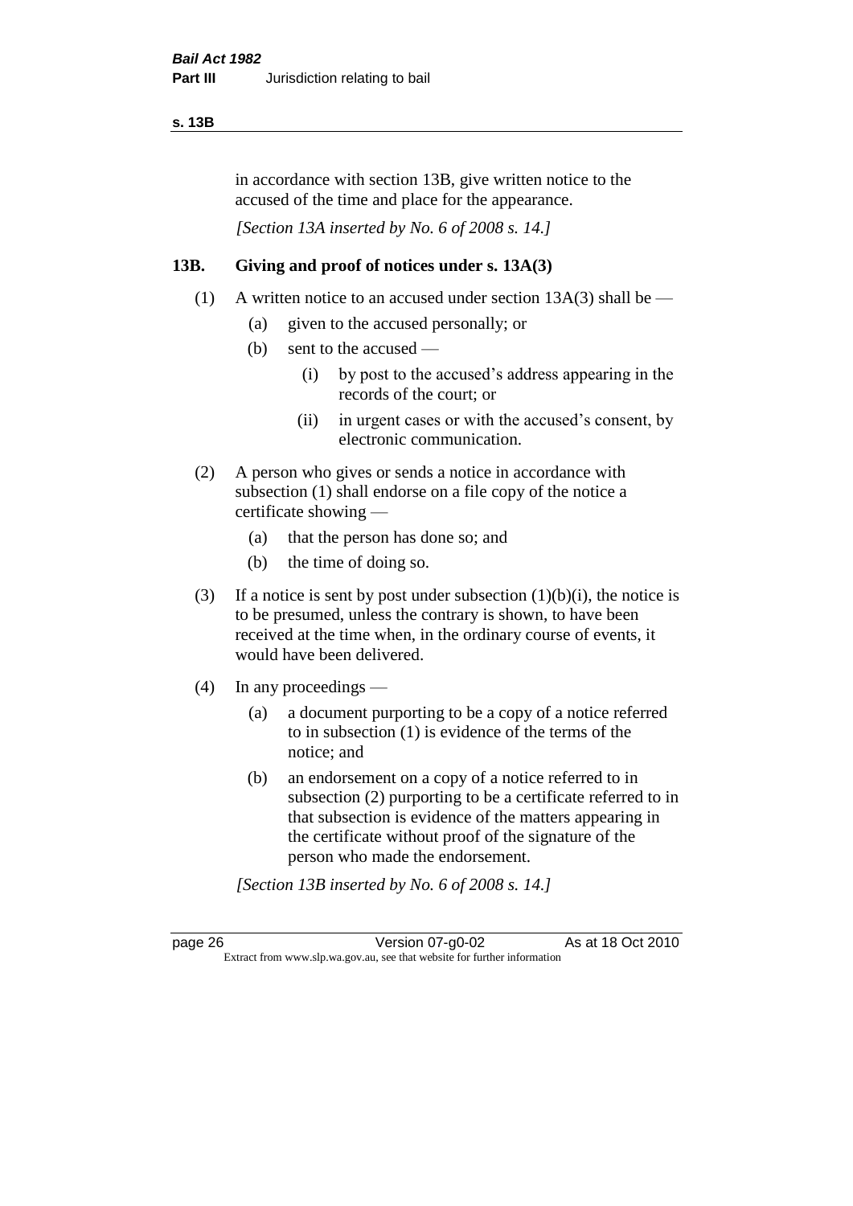in accordance with section 13B, give written notice to the accused of the time and place for the appearance.

*[Section 13A inserted by No. 6 of 2008 s. 14.]*

## 13B. Giving and proof of notices under s. 13A(3)

(1) A written notice to an accused under section 13A(3) shall be —

   (a) given to the accused personally; or

   (b) sent to the accused —

      (i) by post to the accused's address appearing in the records of the court; or

      (ii) in urgent cases or with the accused's consent, by electronic communication.

(2) A person who gives or sends a notice in accordance with subsection (1) shall endorse on a file copy of the notice a certificate showing —

   (a) that the person has done so; and

   (b) the time of doing so.

(3) If a notice is sent by post under subsection (1)(b)(i), the notice is to be presumed, unless the contrary is shown, to have been received at the time when, in the ordinary course of events, it would have been delivered.

(4) In any proceedings —

   (a) a document purporting to be a copy of a notice referred to in subsection (1) is evidence of the terms of the notice; and

   (b) an endorsement on a copy of a notice referred to in subsection (2) purporting to be a certificate referred to in that subsection is evidence of the matters appearing in the certificate without proof of the signature of the person who made the endorsement.

*[Section 13B inserted by No. 6 of 2008 s. 14.]*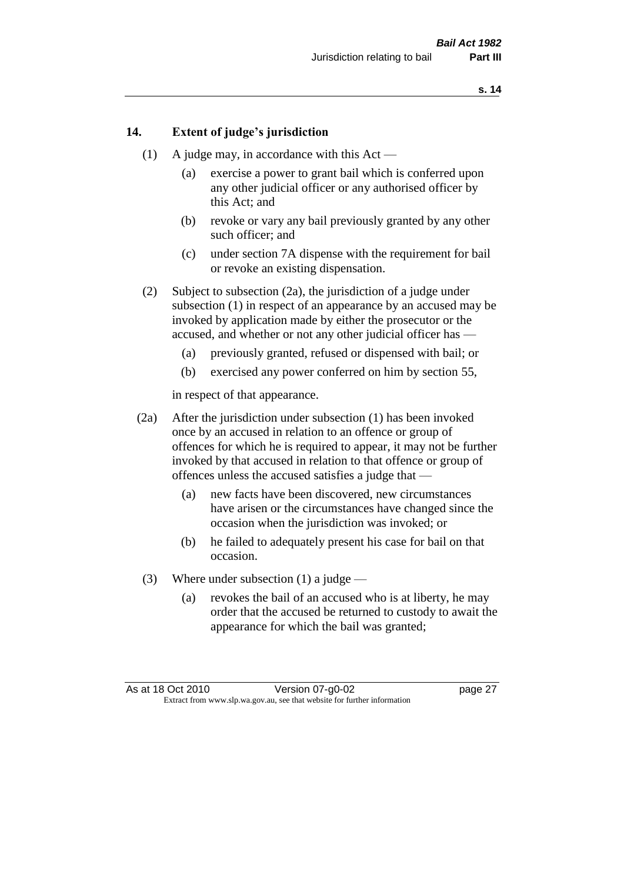## 14. Extent of judge's jurisdiction

(1) A judge may, in accordance with this Act —

(a) exercise a power to grant bail which is conferred upon any other judicial officer or any authorised officer by this Act; and

(b) revoke or vary any bail previously granted by any other such officer; and

(c) under section 7A dispense with the requirement for bail or revoke an existing dispensation.

(2) Subject to subsection (2a), the jurisdiction of a judge under subsection (1) in respect of an appearance by an accused may be invoked by application made by either the prosecutor or the accused, and whether or not any other judicial officer has —

(a) previously granted, refused or dispensed with bail; or

(b) exercised any power conferred on him by section 55,

in respect of that appearance.

(2a) After the jurisdiction under subsection (1) has been invoked once by an accused in relation to an offence or group of offences for which he is required to appear, it may not be further invoked by that accused in relation to that offence or group of offences unless the accused satisfies a judge that —

(a) new facts have been discovered, new circumstances have arisen or the circumstances have changed since the occasion when the jurisdiction was invoked; or

(b) he failed to adequately present his case for bail on that occasion.

(3) Where under subsection (1) a judge —

(a) revokes the bail of an accused who is at liberty, he may order that the accused be returned to custody to await the appearance for which the bail was granted;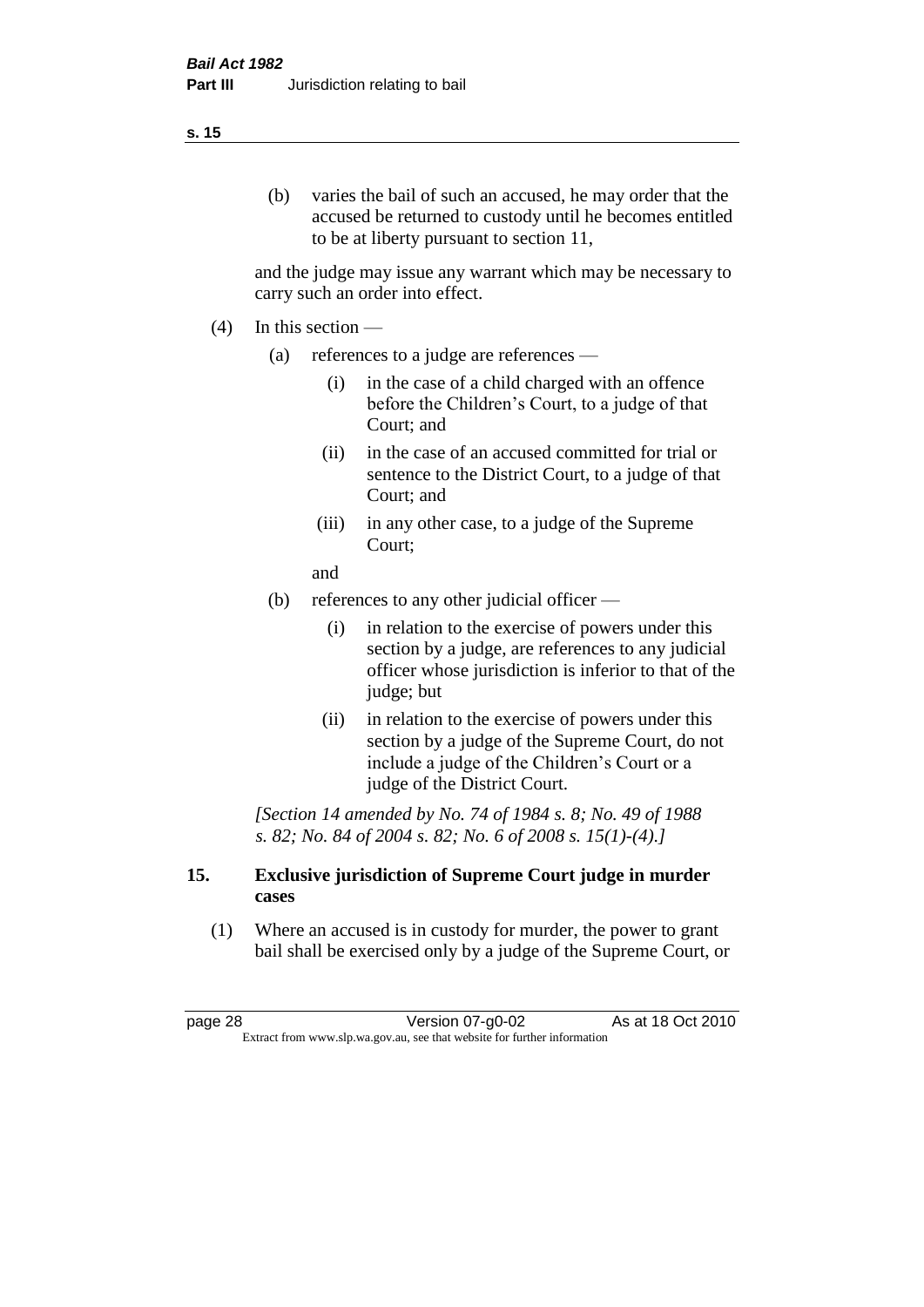(b) varies the bail of such an accused, he may order that the accused be returned to custody until he becomes entitled to be at liberty pursuant to section 11,

and the judge may issue any warrant which may be necessary to carry such an order into effect.

(4) In this section —

(a) references to a judge are references —

(i) in the case of a child charged with an offence before the Children's Court, to a judge of that Court; and

(ii) in the case of an accused committed for trial or sentence to the District Court, to a judge of that Court; and

(iii) in any other case, to a judge of the Supreme Court;

and

(b) references to any other judicial officer —

(i) in relation to the exercise of powers under this section by a judge, are references to any judicial officer whose jurisdiction is inferior to that of the judge; but

(ii) in relation to the exercise of powers under this section by a judge of the Supreme Court, do not include a judge of the Children's Court or a judge of the District Court.

*[Section 14 amended by No. 74 of 1984 s. 8; No. 49 of 1988 s. 82; No. 84 of 2004 s. 82; No. 6 of 2008 s. 15(1)-(4).]*

## 15. Exclusive jurisdiction of Supreme Court judge in murder cases

(1) Where an accused is in custody for murder, the power to grant bail shall be exercised only by a judge of the Supreme Court, or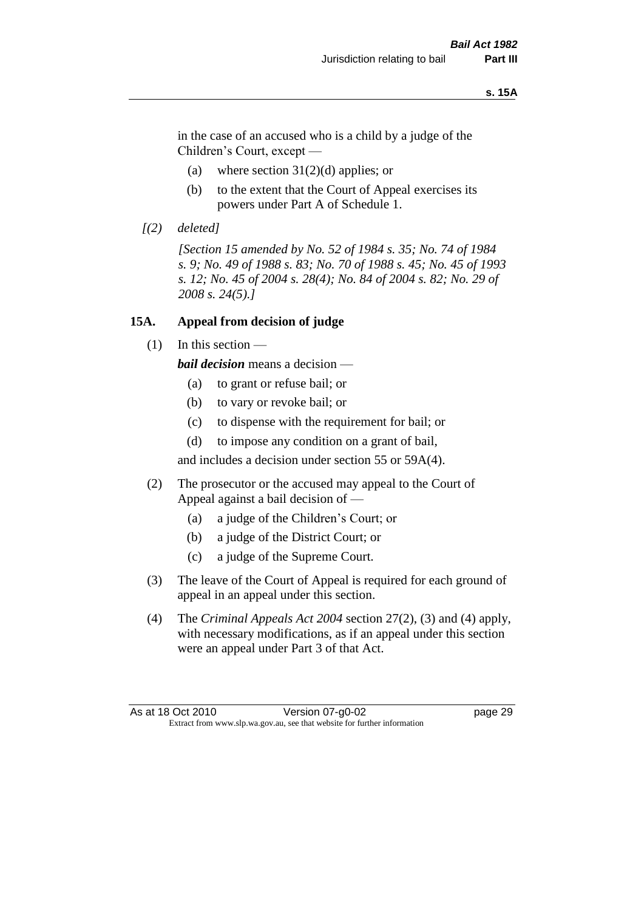in the case of an accused who is a child by a judge of the Children's Court, except —

(a) where section 31(2)(d) applies; or

(b) to the extent that the Court of Appeal exercises its powers under Part A of Schedule 1.

*[(2) deleted]*

*[Section 15 amended by No. 52 of 1984 s. 35; No. 74 of 1984 s. 9; No. 49 of 1988 s. 83; No. 70 of 1988 s. 45; No. 45 of 1993 s. 12; No. 45 of 2004 s. 28(4); No. 84 of 2004 s. 82; No. 29 of 2008 s. 24(5).]*

### 15A. Appeal from decision of judge

(1) In this section —

***bail decision*** means a decision —

(a) to grant or refuse bail; or

(b) to vary or revoke bail; or

(c) to dispense with the requirement for bail; or

(d) to impose any condition on a grant of bail,

and includes a decision under section 55 or 59A(4).

(2) The prosecutor or the accused may appeal to the Court of Appeal against a bail decision of —

(a) a judge of the Children's Court; or

(b) a judge of the District Court; or

(c) a judge of the Supreme Court.

(3) The leave of the Court of Appeal is required for each ground of appeal in an appeal under this section.

(4) The *Criminal Appeals Act 2004* section 27(2), (3) and (4) apply, with necessary modifications, as if an appeal under this section were an appeal under Part 3 of that Act.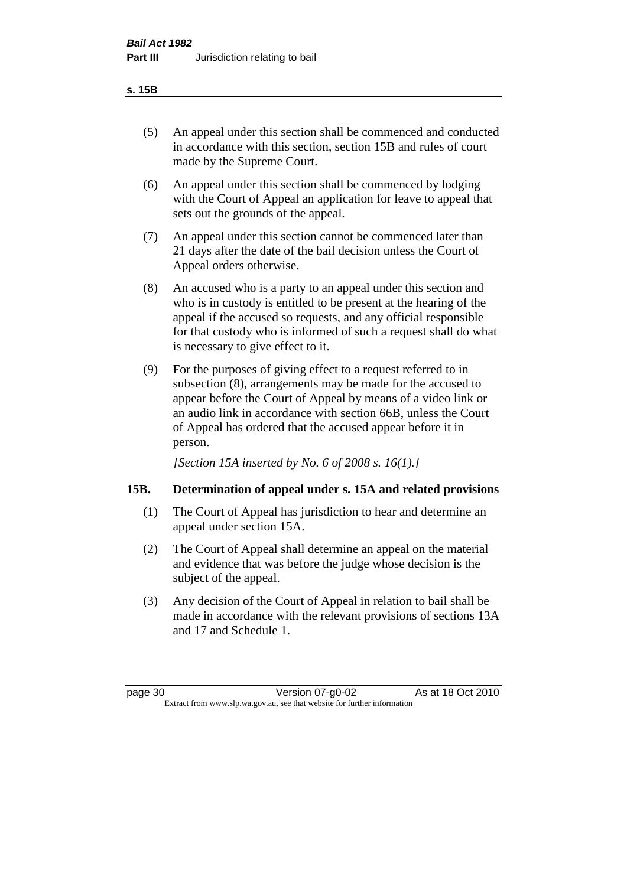(5) An appeal under this section shall be commenced and conducted in accordance with this section, section 15B and rules of court made by the Supreme Court.

(6) An appeal under this section shall be commenced by lodging with the Court of Appeal an application for leave to appeal that sets out the grounds of the appeal.

(7) An appeal under this section cannot be commenced later than 21 days after the date of the bail decision unless the Court of Appeal orders otherwise.

(8) An accused who is a party to an appeal under this section and who is in custody is entitled to be present at the hearing of the appeal if the accused so requests, and any official responsible for that custody who is informed of such a request shall do what is necessary to give effect to it.

(9) For the purposes of giving effect to a request referred to in subsection (8), arrangements may be made for the accused to appear before the Court of Appeal by means of a video link or an audio link in accordance with section 66B, unless the Court of Appeal has ordered that the accused appear before it in person.

*[Section 15A inserted by No. 6 of 2008 s. 16(1).]*

## 15B. Determination of appeal under s. 15A and related provisions

(1) The Court of Appeal has jurisdiction to hear and determine an appeal under section 15A.

(2) The Court of Appeal shall determine an appeal on the material and evidence that was before the judge whose decision is the subject of the appeal.

(3) Any decision of the Court of Appeal in relation to bail shall be made in accordance with the relevant provisions of sections 13A and 17 and Schedule 1.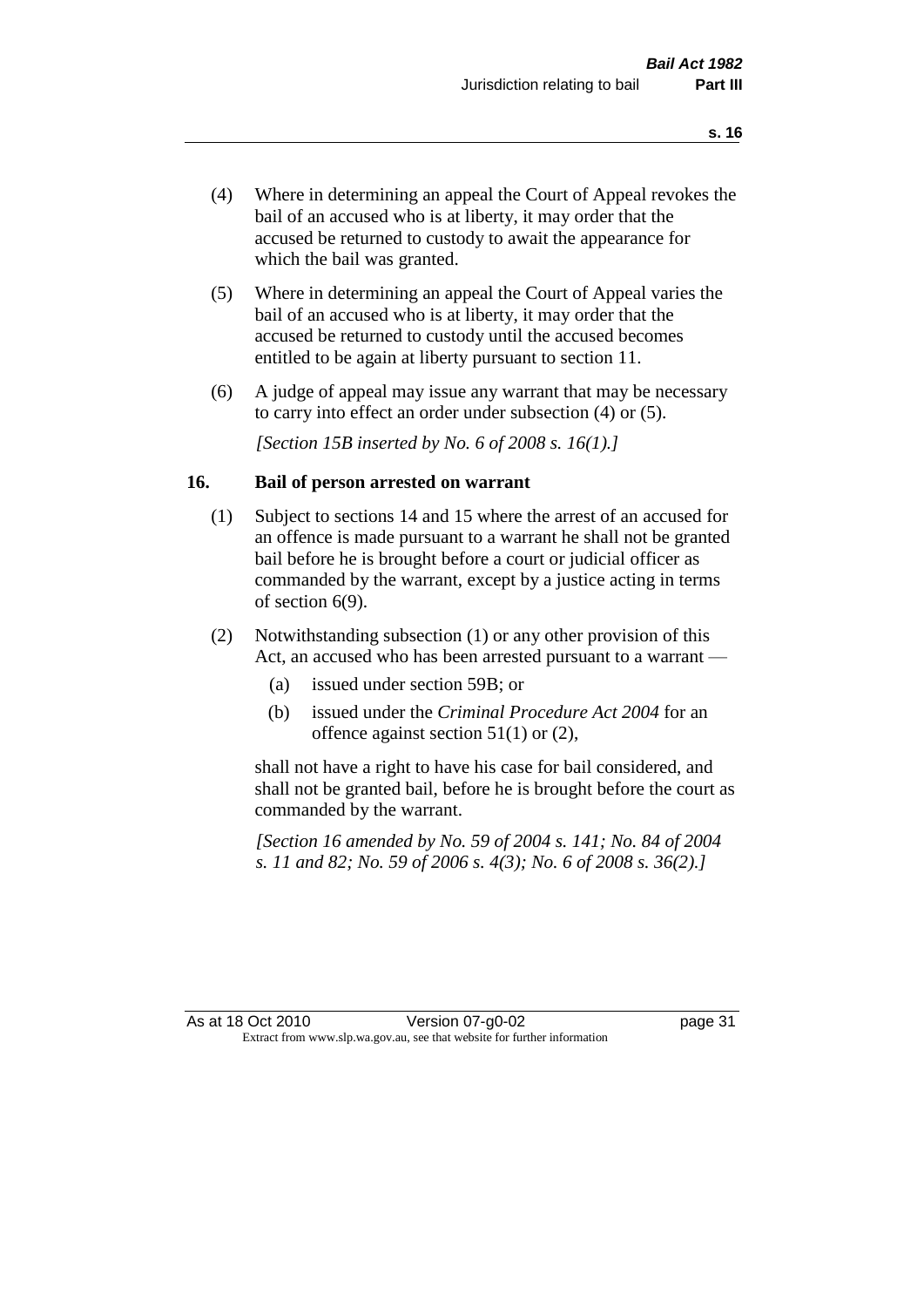(4) Where in determining an appeal the Court of Appeal revokes the bail of an accused who is at liberty, it may order that the accused be returned to custody to await the appearance for which the bail was granted.

(5) Where in determining an appeal the Court of Appeal varies the bail of an accused who is at liberty, it may order that the accused be returned to custody until the accused becomes entitled to be again at liberty pursuant to section 11.

(6) A judge of appeal may issue any warrant that may be necessary to carry into effect an order under subsection (4) or (5).

*[Section 15B inserted by No. 6 of 2008 s. 16(1).]*

## 16. Bail of person arrested on warrant

(1) Subject to sections 14 and 15 where the arrest of an accused for an offence is made pursuant to a warrant he shall not be granted bail before he is brought before a court or judicial officer as commanded by the warrant, except by a justice acting in terms of section 6(9).

(2) Notwithstanding subsection (1) or any other provision of this Act, an accused who has been arrested pursuant to a warrant —

- (a) issued under section 59B; or
- (b) issued under the *Criminal Procedure Act 2004* for an offence against section 51(1) or (2),

shall not have a right to have his case for bail considered, and shall not be granted bail, before he is brought before the court as commanded by the warrant.

*[Section 16 amended by No. 59 of 2004 s. 141; No. 84 of 2004 s. 11 and 82; No. 59 of 2006 s. 4(3); No. 6 of 2008 s. 36(2).]*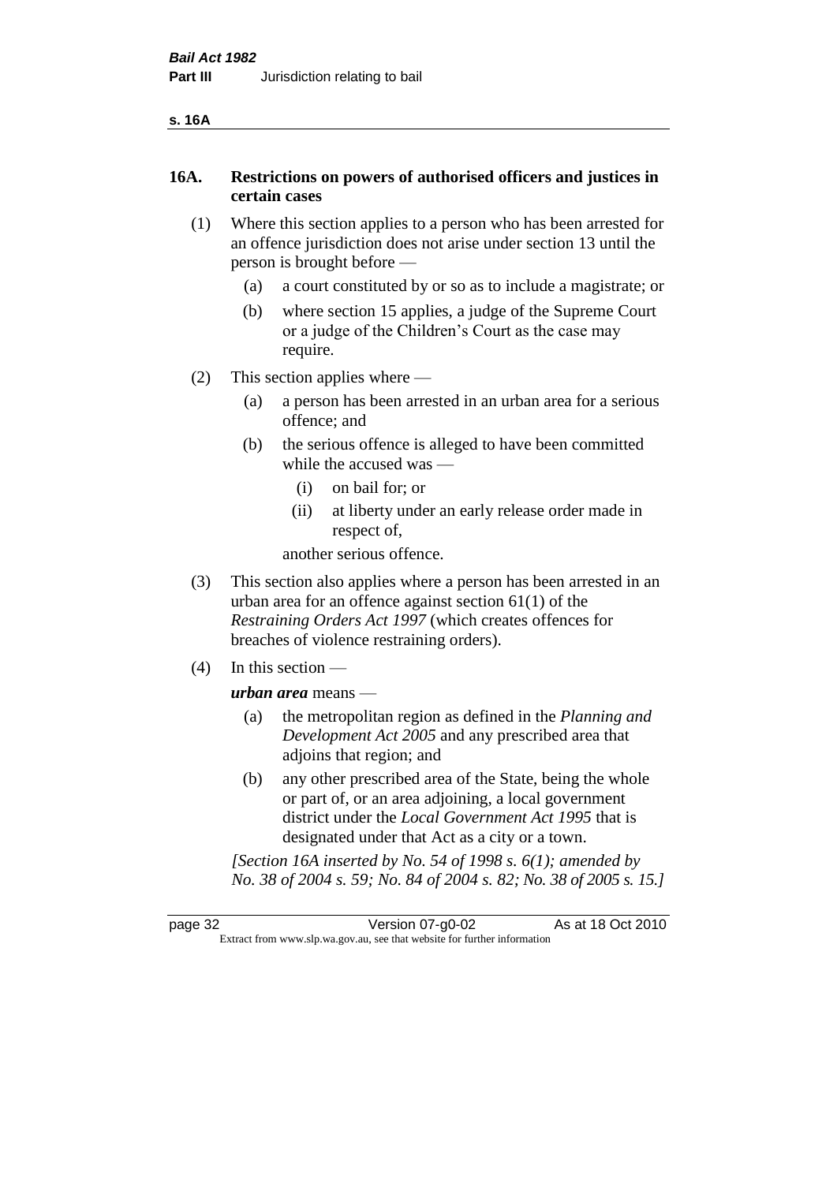## 16A. Restrictions on powers of authorised officers and justices in certain cases

(1) Where this section applies to a person who has been arrested for an offence jurisdiction does not arise under section 13 until the person is brought before —

(a) a court constituted by or so as to include a magistrate; or

(b) where section 15 applies, a judge of the Supreme Court or a judge of the Children's Court as the case may require.

(2) This section applies where —

(a) a person has been arrested in an urban area for a serious offence; and

(b) the serious offence is alleged to have been committed while the accused was —

(i) on bail for; or

(ii) at liberty under an early release order made in respect of,

another serious offence.

(3) This section also applies where a person has been arrested in an urban area for an offence against section 61(1) of the *Restraining Orders Act 1997* (which creates offences for breaches of violence restraining orders).

(4) In this section —

***urban area*** means —

(a) the metropolitan region as defined in the *Planning and Development Act 2005* and any prescribed area that adjoins that region; and

(b) any other prescribed area of the State, being the whole or part of, or an area adjoining, a local government district under the *Local Government Act 1995* that is designated under that Act as a city or a town.

*[Section 16A inserted by No. 54 of 1998 s. 6(1); amended by No. 38 of 2004 s. 59; No. 84 of 2004 s. 82; No. 38 of 2005 s. 15.]*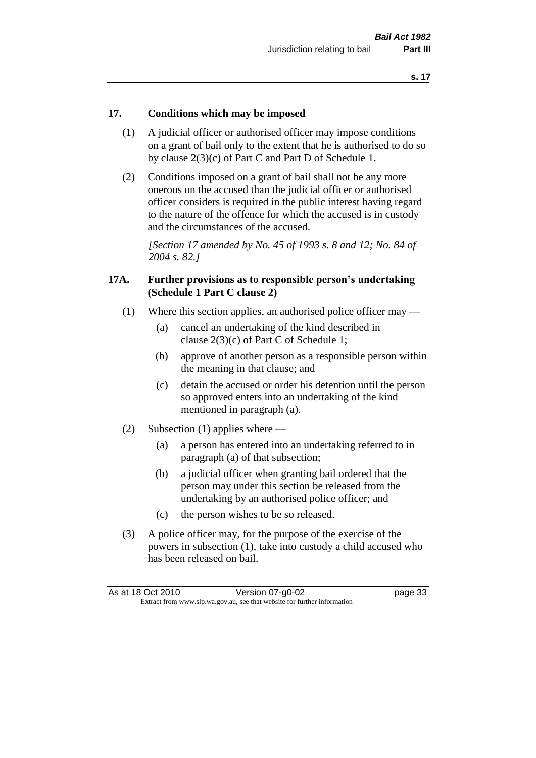## 17. Conditions which may be imposed

(1) A judicial officer or authorised officer may impose conditions on a grant of bail only to the extent that he is authorised to do so by clause 2(3)(c) of Part C and Part D of Schedule 1.

(2) Conditions imposed on a grant of bail shall not be any more onerous on the accused than the judicial officer or authorised officer considers is required in the public interest having regard to the nature of the offence for which the accused is in custody and the circumstances of the accused.

*[Section 17 amended by No. 45 of 1993 s. 8 and 12; No. 84 of 2004 s. 82.]*

## 17A. Further provisions as to responsible person's undertaking (Schedule 1 Part C clause 2)

(1) Where this section applies, an authorised police officer may —

(a) cancel an undertaking of the kind described in clause 2(3)(c) of Part C of Schedule 1;

(b) approve of another person as a responsible person within the meaning in that clause; and

(c) detain the accused or order his detention until the person so approved enters into an undertaking of the kind mentioned in paragraph (a).

(2) Subsection (1) applies where —

(a) a person has entered into an undertaking referred to in paragraph (a) of that subsection;

(b) a judicial officer when granting bail ordered that the person may under this section be released from the undertaking by an authorised police officer; and

(c) the person wishes to be so released.

(3) A police officer may, for the purpose of the exercise of the powers in subsection (1), take into custody a child accused who has been released on bail.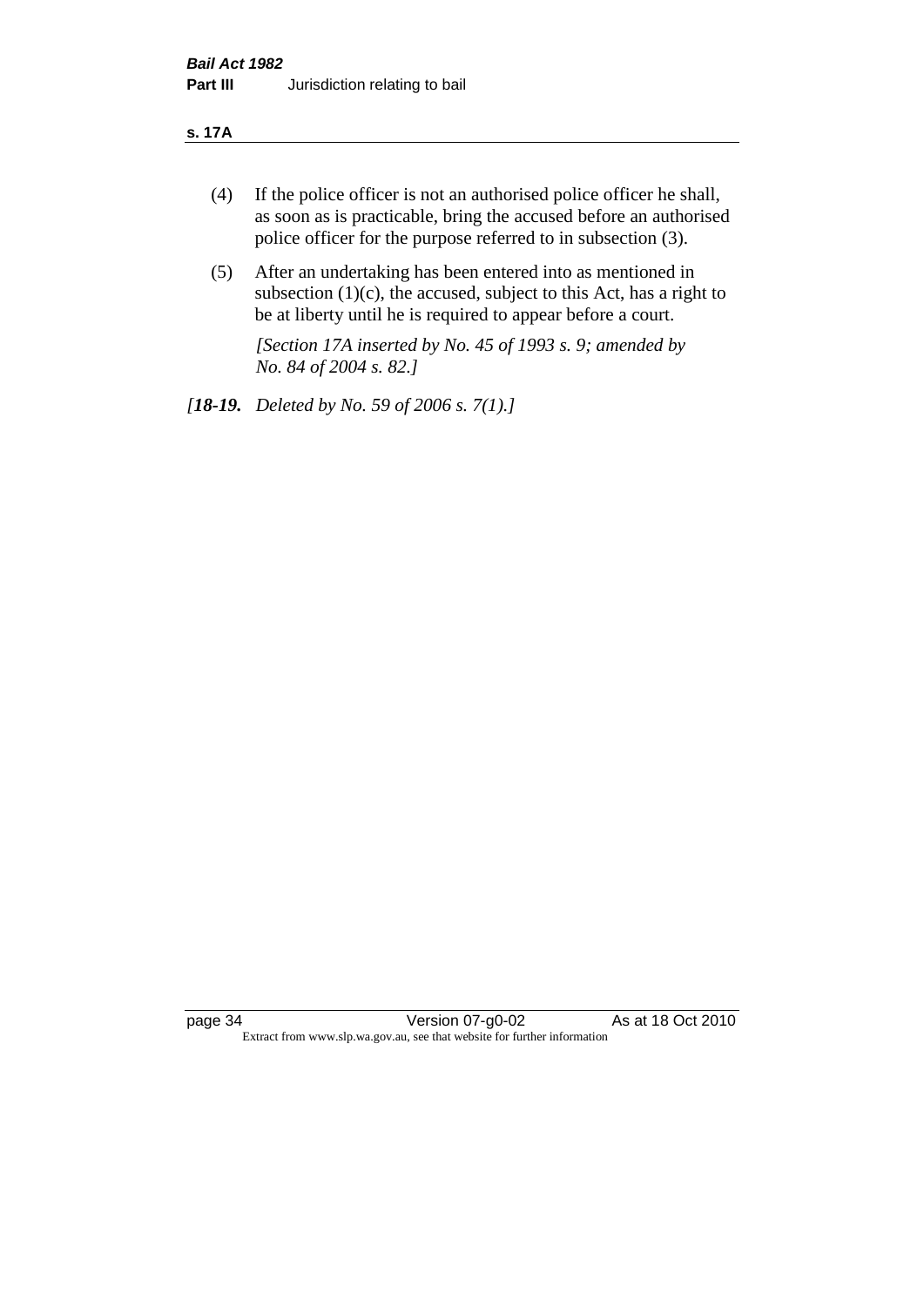(4) If the police officer is not an authorised police officer he shall, as soon as is practicable, bring the accused before an authorised police officer for the purpose referred to in subsection (3).

(5) After an undertaking has been entered into as mentioned in subsection (1)(c), the accused, subject to this Act, has a right to be at liberty until he is required to appear before a court.

*[Section 17A inserted by No. 45 of 1993 s. 9; amended by No. 84 of 2004 s. 82.]*

*[**18-19.** Deleted by No. 59 of 2006 s. 7(1).]*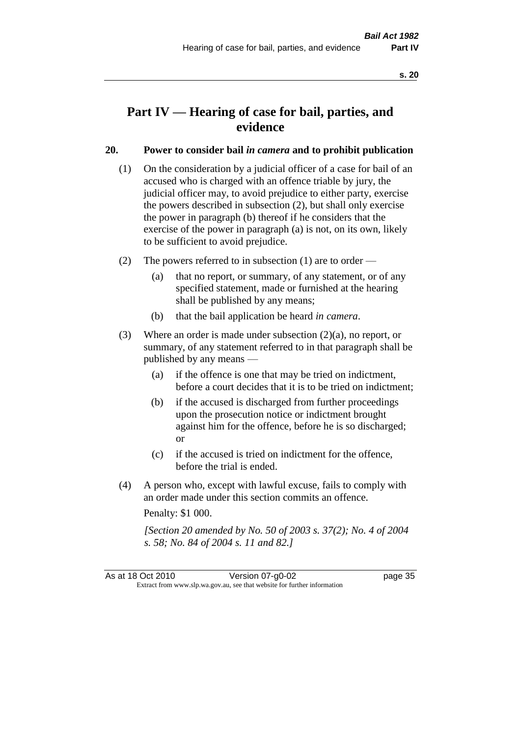# Part IV — Hearing of case for bail, parties, and evidence

## 20. Power to consider bail *in camera* and to prohibit publication

(1) On the consideration by a judicial officer of a case for bail of an accused who is charged with an offence triable by jury, the judicial officer may, to avoid prejudice to either party, exercise the powers described in subsection (2), but shall only exercise the power in paragraph (b) thereof if he considers that the exercise of the power in paragraph (a) is not, on its own, likely to be sufficient to avoid prejudice.

(2) The powers referred to in subsection (1) are to order —

(a) that no report, or summary, of any statement, or of any specified statement, made or furnished at the hearing shall be published by any means;

(b) that the bail application be heard *in camera*.

(3) Where an order is made under subsection (2)(a), no report, or summary, of any statement referred to in that paragraph shall be published by any means —

(a) if the offence is one that may be tried on indictment, before a court decides that it is to be tried on indictment;

(b) if the accused is discharged from further proceedings upon the prosecution notice or indictment brought against him for the offence, before he is so discharged; or

(c) if the accused is tried on indictment for the offence, before the trial is ended.

(4) A person who, except with lawful excuse, fails to comply with an order made under this section commits an offence.

Penalty: $1 000.

*[Section 20 amended by No. 50 of 2003 s. 37(2); No. 4 of 2004 s. 58; No. 84 of 2004 s. 11 and 82.]*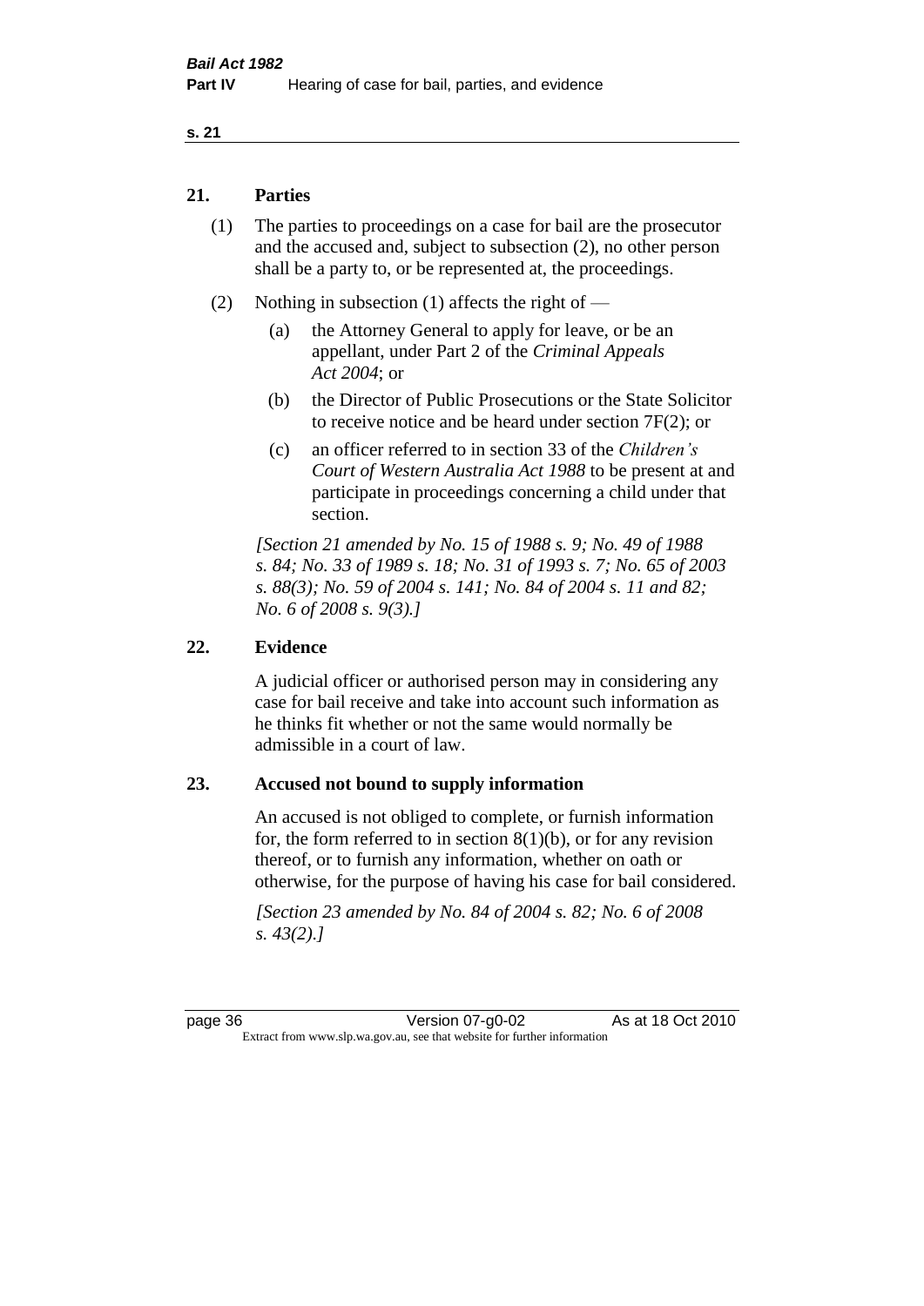## 21. Parties

(1) The parties to proceedings on a case for bail are the prosecutor and the accused and, subject to subsection (2), no other person shall be a party to, or be represented at, the proceedings.

(2) Nothing in subsection (1) affects the right of —

(a) the Attorney General to apply for leave, or be an appellant, under Part 2 of the *Criminal Appeals Act 2004*; or

(b) the Director of Public Prosecutions or the State Solicitor to receive notice and be heard under section 7F(2); or

(c) an officer referred to in section 33 of the *Children's Court of Western Australia Act 1988* to be present at and participate in proceedings concerning a child under that section.

*[Section 21 amended by No. 15 of 1988 s. 9; No. 49 of 1988 s. 84; No. 33 of 1989 s. 18; No. 31 of 1993 s. 7; No. 65 of 2003 s. 88(3); No. 59 of 2004 s. 141; No. 84 of 2004 s. 11 and 82; No. 6 of 2008 s. 9(3).]*

## 22. Evidence

A judicial officer or authorised person may in considering any case for bail receive and take into account such information as he thinks fit whether or not the same would normally be admissible in a court of law.

## 23. Accused not bound to supply information

An accused is not obliged to complete, or furnish information for, the form referred to in section 8(1)(b), or for any revision thereof, or to furnish any information, whether on oath or otherwise, for the purpose of having his case for bail considered.

*[Section 23 amended by No. 84 of 2004 s. 82; No. 6 of 2008 s. 43(2).]*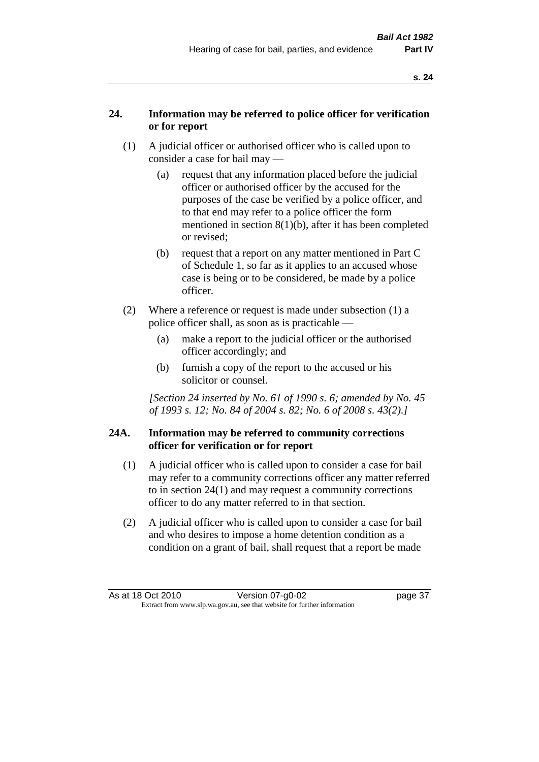## 24. Information may be referred to police officer for verification or for report

(1) A judicial officer or authorised officer who is called upon to consider a case for bail may —

(a) request that any information placed before the judicial officer or authorised officer by the accused for the purposes of the case be verified by a police officer, and to that end may refer to a police officer the form mentioned in section 8(1)(b), after it has been completed or revised;

(b) request that a report on any matter mentioned in Part C of Schedule 1, so far as it applies to an accused whose case is being or to be considered, be made by a police officer.

(2) Where a reference or request is made under subsection (1) a police officer shall, as soon as is practicable —

(a) make a report to the judicial officer or the authorised officer accordingly; and

(b) furnish a copy of the report to the accused or his solicitor or counsel.

*[Section 24 inserted by No. 61 of 1990 s. 6; amended by No. 45 of 1993 s. 12; No. 84 of 2004 s. 82; No. 6 of 2008 s. 43(2).]*

## 24A. Information may be referred to community corrections officer for verification or for report

(1) A judicial officer who is called upon to consider a case for bail may refer to a community corrections officer any matter referred to in section 24(1) and may request a community corrections officer to do any matter referred to in that section.

(2) A judicial officer who is called upon to consider a case for bail and who desires to impose a home detention condition as a condition on a grant of bail, shall request that a report be made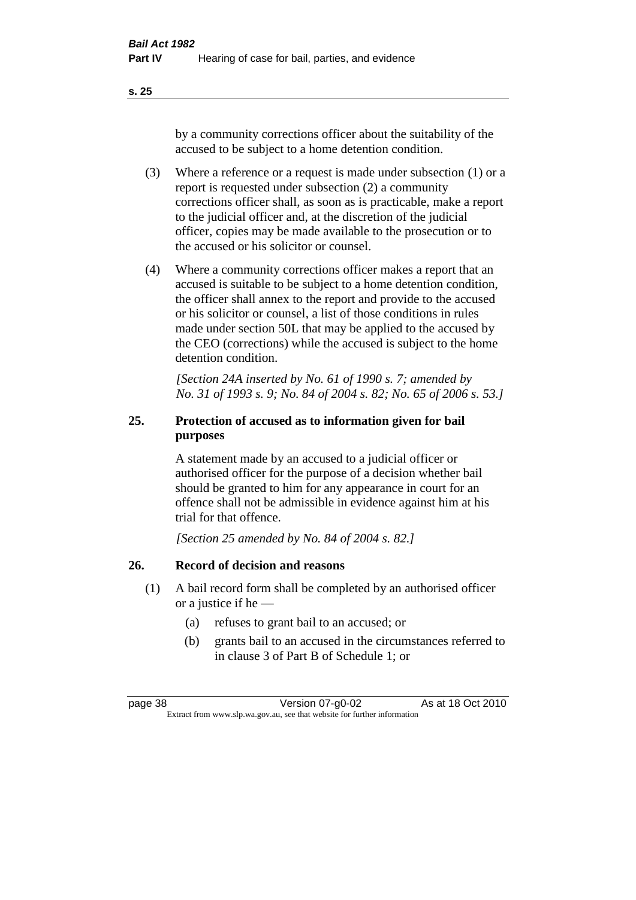by a community corrections officer about the suitability of the accused to be subject to a home detention condition.

(3) Where a reference or a request is made under subsection (1) or a report is requested under subsection (2) a community corrections officer shall, as soon as is practicable, make a report to the judicial officer and, at the discretion of the judicial officer, copies may be made available to the prosecution or to the accused or his solicitor or counsel.

(4) Where a community corrections officer makes a report that an accused is suitable to be subject to a home detention condition, the officer shall annex to the report and provide to the accused or his solicitor or counsel, a list of those conditions in rules made under section 50L that may be applied to the accused by the CEO (corrections) while the accused is subject to the home detention condition.

*[Section 24A inserted by No. 61 of 1990 s. 7; amended by No. 31 of 1993 s. 9; No. 84 of 2004 s. 82; No. 65 of 2006 s. 53.]*

### 25. Protection of accused as to information given for bail purposes

A statement made by an accused to a judicial officer or authorised officer for the purpose of a decision whether bail should be granted to him for any appearance in court for an offence shall not be admissible in evidence against him at his trial for that offence.

*[Section 25 amended by No. 84 of 2004 s. 82.]*

### 26. Record of decision and reasons

(1) A bail record form shall be completed by an authorised officer or a justice if he —

(a) refuses to grant bail to an accused; or

(b) grants bail to an accused in the circumstances referred to in clause 3 of Part B of Schedule 1; or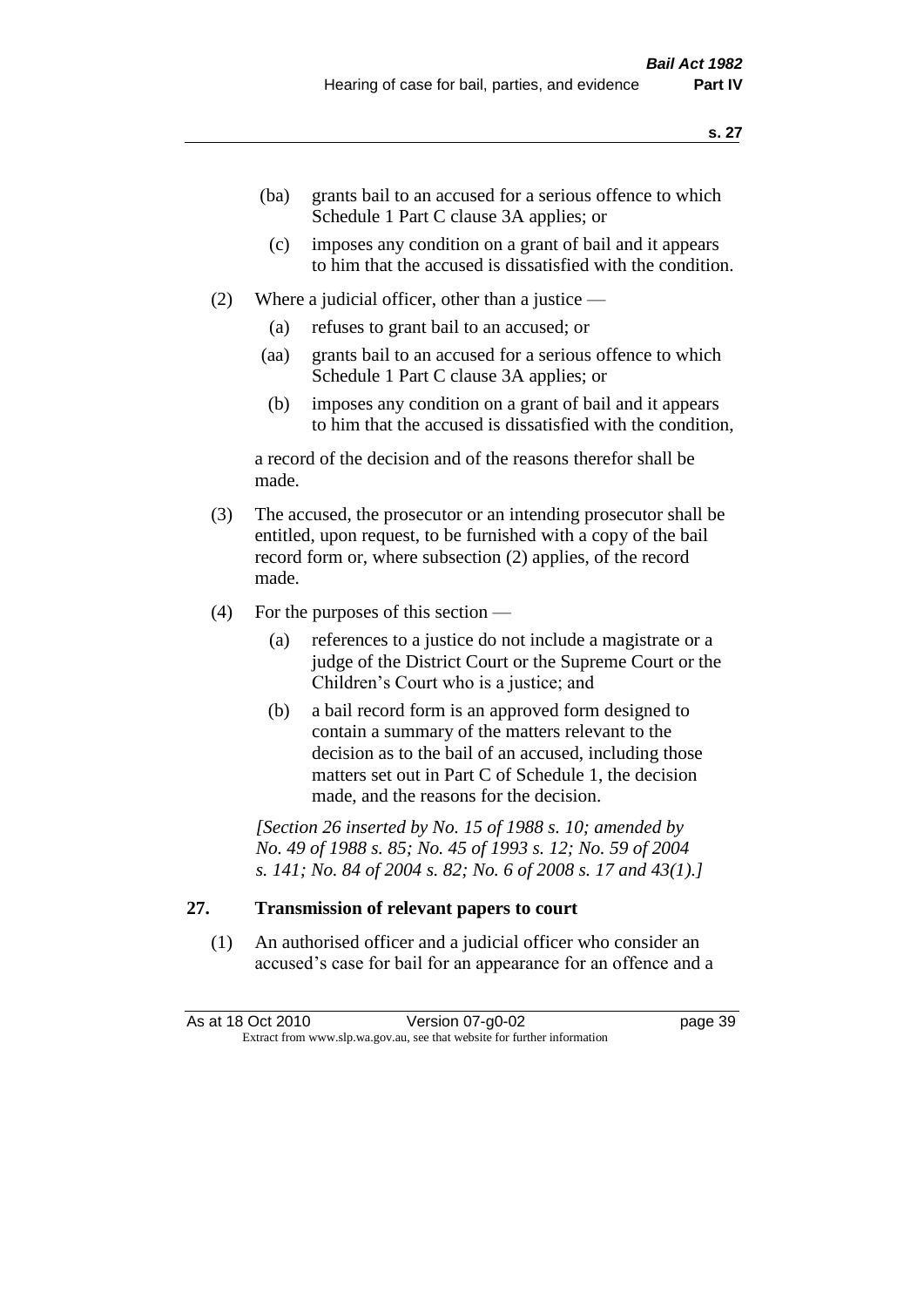(ba) grants bail to an accused for a serious offence to which Schedule 1 Part C clause 3A applies; or

(c) imposes any condition on a grant of bail and it appears to him that the accused is dissatisfied with the condition.

(2) Where a judicial officer, other than a justice —

(a) refuses to grant bail to an accused; or

(aa) grants bail to an accused for a serious offence to which Schedule 1 Part C clause 3A applies; or

(b) imposes any condition on a grant of bail and it appears to him that the accused is dissatisfied with the condition,

a record of the decision and of the reasons therefor shall be made.

(3) The accused, the prosecutor or an intending prosecutor shall be entitled, upon request, to be furnished with a copy of the bail record form or, where subsection (2) applies, of the record made.

(4) For the purposes of this section —

(a) references to a justice do not include a magistrate or a judge of the District Court or the Supreme Court or the Children's Court who is a justice; and

(b) a bail record form is an approved form designed to contain a summary of the matters relevant to the decision as to the bail of an accused, including those matters set out in Part C of Schedule 1, the decision made, and the reasons for the decision.

*[Section 26 inserted by No. 15 of 1988 s. 10; amended by No. 49 of 1988 s. 85; No. 45 of 1993 s. 12; No. 59 of 2004 s. 141; No. 84 of 2004 s. 82; No. 6 of 2008 s. 17 and 43(1).]*

## 27. Transmission of relevant papers to court

(1) An authorised officer and a judicial officer who consider an accused's case for bail for an appearance for an offence and a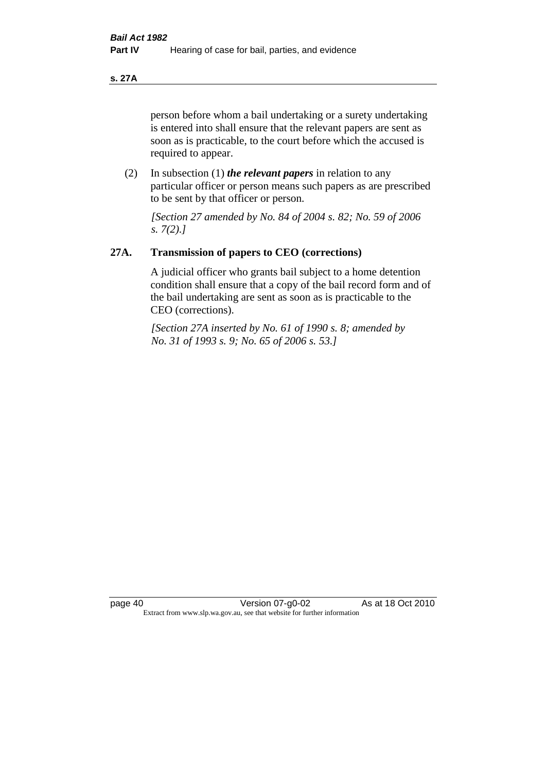person before whom a bail undertaking or a surety undertaking is entered into shall ensure that the relevant papers are sent as soon as is practicable, to the court before which the accused is required to appear.

(2) In subsection (1) ***the relevant papers*** in relation to any particular officer or person means such papers as are prescribed to be sent by that officer or person.

*[Section 27 amended by No. 84 of 2004 s. 82; No. 59 of 2006 s. 7(2).]*

## 27A. Transmission of papers to CEO (corrections)

A judicial officer who grants bail subject to a home detention condition shall ensure that a copy of the bail record form and of the bail undertaking are sent as soon as is practicable to the CEO (corrections).

*[Section 27A inserted by No. 61 of 1990 s. 8; amended by No. 31 of 1993 s. 9; No. 65 of 2006 s. 53.]*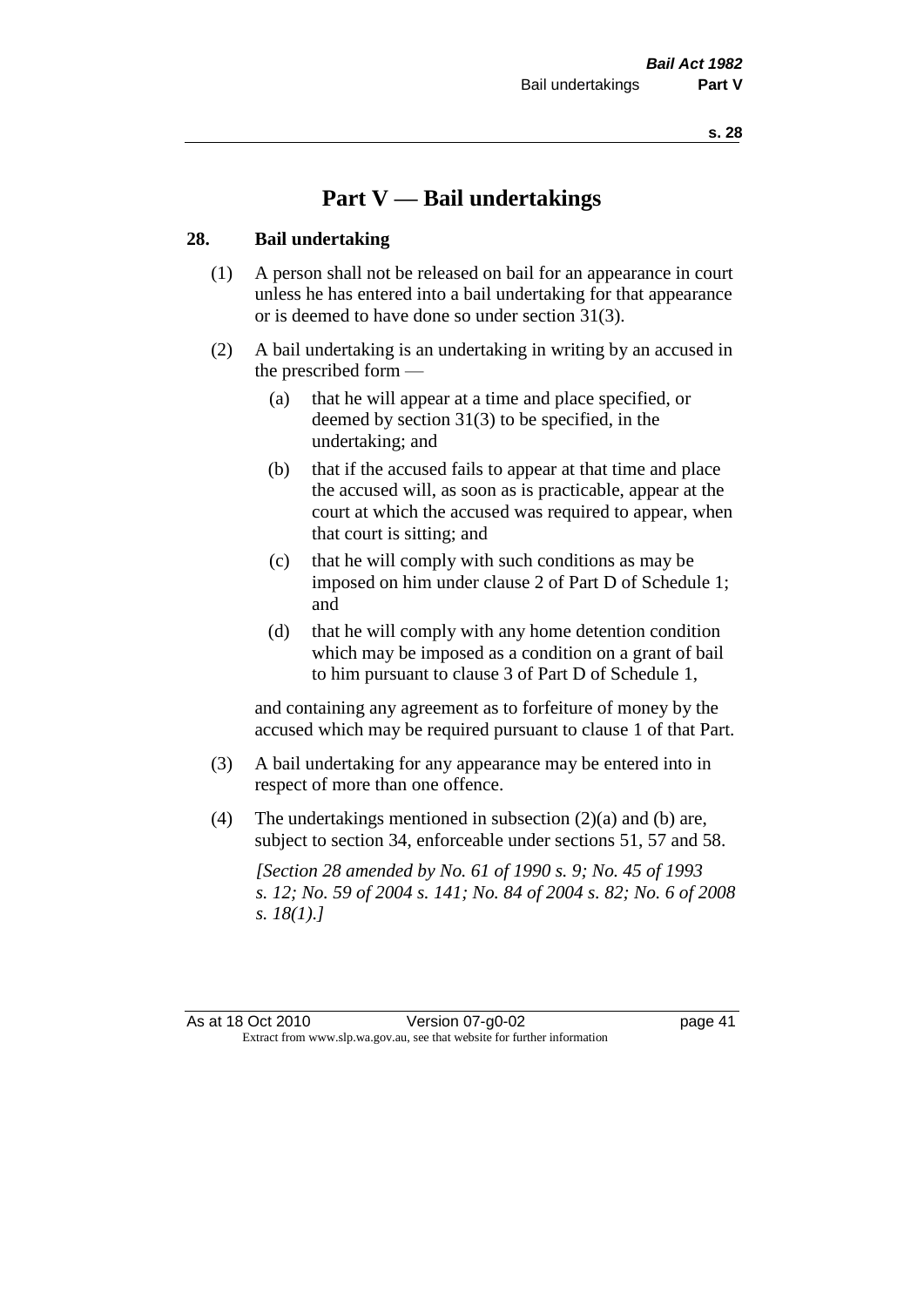# Part V — Bail undertakings

## 28. Bail undertaking

(1) A person shall not be released on bail for an appearance in court unless he has entered into a bail undertaking for that appearance or is deemed to have done so under section 31(3).

(2) A bail undertaking is an undertaking in writing by an accused in the prescribed form —

(a) that he will appear at a time and place specified, or deemed by section 31(3) to be specified, in the undertaking; and

(b) that if the accused fails to appear at that time and place the accused will, as soon as is practicable, appear at the court at which the accused was required to appear, when that court is sitting; and

(c) that he will comply with such conditions as may be imposed on him under clause 2 of Part D of Schedule 1; and

(d) that he will comply with any home detention condition which may be imposed as a condition on a grant of bail to him pursuant to clause 3 of Part D of Schedule 1,

and containing any agreement as to forfeiture of money by the accused which may be required pursuant to clause 1 of that Part.

(3) A bail undertaking for any appearance may be entered into in respect of more than one offence.

(4) The undertakings mentioned in subsection (2)(a) and (b) are, subject to section 34, enforceable under sections 51, 57 and 58.

*[Section 28 amended by No. 61 of 1990 s. 9; No. 45 of 1993 s. 12; No. 59 of 2004 s. 141; No. 84 of 2004 s. 82; No. 6 of 2008 s. 18(1).]*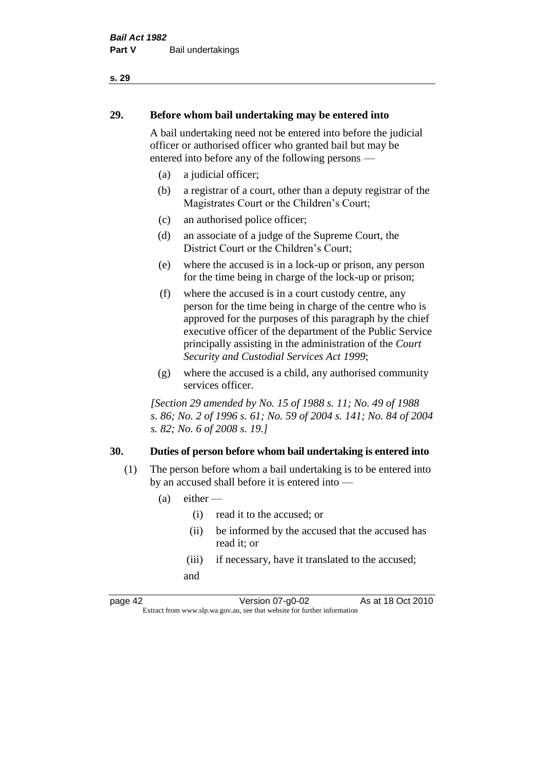## 29. Before whom bail undertaking may be entered into

A bail undertaking need not be entered into before the judicial officer or authorised officer who granted bail but may be entered into before any of the following persons —

(a) a judicial officer;

(b) a registrar of a court, other than a deputy registrar of the Magistrates Court or the Children's Court;

(c) an authorised police officer;

(d) an associate of a judge of the Supreme Court, the District Court or the Children's Court;

(e) where the accused is in a lock-up or prison, any person for the time being in charge of the lock-up or prison;

(f) where the accused is in a court custody centre, any person for the time being in charge of the centre who is approved for the purposes of this paragraph by the chief executive officer of the department of the Public Service principally assisting in the administration of the *Court Security and Custodial Services Act 1999*;

(g) where the accused is a child, any authorised community services officer.

*[Section 29 amended by No. 15 of 1988 s. 11; No. 49 of 1988 s. 86; No. 2 of 1996 s. 61; No. 59 of 2004 s. 141; No. 84 of 2004 s. 82; No. 6 of 2008 s. 19.]*

## 30. Duties of person before whom bail undertaking is entered into

(1) The person before whom a bail undertaking is to be entered into by an accused shall before it is entered into —

(a) either —

(i) read it to the accused; or

(ii) be informed by the accused that the accused has read it; or

(iii) if necessary, have it translated to the accused;

and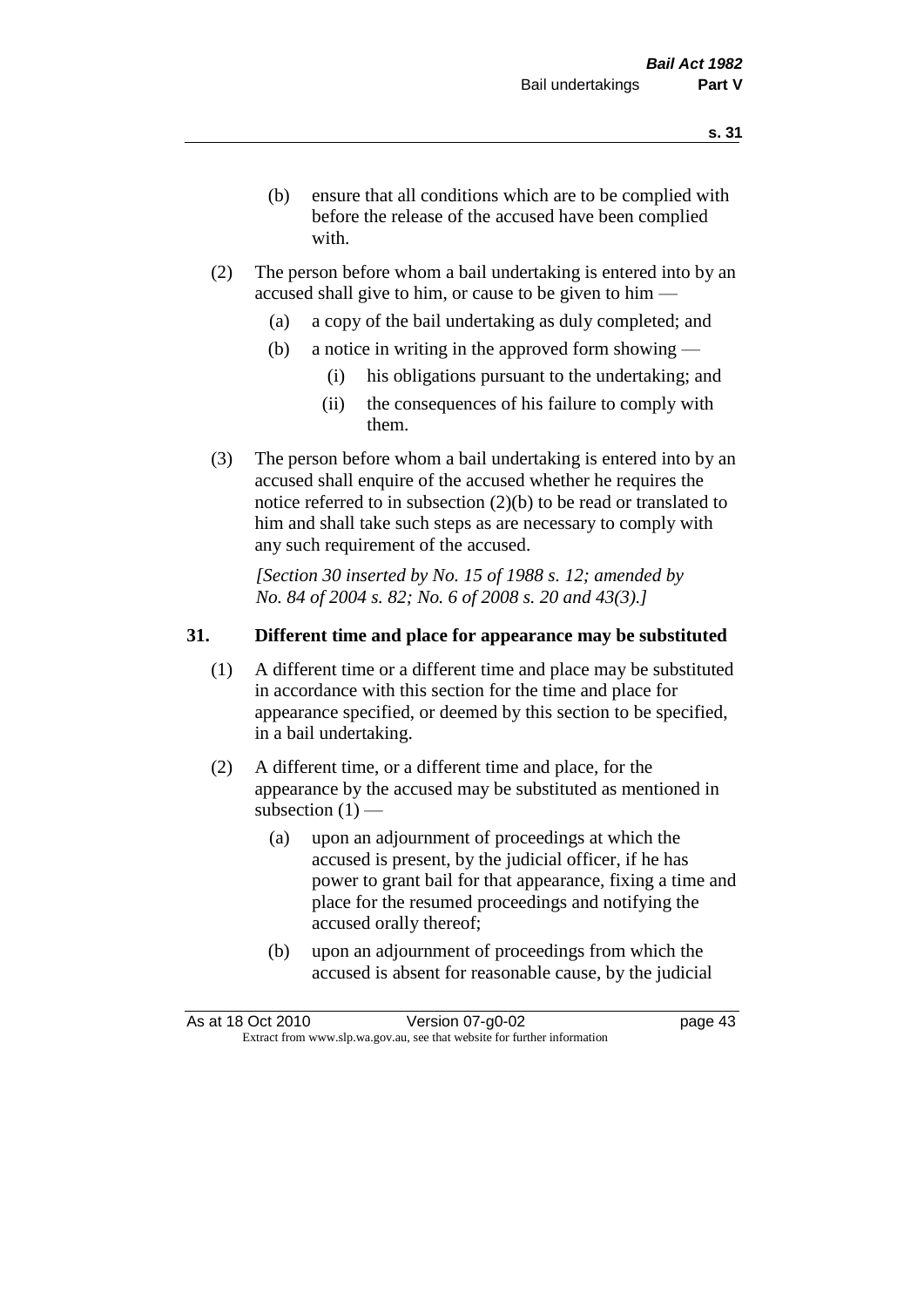(b) ensure that all conditions which are to be complied with before the release of the accused have been complied with.

(2) The person before whom a bail undertaking is entered into by an accused shall give to him, or cause to be given to him —

(a) a copy of the bail undertaking as duly completed; and

(b) a notice in writing in the approved form showing —

(i) his obligations pursuant to the undertaking; and

(ii) the consequences of his failure to comply with them.

(3) The person before whom a bail undertaking is entered into by an accused shall enquire of the accused whether he requires the notice referred to in subsection (2)(b) to be read or translated to him and shall take such steps as are necessary to comply with any such requirement of the accused.

*[Section 30 inserted by No. 15 of 1988 s. 12; amended by No. 84 of 2004 s. 82; No. 6 of 2008 s. 20 and 43(3).]*

## 31. Different time and place for appearance may be substituted

(1) A different time or a different time and place may be substituted in accordance with this section for the time and place for appearance specified, or deemed by this section to be specified, in a bail undertaking.

(2) A different time, or a different time and place, for the appearance by the accused may be substituted as mentioned in subsection (1) —

(a) upon an adjournment of proceedings at which the accused is present, by the judicial officer, if he has power to grant bail for that appearance, fixing a time and place for the resumed proceedings and notifying the accused orally thereof;

(b) upon an adjournment of proceedings from which the accused is absent for reasonable cause, by the judicial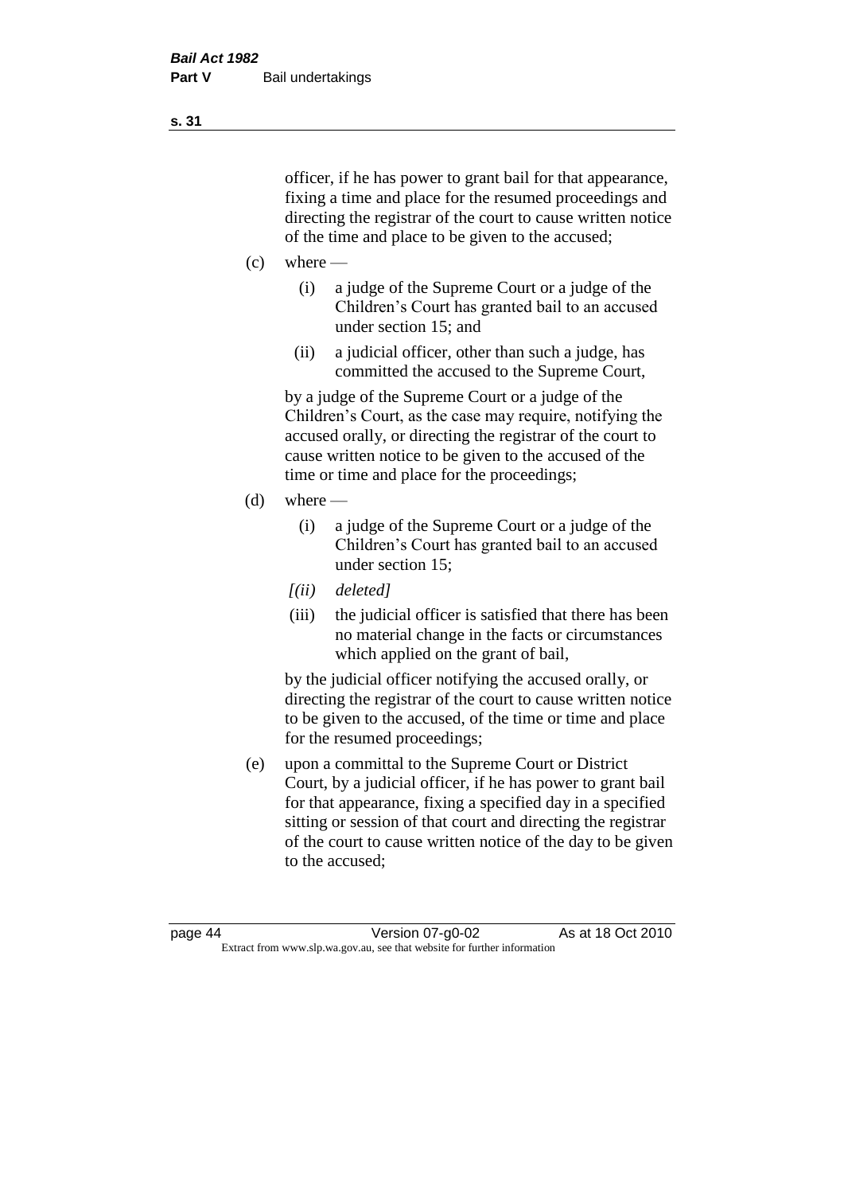officer, if he has power to grant bail for that appearance, fixing a time and place for the resumed proceedings and directing the registrar of the court to cause written notice of the time and place to be given to the accused;

(c) where —

  (i) a judge of the Supreme Court or a judge of the Children's Court has granted bail to an accused under section 15; and

  (ii) a judicial officer, other than such a judge, has committed the accused to the Supreme Court,

  by a judge of the Supreme Court or a judge of the Children's Court, as the case may require, notifying the accused orally, or directing the registrar of the court to cause written notice to be given to the accused of the time or time and place for the proceedings;

(d) where —

  (i) a judge of the Supreme Court or a judge of the Children's Court has granted bail to an accused under section 15;

  *[(ii) deleted]*

  (iii) the judicial officer is satisfied that there has been no material change in the facts or circumstances which applied on the grant of bail,

  by the judicial officer notifying the accused orally, or directing the registrar of the court to cause written notice to be given to the accused, of the time or time and place for the resumed proceedings;

(e) upon a committal to the Supreme Court or District Court, by a judicial officer, if he has power to grant bail for that appearance, fixing a specified day in a specified sitting or session of that court and directing the registrar of the court to cause written notice of the day to be given to the accused;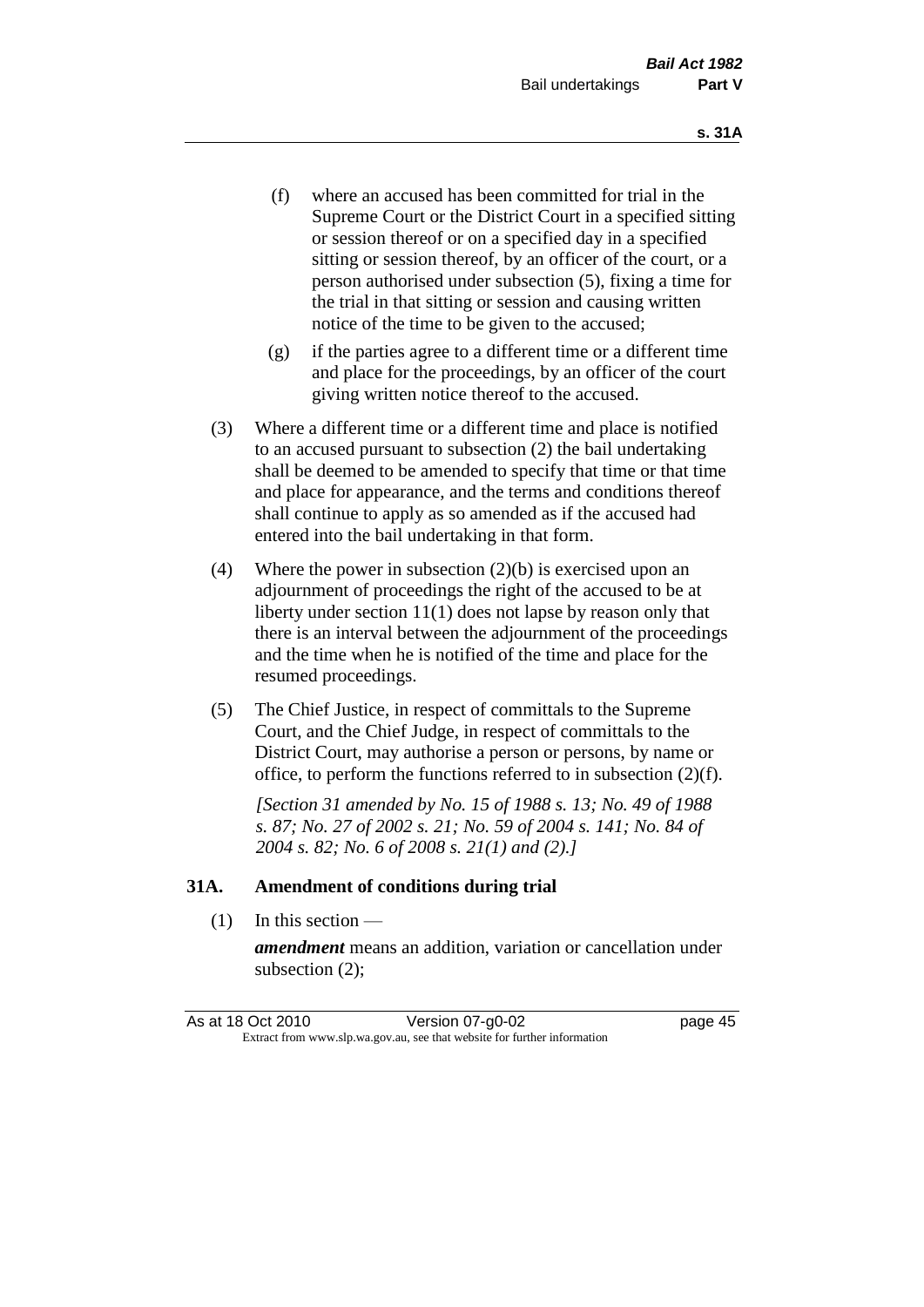(f) where an accused has been committed for trial in the Supreme Court or the District Court in a specified sitting or session thereof or on a specified day in a specified sitting or session thereof, by an officer of the court, or a person authorised under subsection (5), fixing a time for the trial in that sitting or session and causing written notice of the time to be given to the accused;

(g) if the parties agree to a different time or a different time and place for the proceedings, by an officer of the court giving written notice thereof to the accused.

(3) Where a different time or a different time and place is notified to an accused pursuant to subsection (2) the bail undertaking shall be deemed to be amended to specify that time or that time and place for appearance, and the terms and conditions thereof shall continue to apply as so amended as if the accused had entered into the bail undertaking in that form.

(4) Where the power in subsection (2)(b) is exercised upon an adjournment of proceedings the right of the accused to be at liberty under section 11(1) does not lapse by reason only that there is an interval between the adjournment of the proceedings and the time when he is notified of the time and place for the resumed proceedings.

(5) The Chief Justice, in respect of committals to the Supreme Court, and the Chief Judge, in respect of committals to the District Court, may authorise a person or persons, by name or office, to perform the functions referred to in subsection (2)(f).

*[Section 31 amended by No. 15 of 1988 s. 13; No. 49 of 1988 s. 87; No. 27 of 2002 s. 21; No. 59 of 2004 s. 141; No. 84 of 2004 s. 82; No. 6 of 2008 s. 21(1) and (2).]*

### 31A. Amendment of conditions during trial

(1) In this section —

***amendment*** means an addition, variation or cancellation under subsection (2);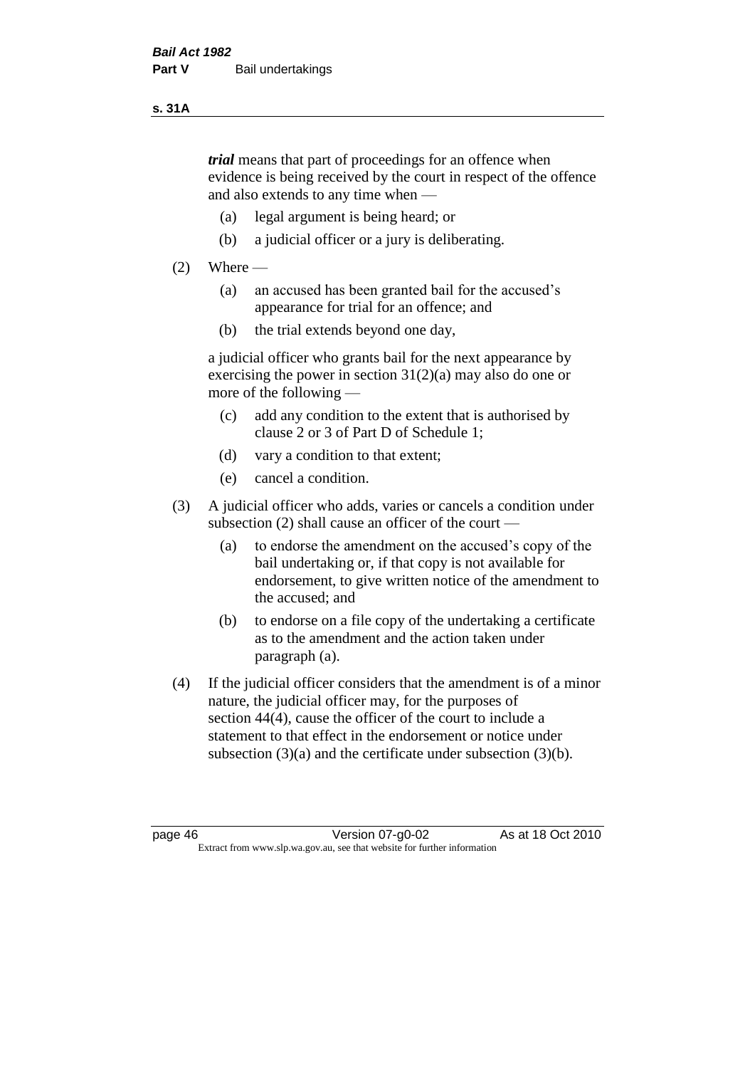***trial*** means that part of proceedings for an offence when evidence is being received by the court in respect of the offence and also extends to any time when —

(a) legal argument is being heard; or

(b) a judicial officer or a jury is deliberating.

(2) Where —

(a) an accused has been granted bail for the accused's appearance for trial for an offence; and

(b) the trial extends beyond one day,

a judicial officer who grants bail for the next appearance by exercising the power in section 31(2)(a) may also do one or more of the following —

(c) add any condition to the extent that is authorised by clause 2 or 3 of Part D of Schedule 1;

(d) vary a condition to that extent;

(e) cancel a condition.

(3) A judicial officer who adds, varies or cancels a condition under subsection (2) shall cause an officer of the court —

(a) to endorse the amendment on the accused's copy of the bail undertaking or, if that copy is not available for endorsement, to give written notice of the amendment to the accused; and

(b) to endorse on a file copy of the undertaking a certificate as to the amendment and the action taken under paragraph (a).

(4) If the judicial officer considers that the amendment is of a minor nature, the judicial officer may, for the purposes of section 44(4), cause the officer of the court to include a statement to that effect in the endorsement or notice under subsection (3)(a) and the certificate under subsection (3)(b).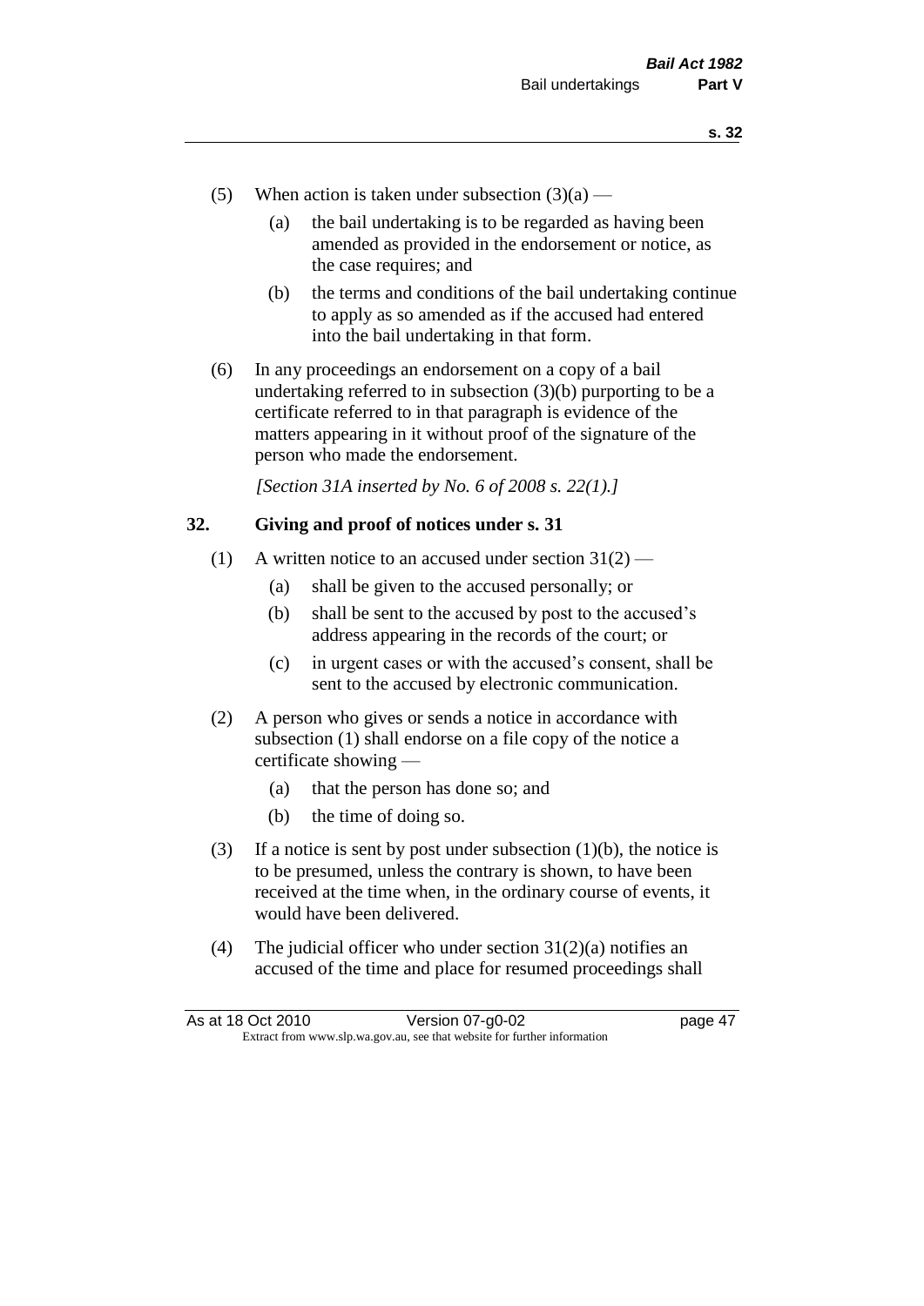(5) When action is taken under subsection (3)(a) —

  (a) the bail undertaking is to be regarded as having been amended as provided in the endorsement or notice, as the case requires; and

  (b) the terms and conditions of the bail undertaking continue to apply as so amended as if the accused had entered into the bail undertaking in that form.

(6) In any proceedings an endorsement on a copy of a bail undertaking referred to in subsection (3)(b) purporting to be a certificate referred to in that paragraph is evidence of the matters appearing in it without proof of the signature of the person who made the endorsement.

*[Section 31A inserted by No. 6 of 2008 s. 22(1).]*

## 32. Giving and proof of notices under s. 31

(1) A written notice to an accused under section 31(2) —

  (a) shall be given to the accused personally; or

  (b) shall be sent to the accused by post to the accused's address appearing in the records of the court; or

  (c) in urgent cases or with the accused's consent, shall be sent to the accused by electronic communication.

(2) A person who gives or sends a notice in accordance with subsection (1) shall endorse on a file copy of the notice a certificate showing —

  (a) that the person has done so; and

  (b) the time of doing so.

(3) If a notice is sent by post under subsection (1)(b), the notice is to be presumed, unless the contrary is shown, to have been received at the time when, in the ordinary course of events, it would have been delivered.

(4) The judicial officer who under section 31(2)(a) notifies an accused of the time and place for resumed proceedings shall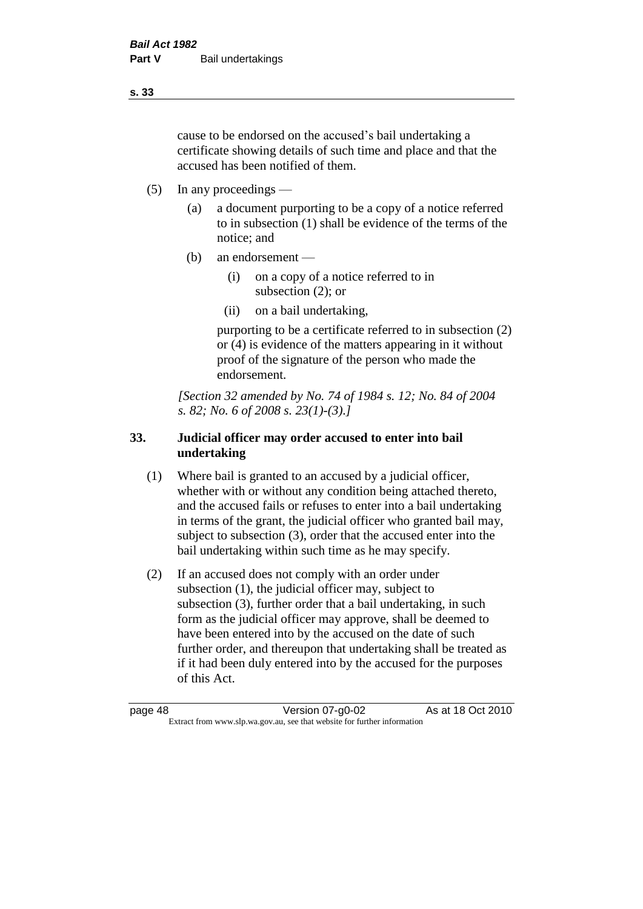cause to be endorsed on the accused's bail undertaking a certificate showing details of such time and place and that the accused has been notified of them.

(5) In any proceedings —

  (a) a document purporting to be a copy of a notice referred to in subsection (1) shall be evidence of the terms of the notice; and

  (b) an endorsement —

    (i) on a copy of a notice referred to in subsection (2); or

    (ii) on a bail undertaking,

  purporting to be a certificate referred to in subsection (2) or (4) is evidence of the matters appearing in it without proof of the signature of the person who made the endorsement.

*[Section 32 amended by No. 74 of 1984 s. 12; No. 84 of 2004 s. 82; No. 6 of 2008 s. 23(1)-(3).]*

### 33. Judicial officer may order accused to enter into bail undertaking

(1) Where bail is granted to an accused by a judicial officer, whether with or without any condition being attached thereto, and the accused fails or refuses to enter into a bail undertaking in terms of the grant, the judicial officer who granted bail may, subject to subsection (3), order that the accused enter into the bail undertaking within such time as he may specify.

(2) If an accused does not comply with an order under subsection (1), the judicial officer may, subject to subsection (3), further order that a bail undertaking, in such form as the judicial officer may approve, shall be deemed to have been entered into by the accused on the date of such further order, and thereupon that undertaking shall be treated as if it had been duly entered into by the accused for the purposes of this Act.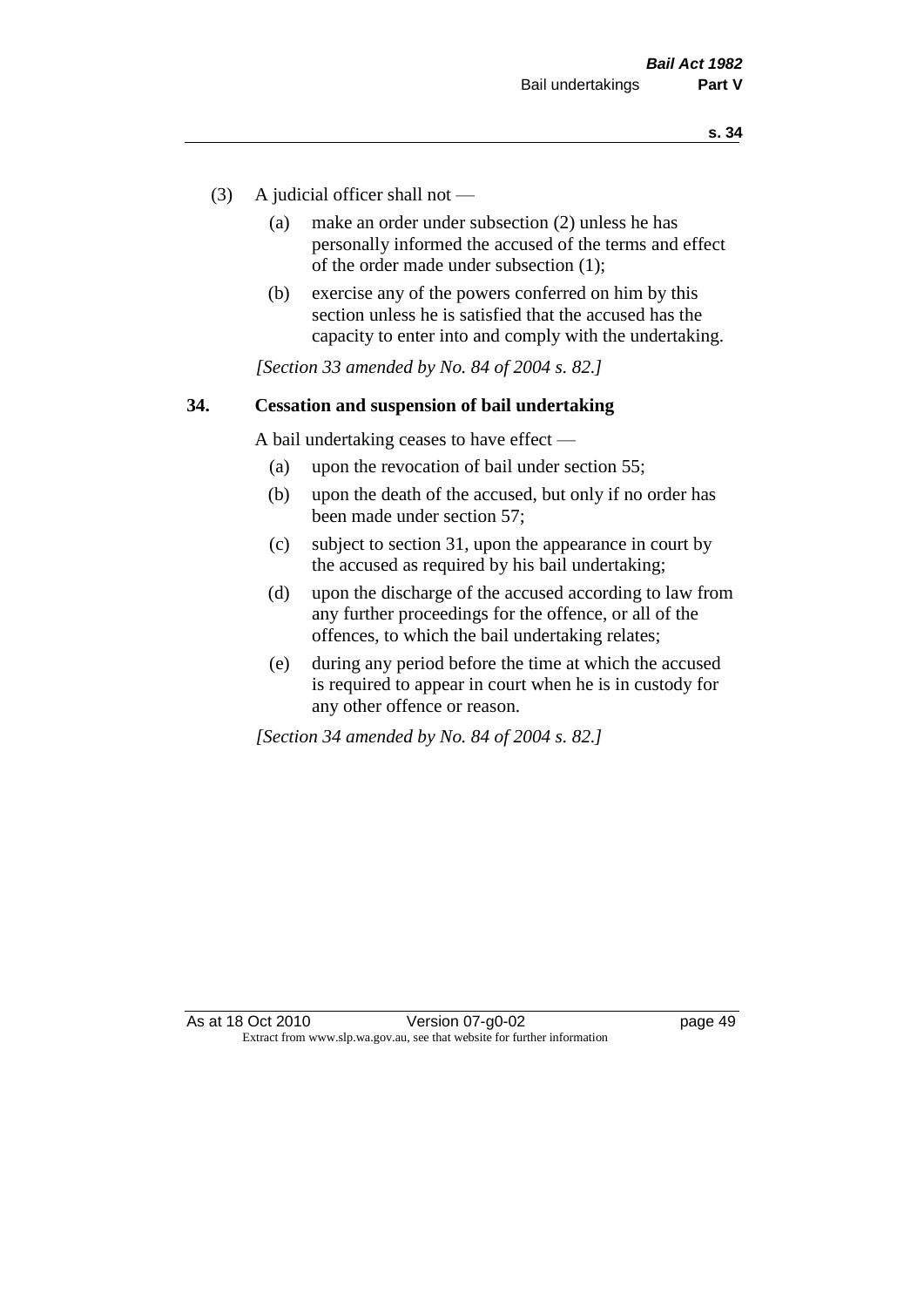(3) A judicial officer shall not —

(a) make an order under subsection (2) unless he has personally informed the accused of the terms and effect of the order made under subsection (1);

(b) exercise any of the powers conferred on him by this section unless he is satisfied that the accused has the capacity to enter into and comply with the undertaking.

*[Section 33 amended by No. 84 of 2004 s. 82.]*

### 34. Cessation and suspension of bail undertaking

A bail undertaking ceases to have effect —

(a) upon the revocation of bail under section 55;

(b) upon the death of the accused, but only if no order has been made under section 57;

(c) subject to section 31, upon the appearance in court by the accused as required by his bail undertaking;

(d) upon the discharge of the accused according to law from any further proceedings for the offence, or all of the offences, to which the bail undertaking relates;

(e) during any period before the time at which the accused is required to appear in court when he is in custody for any other offence or reason.

*[Section 34 amended by No. 84 of 2004 s. 82.]*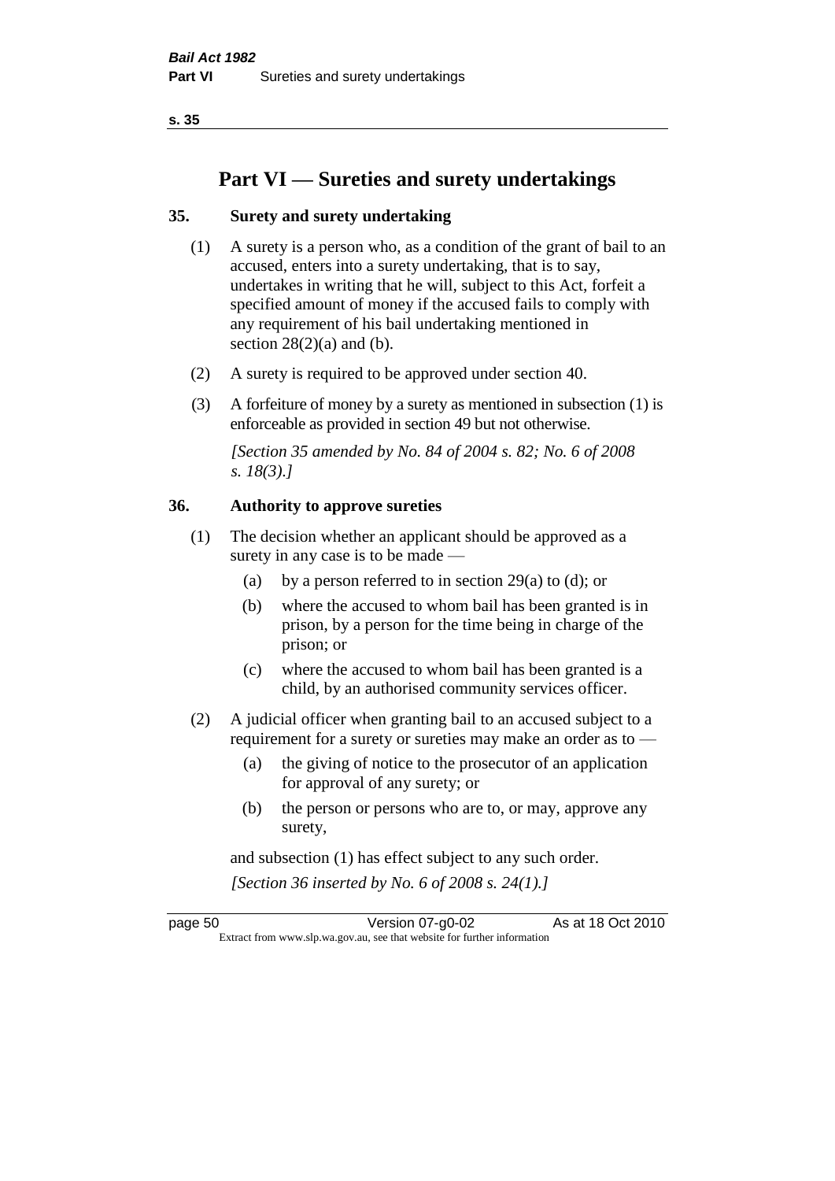# Part VI — Sureties and surety undertakings

## 35. Surety and surety undertaking

(1) A surety is a person who, as a condition of the grant of bail to an accused, enters into a surety undertaking, that is to say, undertakes in writing that he will, subject to this Act, forfeit a specified amount of money if the accused fails to comply with any requirement of his bail undertaking mentioned in section 28(2)(a) and (b).

(2) A surety is required to be approved under section 40.

(3) A forfeiture of money by a surety as mentioned in subsection (1) is enforceable as provided in section 49 but not otherwise.

*[Section 35 amended by No. 84 of 2004 s. 82; No. 6 of 2008 s. 18(3).]*

## 36. Authority to approve sureties

(1) The decision whether an applicant should be approved as a surety in any case is to be made —

- (a) by a person referred to in section 29(a) to (d); or
- (b) where the accused to whom bail has been granted is in prison, by a person for the time being in charge of the prison; or
- (c) where the accused to whom bail has been granted is a child, by an authorised community services officer.

(2) A judicial officer when granting bail to an accused subject to a requirement for a surety or sureties may make an order as to —

- (a) the giving of notice to the prosecutor of an application for approval of any surety; or
- (b) the person or persons who are to, or may, approve any surety,

and subsection (1) has effect subject to any such order.

*[Section 36 inserted by No. 6 of 2008 s. 24(1).]*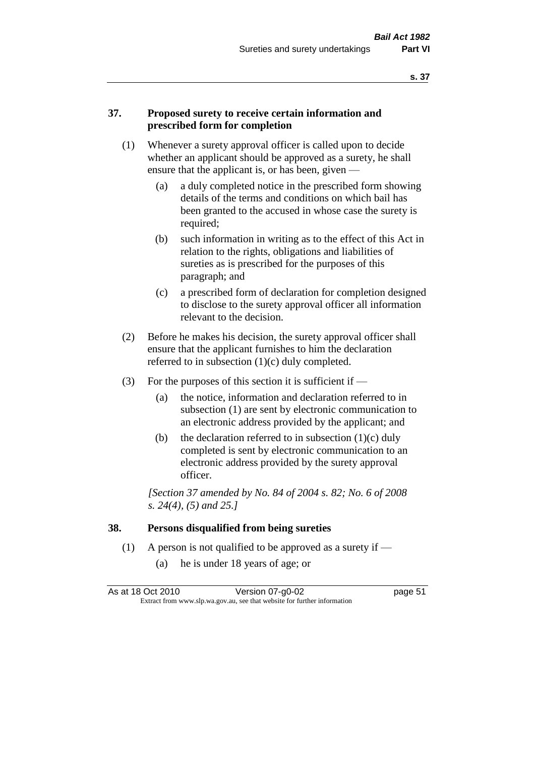### 37. Proposed surety to receive certain information and prescribed form for completion

(1) Whenever a surety approval officer is called upon to decide whether an applicant should be approved as a surety, he shall ensure that the applicant is, or has been, given —

(a) a duly completed notice in the prescribed form showing details of the terms and conditions on which bail has been granted to the accused in whose case the surety is required;

(b) such information in writing as to the effect of this Act in relation to the rights, obligations and liabilities of sureties as is prescribed for the purposes of this paragraph; and

(c) a prescribed form of declaration for completion designed to disclose to the surety approval officer all information relevant to the decision.

(2) Before he makes his decision, the surety approval officer shall ensure that the applicant furnishes to him the declaration referred to in subsection (1)(c) duly completed.

(3) For the purposes of this section it is sufficient if —

(a) the notice, information and declaration referred to in subsection (1) are sent by electronic communication to an electronic address provided by the applicant; and

(b) the declaration referred to in subsection (1)(c) duly completed is sent by electronic communication to an electronic address provided by the surety approval officer.

*[Section 37 amended by No. 84 of 2004 s. 82; No. 6 of 2008 s. 24(4), (5) and 25.]*

### 38. Persons disqualified from being sureties

(1) A person is not qualified to be approved as a surety if —

(a) he is under 18 years of age; or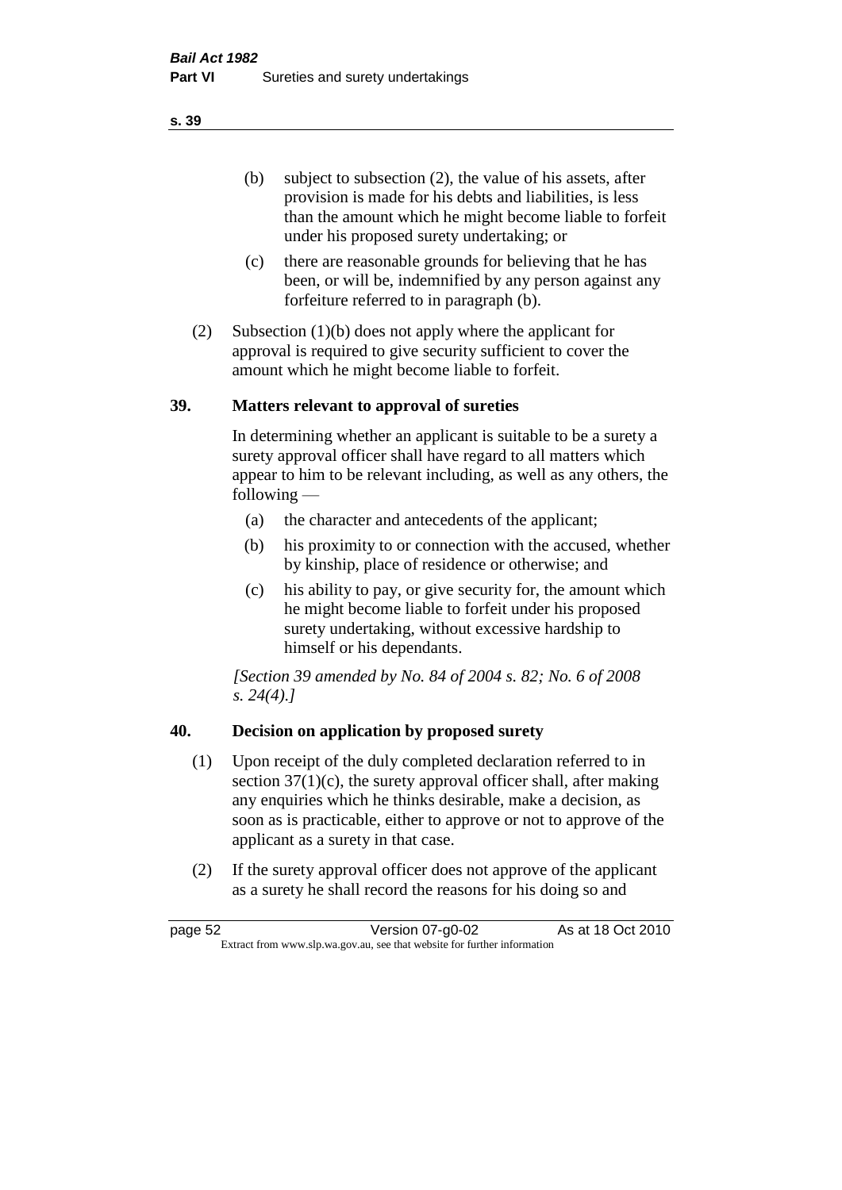(b) subject to subsection (2), the value of his assets, after provision is made for his debts and liabilities, is less than the amount which he might become liable to forfeit under his proposed surety undertaking; or

(c) there are reasonable grounds for believing that he has been, or will be, indemnified by any person against any forfeiture referred to in paragraph (b).

(2) Subsection (1)(b) does not apply where the applicant for approval is required to give security sufficient to cover the amount which he might become liable to forfeit.

## 39. Matters relevant to approval of sureties

In determining whether an applicant is suitable to be a surety a surety approval officer shall have regard to all matters which appear to him to be relevant including, as well as any others, the following —

(a) the character and antecedents of the applicant;

(b) his proximity to or connection with the accused, whether by kinship, place of residence or otherwise; and

(c) his ability to pay, or give security for, the amount which he might become liable to forfeit under his proposed surety undertaking, without excessive hardship to himself or his dependants.

*[Section 39 amended by No. 84 of 2004 s. 82; No. 6 of 2008 s. 24(4).]*

## 40. Decision on application by proposed surety

(1) Upon receipt of the duly completed declaration referred to in section 37(1)(c), the surety approval officer shall, after making any enquiries which he thinks desirable, make a decision, as soon as is practicable, either to approve or not to approve of the applicant as a surety in that case.

(2) If the surety approval officer does not approve of the applicant as a surety he shall record the reasons for his doing so and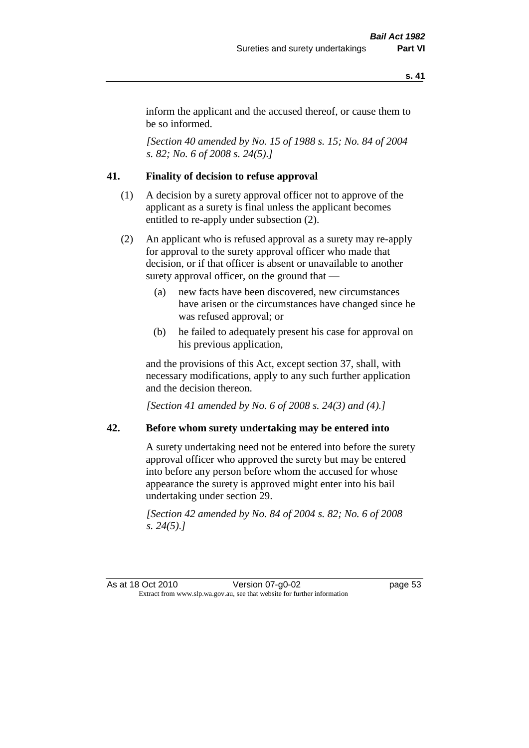inform the applicant and the accused thereof, or cause them to be so informed.

*[Section 40 amended by No. 15 of 1988 s. 15; No. 84 of 2004 s. 82; No. 6 of 2008 s. 24(5).]*

## 41. Finality of decision to refuse approval

(1) A decision by a surety approval officer not to approve of the applicant as a surety is final unless the applicant becomes entitled to re-apply under subsection (2).

(2) An applicant who is refused approval as a surety may re-apply for approval to the surety approval officer who made that decision, or if that officer is absent or unavailable to another surety approval officer, on the ground that —

- (a) new facts have been discovered, new circumstances have arisen or the circumstances have changed since he was refused approval; or
- (b) he failed to adequately present his case for approval on his previous application,

and the provisions of this Act, except section 37, shall, with necessary modifications, apply to any such further application and the decision thereon.

*[Section 41 amended by No. 6 of 2008 s. 24(3) and (4).]*

## 42. Before whom surety undertaking may be entered into

A surety undertaking need not be entered into before the surety approval officer who approved the surety but may be entered into before any person before whom the accused for whose appearance the surety is approved might enter into his bail undertaking under section 29.

*[Section 42 amended by No. 84 of 2004 s. 82; No. 6 of 2008 s. 24(5).]*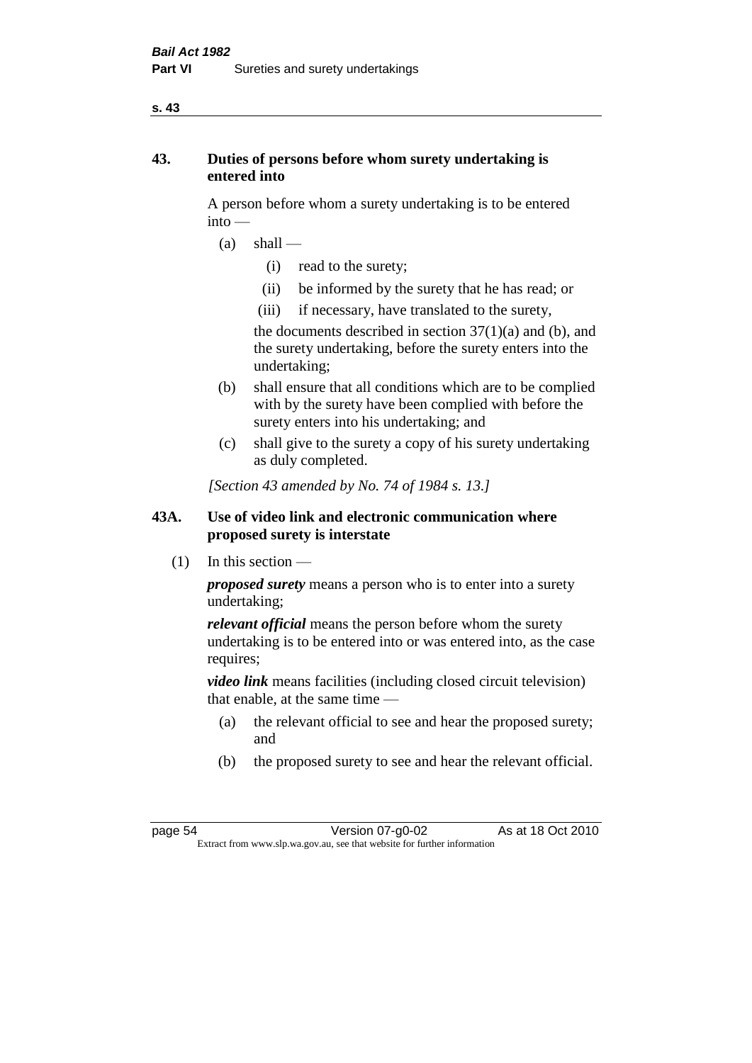## 43. Duties of persons before whom surety undertaking is entered into

A person before whom a surety undertaking is to be entered into —

- (a) shall —
  - (i) read to the surety;
  - (ii) be informed by the surety that he has read; or
  - (iii) if necessary, have translated to the surety,

  the documents described in section 37(1)(a) and (b), and the surety undertaking, before the surety enters into the undertaking;
- (b) shall ensure that all conditions which are to be complied with by the surety have been complied with before the surety enters into his undertaking; and
- (c) shall give to the surety a copy of his surety undertaking as duly completed.

*[Section 43 amended by No. 74 of 1984 s. 13.]*

## 43A. Use of video link and electronic communication where proposed surety is interstate

(1) In this section —

***proposed surety*** means a person who is to enter into a surety undertaking;

***relevant official*** means the person before whom the surety undertaking is to be entered into or was entered into, as the case requires;

***video link*** means facilities (including closed circuit television) that enable, at the same time —

- (a) the relevant official to see and hear the proposed surety; and
- (b) the proposed surety to see and hear the relevant official.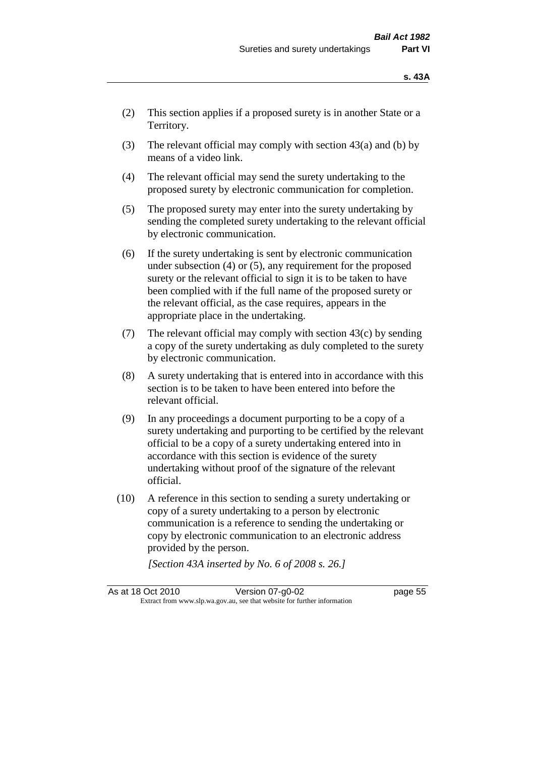(2) This section applies if a proposed surety is in another State or a Territory.

(3) The relevant official may comply with section 43(a) and (b) by means of a video link.

(4) The relevant official may send the surety undertaking to the proposed surety by electronic communication for completion.

(5) The proposed surety may enter into the surety undertaking by sending the completed surety undertaking to the relevant official by electronic communication.

(6) If the surety undertaking is sent by electronic communication under subsection (4) or (5), any requirement for the proposed surety or the relevant official to sign it is to be taken to have been complied with if the full name of the proposed surety or the relevant official, as the case requires, appears in the appropriate place in the undertaking.

(7) The relevant official may comply with section 43(c) by sending a copy of the surety undertaking as duly completed to the surety by electronic communication.

(8) A surety undertaking that is entered into in accordance with this section is to be taken to have been entered into before the relevant official.

(9) In any proceedings a document purporting to be a copy of a surety undertaking and purporting to be certified by the relevant official to be a copy of a surety undertaking entered into in accordance with this section is evidence of the surety undertaking without proof of the signature of the relevant official.

(10) A reference in this section to sending a surety undertaking or copy of a surety undertaking to a person by electronic communication is a reference to sending the undertaking or copy by electronic communication to an electronic address provided by the person.

*[Section 43A inserted by No. 6 of 2008 s. 26.]*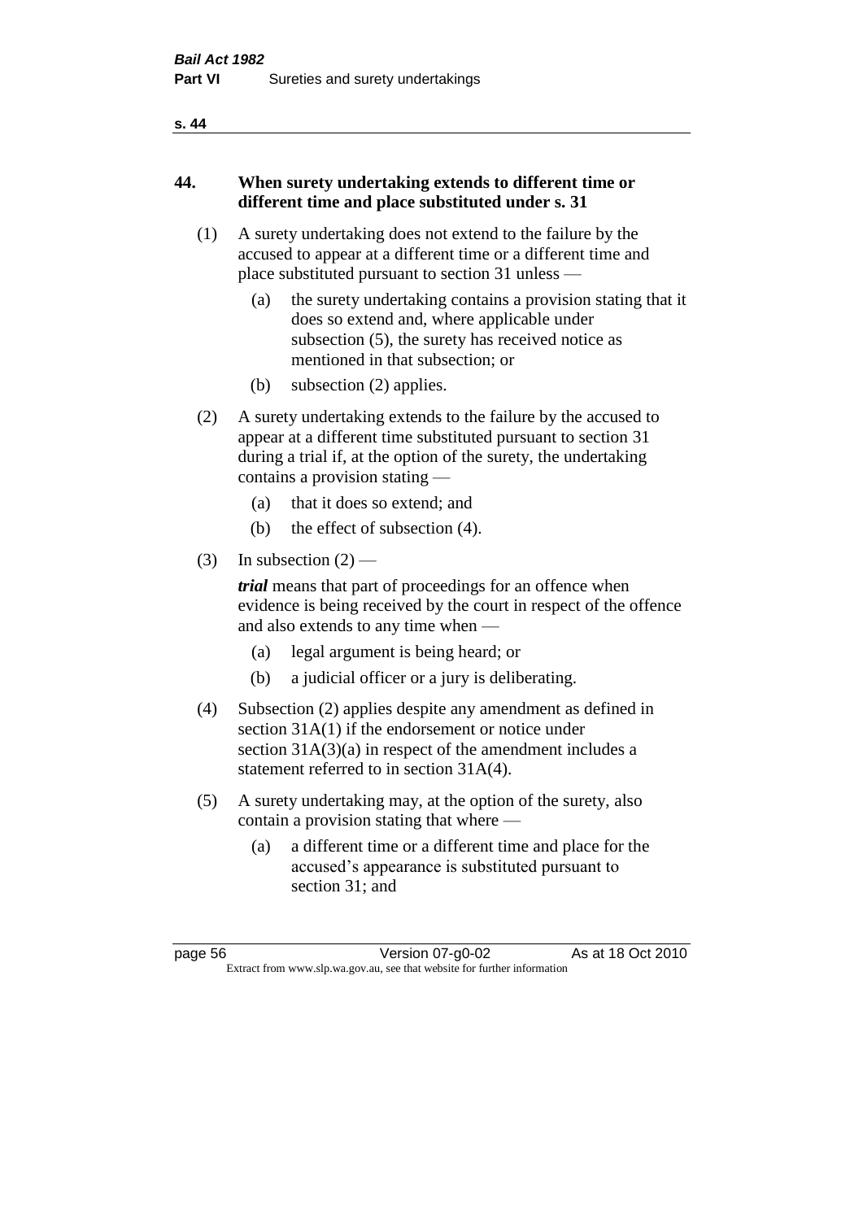## 44. When surety undertaking extends to different time or different time and place substituted under s. 31

(1) A surety undertaking does not extend to the failure by the accused to appear at a different time or a different time and place substituted pursuant to section 31 unless —

  (a) the surety undertaking contains a provision stating that it does so extend and, where applicable under subsection (5), the surety has received notice as mentioned in that subsection; or

  (b) subsection (2) applies.

(2) A surety undertaking extends to the failure by the accused to appear at a different time substituted pursuant to section 31 during a trial if, at the option of the surety, the undertaking contains a provision stating —

  (a) that it does so extend; and

  (b) the effect of subsection (4).

(3) In subsection (2) —

***trial*** means that part of proceedings for an offence when evidence is being received by the court in respect of the offence and also extends to any time when —

  (a) legal argument is being heard; or

  (b) a judicial officer or a jury is deliberating.

(4) Subsection (2) applies despite any amendment as defined in section 31A(1) if the endorsement or notice under section 31A(3)(a) in respect of the amendment includes a statement referred to in section 31A(4).

(5) A surety undertaking may, at the option of the surety, also contain a provision stating that where —

  (a) a different time or a different time and place for the accused's appearance is substituted pursuant to section 31; and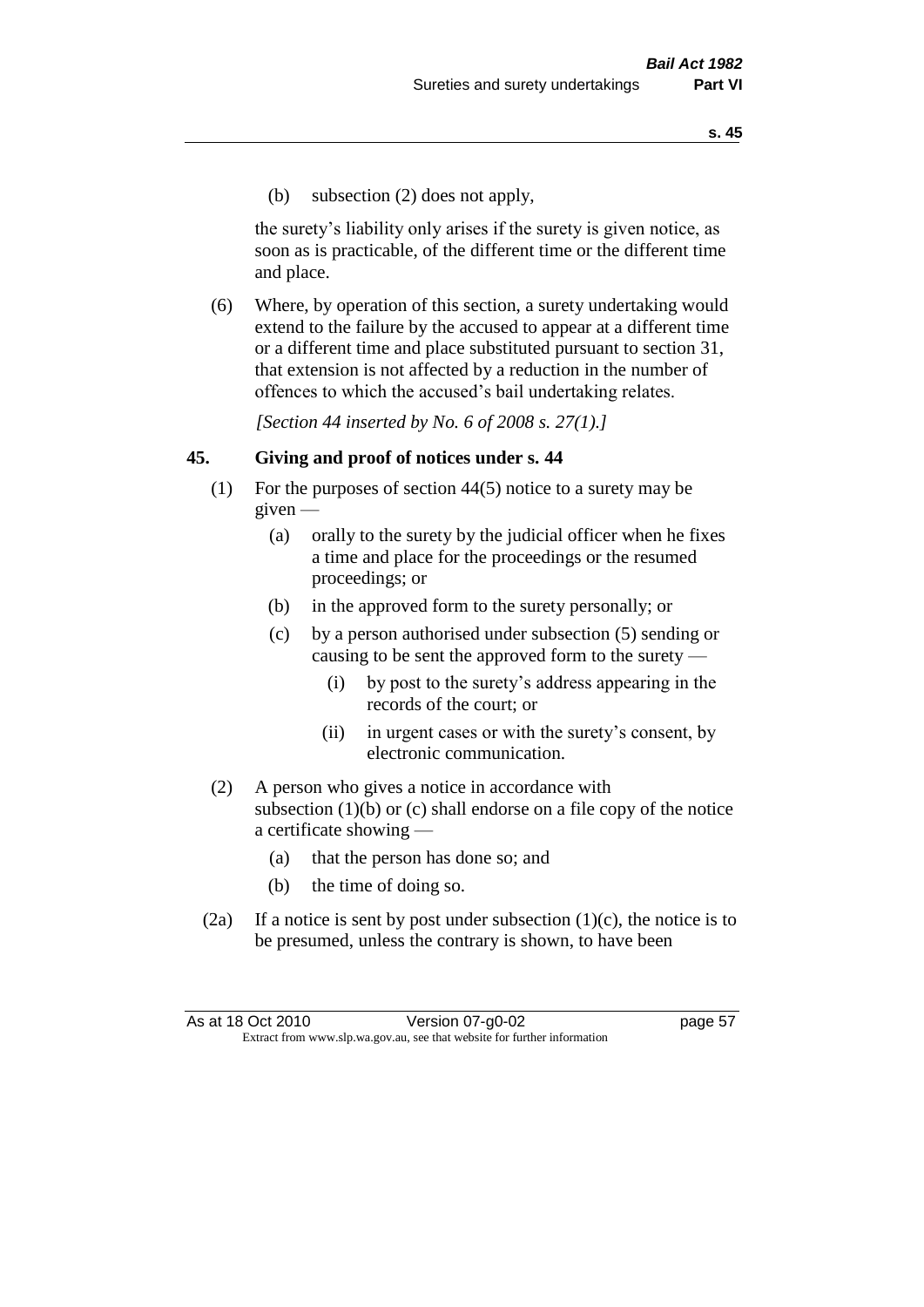(b) subsection (2) does not apply,

the surety's liability only arises if the surety is given notice, as soon as is practicable, of the different time or the different time and place.

(6) Where, by operation of this section, a surety undertaking would extend to the failure by the accused to appear at a different time or a different time and place substituted pursuant to section 31, that extension is not affected by a reduction in the number of offences to which the accused's bail undertaking relates.

*[Section 44 inserted by No. 6 of 2008 s. 27(1).]*

## 45. Giving and proof of notices under s. 44

(1) For the purposes of section 44(5) notice to a surety may be given —

  (a) orally to the surety by the judicial officer when he fixes a time and place for the proceedings or the resumed proceedings; or

  (b) in the approved form to the surety personally; or

  (c) by a person authorised under subsection (5) sending or causing to be sent the approved form to the surety —

    (i) by post to the surety's address appearing in the records of the court; or

    (ii) in urgent cases or with the surety's consent, by electronic communication.

(2) A person who gives a notice in accordance with subsection (1)(b) or (c) shall endorse on a file copy of the notice a certificate showing —

  (a) that the person has done so; and

  (b) the time of doing so.

(2a) If a notice is sent by post under subsection (1)(c), the notice is to be presumed, unless the contrary is shown, to have been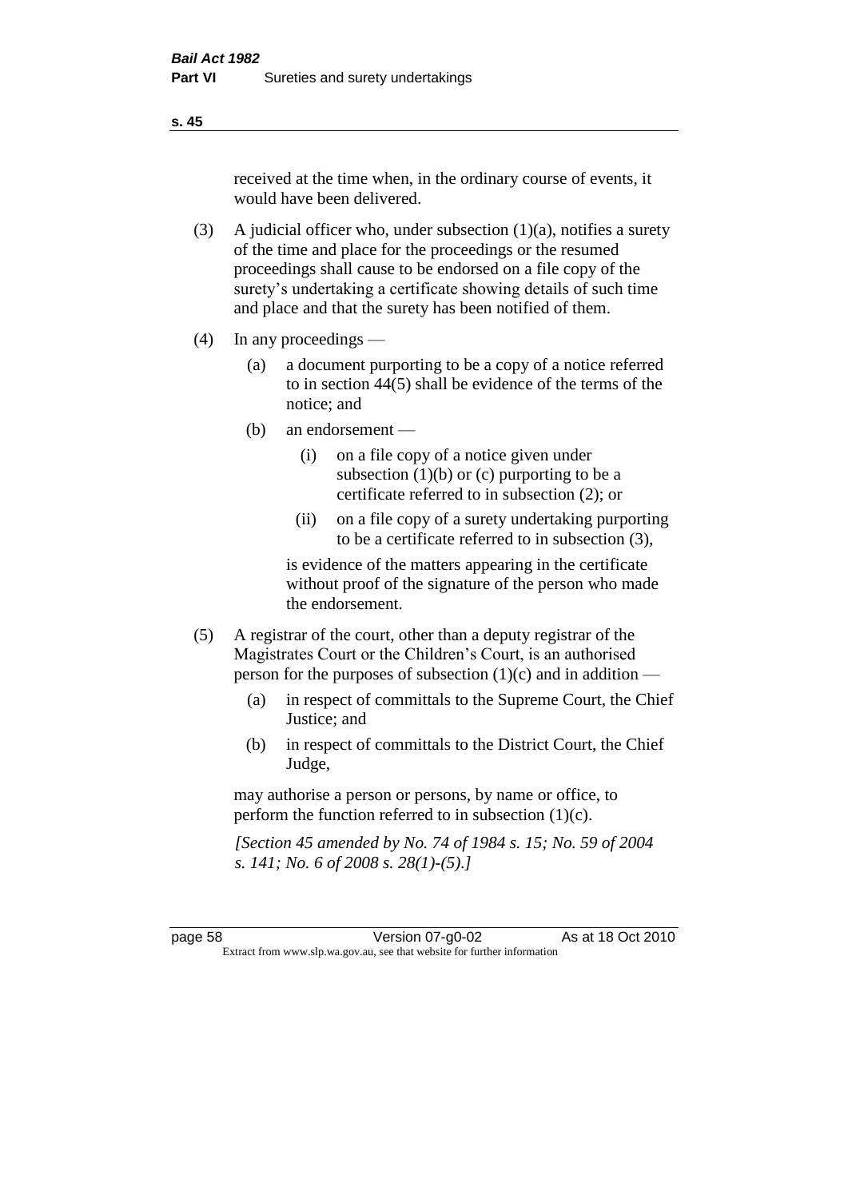received at the time when, in the ordinary course of events, it would have been delivered.

(3) A judicial officer who, under subsection (1)(a), notifies a surety of the time and place for the proceedings or the resumed proceedings shall cause to be endorsed on a file copy of the surety's undertaking a certificate showing details of such time and place and that the surety has been notified of them.

(4) In any proceedings —

(a) a document purporting to be a copy of a notice referred to in section 44(5) shall be evidence of the terms of the notice; and

(b) an endorsement —

(i) on a file copy of a notice given under subsection (1)(b) or (c) purporting to be a certificate referred to in subsection (2); or

(ii) on a file copy of a surety undertaking purporting to be a certificate referred to in subsection (3),

is evidence of the matters appearing in the certificate without proof of the signature of the person who made the endorsement.

(5) A registrar of the court, other than a deputy registrar of the Magistrates Court or the Children's Court, is an authorised person for the purposes of subsection (1)(c) and in addition —

(a) in respect of committals to the Supreme Court, the Chief Justice; and

(b) in respect of committals to the District Court, the Chief Judge,

may authorise a person or persons, by name or office, to perform the function referred to in subsection (1)(c).

*[Section 45 amended by No. 74 of 1984 s. 15; No. 59 of 2004 s. 141; No. 6 of 2008 s. 28(1)-(5).]*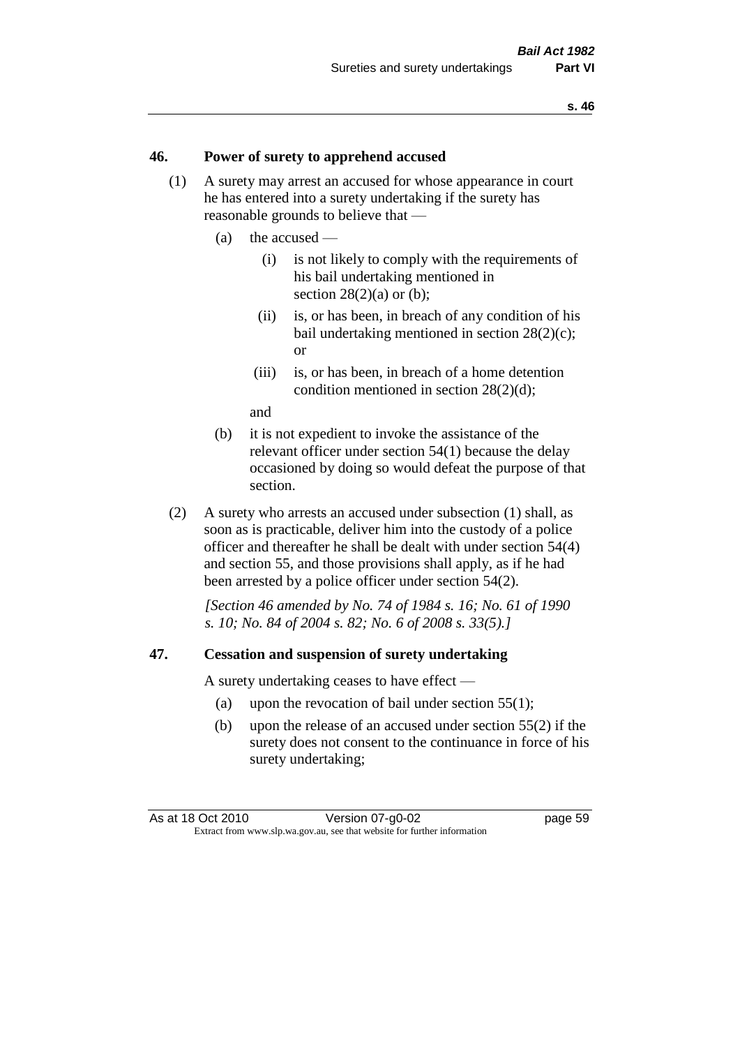### 46. Power of surety to apprehend accused

(1) A surety may arrest an accused for whose appearance in court he has entered into a surety undertaking if the surety has reasonable grounds to believe that —

- (a) the accused —
  - (i) is not likely to comply with the requirements of his bail undertaking mentioned in section 28(2)(a) or (b);
  - (ii) is, or has been, in breach of any condition of his bail undertaking mentioned in section 28(2)(c); or
  - (iii) is, or has been, in breach of a home detention condition mentioned in section 28(2)(d);

  and
- (b) it is not expedient to invoke the assistance of the relevant officer under section 54(1) because the delay occasioned by doing so would defeat the purpose of that section.

(2) A surety who arrests an accused under subsection (1) shall, as soon as is practicable, deliver him into the custody of a police officer and thereafter he shall be dealt with under section 54(4) and section 55, and those provisions shall apply, as if he had been arrested by a police officer under section 54(2).

*[Section 46 amended by No. 74 of 1984 s. 16; No. 61 of 1990 s. 10; No. 84 of 2004 s. 82; No. 6 of 2008 s. 33(5).]*

### 47. Cessation and suspension of surety undertaking

A surety undertaking ceases to have effect —

- (a) upon the revocation of bail under section 55(1);
- (b) upon the release of an accused under section 55(2) if the surety does not consent to the continuance in force of his surety undertaking;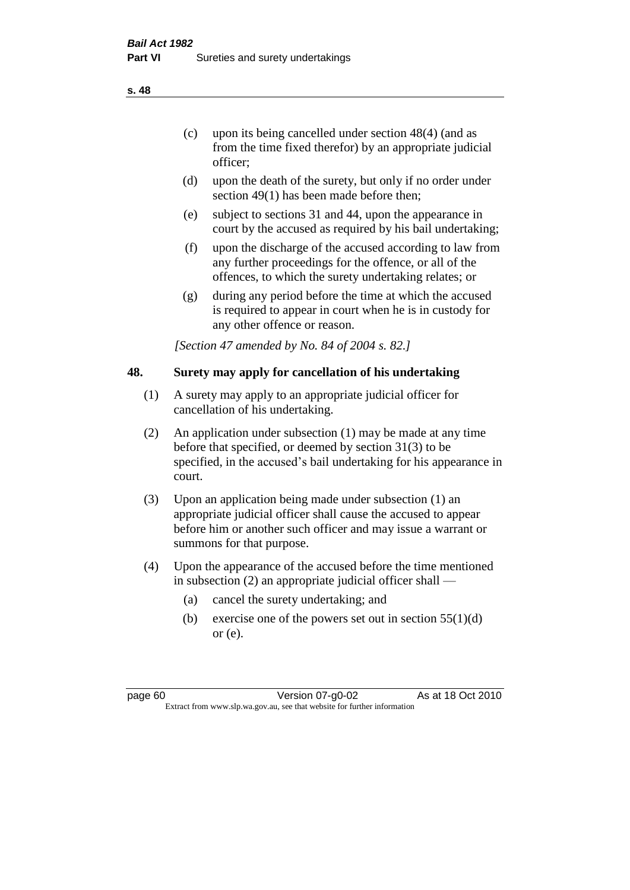(c) upon its being cancelled under section 48(4) (and as from the time fixed therefor) by an appropriate judicial officer;

(d) upon the death of the surety, but only if no order under section 49(1) has been made before then;

(e) subject to sections 31 and 44, upon the appearance in court by the accused as required by his bail undertaking;

(f) upon the discharge of the accused according to law from any further proceedings for the offence, or all of the offences, to which the surety undertaking relates; or

(g) during any period before the time at which the accused is required to appear in court when he is in custody for any other offence or reason.

*[Section 47 amended by No. 84 of 2004 s. 82.]*

## 48. Surety may apply for cancellation of his undertaking

(1) A surety may apply to an appropriate judicial officer for cancellation of his undertaking.

(2) An application under subsection (1) may be made at any time before that specified, or deemed by section 31(3) to be specified, in the accused's bail undertaking for his appearance in court.

(3) Upon an application being made under subsection (1) an appropriate judicial officer shall cause the accused to appear before him or another such officer and may issue a warrant or summons for that purpose.

(4) Upon the appearance of the accused before the time mentioned in subsection (2) an appropriate judicial officer shall —

(a) cancel the surety undertaking; and

(b) exercise one of the powers set out in section 55(1)(d) or (e).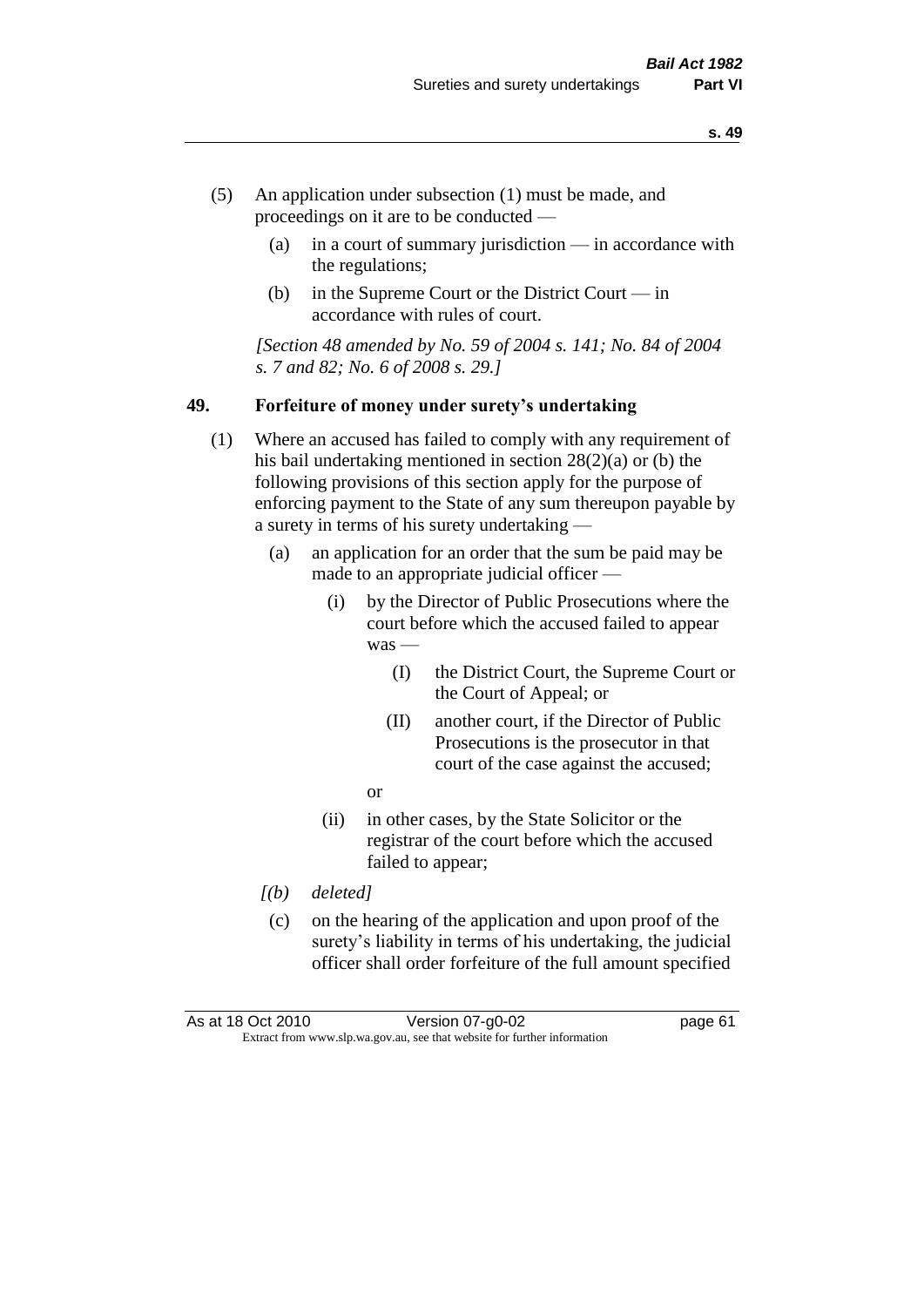(5) An application under subsection (1) must be made, and proceedings on it are to be conducted —

  (a) in a court of summary jurisdiction — in accordance with the regulations;

  (b) in the Supreme Court or the District Court — in accordance with rules of court.

*[Section 48 amended by No. 59 of 2004 s. 141; No. 84 of 2004 s. 7 and 82; No. 6 of 2008 s. 29.]*

### 49. Forfeiture of money under surety's undertaking

(1) Where an accused has failed to comply with any requirement of his bail undertaking mentioned in section 28(2)(a) or (b) the following provisions of this section apply for the purpose of enforcing payment to the State of any sum thereupon payable by a surety in terms of his surety undertaking —

  (a) an application for an order that the sum be paid may be made to an appropriate judicial officer —

    (i) by the Director of Public Prosecutions where the court before which the accused failed to appear was —

      (I) the District Court, the Supreme Court or the Court of Appeal; or

      (II) another court, if the Director of Public Prosecutions is the prosecutor in that court of the case against the accused;

    or

    (ii) in other cases, by the State Solicitor or the registrar of the court before which the accused failed to appear;

  *[(b) deleted]*

  (c) on the hearing of the application and upon proof of the surety's liability in terms of his undertaking, the judicial officer shall order forfeiture of the full amount specified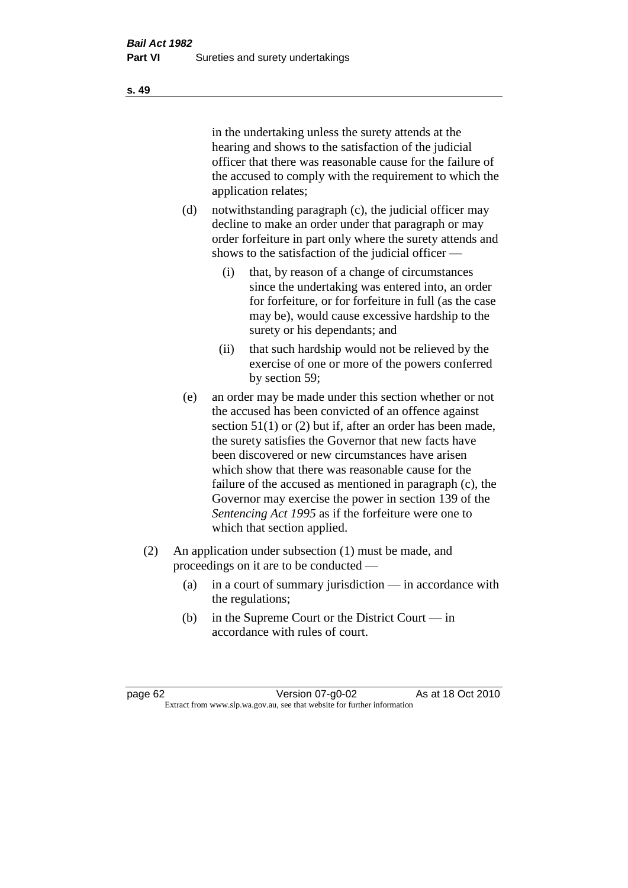in the undertaking unless the surety attends at the hearing and shows to the satisfaction of the judicial officer that there was reasonable cause for the failure of the accused to comply with the requirement to which the application relates;

(d) notwithstanding paragraph (c), the judicial officer may decline to make an order under that paragraph or may order forfeiture in part only where the surety attends and shows to the satisfaction of the judicial officer —

(i) that, by reason of a change of circumstances since the undertaking was entered into, an order for forfeiture, or for forfeiture in full (as the case may be), would cause excessive hardship to the surety or his dependants; and

(ii) that such hardship would not be relieved by the exercise of one or more of the powers conferred by section 59;

(e) an order may be made under this section whether or not the accused has been convicted of an offence against section 51(1) or (2) but if, after an order has been made, the surety satisfies the Governor that new facts have been discovered or new circumstances have arisen which show that there was reasonable cause for the failure of the accused as mentioned in paragraph (c), the Governor may exercise the power in section 139 of the *Sentencing Act 1995* as if the forfeiture were one to which that section applied.

(2) An application under subsection (1) must be made, and proceedings on it are to be conducted —

(a) in a court of summary jurisdiction — in accordance with the regulations;

(b) in the Supreme Court or the District Court — in accordance with rules of court.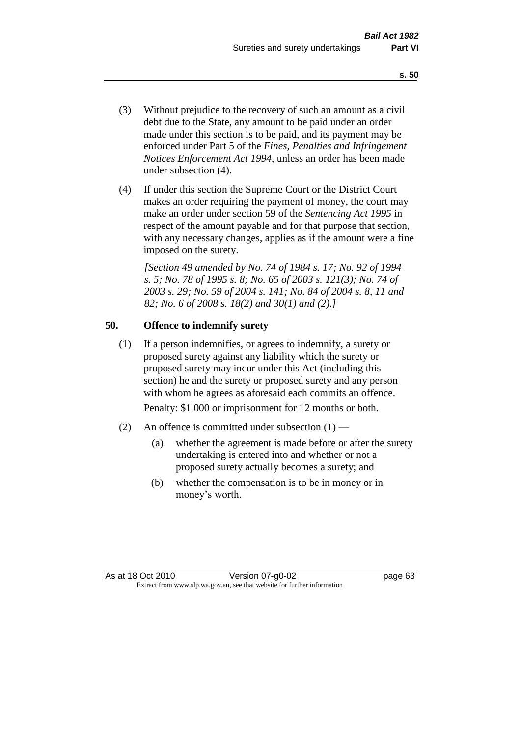(3) Without prejudice to the recovery of such an amount as a civil debt due to the State, any amount to be paid under an order made under this section is to be paid, and its payment may be enforced under Part 5 of the *Fines, Penalties and Infringement Notices Enforcement Act 1994*, unless an order has been made under subsection (4).

(4) If under this section the Supreme Court or the District Court makes an order requiring the payment of money, the court may make an order under section 59 of the *Sentencing Act 1995* in respect of the amount payable and for that purpose that section, with any necessary changes, applies as if the amount were a fine imposed on the surety.

*[Section 49 amended by No. 74 of 1984 s. 17; No. 92 of 1994 s. 5; No. 78 of 1995 s. 8; No. 65 of 2003 s. 121(3); No. 74 of 2003 s. 29; No. 59 of 2004 s. 141; No. 84 of 2004 s. 8, 11 and 82; No. 6 of 2008 s. 18(2) and 30(1) and (2).]*

## 50. Offence to indemnify surety

(1) If a person indemnifies, or agrees to indemnify, a surety or proposed surety against any liability which the surety or proposed surety may incur under this Act (including this section) he and the surety or proposed surety and any person with whom he agrees as aforesaid each commits an offence.

Penalty: $1 000 or imprisonment for 12 months or both.

(2) An offence is committed under subsection (1) —

(a) whether the agreement is made before or after the surety undertaking is entered into and whether or not a proposed surety actually becomes a surety; and

(b) whether the compensation is to be in money or in money's worth.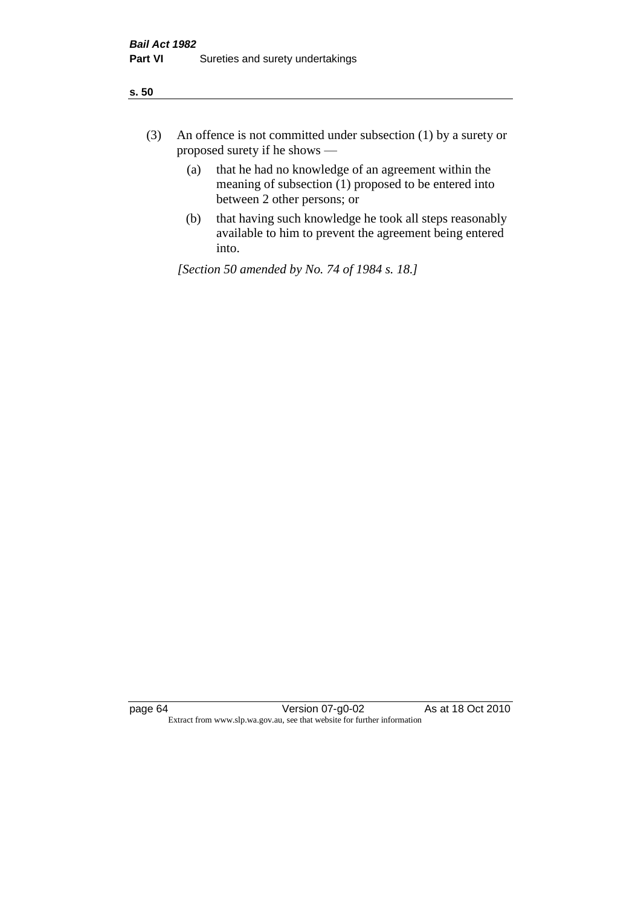(3) An offence is not committed under subsection (1) by a surety or proposed surety if he shows —

(a) that he had no knowledge of an agreement within the meaning of subsection (1) proposed to be entered into between 2 other persons; or

(b) that having such knowledge he took all steps reasonably available to him to prevent the agreement being entered into.

*[Section 50 amended by No. 74 of 1984 s. 18.]*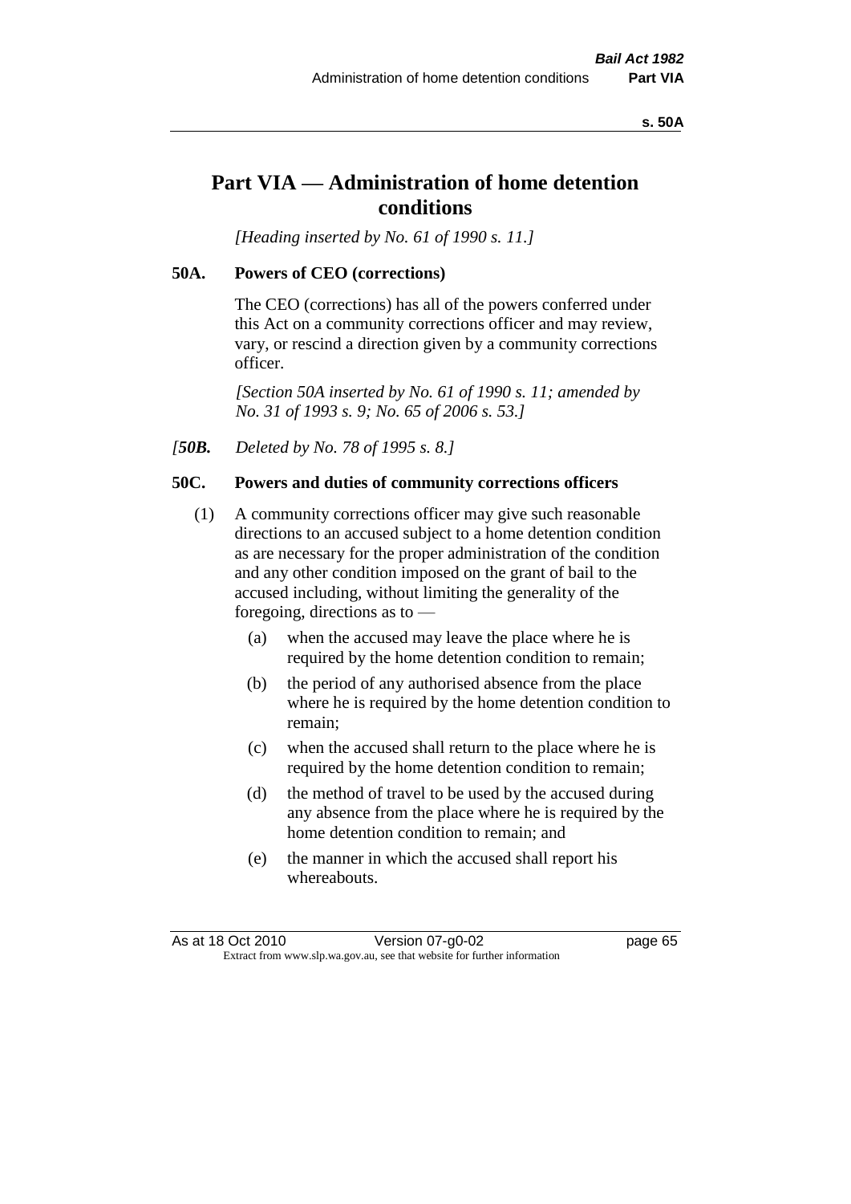# Part VIA — Administration of home detention conditions

*[Heading inserted by No. 61 of 1990 s. 11.]*

### 50A. Powers of CEO (corrections)

The CEO (corrections) has all of the powers conferred under this Act on a community corrections officer and may review, vary, or rescind a direction given by a community corrections officer.

*[Section 50A inserted by No. 61 of 1990 s. 11; amended by No. 31 of 1993 s. 9; No. 65 of 2006 s. 53.]*

*[**50B.** Deleted by No. 78 of 1995 s. 8.]*

### 50C. Powers and duties of community corrections officers

(1) A community corrections officer may give such reasonable directions to an accused subject to a home detention condition as are necessary for the proper administration of the condition and any other condition imposed on the grant of bail to the accused including, without limiting the generality of the foregoing, directions as to —

- (a) when the accused may leave the place where he is required by the home detention condition to remain;
- (b) the period of any authorised absence from the place where he is required by the home detention condition to remain;
- (c) when the accused shall return to the place where he is required by the home detention condition to remain;
- (d) the method of travel to be used by the accused during any absence from the place where he is required by the home detention condition to remain; and
- (e) the manner in which the accused shall report his whereabouts.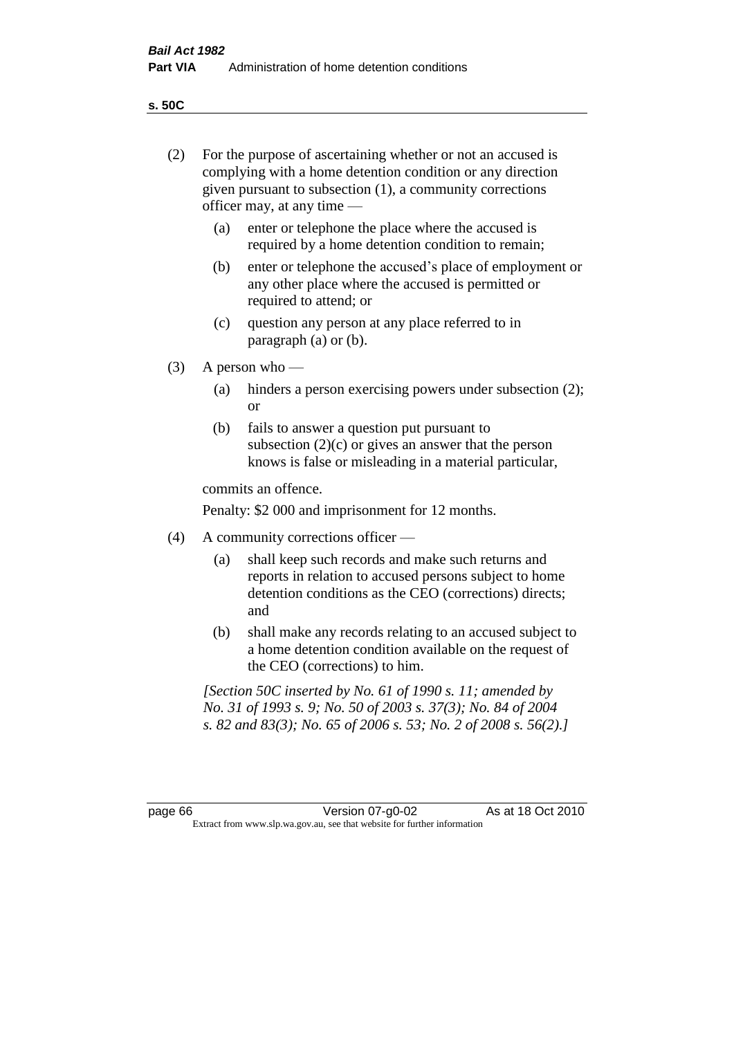**s. 50C**

(2) For the purpose of ascertaining whether or not an accused is complying with a home detention condition or any direction given pursuant to subsection (1), a community corrections officer may, at any time —

  (a) enter or telephone the place where the accused is required by a home detention condition to remain;

  (b) enter or telephone the accused's place of employment or any other place where the accused is permitted or required to attend; or

  (c) question any person at any place referred to in paragraph (a) or (b).

(3) A person who —

  (a) hinders a person exercising powers under subsection (2); or

  (b) fails to answer a question put pursuant to subsection (2)(c) or gives an answer that the person knows is false or misleading in a material particular,

commits an offence.

Penalty: $2 000 and imprisonment for 12 months.

(4) A community corrections officer —

  (a) shall keep such records and make such returns and reports in relation to accused persons subject to home detention conditions as the CEO (corrections) directs; and

  (b) shall make any records relating to an accused subject to a home detention condition available on the request of the CEO (corrections) to him.

*[Section 50C inserted by No. 61 of 1990 s. 11; amended by No. 31 of 1993 s. 9; No. 50 of 2003 s. 37(3); No. 84 of 2004 s. 82 and 83(3); No. 65 of 2006 s. 53; No. 2 of 2008 s. 56(2).]*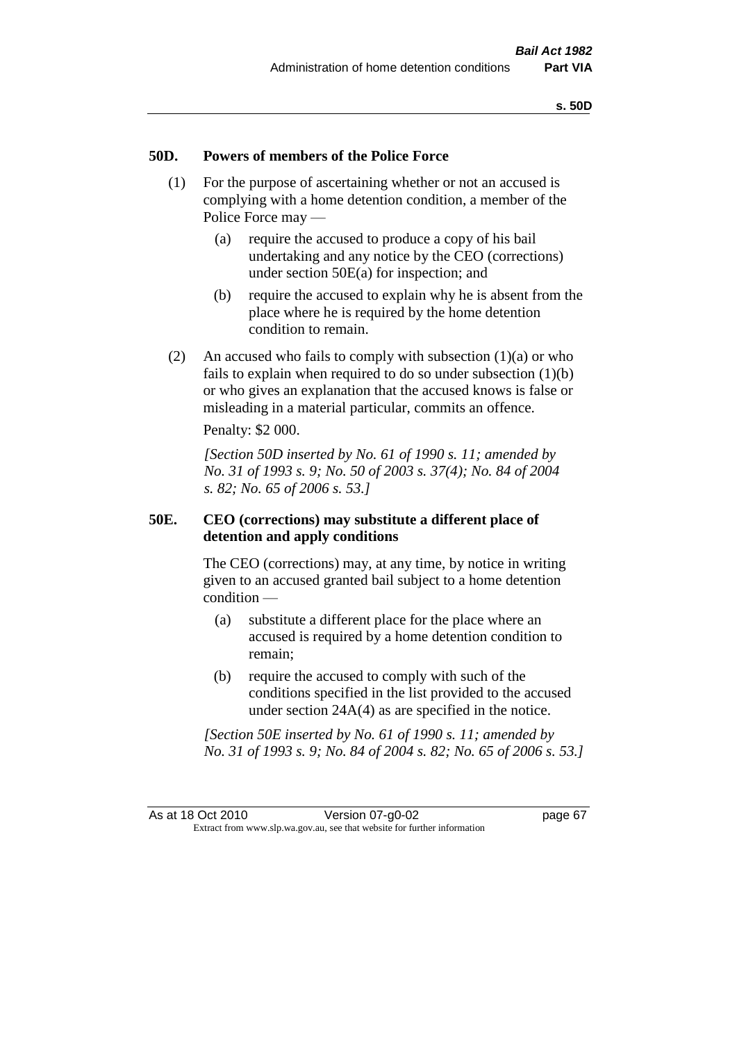## 50D. Powers of members of the Police Force

(1) For the purpose of ascertaining whether or not an accused is complying with a home detention condition, a member of the Police Force may —

(a) require the accused to produce a copy of his bail undertaking and any notice by the CEO (corrections) under section 50E(a) for inspection; and

(b) require the accused to explain why he is absent from the place where he is required by the home detention condition to remain.

(2) An accused who fails to comply with subsection (1)(a) or who fails to explain when required to do so under subsection (1)(b) or who gives an explanation that the accused knows is false or misleading in a material particular, commits an offence.

Penalty: $2 000.

*[Section 50D inserted by No. 61 of 1990 s. 11; amended by No. 31 of 1993 s. 9; No. 50 of 2003 s. 37(4); No. 84 of 2004 s. 82; No. 65 of 2006 s. 53.]*

## 50E. CEO (corrections) may substitute a different place of detention and apply conditions

The CEO (corrections) may, at any time, by notice in writing given to an accused granted bail subject to a home detention condition —

(a) substitute a different place for the place where an accused is required by a home detention condition to remain;

(b) require the accused to comply with such of the conditions specified in the list provided to the accused under section 24A(4) as are specified in the notice.

*[Section 50E inserted by No. 61 of 1990 s. 11; amended by No. 31 of 1993 s. 9; No. 84 of 2004 s. 82; No. 65 of 2006 s. 53.]*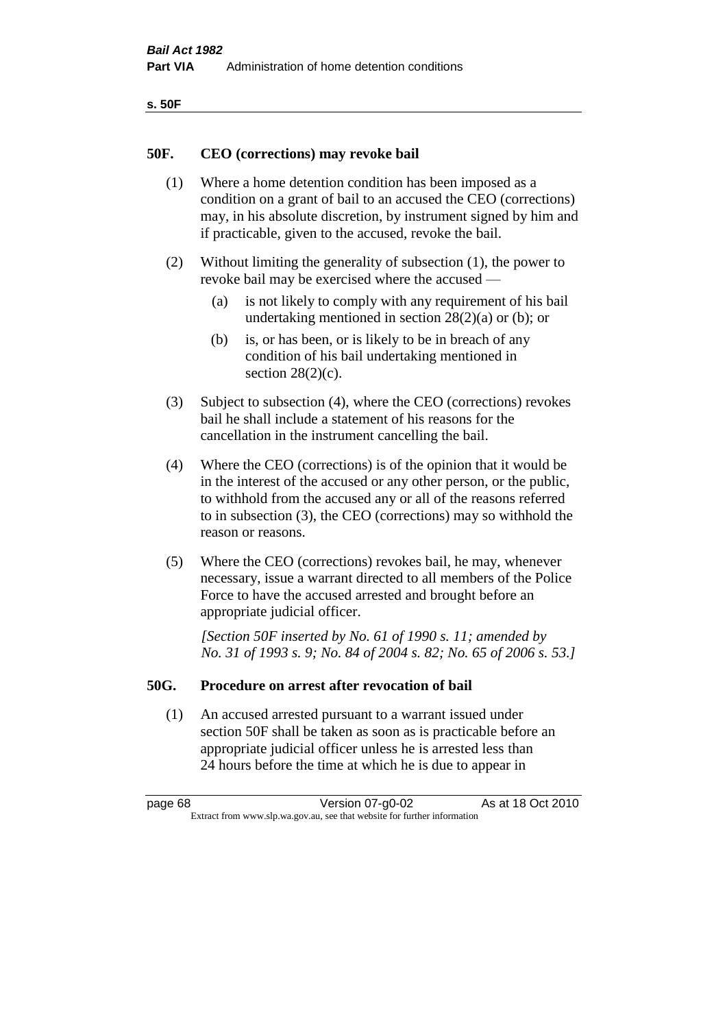## 50F. CEO (corrections) may revoke bail

(1) Where a home detention condition has been imposed as a condition on a grant of bail to an accused the CEO (corrections) may, in his absolute discretion, by instrument signed by him and if practicable, given to the accused, revoke the bail.

(2) Without limiting the generality of subsection (1), the power to revoke bail may be exercised where the accused —

(a) is not likely to comply with any requirement of his bail undertaking mentioned in section 28(2)(a) or (b); or

(b) is, or has been, or is likely to be in breach of any condition of his bail undertaking mentioned in section 28(2)(c).

(3) Subject to subsection (4), where the CEO (corrections) revokes bail he shall include a statement of his reasons for the cancellation in the instrument cancelling the bail.

(4) Where the CEO (corrections) is of the opinion that it would be in the interest of the accused or any other person, or the public, to withhold from the accused any or all of the reasons referred to in subsection (3), the CEO (corrections) may so withhold the reason or reasons.

(5) Where the CEO (corrections) revokes bail, he may, whenever necessary, issue a warrant directed to all members of the Police Force to have the accused arrested and brought before an appropriate judicial officer.

*[Section 50F inserted by No. 61 of 1990 s. 11; amended by No. 31 of 1993 s. 9; No. 84 of 2004 s. 82; No. 65 of 2006 s. 53.]*

## 50G. Procedure on arrest after revocation of bail

(1) An accused arrested pursuant to a warrant issued under section 50F shall be taken as soon as is practicable before an appropriate judicial officer unless he is arrested less than 24 hours before the time at which he is due to appear in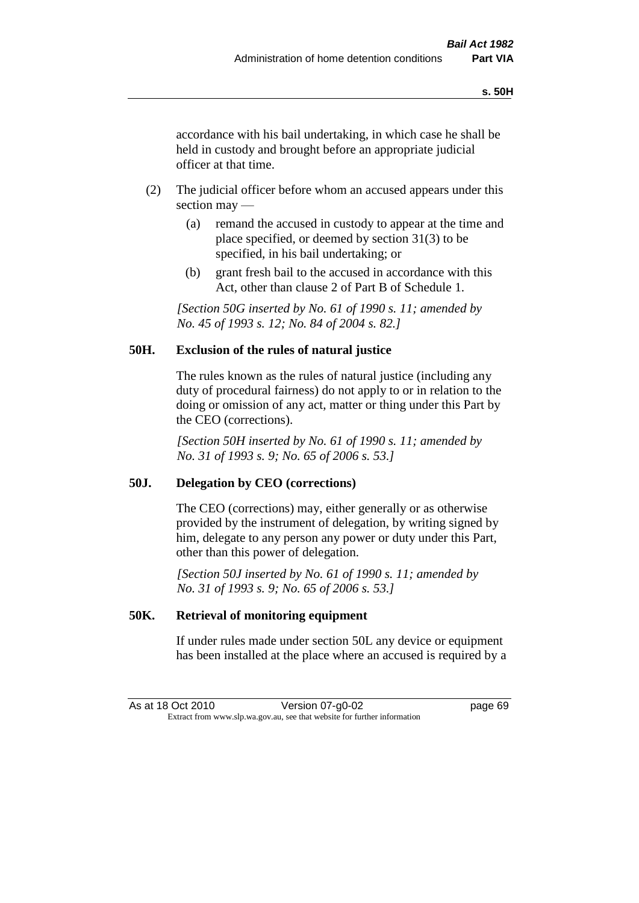accordance with his bail undertaking, in which case he shall be held in custody and brought before an appropriate judicial officer at that time.

(2) The judicial officer before whom an accused appears under this section may —

(a) remand the accused in custody to appear at the time and place specified, or deemed by section 31(3) to be specified, in his bail undertaking; or

(b) grant fresh bail to the accused in accordance with this Act, other than clause 2 of Part B of Schedule 1.

*[Section 50G inserted by No. 61 of 1990 s. 11; amended by No. 45 of 1993 s. 12; No. 84 of 2004 s. 82.]*

### 50H. Exclusion of the rules of natural justice

The rules known as the rules of natural justice (including any duty of procedural fairness) do not apply to or in relation to the doing or omission of any act, matter or thing under this Part by the CEO (corrections).

*[Section 50H inserted by No. 61 of 1990 s. 11; amended by No. 31 of 1993 s. 9; No. 65 of 2006 s. 53.]*

### 50J. Delegation by CEO (corrections)

The CEO (corrections) may, either generally or as otherwise provided by the instrument of delegation, by writing signed by him, delegate to any person any power or duty under this Part, other than this power of delegation.

*[Section 50J inserted by No. 61 of 1990 s. 11; amended by No. 31 of 1993 s. 9; No. 65 of 2006 s. 53.]*

### 50K. Retrieval of monitoring equipment

If under rules made under section 50L any device or equipment has been installed at the place where an accused is required by a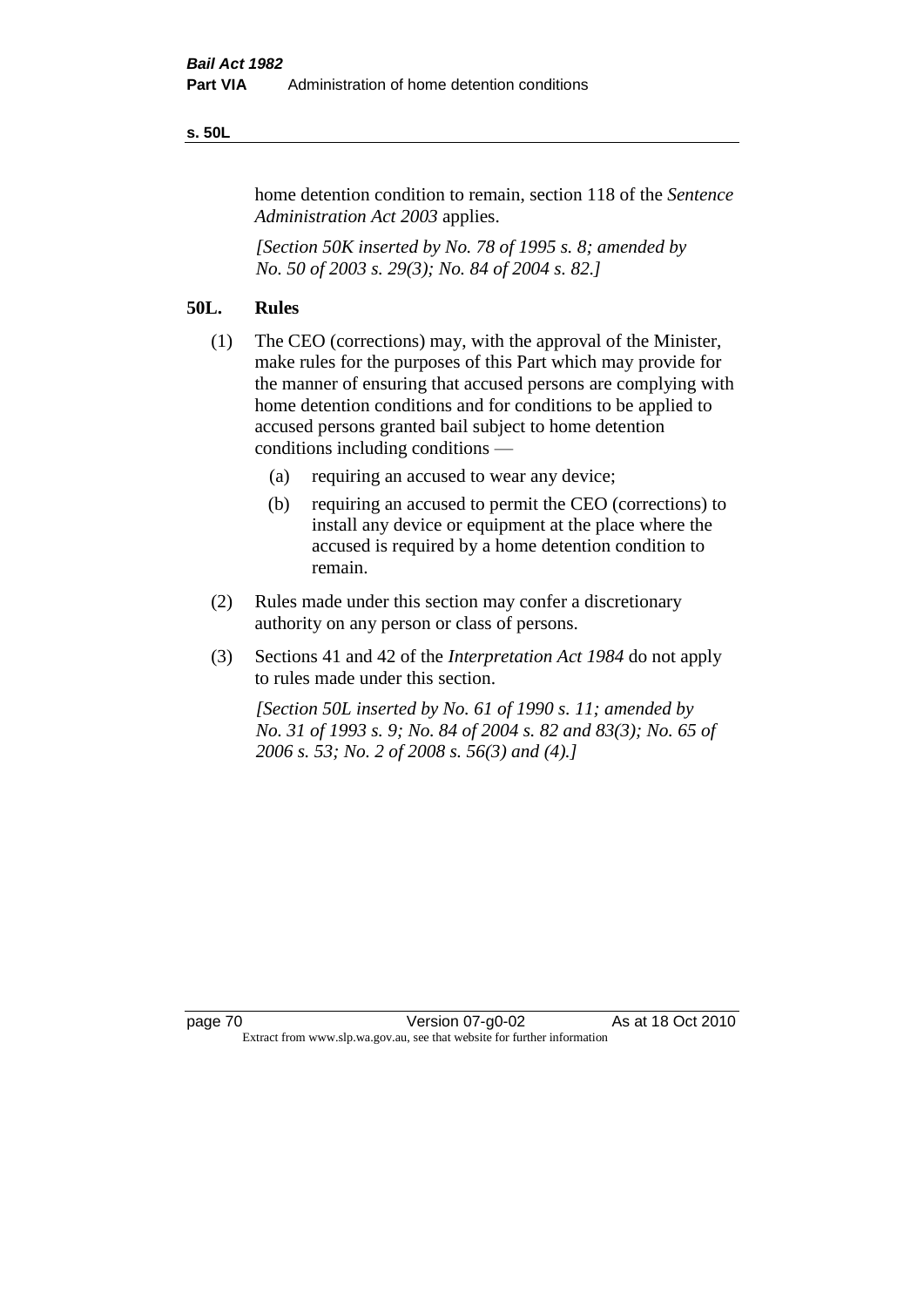home detention condition to remain, section 118 of the *Sentence Administration Act 2003* applies.

*[Section 50K inserted by No. 78 of 1995 s. 8; amended by No. 50 of 2003 s. 29(3); No. 84 of 2004 s. 82.]*

## 50L. Rules

(1) The CEO (corrections) may, with the approval of the Minister, make rules for the purposes of this Part which may provide for the manner of ensuring that accused persons are complying with home detention conditions and for conditions to be applied to accused persons granted bail subject to home detention conditions including conditions —

  (a) requiring an accused to wear any device;

  (b) requiring an accused to permit the CEO (corrections) to install any device or equipment at the place where the accused is required by a home detention condition to remain.

(2) Rules made under this section may confer a discretionary authority on any person or class of persons.

(3) Sections 41 and 42 of the *Interpretation Act 1984* do not apply to rules made under this section.

*[Section 50L inserted by No. 61 of 1990 s. 11; amended by No. 31 of 1993 s. 9; No. 84 of 2004 s. 82 and 83(3); No. 65 of 2006 s. 53; No. 2 of 2008 s. 56(3) and (4).]*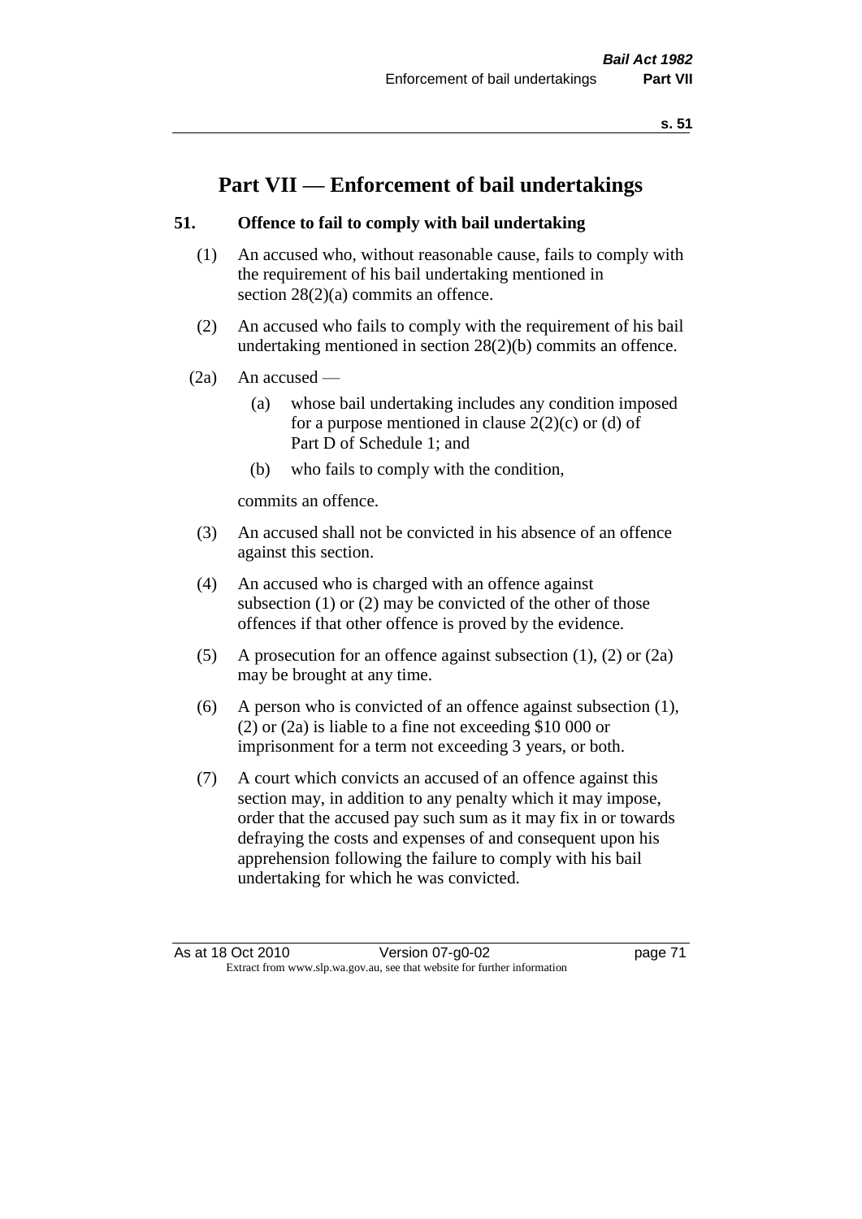# Part VII — Enforcement of bail undertakings

## 51. Offence to fail to comply with bail undertaking

(1) An accused who, without reasonable cause, fails to comply with the requirement of his bail undertaking mentioned in section 28(2)(a) commits an offence.

(2) An accused who fails to comply with the requirement of his bail undertaking mentioned in section 28(2)(b) commits an offence.

(2a) An accused —

- (a) whose bail undertaking includes any condition imposed for a purpose mentioned in clause 2(2)(c) or (d) of Part D of Schedule 1; and
- (b) who fails to comply with the condition,

commits an offence.

(3) An accused shall not be convicted in his absence of an offence against this section.

(4) An accused who is charged with an offence against subsection (1) or (2) may be convicted of the other of those offences if that other offence is proved by the evidence.

(5) A prosecution for an offence against subsection (1), (2) or (2a) may be brought at any time.

(6) A person who is convicted of an offence against subsection (1), (2) or (2a) is liable to a fine not exceeding \$10 000 or imprisonment for a term not exceeding 3 years, or both.

(7) A court which convicts an accused of an offence against this section may, in addition to any penalty which it may impose, order that the accused pay such sum as it may fix in or towards defraying the costs and expenses of and consequent upon his apprehension following the failure to comply with his bail undertaking for which he was convicted.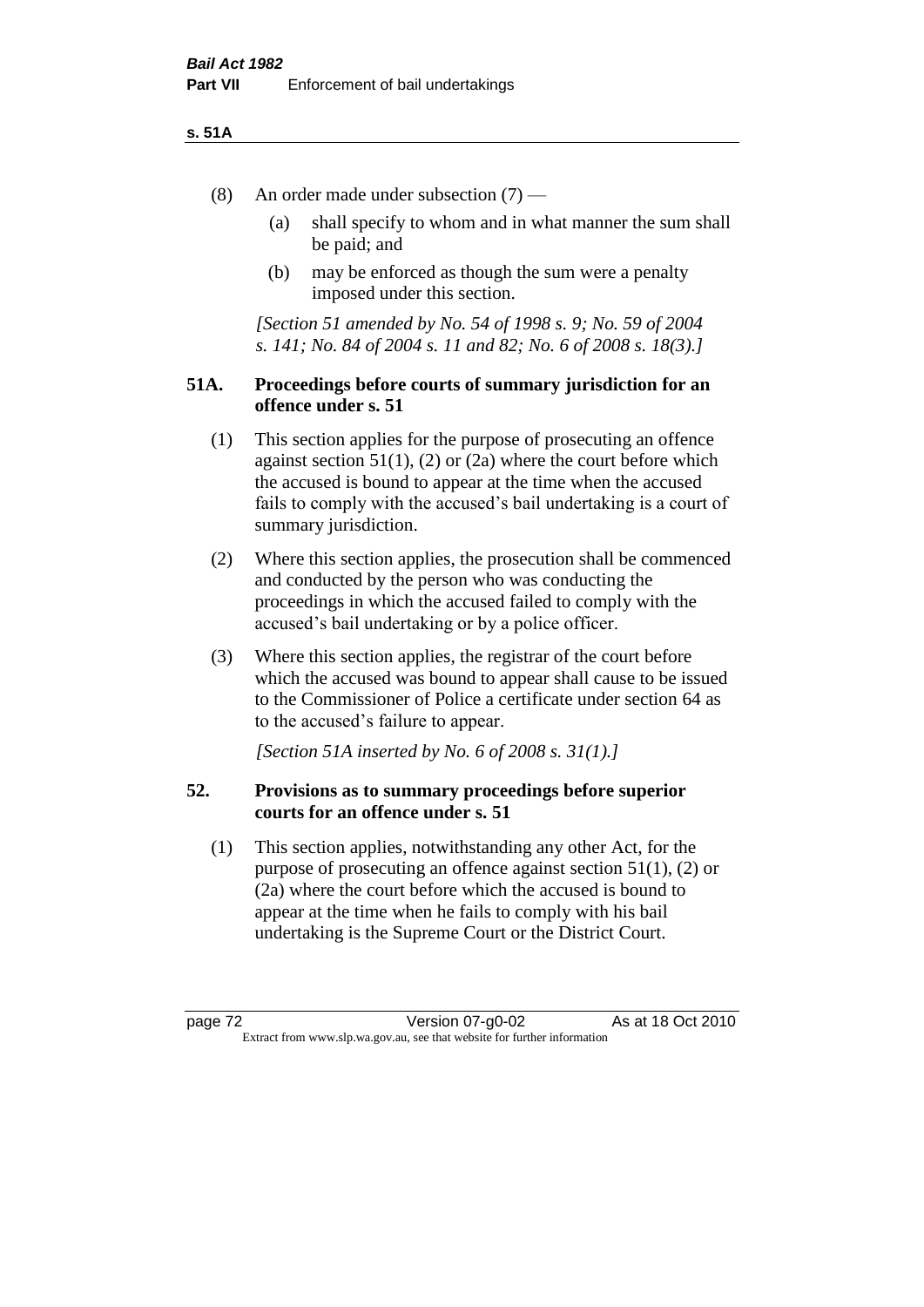(8) An order made under subsection (7) —

  (a) shall specify to whom and in what manner the sum shall be paid; and

  (b) may be enforced as though the sum were a penalty imposed under this section.

*[Section 51 amended by No. 54 of 1998 s. 9; No. 59 of 2004 s. 141; No. 84 of 2004 s. 11 and 82; No. 6 of 2008 s. 18(3).]*

## 51A. Proceedings before courts of summary jurisdiction for an offence under s. 51

(1) This section applies for the purpose of prosecuting an offence against section 51(1), (2) or (2a) where the court before which the accused is bound to appear at the time when the accused fails to comply with the accused's bail undertaking is a court of summary jurisdiction.

(2) Where this section applies, the prosecution shall be commenced and conducted by the person who was conducting the proceedings in which the accused failed to comply with the accused's bail undertaking or by a police officer.

(3) Where this section applies, the registrar of the court before which the accused was bound to appear shall cause to be issued to the Commissioner of Police a certificate under section 64 as to the accused's failure to appear.

*[Section 51A inserted by No. 6 of 2008 s. 31(1).]*

## 52. Provisions as to summary proceedings before superior courts for an offence under s. 51

(1) This section applies, notwithstanding any other Act, for the purpose of prosecuting an offence against section 51(1), (2) or (2a) where the court before which the accused is bound to appear at the time when he fails to comply with his bail undertaking is the Supreme Court or the District Court.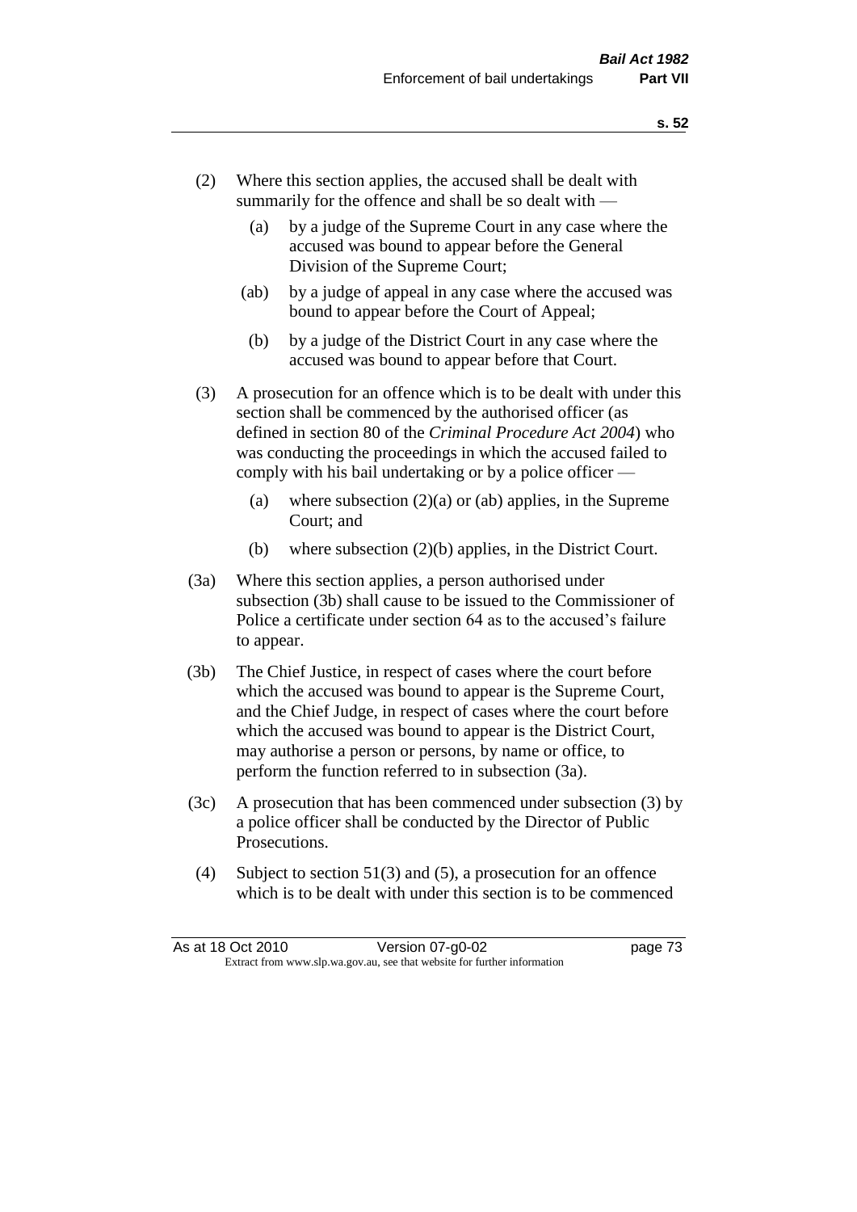(2) Where this section applies, the accused shall be dealt with summarily for the offence and shall be so dealt with —

  (a) by a judge of the Supreme Court in any case where the accused was bound to appear before the General Division of the Supreme Court;

  (ab) by a judge of appeal in any case where the accused was bound to appear before the Court of Appeal;

  (b) by a judge of the District Court in any case where the accused was bound to appear before that Court.

(3) A prosecution for an offence which is to be dealt with under this section shall be commenced by the authorised officer (as defined in section 80 of the *Criminal Procedure Act 2004*) who was conducting the proceedings in which the accused failed to comply with his bail undertaking or by a police officer —

  (a) where subsection (2)(a) or (ab) applies, in the Supreme Court; and

  (b) where subsection (2)(b) applies, in the District Court.

(3a) Where this section applies, a person authorised under subsection (3b) shall cause to be issued to the Commissioner of Police a certificate under section 64 as to the accused's failure to appear.

(3b) The Chief Justice, in respect of cases where the court before which the accused was bound to appear is the Supreme Court, and the Chief Judge, in respect of cases where the court before which the accused was bound to appear is the District Court, may authorise a person or persons, by name or office, to perform the function referred to in subsection (3a).

(3c) A prosecution that has been commenced under subsection (3) by a police officer shall be conducted by the Director of Public Prosecutions.

(4) Subject to section 51(3) and (5), a prosecution for an offence which is to be dealt with under this section is to be commenced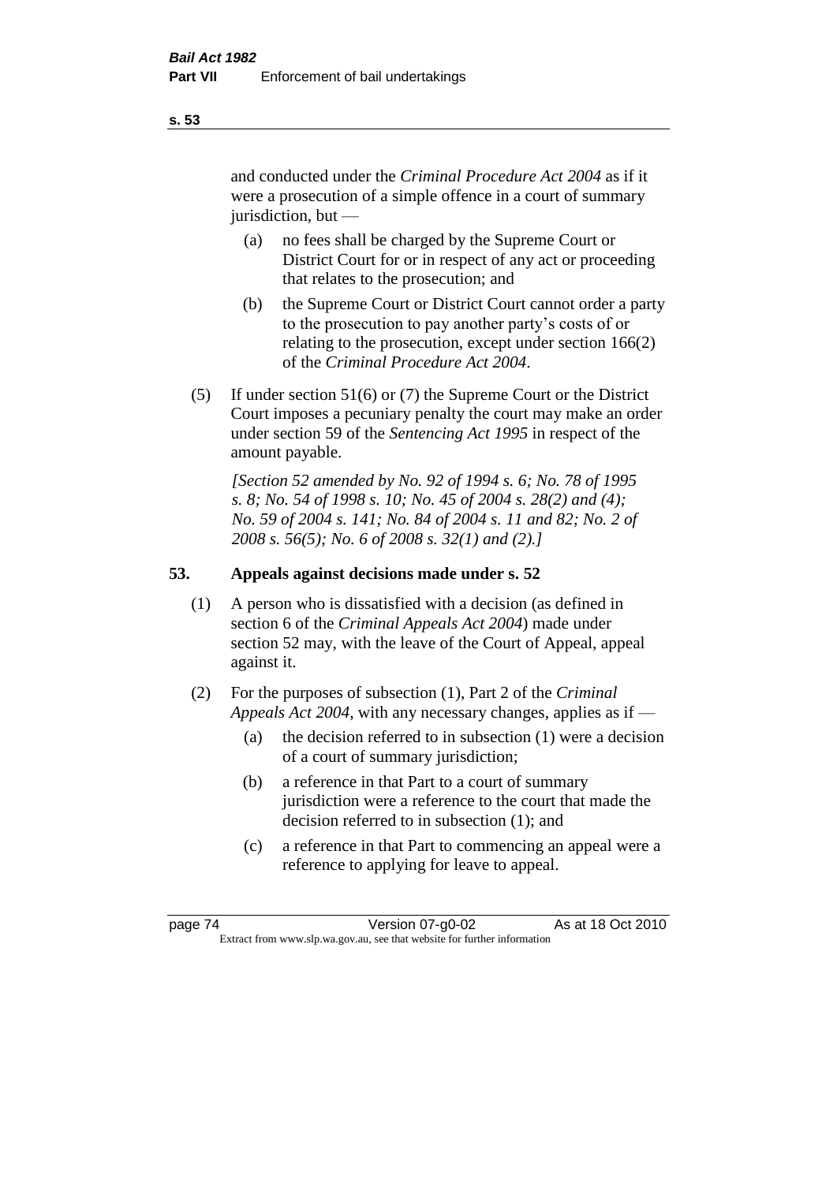and conducted under the *Criminal Procedure Act 2004* as if it were a prosecution of a simple offence in a court of summary jurisdiction, but —

(a) no fees shall be charged by the Supreme Court or District Court for or in respect of any act or proceeding that relates to the prosecution; and

(b) the Supreme Court or District Court cannot order a party to the prosecution to pay another party's costs of or relating to the prosecution, except under section 166(2) of the *Criminal Procedure Act 2004*.

(5) If under section 51(6) or (7) the Supreme Court or the District Court imposes a pecuniary penalty the court may make an order under section 59 of the *Sentencing Act 1995* in respect of the amount payable.

*[Section 52 amended by No. 92 of 1994 s. 6; No. 78 of 1995 s. 8; No. 54 of 1998 s. 10; No. 45 of 2004 s. 28(2) and (4); No. 59 of 2004 s. 141; No. 84 of 2004 s. 11 and 82; No. 2 of 2008 s. 56(5); No. 6 of 2008 s. 32(1) and (2).]*

## 53. Appeals against decisions made under s. 52

(1) A person who is dissatisfied with a decision (as defined in section 6 of the *Criminal Appeals Act 2004*) made under section 52 may, with the leave of the Court of Appeal, appeal against it.

(2) For the purposes of subsection (1), Part 2 of the *Criminal Appeals Act 2004*, with any necessary changes, applies as if —

(a) the decision referred to in subsection (1) were a decision of a court of summary jurisdiction;

(b) a reference in that Part to a court of summary jurisdiction were a reference to the court that made the decision referred to in subsection (1); and

(c) a reference in that Part to commencing an appeal were a reference to applying for leave to appeal.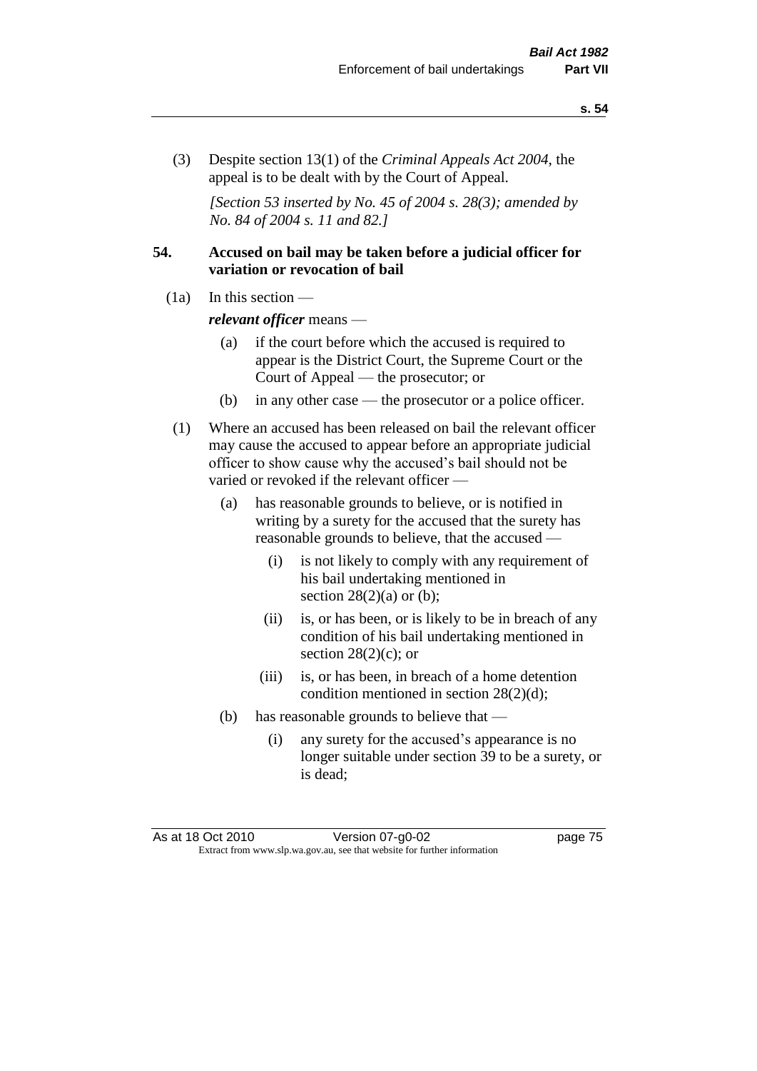(3) Despite section 13(1) of the *Criminal Appeals Act 2004*, the appeal is to be dealt with by the Court of Appeal.

*[Section 53 inserted by No. 45 of 2004 s. 28(3); amended by No. 84 of 2004 s. 11 and 82.]*

**54. Accused on bail may be taken before a judicial officer for variation or revocation of bail**

(1a) In this section —

***relevant officer*** means —

(a) if the court before which the accused is required to appear is the District Court, the Supreme Court or the Court of Appeal — the prosecutor; or

(b) in any other case — the prosecutor or a police officer.

(1) Where an accused has been released on bail the relevant officer may cause the accused to appear before an appropriate judicial officer to show cause why the accused's bail should not be varied or revoked if the relevant officer —

(a) has reasonable grounds to believe, or is notified in writing by a surety for the accused that the surety has reasonable grounds to believe, that the accused —

(i) is not likely to comply with any requirement of his bail undertaking mentioned in section 28(2)(a) or (b);

(ii) is, or has been, or is likely to be in breach of any condition of his bail undertaking mentioned in section 28(2)(c); or

(iii) is, or has been, in breach of a home detention condition mentioned in section 28(2)(d);

(b) has reasonable grounds to believe that —

(i) any surety for the accused's appearance is no longer suitable under section 39 to be a surety, or is dead;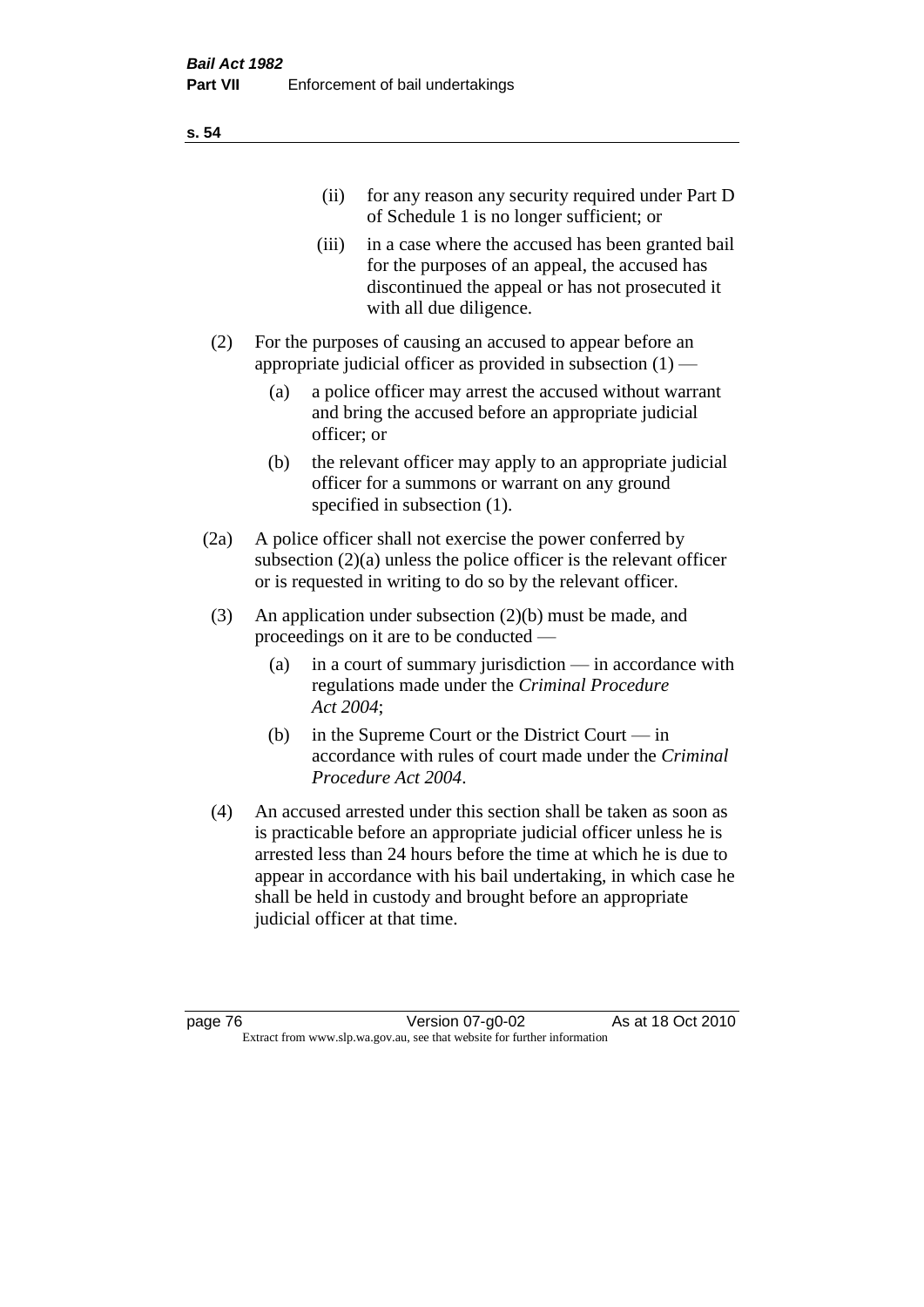(ii) for any reason any security required under Part D of Schedule 1 is no longer sufficient; or

(iii) in a case where the accused has been granted bail for the purposes of an appeal, the accused has discontinued the appeal or has not prosecuted it with all due diligence.

(2) For the purposes of causing an accused to appear before an appropriate judicial officer as provided in subsection (1) —

(a) a police officer may arrest the accused without warrant and bring the accused before an appropriate judicial officer; or

(b) the relevant officer may apply to an appropriate judicial officer for a summons or warrant on any ground specified in subsection (1).

(2a) A police officer shall not exercise the power conferred by subsection (2)(a) unless the police officer is the relevant officer or is requested in writing to do so by the relevant officer.

(3) An application under subsection (2)(b) must be made, and proceedings on it are to be conducted —

(a) in a court of summary jurisdiction — in accordance with regulations made under the *Criminal Procedure Act 2004*;

(b) in the Supreme Court or the District Court — in accordance with rules of court made under the *Criminal Procedure Act 2004*.

(4) An accused arrested under this section shall be taken as soon as is practicable before an appropriate judicial officer unless he is arrested less than 24 hours before the time at which he is due to appear in accordance with his bail undertaking, in which case he shall be held in custody and brought before an appropriate judicial officer at that time.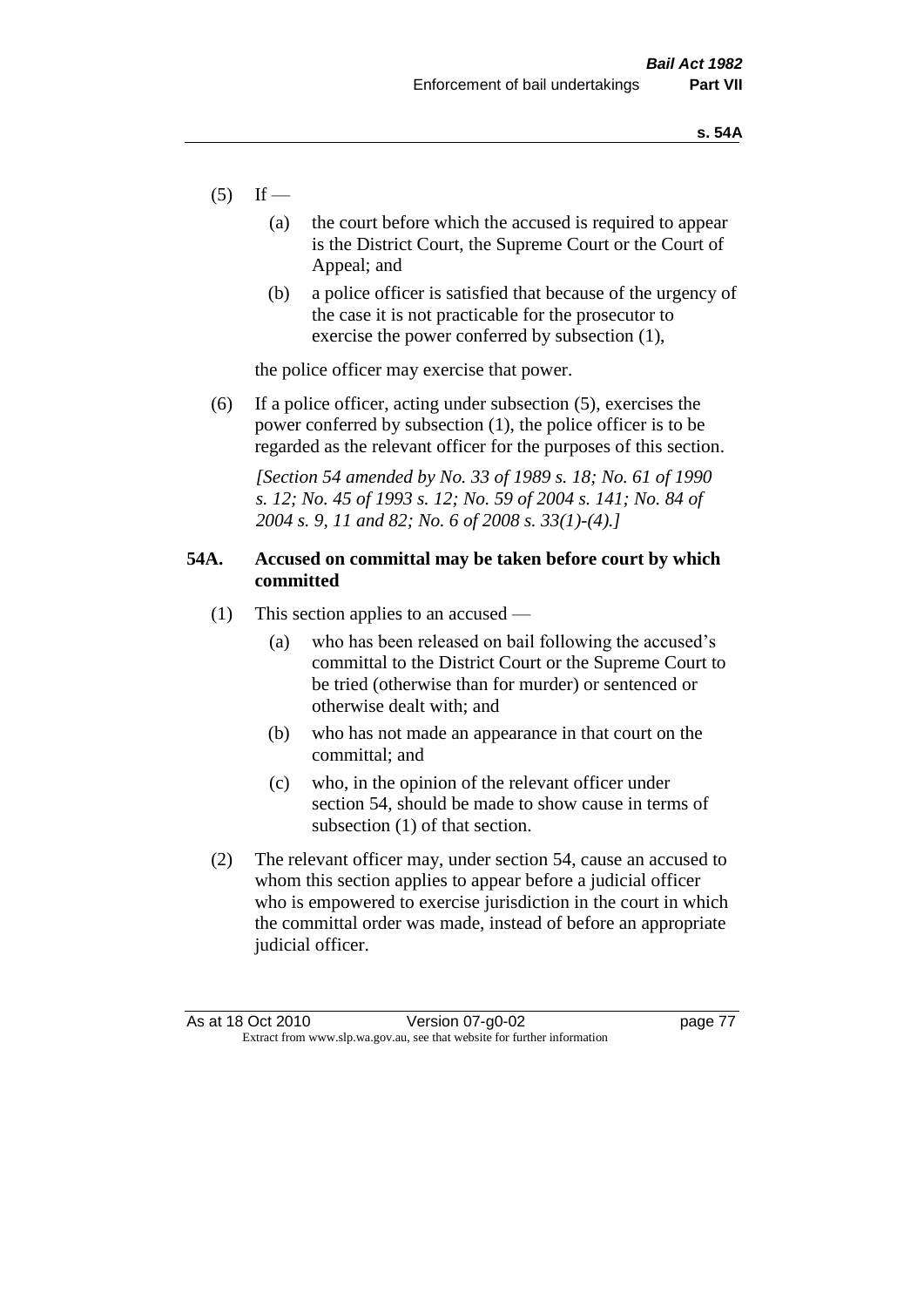(5) If —

  (a) the court before which the accused is required to appear is the District Court, the Supreme Court or the Court of Appeal; and

  (b) a police officer is satisfied that because of the urgency of the case it is not practicable for the prosecutor to exercise the power conferred by subsection (1),

 the police officer may exercise that power.

(6) If a police officer, acting under subsection (5), exercises the power conferred by subsection (1), the police officer is to be regarded as the relevant officer for the purposes of this section.

 *[Section 54 amended by No. 33 of 1989 s. 18; No. 61 of 1990 s. 12; No. 45 of 1993 s. 12; No. 59 of 2004 s. 141; No. 84 of 2004 s. 9, 11 and 82; No. 6 of 2008 s. 33(1)-(4).]*

**54A. Accused on committal may be taken before court by which committed**

(1) This section applies to an accused —

  (a) who has been released on bail following the accused's committal to the District Court or the Supreme Court to be tried (otherwise than for murder) or sentenced or otherwise dealt with; and

  (b) who has not made an appearance in that court on the committal; and

  (c) who, in the opinion of the relevant officer under section 54, should be made to show cause in terms of subsection (1) of that section.

(2) The relevant officer may, under section 54, cause an accused to whom this section applies to appear before a judicial officer who is empowered to exercise jurisdiction in the court in which the committal order was made, instead of before an appropriate judicial officer.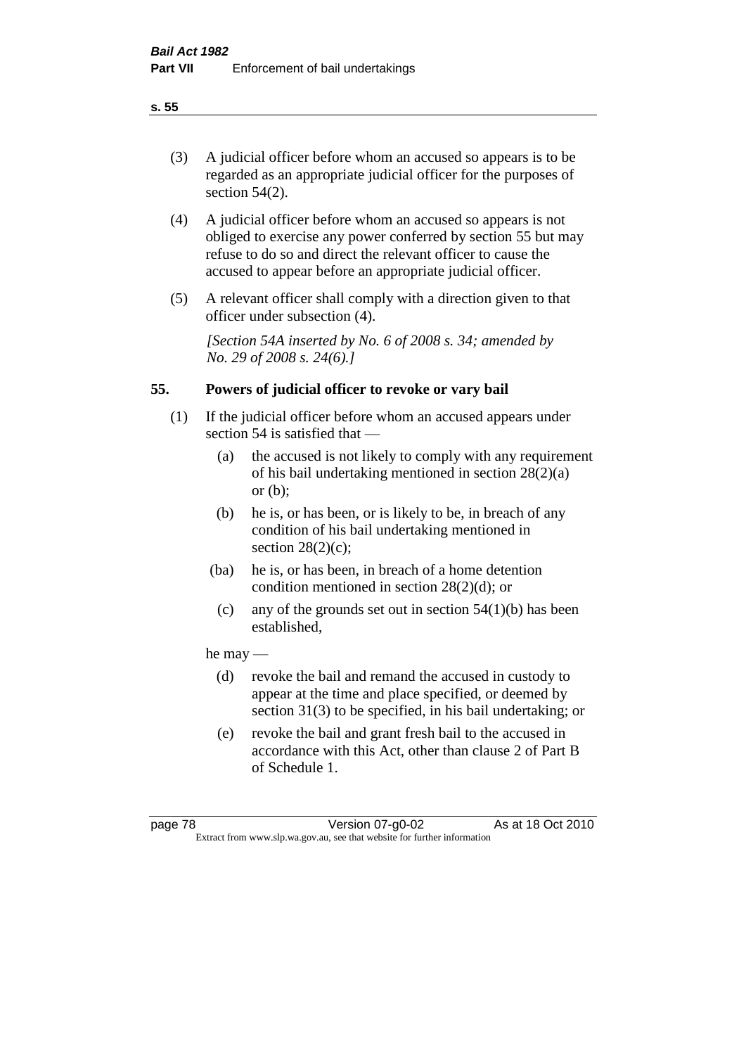(3) A judicial officer before whom an accused so appears is to be regarded as an appropriate judicial officer for the purposes of section 54(2).

(4) A judicial officer before whom an accused so appears is not obliged to exercise any power conferred by section 55 but may refuse to do so and direct the relevant officer to cause the accused to appear before an appropriate judicial officer.

(5) A relevant officer shall comply with a direction given to that officer under subsection (4).

*[Section 54A inserted by No. 6 of 2008 s. 34; amended by No. 29 of 2008 s. 24(6).]*

## 55. Powers of judicial officer to revoke or vary bail

(1) If the judicial officer before whom an accused appears under section 54 is satisfied that —

- (a) the accused is not likely to comply with any requirement of his bail undertaking mentioned in section 28(2)(a) or (b);
- (b) he is, or has been, or is likely to be, in breach of any condition of his bail undertaking mentioned in section 28(2)(c);
- (ba) he is, or has been, in breach of a home detention condition mentioned in section 28(2)(d); or
- (c) any of the grounds set out in section 54(1)(b) has been established,

he may —

- (d) revoke the bail and remand the accused in custody to appear at the time and place specified, or deemed by section 31(3) to be specified, in his bail undertaking; or
- (e) revoke the bail and grant fresh bail to the accused in accordance with this Act, other than clause 2 of Part B of Schedule 1.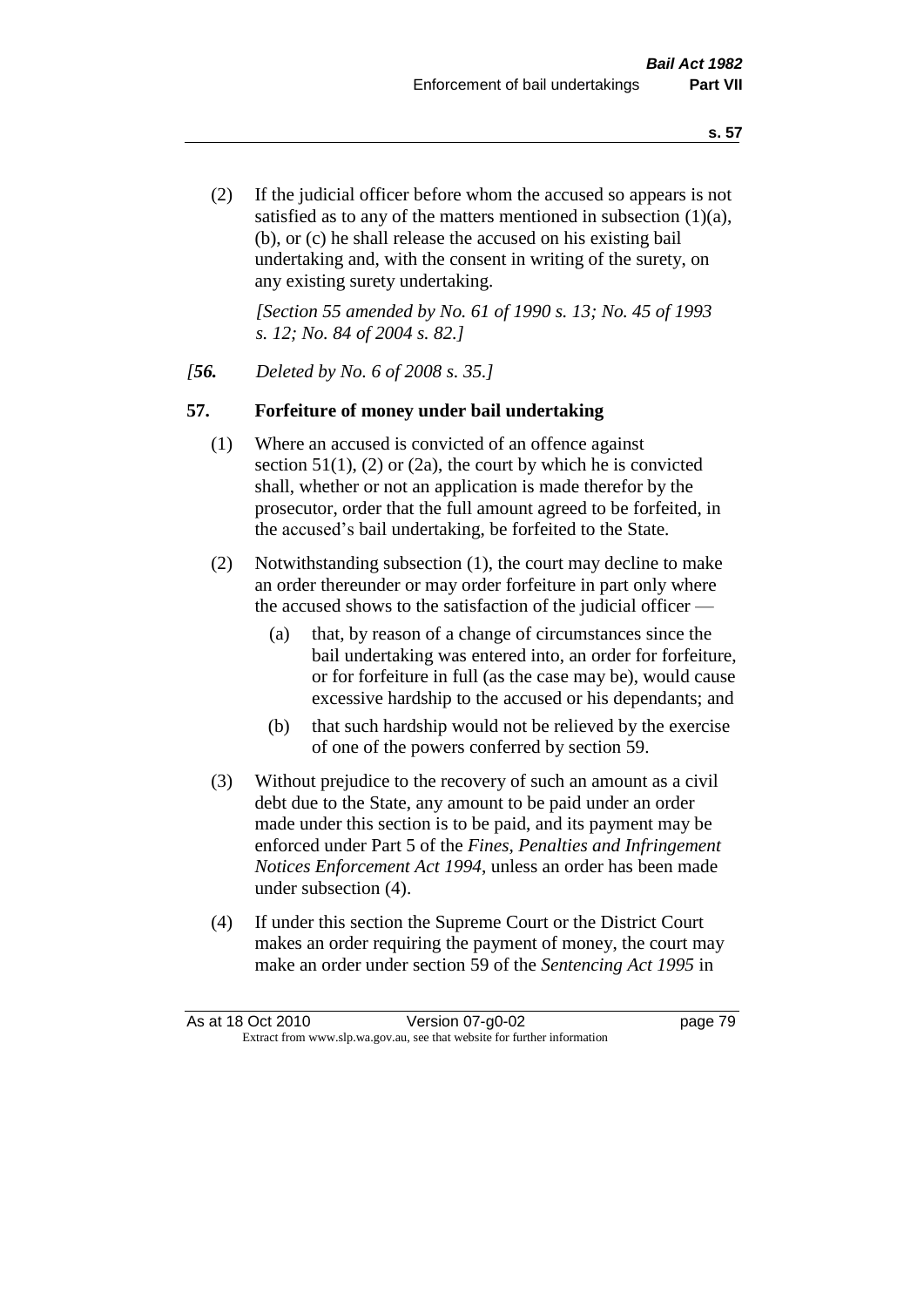(2) If the judicial officer before whom the accused so appears is not satisfied as to any of the matters mentioned in subsection (1)(a), (b), or (c) he shall release the accused on his existing bail undertaking and, with the consent in writing of the surety, on any existing surety undertaking.

*[Section 55 amended by No. 61 of 1990 s. 13; No. 45 of 1993 s. 12; No. 84 of 2004 s. 82.]*

*[**56.** Deleted by No. 6 of 2008 s. 35.]*

## 57. Forfeiture of money under bail undertaking

(1) Where an accused is convicted of an offence against section 51(1), (2) or (2a), the court by which he is convicted shall, whether or not an application is made therefor by the prosecutor, order that the full amount agreed to be forfeited, in the accused's bail undertaking, be forfeited to the State.

(2) Notwithstanding subsection (1), the court may decline to make an order thereunder or may order forfeiture in part only where the accused shows to the satisfaction of the judicial officer —

- (a) that, by reason of a change of circumstances since the bail undertaking was entered into, an order for forfeiture, or for forfeiture in full (as the case may be), would cause excessive hardship to the accused or his dependants; and
- (b) that such hardship would not be relieved by the exercise of one of the powers conferred by section 59.

(3) Without prejudice to the recovery of such an amount as a civil debt due to the State, any amount to be paid under an order made under this section is to be paid, and its payment may be enforced under Part 5 of the *Fines, Penalties and Infringement Notices Enforcement Act 1994*, unless an order has been made under subsection (4).

(4) If under this section the Supreme Court or the District Court makes an order requiring the payment of money, the court may make an order under section 59 of the *Sentencing Act 1995* in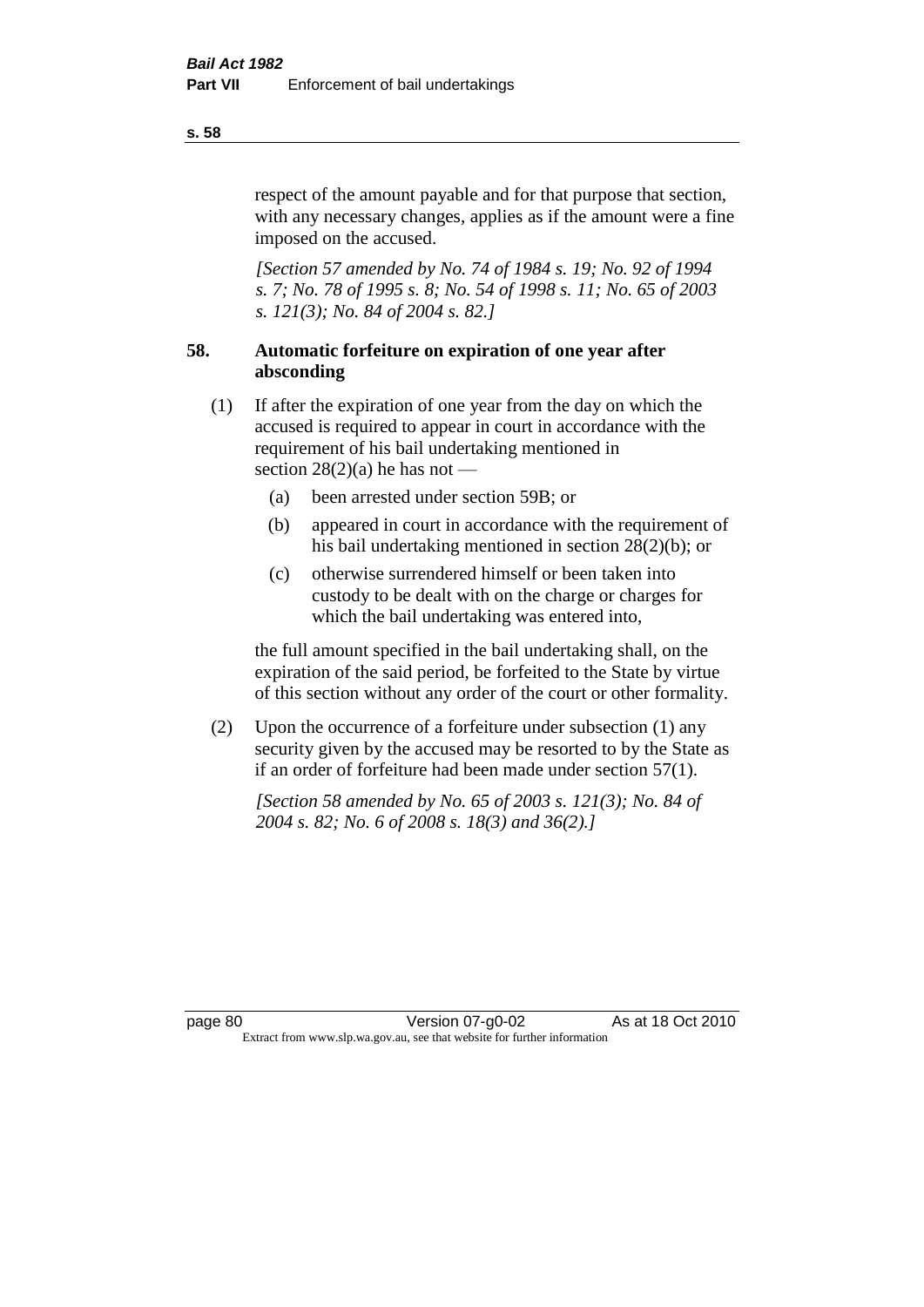respect of the amount payable and for that purpose that section, with any necessary changes, applies as if the amount were a fine imposed on the accused.

*[Section 57 amended by No. 74 of 1984 s. 19; No. 92 of 1994 s. 7; No. 78 of 1995 s. 8; No. 54 of 1998 s. 11; No. 65 of 2003 s. 121(3); No. 84 of 2004 s. 82.]*

### 58. Automatic forfeiture on expiration of one year after absconding

(1) If after the expiration of one year from the day on which the accused is required to appear in court in accordance with the requirement of his bail undertaking mentioned in section 28(2)(a) he has not —

- (a) been arrested under section 59B; or
- (b) appeared in court in accordance with the requirement of his bail undertaking mentioned in section 28(2)(b); or
- (c) otherwise surrendered himself or been taken into custody to be dealt with on the charge or charges for which the bail undertaking was entered into,

the full amount specified in the bail undertaking shall, on the expiration of the said period, be forfeited to the State by virtue of this section without any order of the court or other formality.

(2) Upon the occurrence of a forfeiture under subsection (1) any security given by the accused may be resorted to by the State as if an order of forfeiture had been made under section 57(1).

*[Section 58 amended by No. 65 of 2003 s. 121(3); No. 84 of 2004 s. 82; No. 6 of 2008 s. 18(3) and 36(2).]*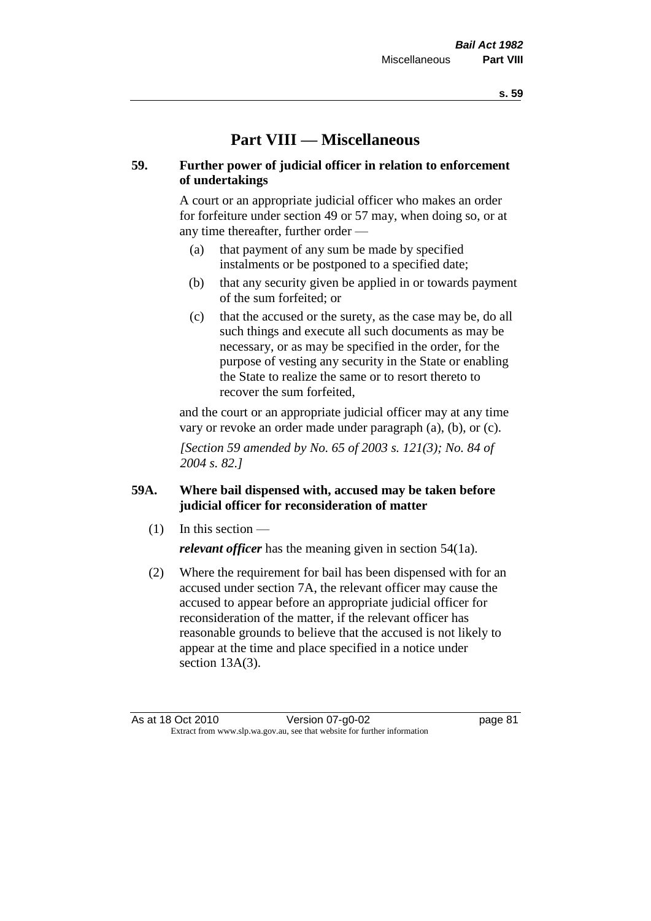# Part VIII — Miscellaneous

### 59. Further power of judicial officer in relation to enforcement of undertakings

A court or an appropriate judicial officer who makes an order for forfeiture under section 49 or 57 may, when doing so, or at any time thereafter, further order —

(a) that payment of any sum be made by specified instalments or be postponed to a specified date;

(b) that any security given be applied in or towards payment of the sum forfeited; or

(c) that the accused or the surety, as the case may be, do all such things and execute all such documents as may be necessary, or as may be specified in the order, for the purpose of vesting any security in the State or enabling the State to realize the same or to resort thereto to recover the sum forfeited,

and the court or an appropriate judicial officer may at any time vary or revoke an order made under paragraph (a), (b), or (c).

*[Section 59 amended by No. 65 of 2003 s. 121(3); No. 84 of 2004 s. 82.]*

### 59A. Where bail dispensed with, accused may be taken before judicial officer for reconsideration of matter

(1) In this section —

***relevant officer*** has the meaning given in section 54(1a).

(2) Where the requirement for bail has been dispensed with for an accused under section 7A, the relevant officer may cause the accused to appear before an appropriate judicial officer for reconsideration of the matter, if the relevant officer has reasonable grounds to believe that the accused is not likely to appear at the time and place specified in a notice under section 13A(3).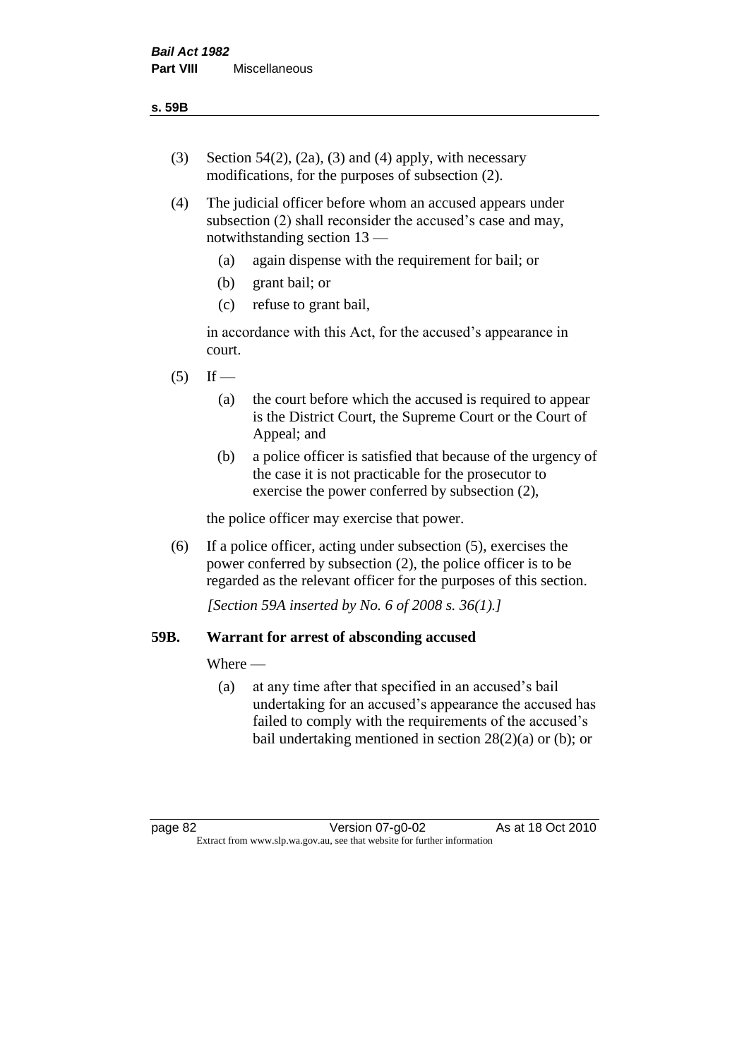(3) Section 54(2), (2a), (3) and (4) apply, with necessary modifications, for the purposes of subsection (2).

(4) The judicial officer before whom an accused appears under subsection (2) shall reconsider the accused's case and may, notwithstanding section 13 —

  (a) again dispense with the requirement for bail; or

  (b) grant bail; or

  (c) refuse to grant bail,

  in accordance with this Act, for the accused's appearance in court.

(5) If —

  (a) the court before which the accused is required to appear is the District Court, the Supreme Court or the Court of Appeal; and

  (b) a police officer is satisfied that because of the urgency of the case it is not practicable for the prosecutor to exercise the power conferred by subsection (2),

  the police officer may exercise that power.

(6) If a police officer, acting under subsection (5), exercises the power conferred by subsection (2), the police officer is to be regarded as the relevant officer for the purposes of this section.

*[Section 59A inserted by No. 6 of 2008 s. 36(1).]*

### 59B. Warrant for arrest of absconding accused

Where —

  (a) at any time after that specified in an accused's bail undertaking for an accused's appearance the accused has failed to comply with the requirements of the accused's bail undertaking mentioned in section 28(2)(a) or (b); or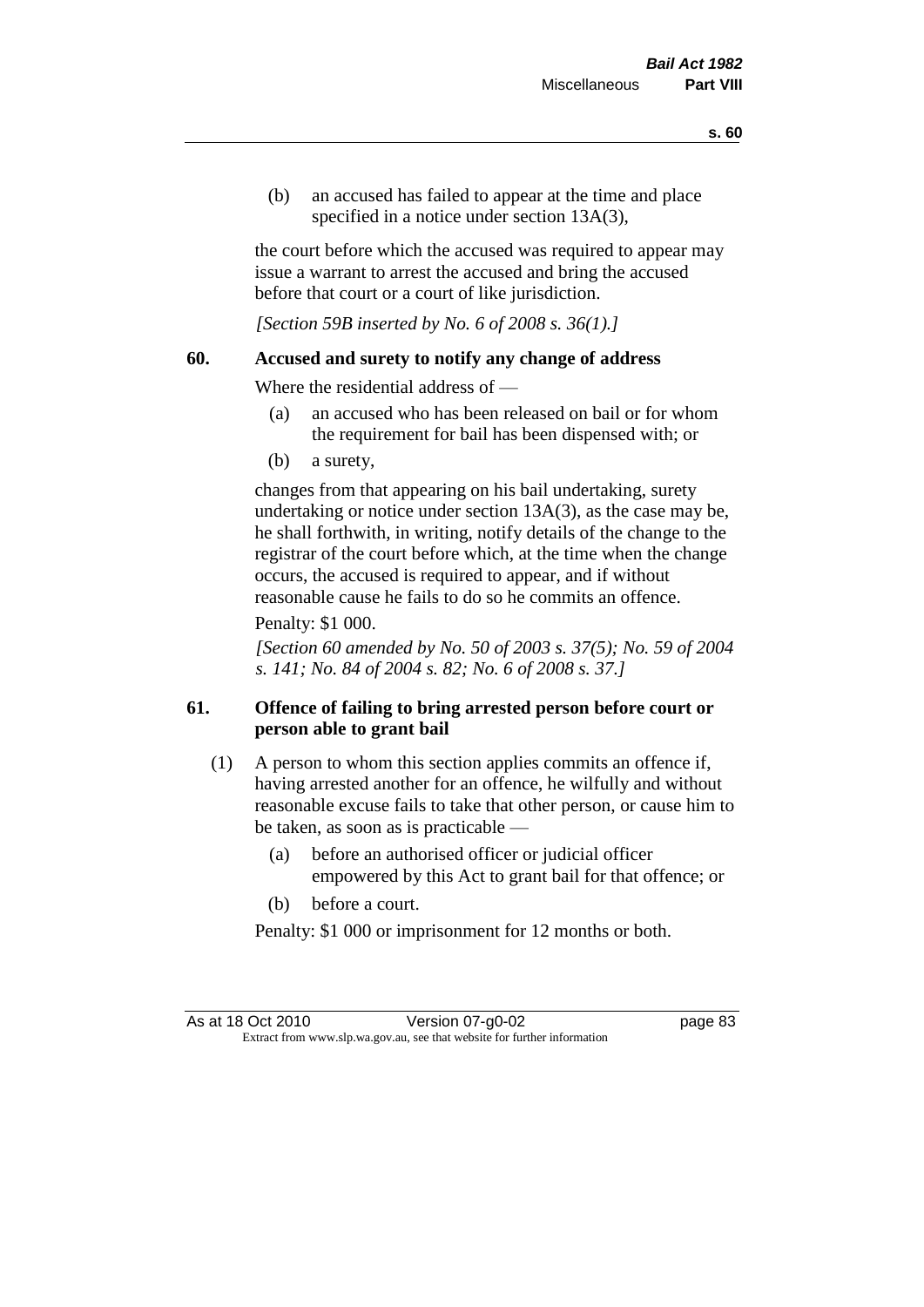(b) an accused has failed to appear at the time and place specified in a notice under section 13A(3),

the court before which the accused was required to appear may issue a warrant to arrest the accused and bring the accused before that court or a court of like jurisdiction.

*[Section 59B inserted by No. 6 of 2008 s. 36(1).]*

### 60. Accused and surety to notify any change of address

Where the residential address of —

(a) an accused who has been released on bail or for whom the requirement for bail has been dispensed with; or

(b) a surety,

changes from that appearing on his bail undertaking, surety undertaking or notice under section 13A(3), as the case may be, he shall forthwith, in writing, notify details of the change to the registrar of the court before which, at the time when the change occurs, the accused is required to appear, and if without reasonable cause he fails to do so he commits an offence.

Penalty: $1 000.

*[Section 60 amended by No. 50 of 2003 s. 37(5); No. 59 of 2004 s. 141; No. 84 of 2004 s. 82; No. 6 of 2008 s. 37.]*

### 61. Offence of failing to bring arrested person before court or person able to grant bail

(1) A person to whom this section applies commits an offence if, having arrested another for an offence, he wilfully and without reasonable excuse fails to take that other person, or cause him to be taken, as soon as is practicable —

(a) before an authorised officer or judicial officer empowered by this Act to grant bail for that offence; or

(b) before a court.

Penalty: $1 000 or imprisonment for 12 months or both.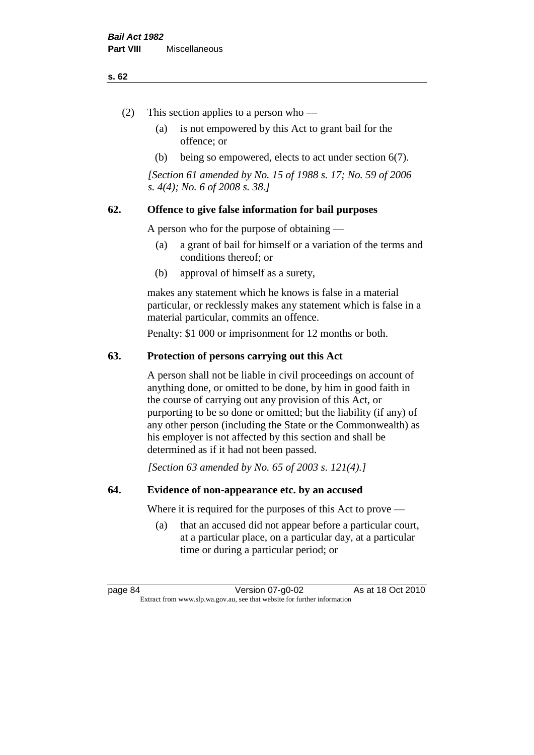(2) This section applies to a person who —

  (a) is not empowered by this Act to grant bail for the offence; or

  (b) being so empowered, elects to act under section 6(7).

*[Section 61 amended by No. 15 of 1988 s. 17; No. 59 of 2006 s. 4(4); No. 6 of 2008 s. 38.]*

### 62. Offence to give false information for bail purposes

A person who for the purpose of obtaining —

  (a) a grant of bail for himself or a variation of the terms and conditions thereof; or

  (b) approval of himself as a surety,

makes any statement which he knows is false in a material particular, or recklessly makes any statement which is false in a material particular, commits an offence.

Penalty: $1 000 or imprisonment for 12 months or both.

### 63. Protection of persons carrying out this Act

A person shall not be liable in civil proceedings on account of anything done, or omitted to be done, by him in good faith in the course of carrying out any provision of this Act, or purporting to be so done or omitted; but the liability (if any) of any other person (including the State or the Commonwealth) as his employer is not affected by this section and shall be determined as if it had not been passed.

*[Section 63 amended by No. 65 of 2003 s. 121(4).]*

### 64. Evidence of non-appearance etc. by an accused

Where it is required for the purposes of this Act to prove —

  (a) that an accused did not appear before a particular court, at a particular place, on a particular day, at a particular time or during a particular period; or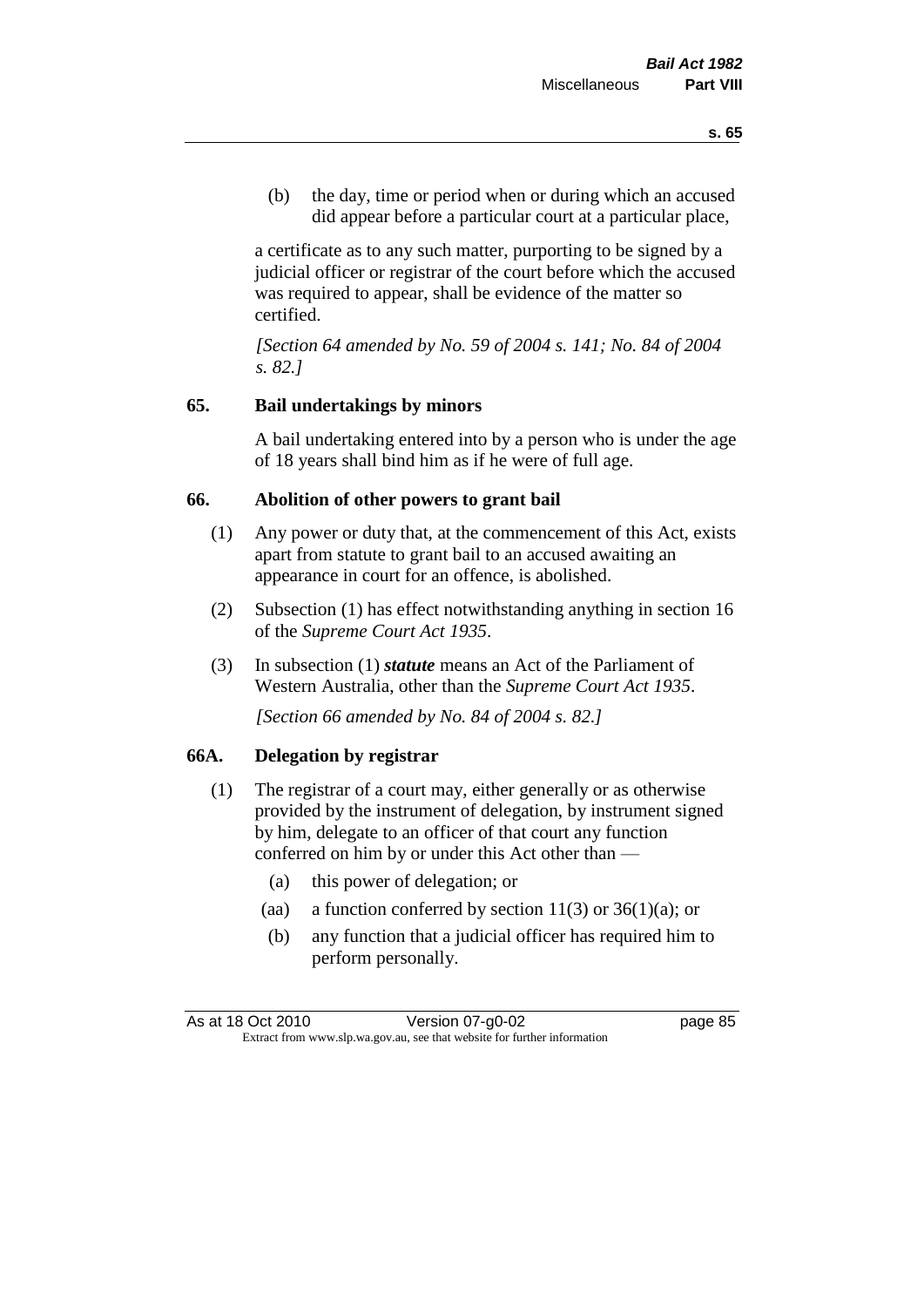(b) the day, time or period when or during which an accused did appear before a particular court at a particular place,

a certificate as to any such matter, purporting to be signed by a judicial officer or registrar of the court before which the accused was required to appear, shall be evidence of the matter so certified.

*[Section 64 amended by No. 59 of 2004 s. 141; No. 84 of 2004 s. 82.]*

## 65. Bail undertakings by minors

A bail undertaking entered into by a person who is under the age of 18 years shall bind him as if he were of full age.

## 66. Abolition of other powers to grant bail

(1) Any power or duty that, at the commencement of this Act, exists apart from statute to grant bail to an accused awaiting an appearance in court for an offence, is abolished.

(2) Subsection (1) has effect notwithstanding anything in section 16 of the *Supreme Court Act 1935*.

(3) In subsection (1) ***statute*** means an Act of the Parliament of Western Australia, other than the *Supreme Court Act 1935*.

*[Section 66 amended by No. 84 of 2004 s. 82.]*

## 66A. Delegation by registrar

(1) The registrar of a court may, either generally or as otherwise provided by the instrument of delegation, by instrument signed by him, delegate to an officer of that court any function conferred on him by or under this Act other than —

(a) this power of delegation; or

(aa) a function conferred by section 11(3) or 36(1)(a); or

(b) any function that a judicial officer has required him to perform personally.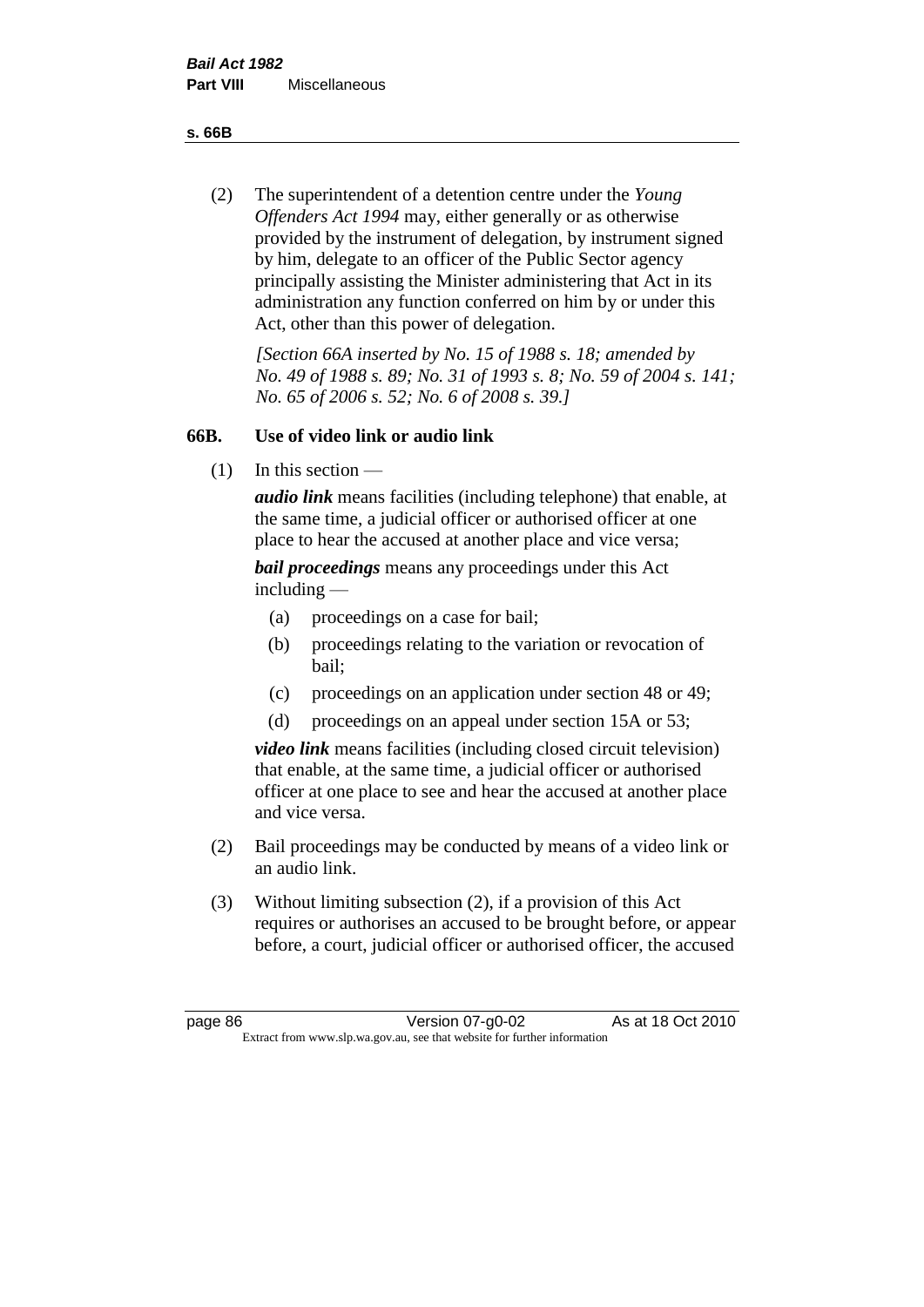(2) The superintendent of a detention centre under the *Young Offenders Act 1994* may, either generally or as otherwise provided by the instrument of delegation, by instrument signed by him, delegate to an officer of the Public Sector agency principally assisting the Minister administering that Act in its administration any function conferred on him by or under this Act, other than this power of delegation.

*[Section 66A inserted by No. 15 of 1988 s. 18; amended by No. 49 of 1988 s. 89; No. 31 of 1993 s. 8; No. 59 of 2004 s. 141; No. 65 of 2006 s. 52; No. 6 of 2008 s. 39.]*

### 66B. Use of video link or audio link

(1) In this section —

***audio link*** means facilities (including telephone) that enable, at the same time, a judicial officer or authorised officer at one place to hear the accused at another place and vice versa;

***bail proceedings*** means any proceedings under this Act including —

- (a) proceedings on a case for bail;
- (b) proceedings relating to the variation or revocation of bail;
- (c) proceedings on an application under section 48 or 49;
- (d) proceedings on an appeal under section 15A or 53;

***video link*** means facilities (including closed circuit television) that enable, at the same time, a judicial officer or authorised officer at one place to see and hear the accused at another place and vice versa.

(2) Bail proceedings may be conducted by means of a video link or an audio link.

(3) Without limiting subsection (2), if a provision of this Act requires or authorises an accused to be brought before, or appear before, a court, judicial officer or authorised officer, the accused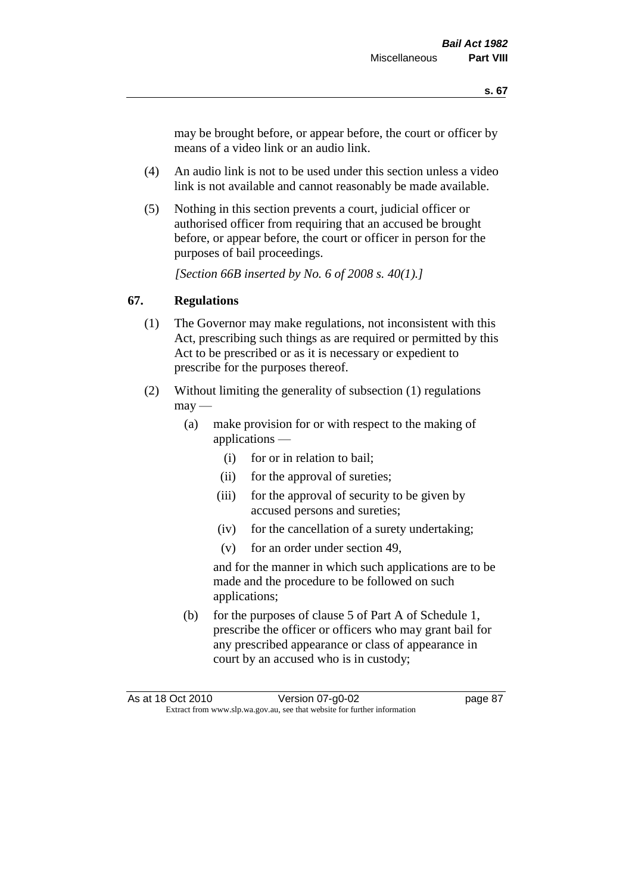may be brought before, or appear before, the court or officer by means of a video link or an audio link.

(4) An audio link is not to be used under this section unless a video link is not available and cannot reasonably be made available.

(5) Nothing in this section prevents a court, judicial officer or authorised officer from requiring that an accused be brought before, or appear before, the court or officer in person for the purposes of bail proceedings.

*[Section 66B inserted by No. 6 of 2008 s. 40(1).]*

## 67. Regulations

(1) The Governor may make regulations, not inconsistent with this Act, prescribing such things as are required or permitted by this Act to be prescribed or as it is necessary or expedient to prescribe for the purposes thereof.

(2) Without limiting the generality of subsection (1) regulations may —

(a) make provision for or with respect to the making of applications —

(i) for or in relation to bail;

(ii) for the approval of sureties;

(iii) for the approval of security to be given by accused persons and sureties;

(iv) for the cancellation of a surety undertaking;

(v) for an order under section 49,

and for the manner in which such applications are to be made and the procedure to be followed on such applications;

(b) for the purposes of clause 5 of Part A of Schedule 1, prescribe the officer or officers who may grant bail for any prescribed appearance or class of appearance in court by an accused who is in custody;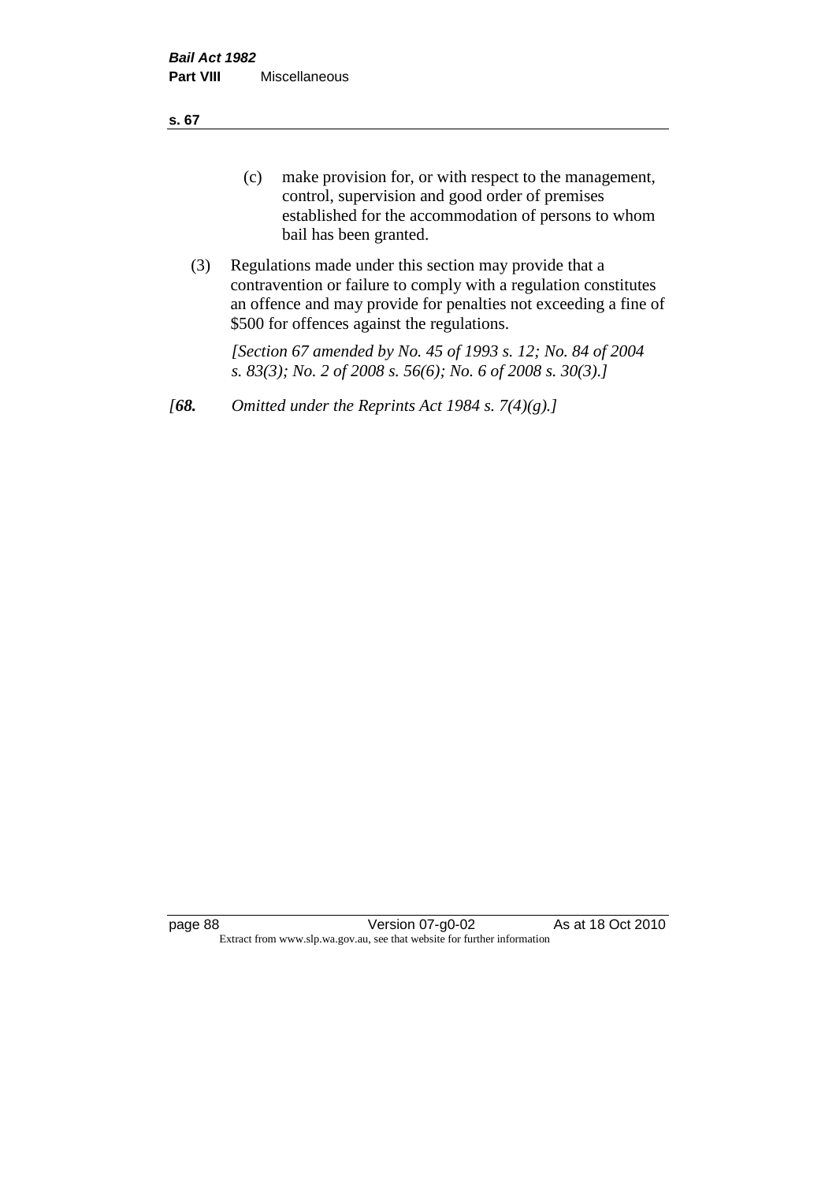(c) make provision for, or with respect to the management, control, supervision and good order of premises established for the accommodation of persons to whom bail has been granted.

(3) Regulations made under this section may provide that a contravention or failure to comply with a regulation constitutes an offence and may provide for penalties not exceeding a fine of $500 for offences against the regulations.

*[Section 67 amended by No. 45 of 1993 s. 12; No. 84 of 2004 s. 83(3); No. 2 of 2008 s. 56(6); No. 6 of 2008 s. 30(3).]*

*[**68.** Omitted under the Reprints Act 1984 s. 7(4)(g).]*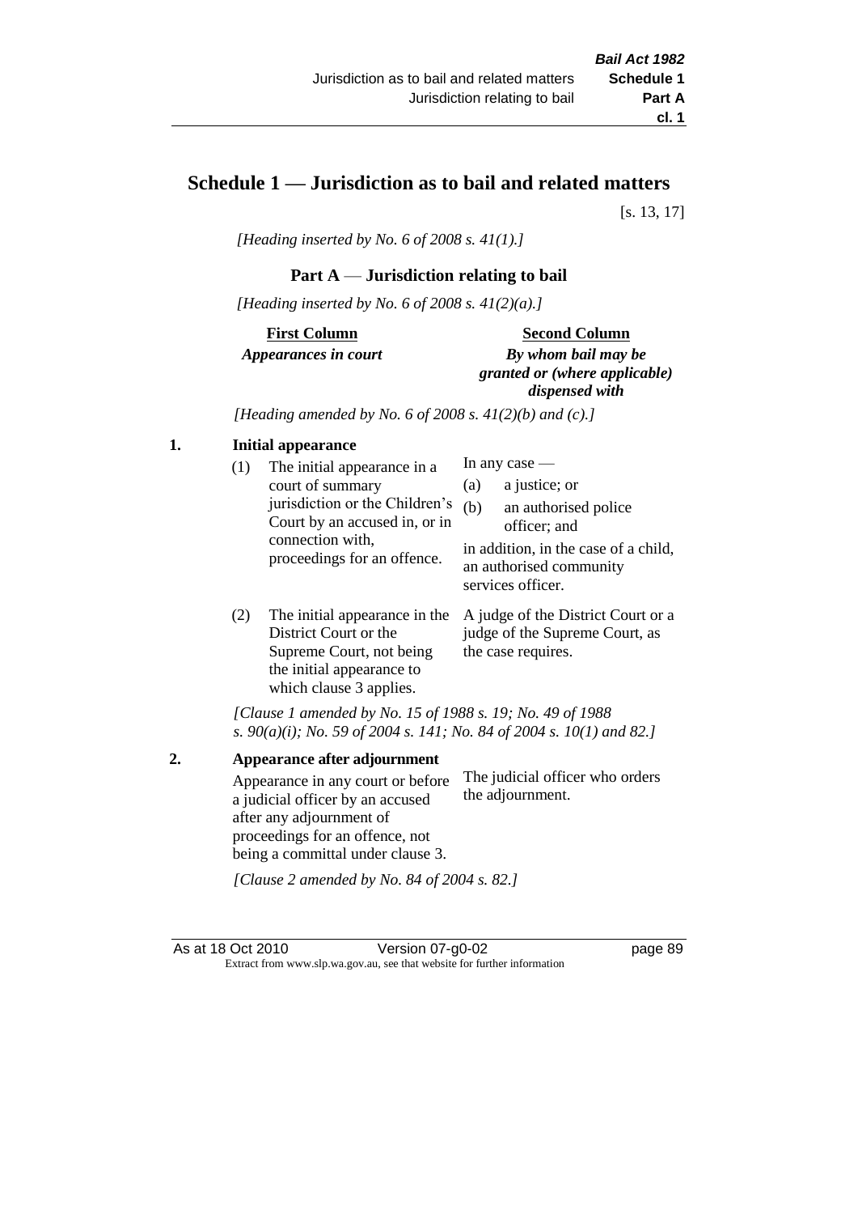# Schedule 1 — Jurisdiction as to bail and related matters

[s. 13, 17]

*[Heading inserted by No. 6 of 2008 s. 41(1).]*

## Part A — Jurisdiction relating to bail

*[Heading inserted by No. 6 of 2008 s. 41(2)(a).]*

| **First Column** *Appearances in court* | **Second Column** *By whom bail may be granted or (where applicable) dispensed with* |
|---|---|

*[Heading amended by No. 6 of 2008 s. 41(2)(b) and (c).]*

**1. Initial appearance**

| | |
|---|---|
| (1) The initial appearance in a court of summary jurisdiction or the Children's Court by an accused in, or in connection with, proceedings for an offence. | In any case — (a) a justice; or (b) an authorised police officer; and in addition, in the case of a child, an authorised community services officer. |
| (2) The initial appearance in the District Court or the Supreme Court, not being the initial appearance to which clause 3 applies. | A judge of the District Court or a judge of the Supreme Court, as the case requires. |

*[Clause 1 amended by No. 15 of 1988 s. 19; No. 49 of 1988 s. 90(a)(i); No. 59 of 2004 s. 141; No. 84 of 2004 s. 10(1) and 82.]*

**2. Appearance after adjournment**

| | |
|---|---|
| Appearance in any court or before a judicial officer by an accused after any adjournment of proceedings for an offence, not being a committal under clause 3. | The judicial officer who orders the adjournment. |

*[Clause 2 amended by No. 84 of 2004 s. 82.]*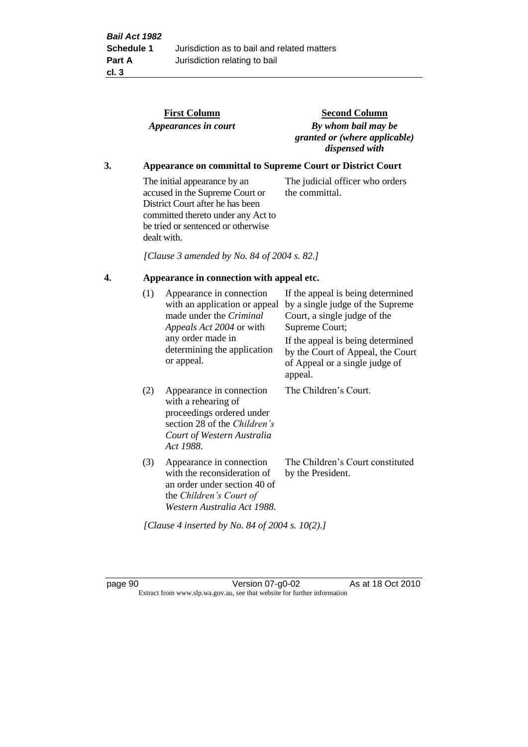| First Column | Second Column |
|---|---|
| ***Appearances in court*** | ***By whom bail may be granted or (where applicable) dispensed with*** |

## 3. Appearance on committal to Supreme Court or District Court

| | |
|---|---|
| The initial appearance by an accused in the Supreme Court or District Court after he has been committed thereto under any Act to be tried or sentenced or otherwise dealt with. | The judicial officer who orders the committal. |

*[Clause 3 amended by No. 84 of 2004 s. 82.]*

## 4. Appearance in connection with appeal etc.

| | | |
|---|---|---|
| (1) | Appearance in connection with an application or appeal made under the *Criminal Appeals Act 2004* or with any order made in determining the application or appeal. | If the appeal is being determined by a single judge of the Supreme Court, a single judge of the Supreme Court;<br><br>If the appeal is being determined by the Court of Appeal, the Court of Appeal or a single judge of appeal. |
| (2) | Appearance in connection with a rehearing of proceedings ordered under section 28 of the *Children's Court of Western Australia Act 1988*. | The Children's Court. |
| (3) | Appearance in connection with the reconsideration of an order under section 40 of the *Children's Court of Western Australia Act 1988*. | The Children's Court constituted by the President. |

*[Clause 4 inserted by No. 84 of 2004 s. 10(2).]*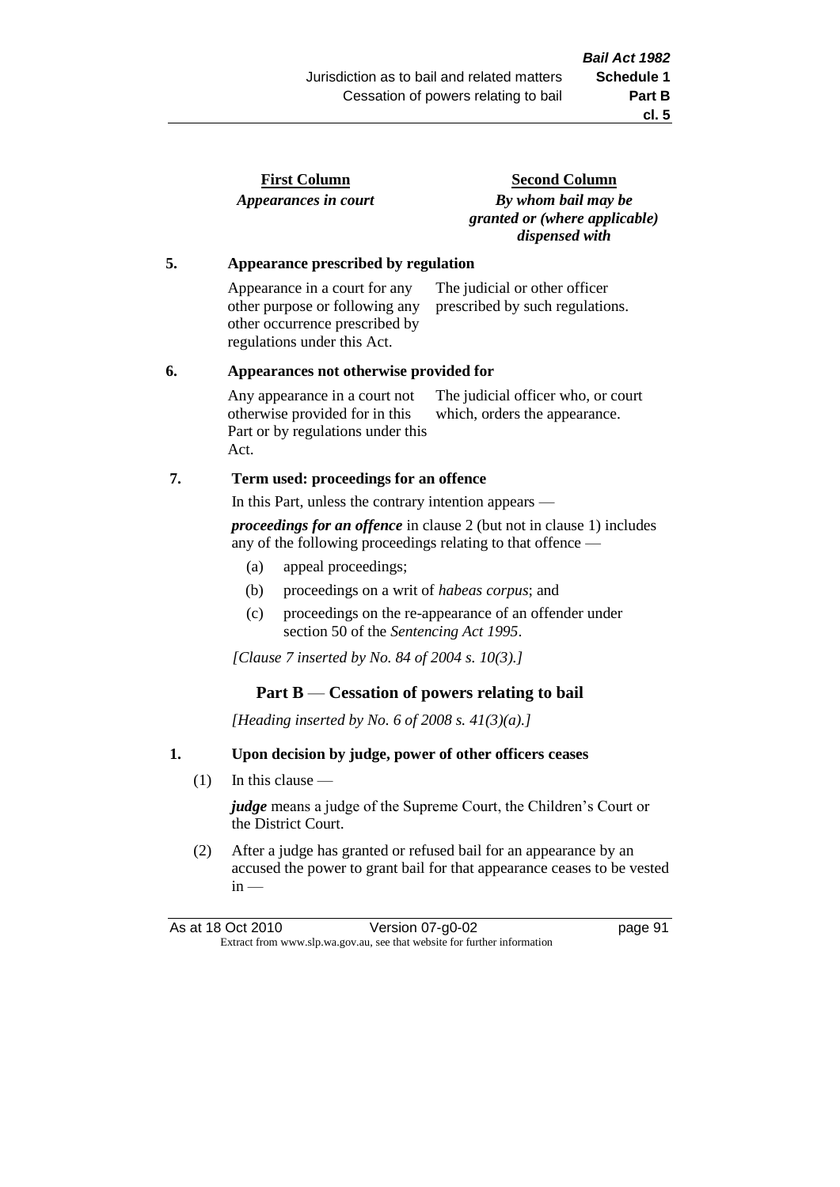| First Column | Second Column |
|---|---|
| *Appearances in court* | *By whom bail may be granted or (where applicable) dispensed with* |

**5. Appearance prescribed by regulation**

| | |
|---|---|
| Appearance in a court for any other purpose or following any other occurrence prescribed by regulations under this Act. | The judicial or other officer prescribed by such regulations. |

**6. Appearances not otherwise provided for**

| | |
|---|---|
| Any appearance in a court not otherwise provided for in this Part or by regulations under this Act. | The judicial officer who, or court which, orders the appearance. |

**7. Term used: proceedings for an offence**

In this Part, unless the contrary intention appears —

***proceedings for an offence*** in clause 2 (but not in clause 1) includes any of the following proceedings relating to that offence —

- (a) appeal proceedings;
- (b) proceedings on a writ of *habeas corpus*; and
- (c) proceedings on the re-appearance of an offender under section 50 of the *Sentencing Act 1995*.

*[Clause 7 inserted by No. 84 of 2004 s. 10(3).]*

## Part B — Cessation of powers relating to bail

*[Heading inserted by No. 6 of 2008 s. 41(3)(a).]*

**1. Upon decision by judge, power of other officers ceases**

(1) In this clause —

***judge*** means a judge of the Supreme Court, the Children's Court or the District Court.

(2) After a judge has granted or refused bail for an appearance by an accused the power to grant bail for that appearance ceases to be vested in —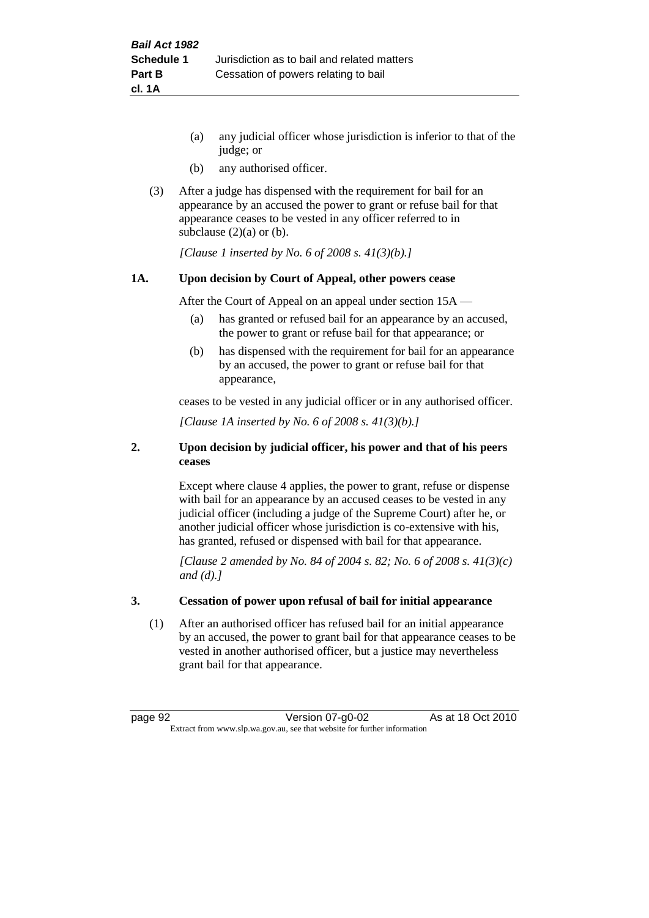(a) any judicial officer whose jurisdiction is inferior to that of the judge; or

(b) any authorised officer.

(3) After a judge has dispensed with the requirement for bail for an appearance by an accused the power to grant or refuse bail for that appearance ceases to be vested in any officer referred to in subclause (2)(a) or (b).

*[Clause 1 inserted by No. 6 of 2008 s. 41(3)(b).]*

## 1A. Upon decision by Court of Appeal, other powers cease

After the Court of Appeal on an appeal under section 15A —

(a) has granted or refused bail for an appearance by an accused, the power to grant or refuse bail for that appearance; or

(b) has dispensed with the requirement for bail for an appearance by an accused, the power to grant or refuse bail for that appearance,

ceases to be vested in any judicial officer or in any authorised officer.

*[Clause 1A inserted by No. 6 of 2008 s. 41(3)(b).]*

## 2. Upon decision by judicial officer, his power and that of his peers ceases

Except where clause 4 applies, the power to grant, refuse or dispense with bail for an appearance by an accused ceases to be vested in any judicial officer (including a judge of the Supreme Court) after he, or another judicial officer whose jurisdiction is co-extensive with his, has granted, refused or dispensed with bail for that appearance.

*[Clause 2 amended by No. 84 of 2004 s. 82; No. 6 of 2008 s. 41(3)(c) and (d).]*

## 3. Cessation of power upon refusal of bail for initial appearance

(1) After an authorised officer has refused bail for an initial appearance by an accused, the power to grant bail for that appearance ceases to be vested in another authorised officer, but a justice may nevertheless grant bail for that appearance.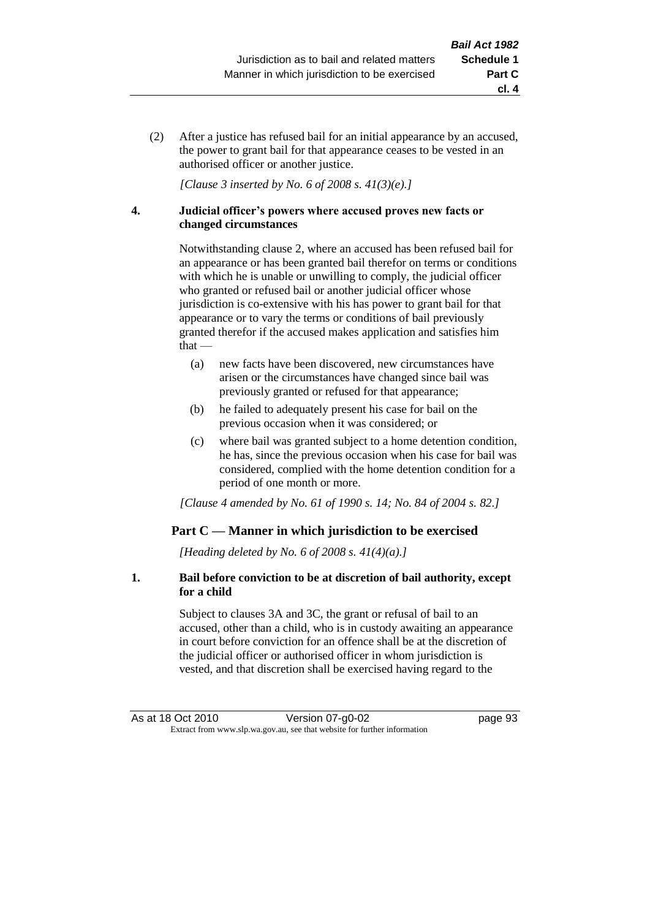(2) After a justice has refused bail for an initial appearance by an accused, the power to grant bail for that appearance ceases to be vested in an authorised officer or another justice.

*[Clause 3 inserted by No. 6 of 2008 s. 41(3)(e).]*

**4. Judicial officer's powers where accused proves new facts or changed circumstances**

Notwithstanding clause 2, where an accused has been refused bail for an appearance or has been granted bail therefor on terms or conditions with which he is unable or unwilling to comply, the judicial officer who granted or refused bail or another judicial officer whose jurisdiction is co-extensive with his has power to grant bail for that appearance or to vary the terms or conditions of bail previously granted therefor if the accused makes application and satisfies him that —

(a) new facts have been discovered, new circumstances have arisen or the circumstances have changed since bail was previously granted or refused for that appearance;

(b) he failed to adequately present his case for bail on the previous occasion when it was considered; or

(c) where bail was granted subject to a home detention condition, he has, since the previous occasion when his case for bail was considered, complied with the home detention condition for a period of one month or more.

*[Clause 4 amended by No. 61 of 1990 s. 14; No. 84 of 2004 s. 82.]*

## Part C — Manner in which jurisdiction to be exercised

*[Heading deleted by No. 6 of 2008 s. 41(4)(a).]*

**1. Bail before conviction to be at discretion of bail authority, except for a child**

Subject to clauses 3A and 3C, the grant or refusal of bail to an accused, other than a child, who is in custody awaiting an appearance in court before conviction for an offence shall be at the discretion of the judicial officer or authorised officer in whom jurisdiction is vested, and that discretion shall be exercised having regard to the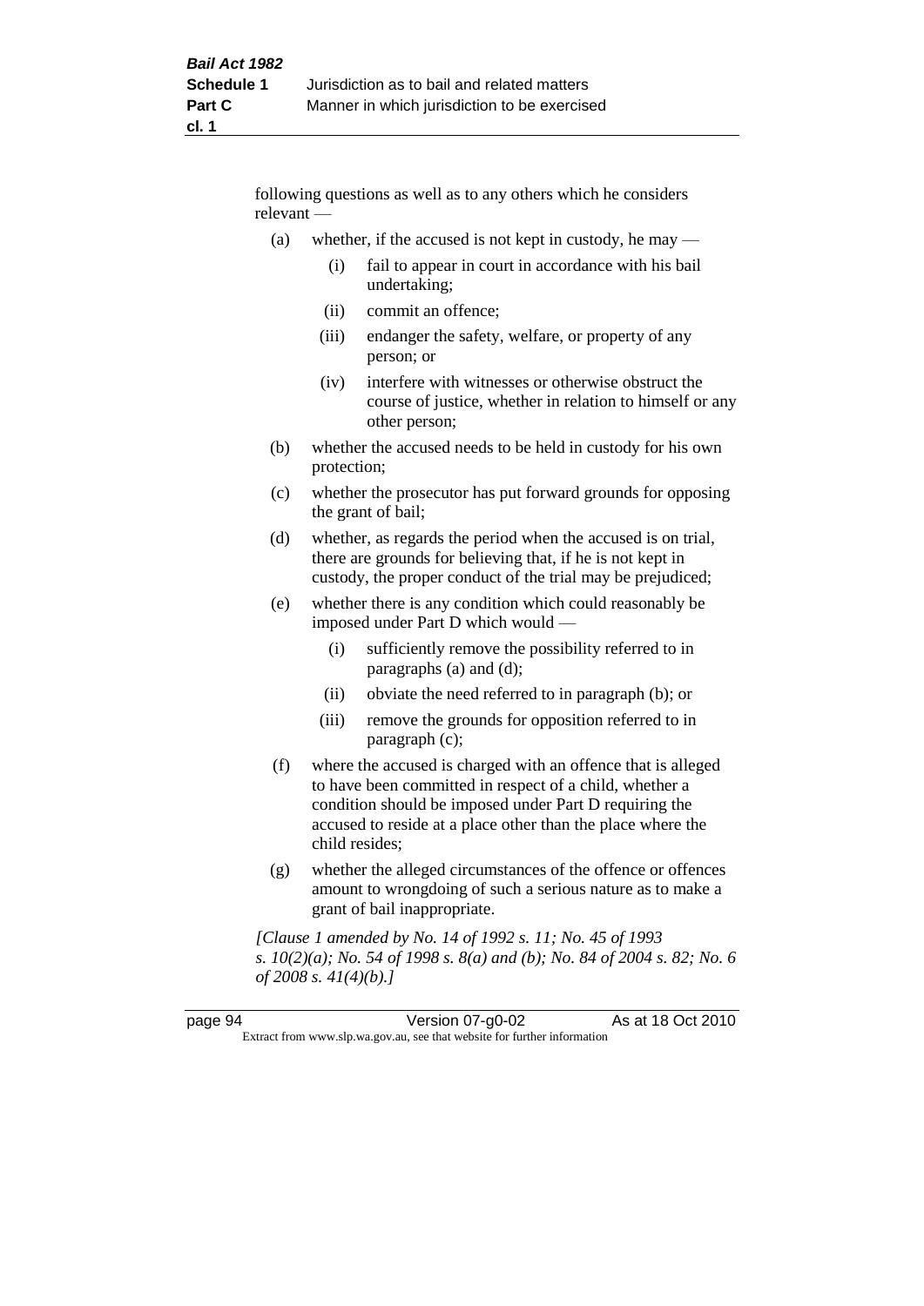following questions as well as to any others which he considers relevant —

(a) whether, if the accused is not kept in custody, he may —

  (i) fail to appear in court in accordance with his bail undertaking;

  (ii) commit an offence;

  (iii) endanger the safety, welfare, or property of any person; or

  (iv) interfere with witnesses or otherwise obstruct the course of justice, whether in relation to himself or any other person;

(b) whether the accused needs to be held in custody for his own protection;

(c) whether the prosecutor has put forward grounds for opposing the grant of bail;

(d) whether, as regards the period when the accused is on trial, there are grounds for believing that, if he is not kept in custody, the proper conduct of the trial may be prejudiced;

(e) whether there is any condition which could reasonably be imposed under Part D which would —

  (i) sufficiently remove the possibility referred to in paragraphs (a) and (d);

  (ii) obviate the need referred to in paragraph (b); or

  (iii) remove the grounds for opposition referred to in paragraph (c);

(f) where the accused is charged with an offence that is alleged to have been committed in respect of a child, whether a condition should be imposed under Part D requiring the accused to reside at a place other than the place where the child resides;

(g) whether the alleged circumstances of the offence or offences amount to wrongdoing of such a serious nature as to make a grant of bail inappropriate.

*[Clause 1 amended by No. 14 of 1992 s. 11; No. 45 of 1993 s. 10(2)(a); No. 54 of 1998 s. 8(a) and (b); No. 84 of 2004 s. 82; No. 6 of 2008 s. 41(4)(b).]*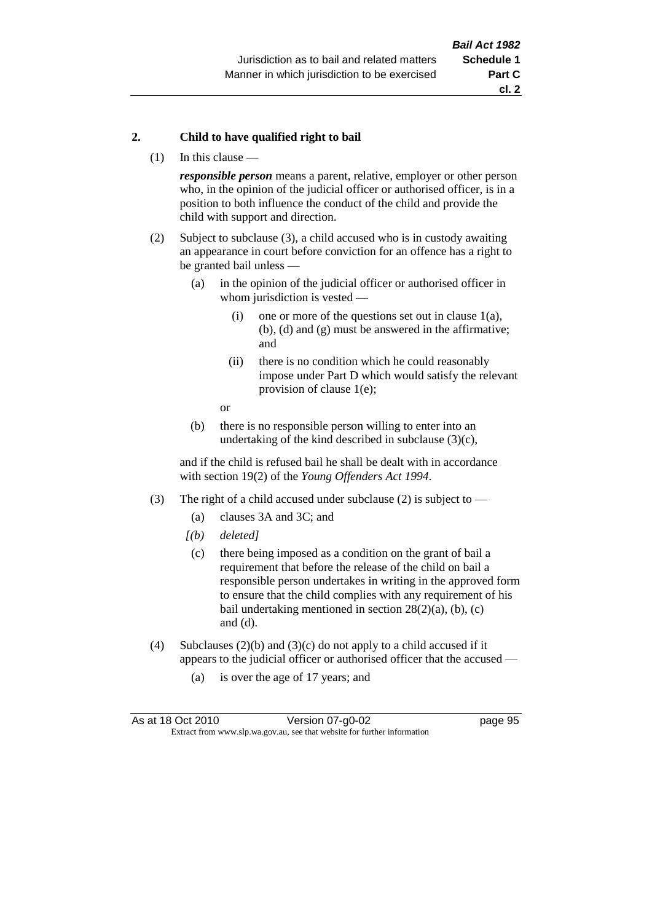## 2. Child to have qualified right to bail

(1) In this clause —

***responsible person*** means a parent, relative, employer or other person who, in the opinion of the judicial officer or authorised officer, is in a position to both influence the conduct of the child and provide the child with support and direction.

(2) Subject to subclause (3), a child accused who is in custody awaiting an appearance in court before conviction for an offence has a right to be granted bail unless —

- (a) in the opinion of the judicial officer or authorised officer in whom jurisdiction is vested —
  - (i) one or more of the questions set out in clause 1(a), (b), (d) and (g) must be answered in the affirmative; and
  - (ii) there is no condition which he could reasonably impose under Part D which would satisfy the relevant provision of clause 1(e);

  or

- (b) there is no responsible person willing to enter into an undertaking of the kind described in subclause (3)(c),

and if the child is refused bail he shall be dealt with in accordance with section 19(2) of the *Young Offenders Act 1994*.

(3) The right of a child accused under subclause (2) is subject to —

- (a) clauses 3A and 3C; and
- *[(b) deleted]*
- (c) there being imposed as a condition on the grant of bail a requirement that before the release of the child on bail a responsible person undertakes in writing in the approved form to ensure that the child complies with any requirement of his bail undertaking mentioned in section 28(2)(a), (b), (c) and (d).

(4) Subclauses (2)(b) and (3)(c) do not apply to a child accused if it appears to the judicial officer or authorised officer that the accused —

- (a) is over the age of 17 years; and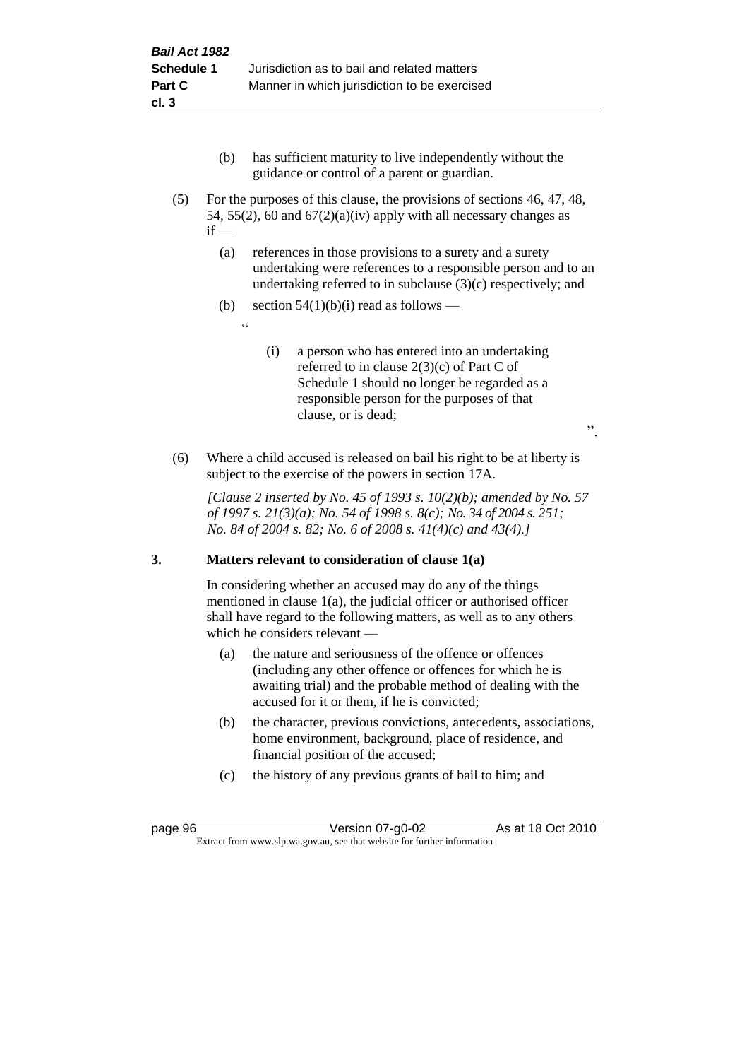(b) has sufficient maturity to live independently without the guidance or control of a parent or guardian.

(5) For the purposes of this clause, the provisions of sections 46, 47, 48, 54, 55(2), 60 and 67(2)(a)(iv) apply with all necessary changes as if —

(a) references in those provisions to a surety and a surety undertaking were references to a responsible person and to an undertaking referred to in subclause (3)(c) respectively; and

(b) section 54(1)(b)(i) read as follows —

"

(i) a person who has entered into an undertaking referred to in clause 2(3)(c) of Part C of Schedule 1 should no longer be regarded as a responsible person for the purposes of that clause, or is dead;

".

(6) Where a child accused is released on bail his right to be at liberty is subject to the exercise of the powers in section 17A.

*[Clause 2 inserted by No. 45 of 1993 s. 10(2)(b); amended by No. 57 of 1997 s. 21(3)(a); No. 54 of 1998 s. 8(c); No. 34 of 2004 s. 251; No. 84 of 2004 s. 82; No. 6 of 2008 s. 41(4)(c) and 43(4).]*

## 3. Matters relevant to consideration of clause 1(a)

In considering whether an accused may do any of the things mentioned in clause 1(a), the judicial officer or authorised officer shall have regard to the following matters, as well as to any others which he considers relevant —

(a) the nature and seriousness of the offence or offences (including any other offence or offences for which he is awaiting trial) and the probable method of dealing with the accused for it or them, if he is convicted;

(b) the character, previous convictions, antecedents, associations, home environment, background, place of residence, and financial position of the accused;

(c) the history of any previous grants of bail to him; and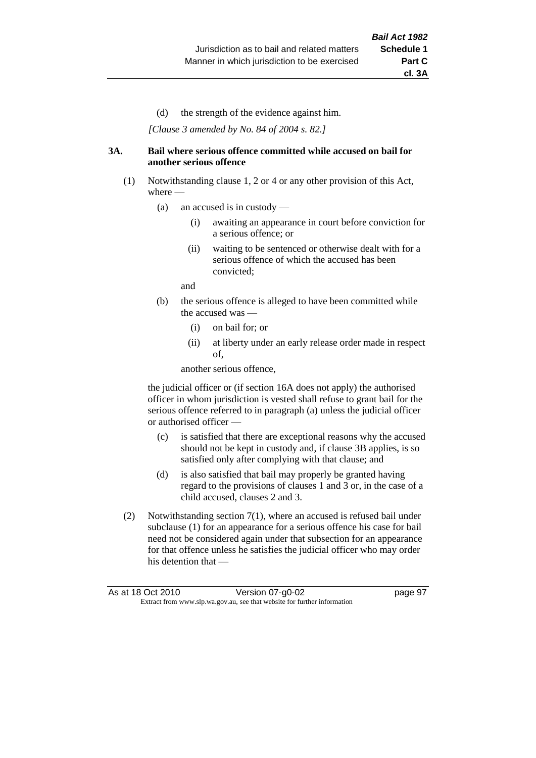(d) the strength of the evidence against him.

*[Clause 3 amended by No. 84 of 2004 s. 82.]*

**3A. Bail where serious offence committed while accused on bail for another serious offence**

(1) Notwithstanding clause 1, 2 or 4 or any other provision of this Act, where —

(a) an accused is in custody —

(i) awaiting an appearance in court before conviction for a serious offence; or

(ii) waiting to be sentenced or otherwise dealt with for a serious offence of which the accused has been convicted;

and

(b) the serious offence is alleged to have been committed while the accused was —

(i) on bail for; or

(ii) at liberty under an early release order made in respect of,

another serious offence,

the judicial officer or (if section 16A does not apply) the authorised officer in whom jurisdiction is vested shall refuse to grant bail for the serious offence referred to in paragraph (a) unless the judicial officer or authorised officer —

(c) is satisfied that there are exceptional reasons why the accused should not be kept in custody and, if clause 3B applies, is so satisfied only after complying with that clause; and

(d) is also satisfied that bail may properly be granted having regard to the provisions of clauses 1 and 3 or, in the case of a child accused, clauses 2 and 3.

(2) Notwithstanding section 7(1), where an accused is refused bail under subclause (1) for an appearance for a serious offence his case for bail need not be considered again under that subsection for an appearance for that offence unless he satisfies the judicial officer who may order his detention that —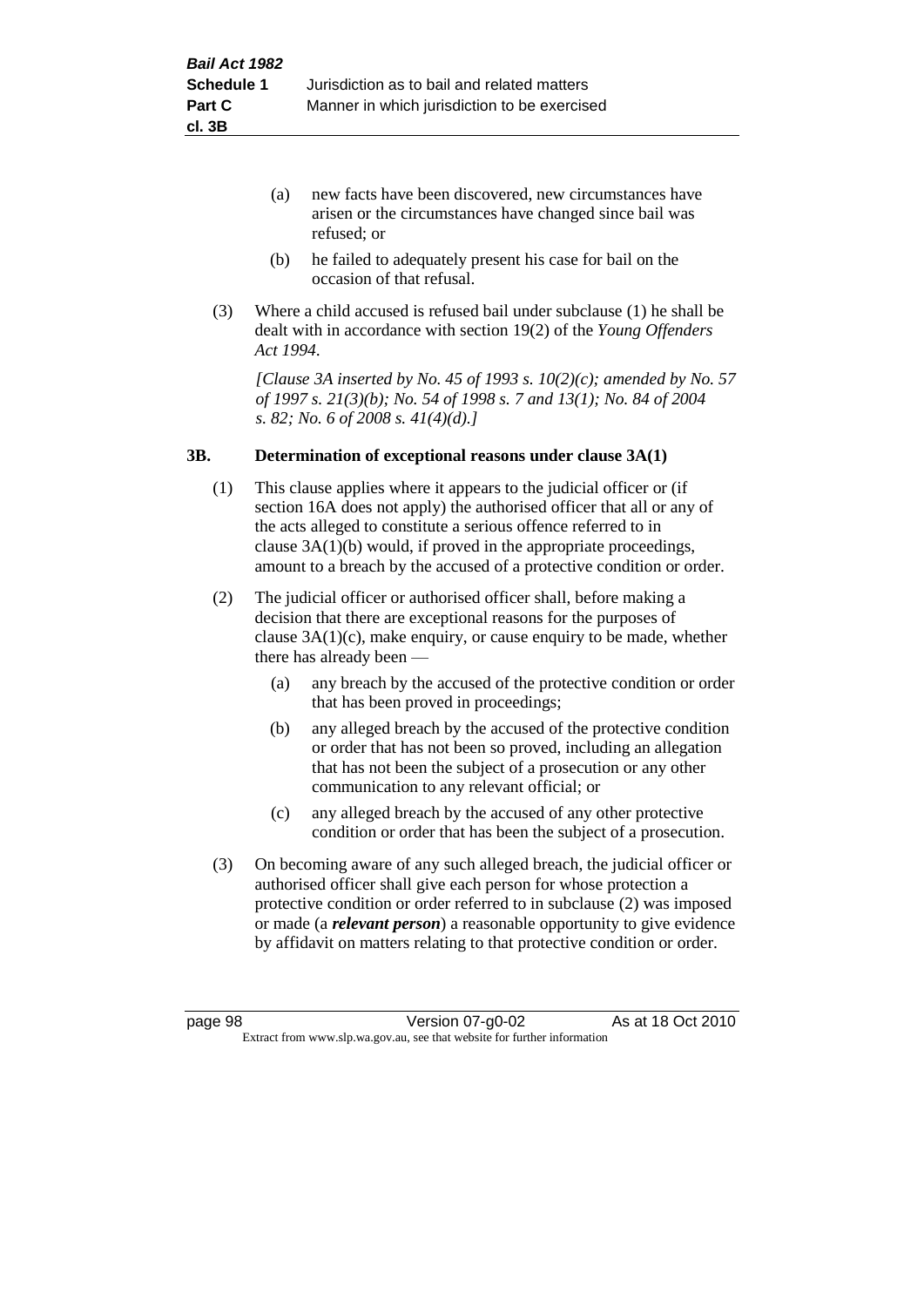- (a) new facts have been discovered, new circumstances have arisen or the circumstances have changed since bail was refused; or
- (b) he failed to adequately present his case for bail on the occasion of that refusal.

(3) Where a child accused is refused bail under subclause (1) he shall be dealt with in accordance with section 19(2) of the *Young Offenders Act 1994*.

*[Clause 3A inserted by No. 45 of 1993 s. 10(2)(c); amended by No. 57 of 1997 s. 21(3)(b); No. 54 of 1998 s. 7 and 13(1); No. 84 of 2004 s. 82; No. 6 of 2008 s. 41(4)(d).]*

### 3B. Determination of exceptional reasons under clause 3A(1)

(1) This clause applies where it appears to the judicial officer or (if section 16A does not apply) the authorised officer that all or any of the acts alleged to constitute a serious offence referred to in clause 3A(1)(b) would, if proved in the appropriate proceedings, amount to a breach by the accused of a protective condition or order.

(2) The judicial officer or authorised officer shall, before making a decision that there are exceptional reasons for the purposes of clause 3A(1)(c), make enquiry, or cause enquiry to be made, whether there has already been —

- (a) any breach by the accused of the protective condition or order that has been proved in proceedings;
- (b) any alleged breach by the accused of the protective condition or order that has not been so proved, including an allegation that has not been the subject of a prosecution or any other communication to any relevant official; or
- (c) any alleged breach by the accused of any other protective condition or order that has been the subject of a prosecution.

(3) On becoming aware of any such alleged breach, the judicial officer or authorised officer shall give each person for whose protection a protective condition or order referred to in subclause (2) was imposed or made (a ***relevant person***) a reasonable opportunity to give evidence by affidavit on matters relating to that protective condition or order.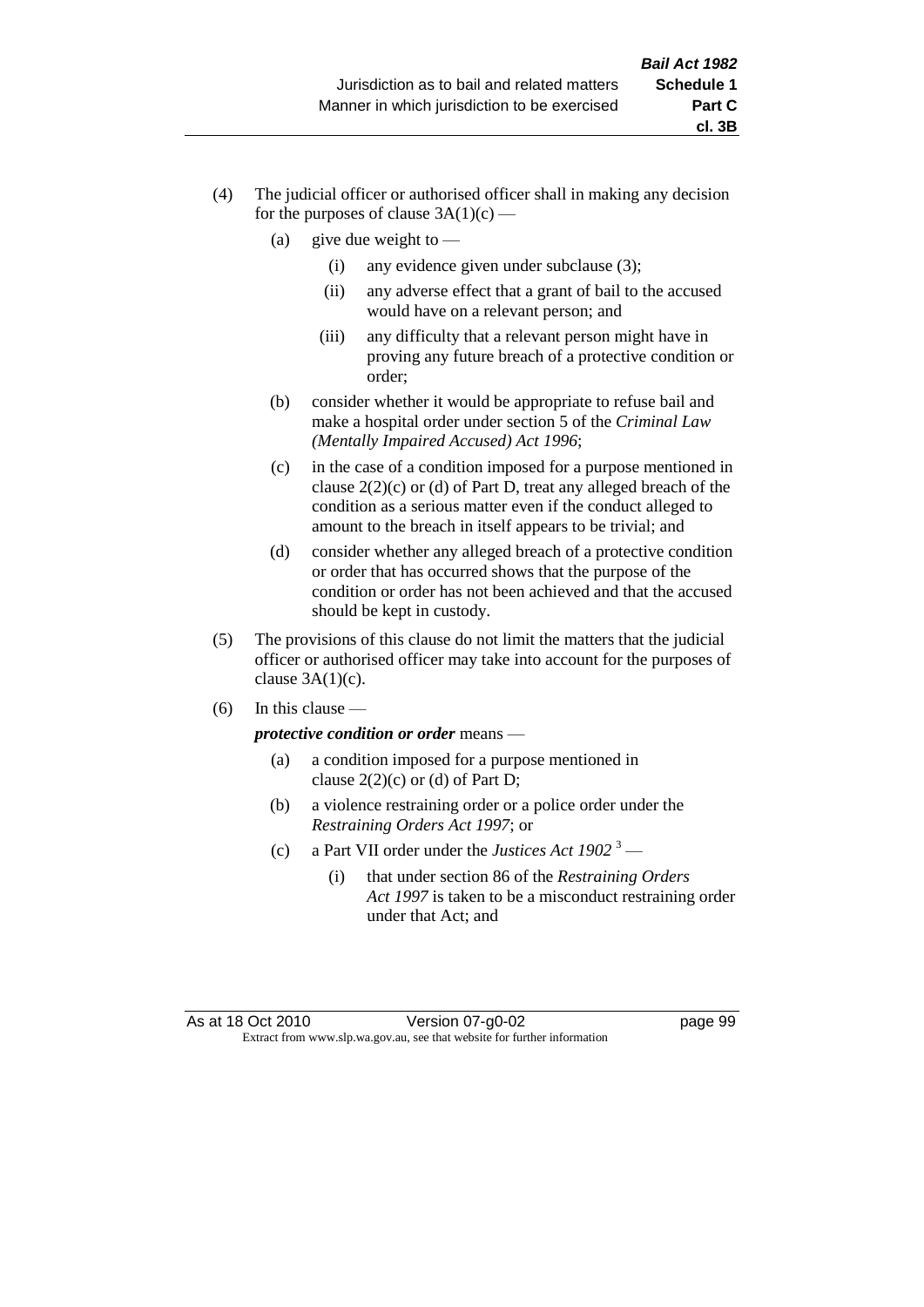(4) The judicial officer or authorised officer shall in making any decision for the purposes of clause 3A(1)(c) —

   (a) give due weight to —

      (i) any evidence given under subclause (3);

      (ii) any adverse effect that a grant of bail to the accused would have on a relevant person; and

      (iii) any difficulty that a relevant person might have in proving any future breach of a protective condition or order;

   (b) consider whether it would be appropriate to refuse bail and make a hospital order under section 5 of the *Criminal Law (Mentally Impaired Accused) Act 1996*;

   (c) in the case of a condition imposed for a purpose mentioned in clause 2(2)(c) or (d) of Part D, treat any alleged breach of the condition as a serious matter even if the conduct alleged to amount to the breach in itself appears to be trivial; and

   (d) consider whether any alleged breach of a protective condition or order that has occurred shows that the purpose of the condition or order has not been achieved and that the accused should be kept in custody.

(5) The provisions of this clause do not limit the matters that the judicial officer or authorised officer may take into account for the purposes of clause 3A(1)(c).

(6) In this clause —

   ***protective condition or order*** means —

   (a) a condition imposed for a purpose mentioned in clause 2(2)(c) or (d) of Part D;

   (b) a violence restraining order or a police order under the *Restraining Orders Act 1997*; or

   (c) a Part VII order under the *Justices Act 1902* [3] —

      (i) that under section 86 of the *Restraining Orders Act 1997* is taken to be a misconduct restraining order under that Act; and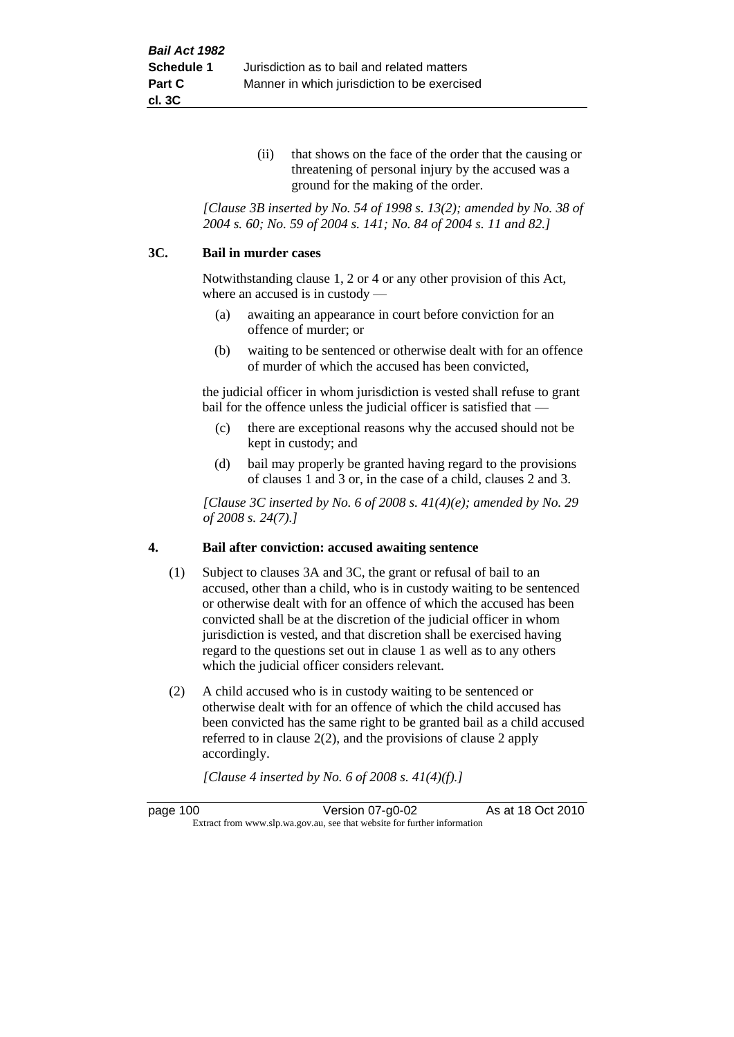(ii) that shows on the face of the order that the causing or threatening of personal injury by the accused was a ground for the making of the order.

*[Clause 3B inserted by No. 54 of 1998 s. 13(2); amended by No. 38 of 2004 s. 60; No. 59 of 2004 s. 141; No. 84 of 2004 s. 11 and 82.]*

### 3C. Bail in murder cases

Notwithstanding clause 1, 2 or 4 or any other provision of this Act, where an accused is in custody —

(a) awaiting an appearance in court before conviction for an offence of murder; or

(b) waiting to be sentenced or otherwise dealt with for an offence of murder of which the accused has been convicted,

the judicial officer in whom jurisdiction is vested shall refuse to grant bail for the offence unless the judicial officer is satisfied that —

(c) there are exceptional reasons why the accused should not be kept in custody; and

(d) bail may properly be granted having regard to the provisions of clauses 1 and 3 or, in the case of a child, clauses 2 and 3.

*[Clause 3C inserted by No. 6 of 2008 s. 41(4)(e); amended by No. 29 of 2008 s. 24(7).]*

### 4. Bail after conviction: accused awaiting sentence

(1) Subject to clauses 3A and 3C, the grant or refusal of bail to an accused, other than a child, who is in custody waiting to be sentenced or otherwise dealt with for an offence of which the accused has been convicted shall be at the discretion of the judicial officer in whom jurisdiction is vested, and that discretion shall be exercised having regard to the questions set out in clause 1 as well as to any others which the judicial officer considers relevant.

(2) A child accused who is in custody waiting to be sentenced or otherwise dealt with for an offence of which the child accused has been convicted has the same right to be granted bail as a child accused referred to in clause 2(2), and the provisions of clause 2 apply accordingly.

*[Clause 4 inserted by No. 6 of 2008 s. 41(4)(f).]*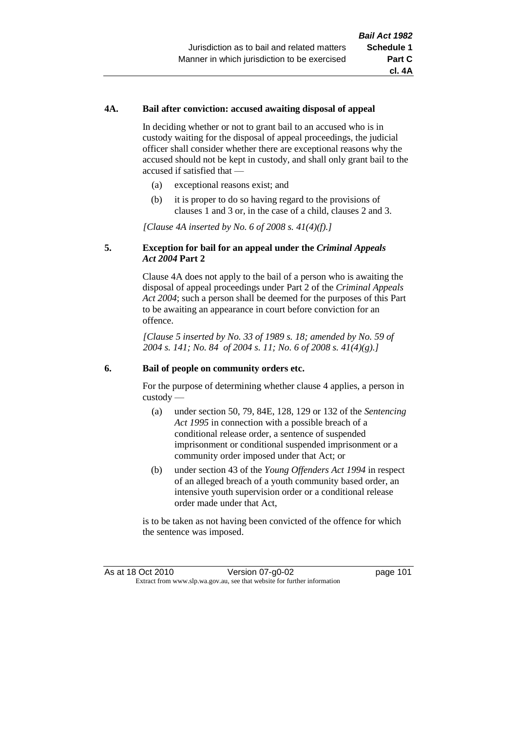#### 4A. Bail after conviction: accused awaiting disposal of appeal

In deciding whether or not to grant bail to an accused who is in custody waiting for the disposal of appeal proceedings, the judicial officer shall consider whether there are exceptional reasons why the accused should not be kept in custody, and shall only grant bail to the accused if satisfied that —

(a) exceptional reasons exist; and

(b) it is proper to do so having regard to the provisions of clauses 1 and 3 or, in the case of a child, clauses 2 and 3.

*[Clause 4A inserted by No. 6 of 2008 s. 41(4)(f).]*

#### 5. Exception for bail for an appeal under the *Criminal Appeals Act 2004* Part 2

Clause 4A does not apply to the bail of a person who is awaiting the disposal of appeal proceedings under Part 2 of the *Criminal Appeals Act 2004*; such a person shall be deemed for the purposes of this Part to be awaiting an appearance in court before conviction for an offence.

*[Clause 5 inserted by No. 33 of 1989 s. 18; amended by No. 59 of 2004 s. 141; No. 84 of 2004 s. 11; No. 6 of 2008 s. 41(4)(g).]*

#### 6. Bail of people on community orders etc.

For the purpose of determining whether clause 4 applies, a person in custody —

(a) under section 50, 79, 84E, 128, 129 or 132 of the *Sentencing Act 1995* in connection with a possible breach of a conditional release order, a sentence of suspended imprisonment or conditional suspended imprisonment or a community order imposed under that Act; or

(b) under section 43 of the *Young Offenders Act 1994* in respect of an alleged breach of a youth community based order, an intensive youth supervision order or a conditional release order made under that Act,

is to be taken as not having been convicted of the offence for which the sentence was imposed.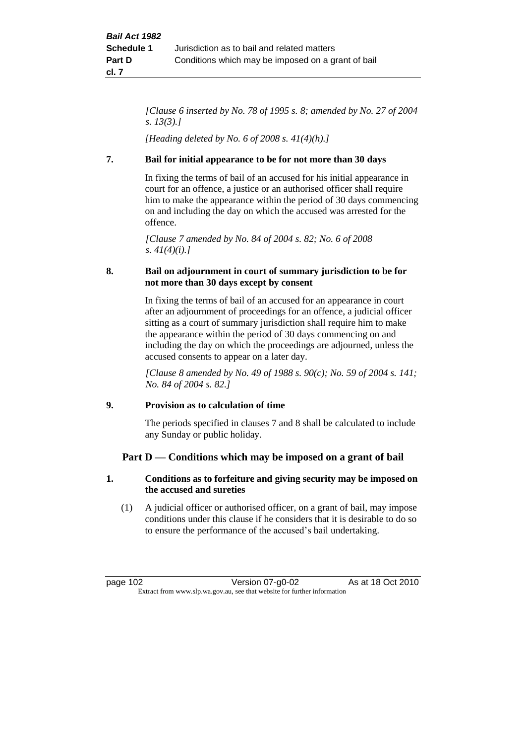*[Clause 6 inserted by No. 78 of 1995 s. 8; amended by No. 27 of 2004 s. 13(3).]*

*[Heading deleted by No. 6 of 2008 s. 41(4)(h).]*

**7. Bail for initial appearance to be for not more than 30 days**

In fixing the terms of bail of an accused for his initial appearance in court for an offence, a justice or an authorised officer shall require him to make the appearance within the period of 30 days commencing on and including the day on which the accused was arrested for the offence.

*[Clause 7 amended by No. 84 of 2004 s. 82; No. 6 of 2008 s. 41(4)(i).]*

**8. Bail on adjournment in court of summary jurisdiction to be for not more than 30 days except by consent**

In fixing the terms of bail of an accused for an appearance in court after an adjournment of proceedings for an offence, a judicial officer sitting as a court of summary jurisdiction shall require him to make the appearance within the period of 30 days commencing on and including the day on which the proceedings are adjourned, unless the accused consents to appear on a later day.

*[Clause 8 amended by No. 49 of 1988 s. 90(c); No. 59 of 2004 s. 141; No. 84 of 2004 s. 82.]*

**9. Provision as to calculation of time**

The periods specified in clauses 7 and 8 shall be calculated to include any Sunday or public holiday.

## Part D — Conditions which may be imposed on a grant of bail

**1. Conditions as to forfeiture and giving security may be imposed on the accused and sureties**

(1) A judicial officer or authorised officer, on a grant of bail, may impose conditions under this clause if he considers that it is desirable to do so to ensure the performance of the accused's bail undertaking.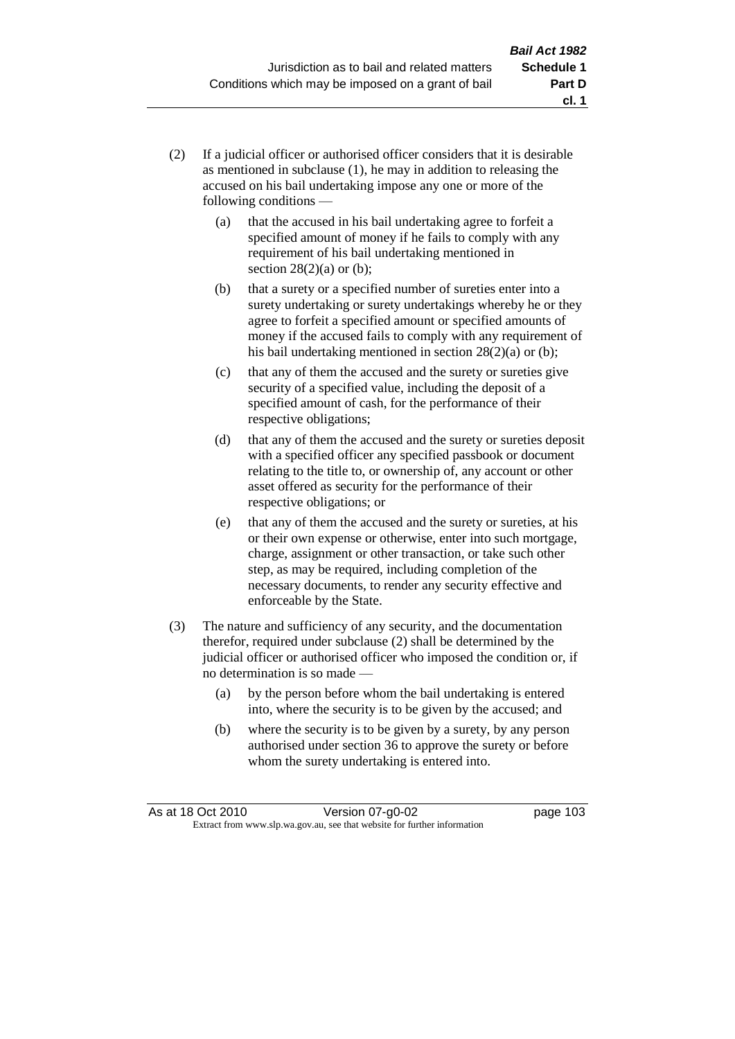(2) If a judicial officer or authorised officer considers that it is desirable as mentioned in subclause (1), he may in addition to releasing the accused on his bail undertaking impose any one or more of the following conditions —

(a) that the accused in his bail undertaking agree to forfeit a specified amount of money if he fails to comply with any requirement of his bail undertaking mentioned in section 28(2)(a) or (b);

(b) that a surety or a specified number of sureties enter into a surety undertaking or surety undertakings whereby he or they agree to forfeit a specified amount or specified amounts of money if the accused fails to comply with any requirement of his bail undertaking mentioned in section 28(2)(a) or (b);

(c) that any of them the accused and the surety or sureties give security of a specified value, including the deposit of a specified amount of cash, for the performance of their respective obligations;

(d) that any of them the accused and the surety or sureties deposit with a specified officer any specified passbook or document relating to the title to, or ownership of, any account or other asset offered as security for the performance of their respective obligations; or

(e) that any of them the accused and the surety or sureties, at his or their own expense or otherwise, enter into such mortgage, charge, assignment or other transaction, or take such other step, as may be required, including completion of the necessary documents, to render any security effective and enforceable by the State.

(3) The nature and sufficiency of any security, and the documentation therefor, required under subclause (2) shall be determined by the judicial officer or authorised officer who imposed the condition or, if no determination is so made —

(a) by the person before whom the bail undertaking is entered into, where the security is to be given by the accused; and

(b) where the security is to be given by a surety, by any person authorised under section 36 to approve the surety or before whom the surety undertaking is entered into.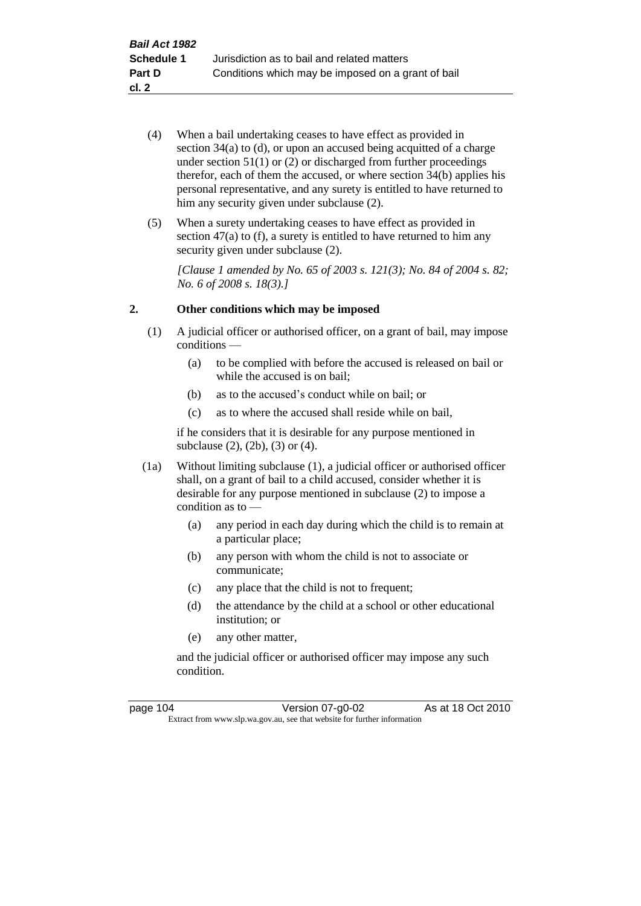(4) When a bail undertaking ceases to have effect as provided in section 34(a) to (d), or upon an accused being acquitted of a charge under section 51(1) or (2) or discharged from further proceedings therefor, each of them the accused, or where section 34(b) applies his personal representative, and any surety is entitled to have returned to him any security given under subclause (2).

(5) When a surety undertaking ceases to have effect as provided in section 47(a) to (f), a surety is entitled to have returned to him any security given under subclause (2).

*[Clause 1 amended by No. 65 of 2003 s. 121(3); No. 84 of 2004 s. 82; No. 6 of 2008 s. 18(3).]*

## 2. Other conditions which may be imposed

(1) A judicial officer or authorised officer, on a grant of bail, may impose conditions —

- (a) to be complied with before the accused is released on bail or while the accused is on bail;
- (b) as to the accused's conduct while on bail; or
- (c) as to where the accused shall reside while on bail,

if he considers that it is desirable for any purpose mentioned in subclause (2), (2b), (3) or (4).

(1a) Without limiting subclause (1), a judicial officer or authorised officer shall, on a grant of bail to a child accused, consider whether it is desirable for any purpose mentioned in subclause (2) to impose a condition as to —

- (a) any period in each day during which the child is to remain at a particular place;
- (b) any person with whom the child is not to associate or communicate;
- (c) any place that the child is not to frequent;
- (d) the attendance by the child at a school or other educational institution; or
- (e) any other matter,

and the judicial officer or authorised officer may impose any such condition.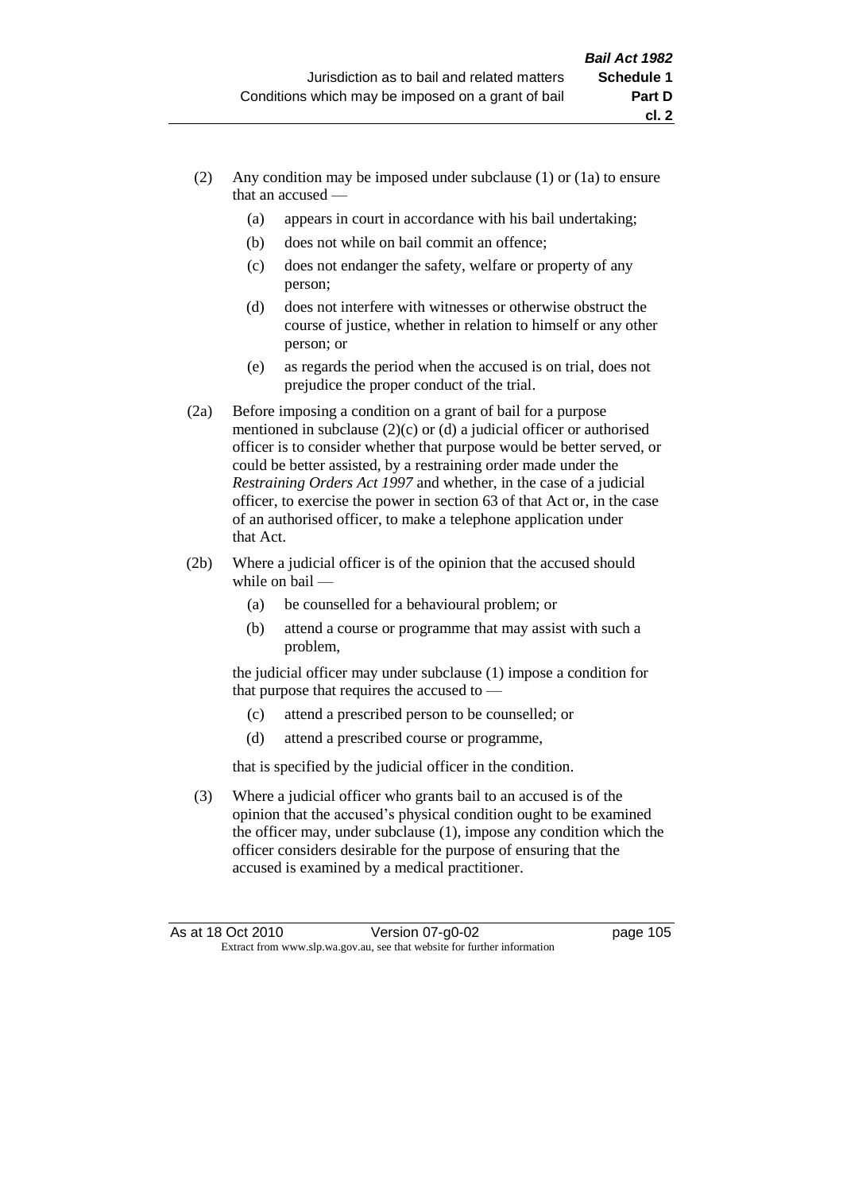(2) Any condition may be imposed under subclause (1) or (1a) to ensure that an accused —

  (a) appears in court in accordance with his bail undertaking;

  (b) does not while on bail commit an offence;

  (c) does not endanger the safety, welfare or property of any person;

  (d) does not interfere with witnesses or otherwise obstruct the course of justice, whether in relation to himself or any other person; or

  (e) as regards the period when the accused is on trial, does not prejudice the proper conduct of the trial.

(2a) Before imposing a condition on a grant of bail for a purpose mentioned in subclause (2)(c) or (d) a judicial officer or authorised officer is to consider whether that purpose would be better served, or could be better assisted, by a restraining order made under the *Restraining Orders Act 1997* and whether, in the case of a judicial officer, to exercise the power in section 63 of that Act or, in the case of an authorised officer, to make a telephone application under that Act.

(2b) Where a judicial officer is of the opinion that the accused should while on bail —

  (a) be counselled for a behavioural problem; or

  (b) attend a course or programme that may assist with such a problem,

the judicial officer may under subclause (1) impose a condition for that purpose that requires the accused to —

  (c) attend a prescribed person to be counselled; or

  (d) attend a prescribed course or programme,

that is specified by the judicial officer in the condition.

(3) Where a judicial officer who grants bail to an accused is of the opinion that the accused's physical condition ought to be examined the officer may, under subclause (1), impose any condition which the officer considers desirable for the purpose of ensuring that the accused is examined by a medical practitioner.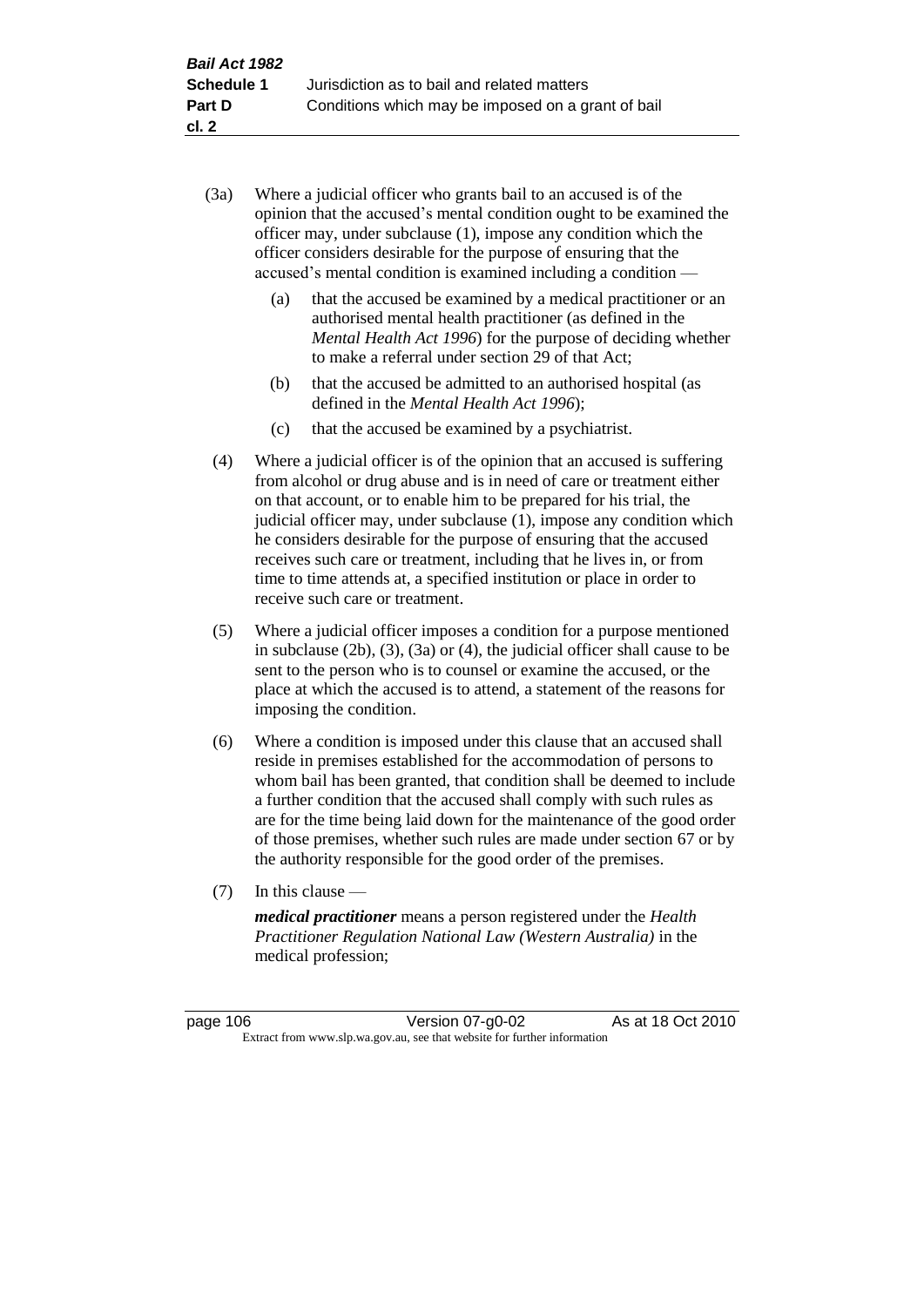(3a) Where a judicial officer who grants bail to an accused is of the opinion that the accused's mental condition ought to be examined the officer may, under subclause (1), impose any condition which the officer considers desirable for the purpose of ensuring that the accused's mental condition is examined including a condition —

(a) that the accused be examined by a medical practitioner or an authorised mental health practitioner (as defined in the *Mental Health Act 1996*) for the purpose of deciding whether to make a referral under section 29 of that Act;

(b) that the accused be admitted to an authorised hospital (as defined in the *Mental Health Act 1996*);

(c) that the accused be examined by a psychiatrist.

(4) Where a judicial officer is of the opinion that an accused is suffering from alcohol or drug abuse and is in need of care or treatment either on that account, or to enable him to be prepared for his trial, the judicial officer may, under subclause (1), impose any condition which he considers desirable for the purpose of ensuring that the accused receives such care or treatment, including that he lives in, or from time to time attends at, a specified institution or place in order to receive such care or treatment.

(5) Where a judicial officer imposes a condition for a purpose mentioned in subclause (2b), (3), (3a) or (4), the judicial officer shall cause to be sent to the person who is to counsel or examine the accused, or the place at which the accused is to attend, a statement of the reasons for imposing the condition.

(6) Where a condition is imposed under this clause that an accused shall reside in premises established for the accommodation of persons to whom bail has been granted, that condition shall be deemed to include a further condition that the accused shall comply with such rules as are for the time being laid down for the maintenance of the good order of those premises, whether such rules are made under section 67 or by the authority responsible for the good order of the premises.

(7) In this clause —

***medical practitioner*** means a person registered under the *Health Practitioner Regulation National Law (Western Australia)* in the medical profession;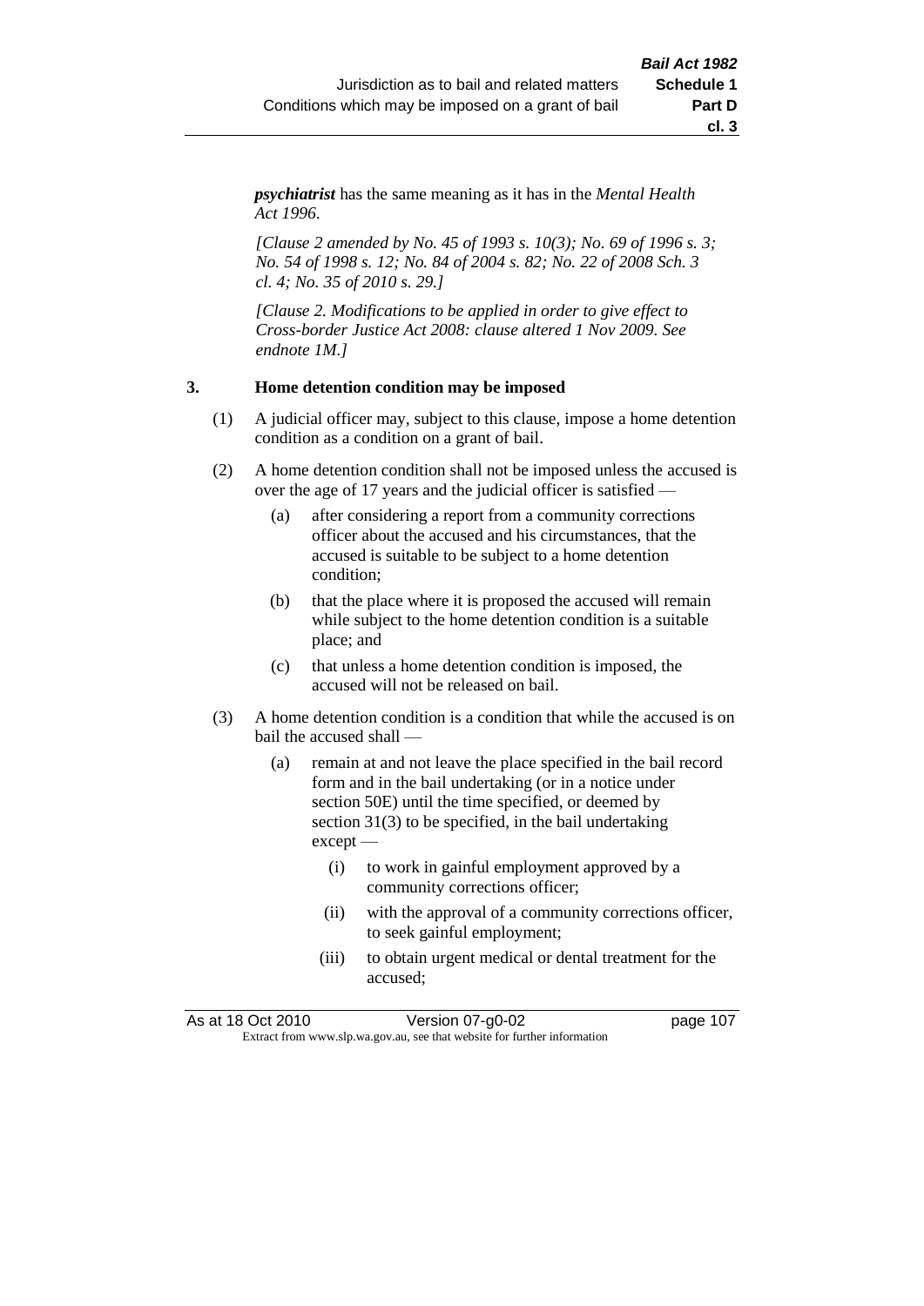***psychiatrist*** has the same meaning as it has in the *Mental Health Act 1996*.

*[Clause 2 amended by No. 45 of 1993 s. 10(3); No. 69 of 1996 s. 3; No. 54 of 1998 s. 12; No. 84 of 2004 s. 82; No. 22 of 2008 Sch. 3 cl. 4; No. 35 of 2010 s. 29.]*

*[Clause 2. Modifications to be applied in order to give effect to Cross-border Justice Act 2008: clause altered 1 Nov 2009. See endnote 1M.]*

**3. Home detention condition may be imposed**

(1) A judicial officer may, subject to this clause, impose a home detention condition as a condition on a grant of bail.

(2) A home detention condition shall not be imposed unless the accused is over the age of 17 years and the judicial officer is satisfied —

(a) after considering a report from a community corrections officer about the accused and his circumstances, that the accused is suitable to be subject to a home detention condition;

(b) that the place where it is proposed the accused will remain while subject to the home detention condition is a suitable place; and

(c) that unless a home detention condition is imposed, the accused will not be released on bail.

(3) A home detention condition is a condition that while the accused is on bail the accused shall —

(a) remain at and not leave the place specified in the bail record form and in the bail undertaking (or in a notice under section 50E) until the time specified, or deemed by section 31(3) to be specified, in the bail undertaking except —

(i) to work in gainful employment approved by a community corrections officer;

(ii) with the approval of a community corrections officer, to seek gainful employment;

(iii) to obtain urgent medical or dental treatment for the accused;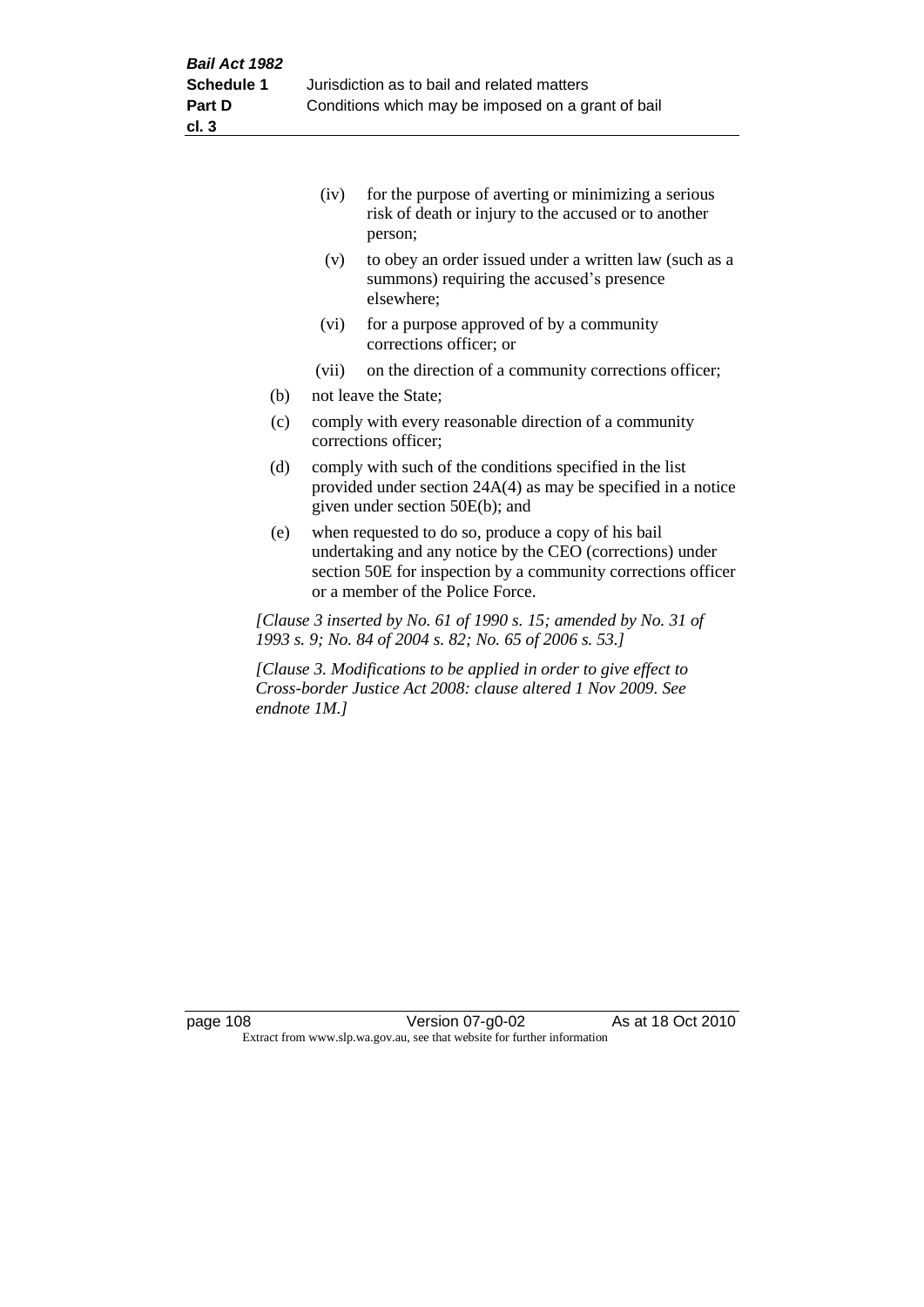(iv) for the purpose of averting or minimizing a serious risk of death or injury to the accused or to another person;

(v) to obey an order issued under a written law (such as a summons) requiring the accused's presence elsewhere;

(vi) for a purpose approved of by a community corrections officer; or

(vii) on the direction of a community corrections officer;

(b) not leave the State;

(c) comply with every reasonable direction of a community corrections officer;

(d) comply with such of the conditions specified in the list provided under section 24A(4) as may be specified in a notice given under section 50E(b); and

(e) when requested to do so, produce a copy of his bail undertaking and any notice by the CEO (corrections) under section 50E for inspection by a community corrections officer or a member of the Police Force.

*[Clause 3 inserted by No. 61 of 1990 s. 15; amended by No. 31 of 1993 s. 9; No. 84 of 2004 s. 82; No. 65 of 2006 s. 53.]*

*[Clause 3. Modifications to be applied in order to give effect to Cross-border Justice Act 2008: clause altered 1 Nov 2009. See endnote 1M.]*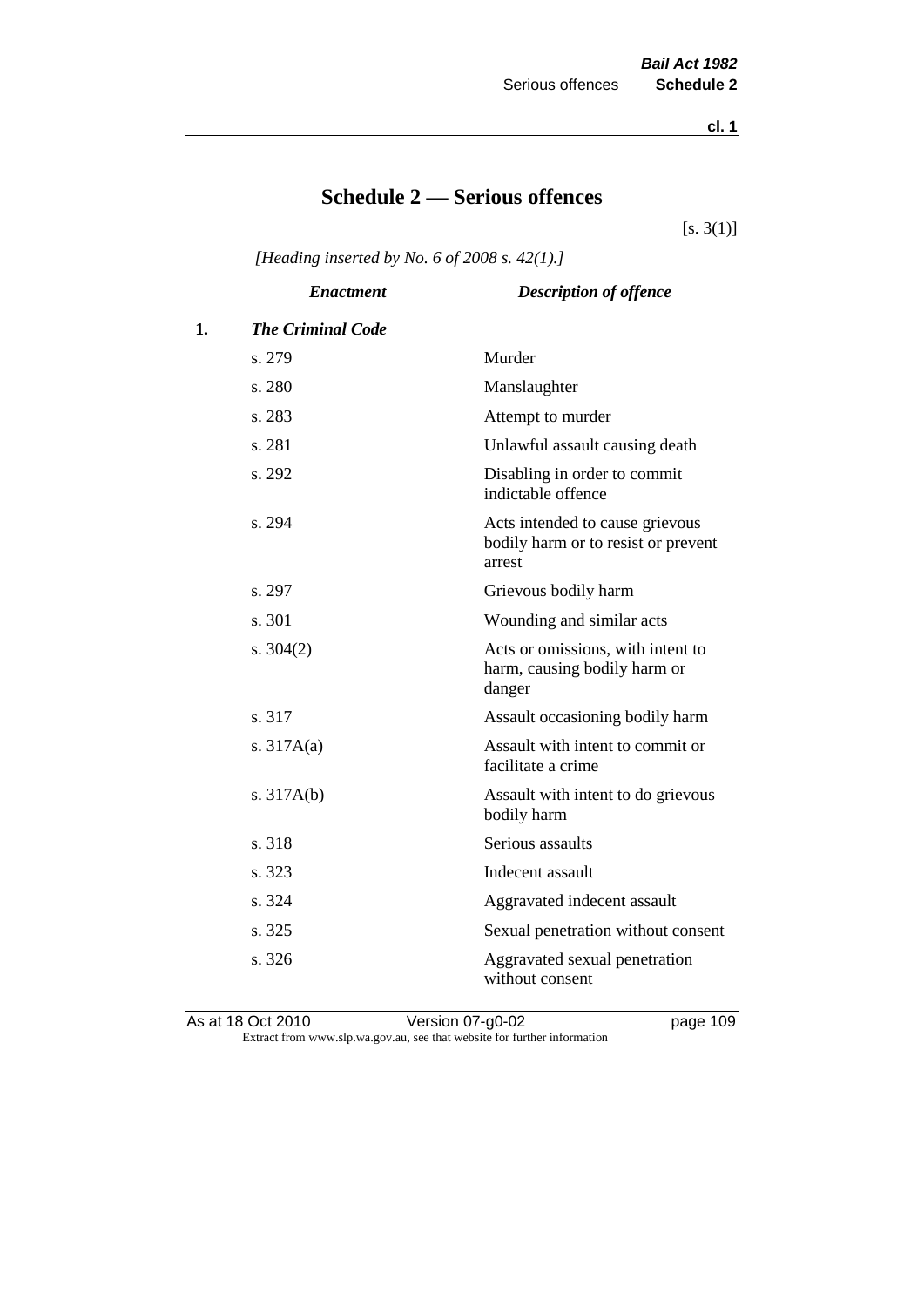# Schedule 2 — Serious offences

[s. 3(1)]

*[Heading inserted by No. 6 of 2008 s. 42(1).]*

| | *Enactment* | *Description of offence* |
|---|---|---|
| **1.** | ***The Criminal Code*** | |
| | s. 279 | Murder |
| | s. 280 | Manslaughter |
| | s. 283 | Attempt to murder |
| | s. 281 | Unlawful assault causing death |
| | s. 292 | Disabling in order to commit indictable offence |
| | s. 294 | Acts intended to cause grievous bodily harm or to resist or prevent arrest |
| | s. 297 | Grievous bodily harm |
| | s. 301 | Wounding and similar acts |
| | s. 304(2) | Acts or omissions, with intent to harm, causing bodily harm or danger |
| | s. 317 | Assault occasioning bodily harm |
| | s. 317A(a) | Assault with intent to commit or facilitate a crime |
| | s. 317A(b) | Assault with intent to do grievous bodily harm |
| | s. 318 | Serious assaults |
| | s. 323 | Indecent assault |
| | s. 324 | Aggravated indecent assault |
| | s. 325 | Sexual penetration without consent |
| | s. 326 | Aggravated sexual penetration without consent |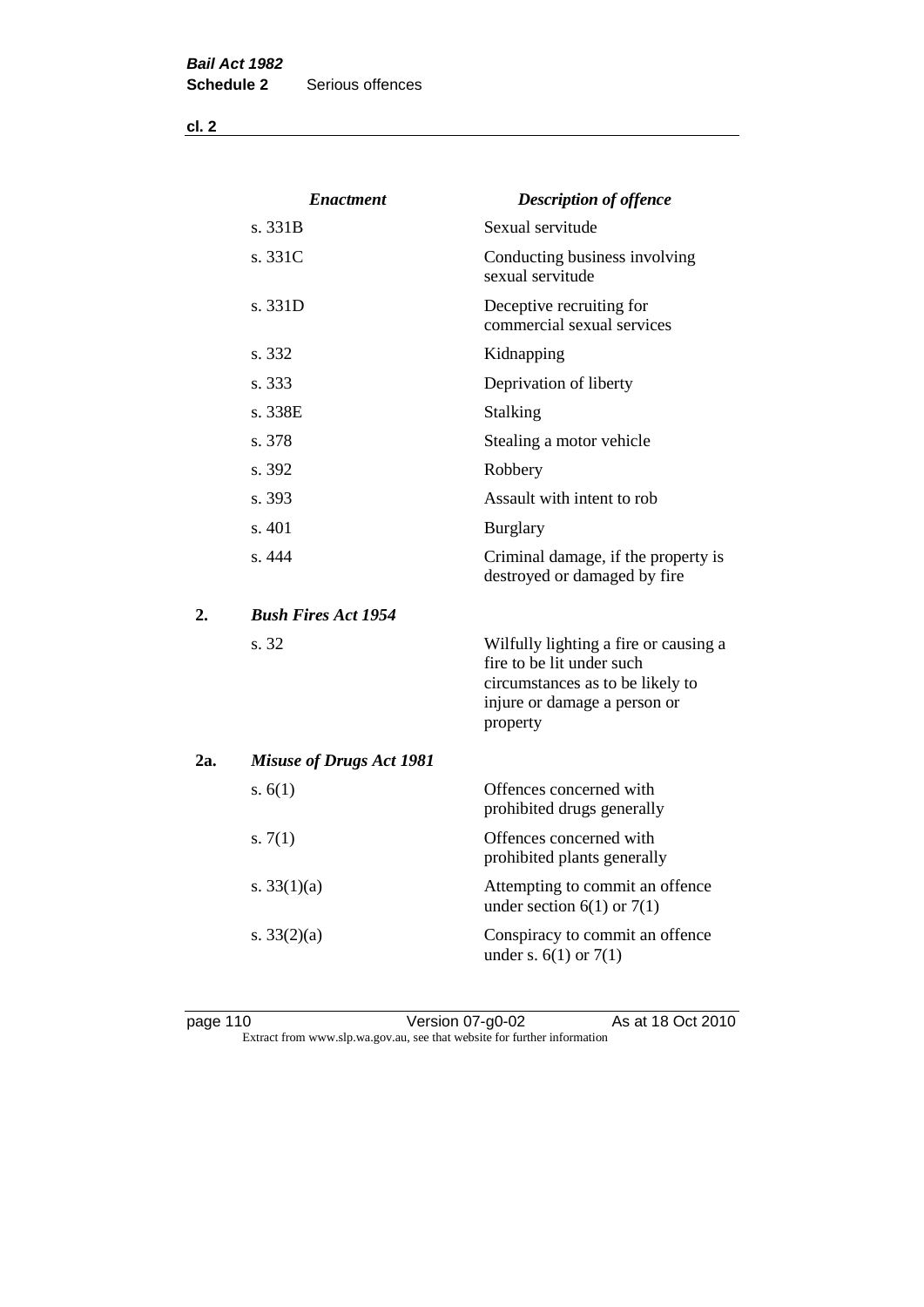| | Enactment | Description of offence |
|---|---|---|
| | s. 331B | Sexual servitude |
| | s. 331C | Conducting business involving sexual servitude |
| | s. 331D | Deceptive recruiting for commercial sexual services |
| | s. 332 | Kidnapping |
| | s. 333 | Deprivation of liberty |
| | s. 338E | Stalking |
| | s. 378 | Stealing a motor vehicle |
| | s. 392 | Robbery |
| | s. 393 | Assault with intent to rob |
| | s. 401 | Burglary |
| | s. 444 | Criminal damage, if the property is destroyed or damaged by fire |
| **2.** | ***Bush Fires Act 1954*** | |
| | s. 32 | Wilfully lighting a fire or causing a fire to be lit under such circumstances as to be likely to injure or damage a person or property |
| **2a.** | ***Misuse of Drugs Act 1981*** | |
| | s. 6(1) | Offences concerned with prohibited drugs generally |
| | s. 7(1) | Offences concerned with prohibited plants generally |
| | s. 33(1)(a) | Attempting to commit an offence under section 6(1) or 7(1) |
| | s. 33(2)(a) | Conspiracy to commit an offence under s. 6(1) or 7(1) |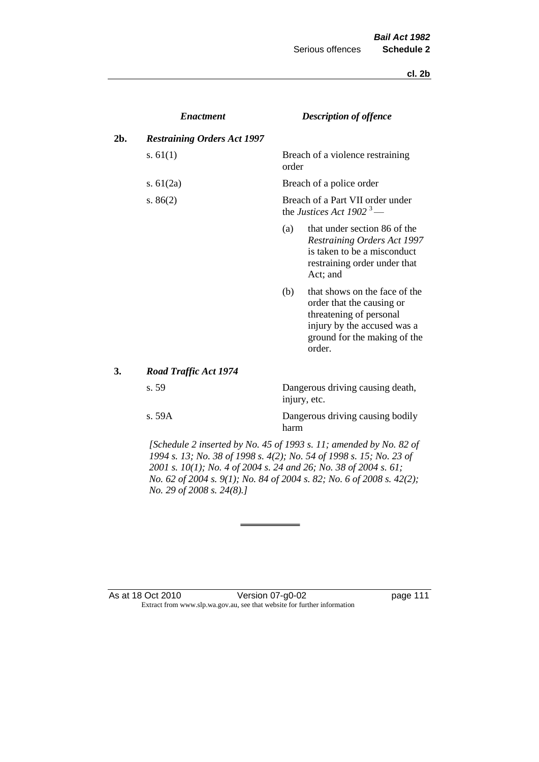| | *Enactment* | *Description of offence* |
|---|---|---|
| **2b.** | ***Restraining Orders Act 1997*** | |
| | s. 61(1) | Breach of a violence restraining order |
| | s. 61(2a) | Breach of a police order |
| | s. 86(2) | Breach of a Part VII order under the *Justices Act 1902* [3] —<br>(a) that under section 86 of the *Restraining Orders Act 1997* is taken to be a misconduct restraining order under that Act; and<br>(b) that shows on the face of the order that the causing or threatening of personal injury by the accused was a ground for the making of the order. |
| **3.** | ***Road Traffic Act 1974*** | |
| | s. 59 | Dangerous driving causing death, injury, etc. |
| | s. 59A | Dangerous driving causing bodily harm |

*[Schedule 2 inserted by No. 45 of 1993 s. 11; amended by No. 82 of 1994 s. 13; No. 38 of 1998 s. 4(2); No. 54 of 1998 s. 15; No. 23 of 2001 s. 10(1); No. 4 of 2004 s. 24 and 26; No. 38 of 2004 s. 61; No. 62 of 2004 s. 9(1); No. 84 of 2004 s. 82; No. 6 of 2008 s. 42(2); No. 29 of 2008 s. 24(8).]*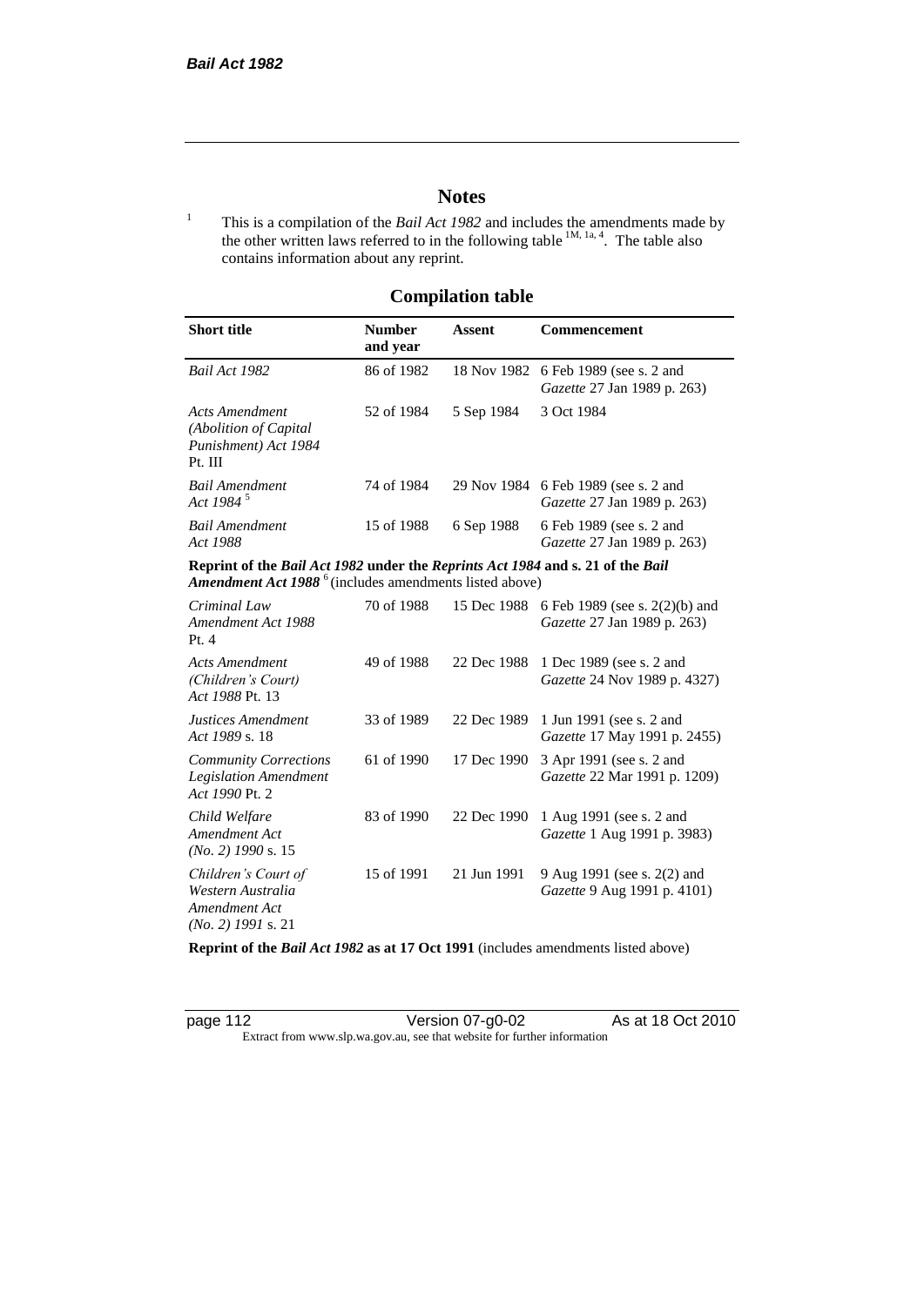# Notes

[1] This is a compilation of the *Bail Act 1982* and includes the amendments made by the other written laws referred to in the following table [1M, 1a, 4]. The table also contains information about any reprint.

## Compilation table

| Short title | Number and year | Assent | Commencement |
|---|---|---|---|
| *Bail Act 1982* | 86 of 1982 | 18 Nov 1982 | 6 Feb 1989 (see s. 2 and *Gazette* 27 Jan 1989 p. 263) |
| *Acts Amendment (Abolition of Capital Punishment) Act 1984* Pt. III | 52 of 1984 | 5 Sep 1984 | 3 Oct 1984 |
| *Bail Amendment Act 1984* [5] | 74 of 1984 | 29 Nov 1984 | 6 Feb 1989 (see s. 2 and *Gazette* 27 Jan 1989 p. 263) |
| *Bail Amendment Act 1988* | 15 of 1988 | 6 Sep 1988 | 6 Feb 1989 (see s. 2 and *Gazette* 27 Jan 1989 p. 263) |
| **Reprint of the *Bail Act 1982* under the *Reprints Act 1984* and s. 21 of the *Bail Amendment Act 1988*** [6] (includes amendments listed above) | | | |
| *Criminal Law Amendment Act 1988* Pt. 4 | 70 of 1988 | 15 Dec 1988 | 6 Feb 1989 (see s. 2(2)(b) and *Gazette* 27 Jan 1989 p. 263) |
| *Acts Amendment (Children's Court) Act 1988* Pt. 13 | 49 of 1988 | 22 Dec 1988 | 1 Dec 1989 (see s. 2 and *Gazette* 24 Nov 1989 p. 4327) |
| *Justices Amendment Act 1989* s. 18 | 33 of 1989 | 22 Dec 1989 | 1 Jun 1991 (see s. 2 and *Gazette* 17 May 1991 p. 2455) |
| *Community Corrections Legislation Amendment Act 1990* Pt. 2 | 61 of 1990 | 17 Dec 1990 | 3 Apr 1991 (see s. 2 and *Gazette* 22 Mar 1991 p. 1209) |
| *Child Welfare Amendment Act (No. 2) 1990* s. 15 | 83 of 1990 | 22 Dec 1990 | 1 Aug 1991 (see s. 2 and *Gazette* 1 Aug 1991 p. 3983) |
| *Children's Court of Western Australia Amendment Act (No. 2) 1991* s. 21 | 15 of 1991 | 21 Jun 1991 | 9 Aug 1991 (see s. 2(2) and *Gazette* 9 Aug 1991 p. 4101) |
| **Reprint of the *Bail Act 1982* as at 17 Oct 1991** (includes amendments listed above) | | | |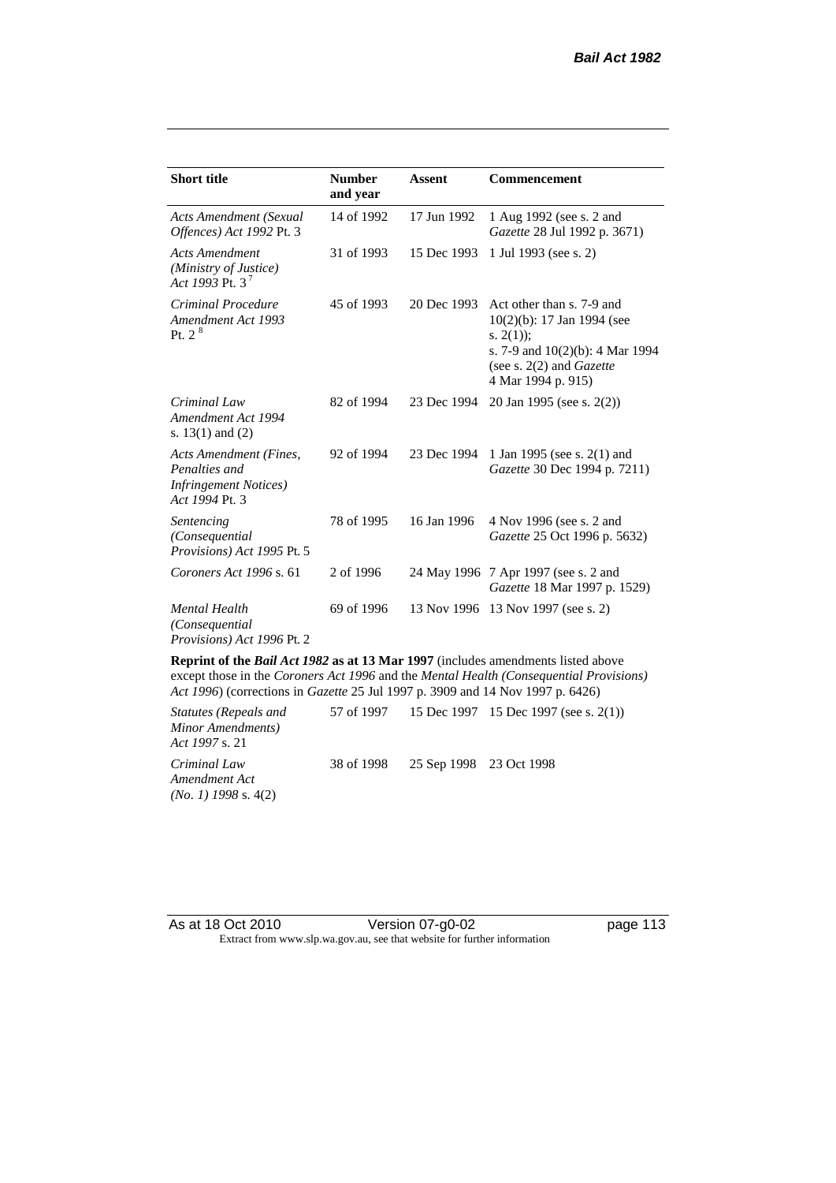| Short title | Number and year | Assent | Commencement |
|---|---|---|---|
| *Acts Amendment (Sexual Offences) Act 1992* Pt. 3 | 14 of 1992 | 17 Jun 1992 | 1 Aug 1992 (see s. 2 and *Gazette* 28 Jul 1992 p. 3671) |
| *Acts Amendment (Ministry of Justice) Act 1993* Pt. 3 [7] | 31 of 1993 | 15 Dec 1993 | 1 Jul 1993 (see s. 2) |
| *Criminal Procedure Amendment Act 1993* Pt. 2 [8] | 45 of 1993 | 20 Dec 1993 | Act other than s. 7-9 and 10(2)(b): 17 Jan 1994 (see s. 2(1)); s. 7-9 and 10(2)(b): 4 Mar 1994 (see s. 2(2) and *Gazette* 4 Mar 1994 p. 915) |
| *Criminal Law Amendment Act 1994* s. 13(1) and (2) | 82 of 1994 | 23 Dec 1994 | 20 Jan 1995 (see s. 2(2)) |
| *Acts Amendment (Fines, Penalties and Infringement Notices) Act 1994* Pt. 3 | 92 of 1994 | 23 Dec 1994 | 1 Jan 1995 (see s. 2(1) and *Gazette* 30 Dec 1994 p. 7211) |
| *Sentencing (Consequential Provisions) Act 1995* Pt. 5 | 78 of 1995 | 16 Jan 1996 | 4 Nov 1996 (see s. 2 and *Gazette* 25 Oct 1996 p. 5632) |
| *Coroners Act 1996* s. 61 | 2 of 1996 | 24 May 1996 | 7 Apr 1997 (see s. 2 and *Gazette* 18 Mar 1997 p. 1529) |
| *Mental Health (Consequential Provisions) Act 1996* Pt. 2 | 69 of 1996 | 13 Nov 1996 | 13 Nov 1997 (see s. 2) |
| **Reprint of the *Bail Act 1982* as at 13 Mar 1997** (includes amendments listed above except those in the *Coroners Act 1996* and the *Mental Health (Consequential Provisions) Act 1996*) (corrections in *Gazette* 25 Jul 1997 p. 3909 and 14 Nov 1997 p. 6426) | | | |
| *Statutes (Repeals and Minor Amendments) Act 1997* s. 21 | 57 of 1997 | 15 Dec 1997 | 15 Dec 1997 (see s. 2(1)) |
| *Criminal Law Amendment Act (No. 1) 1998* s. 4(2) | 38 of 1998 | 25 Sep 1998 | 23 Oct 1998 |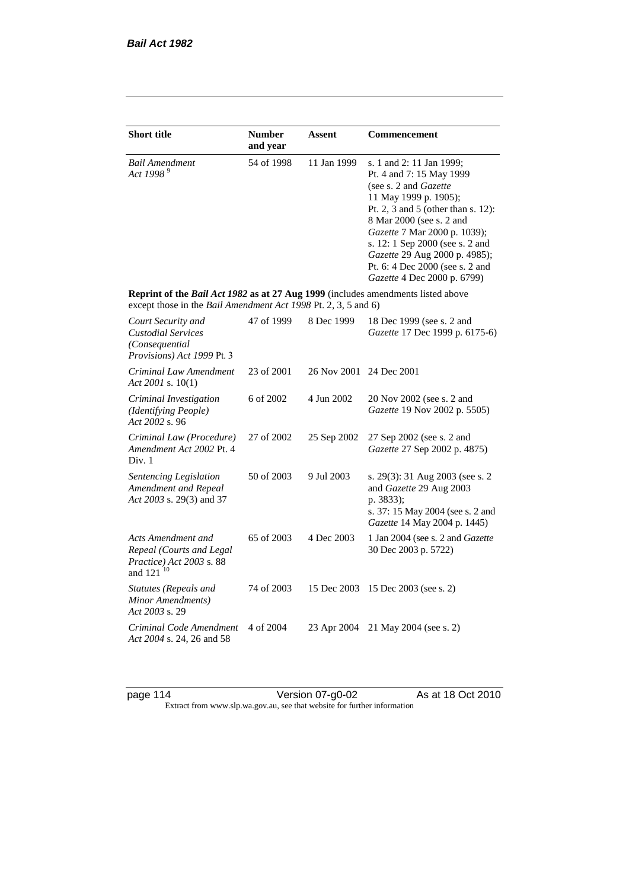| Short title | Number and year | Assent | Commencement |
|---|---|---|---|
| *Bail Amendment Act 1998* [9] | 54 of 1998 | 11 Jan 1999 | s. 1 and 2: 11 Jan 1999; Pt. 4 and 7: 15 May 1999 (see s. 2 and *Gazette* 11 May 1999 p. 1905); Pt. 2, 3 and 5 (other than s. 12): 8 Mar 2000 (see s. 2 and *Gazette* 7 Mar 2000 p. 1039); s. 12: 1 Sep 2000 (see s. 2 and *Gazette* 29 Aug 2000 p. 4985); Pt. 6: 4 Dec 2000 (see s. 2 and *Gazette* 4 Dec 2000 p. 6799) |
| **Reprint of the *Bail Act 1982* as at 27 Aug 1999** (includes amendments listed above except those in the *Bail Amendment Act 1998* Pt. 2, 3, 5 and 6) | | | |
| *Court Security and Custodial Services (Consequential Provisions) Act 1999* Pt. 3 | 47 of 1999 | 8 Dec 1999 | 18 Dec 1999 (see s. 2 and *Gazette* 17 Dec 1999 p. 6175-6) |
| *Criminal Law Amendment Act 2001* s. 10(1) | 23 of 2001 | 26 Nov 2001 | 24 Dec 2001 |
| *Criminal Investigation (Identifying People) Act 2002* s. 96 | 6 of 2002 | 4 Jun 2002 | 20 Nov 2002 (see s. 2 and *Gazette* 19 Nov 2002 p. 5505) |
| *Criminal Law (Procedure) Amendment Act 2002* Pt. 4 Div. 1 | 27 of 2002 | 25 Sep 2002 | 27 Sep 2002 (see s. 2 and *Gazette* 27 Sep 2002 p. 4875) |
| *Sentencing Legislation Amendment and Repeal Act 2003* s. 29(3) and 37 | 50 of 2003 | 9 Jul 2003 | s. 29(3): 31 Aug 2003 (see s. 2 and *Gazette* 29 Aug 2003 p. 3833); s. 37: 15 May 2004 (see s. 2 and *Gazette* 14 May 2004 p. 1445) |
| *Acts Amendment and Repeal (Courts and Legal Practice) Act 2003* s. 88 and 121 [10] | 65 of 2003 | 4 Dec 2003 | 1 Jan 2004 (see s. 2 and *Gazette* 30 Dec 2003 p. 5722) |
| *Statutes (Repeals and Minor Amendments) Act 2003* s. 29 | 74 of 2003 | 15 Dec 2003 | 15 Dec 2003 (see s. 2) |
| *Criminal Code Amendment Act 2004* s. 24, 26 and 58 | 4 of 2004 | 23 Apr 2004 | 21 May 2004 (see s. 2) |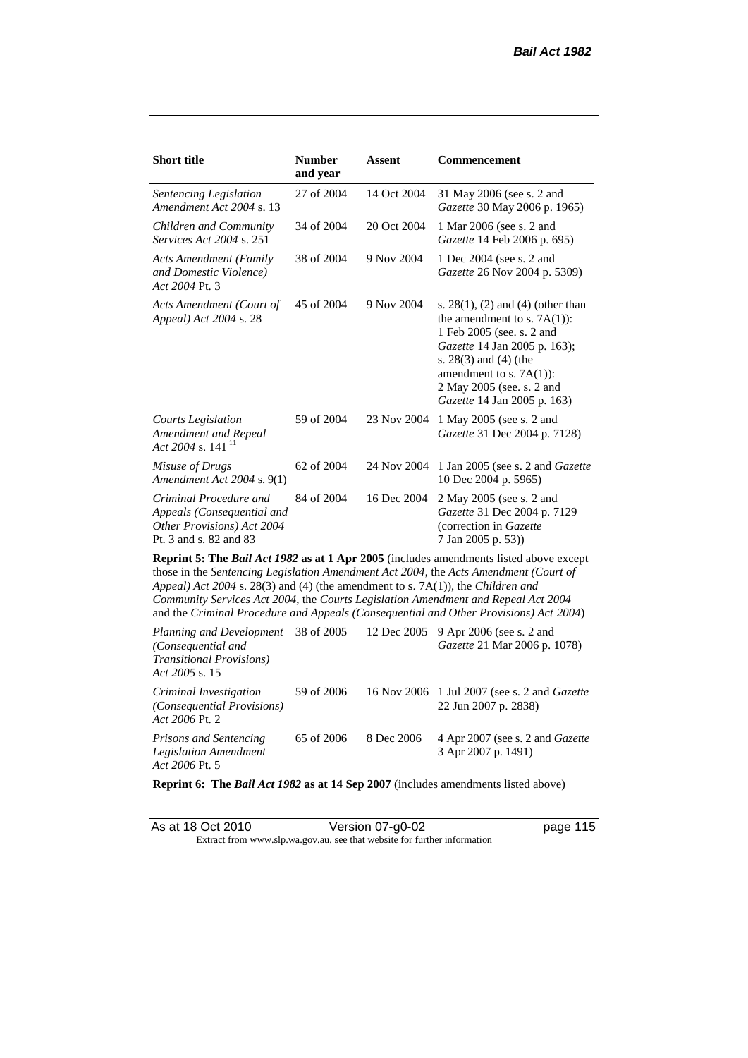| Short title | Number and year | Assent | Commencement |
| --- | --- | --- | --- |
| *Sentencing Legislation Amendment Act 2004* s. 13 | 27 of 2004 | 14 Oct 2004 | 31 May 2006 (see s. 2 and *Gazette* 30 May 2006 p. 1965) |
| *Children and Community Services Act 2004* s. 251 | 34 of 2004 | 20 Oct 2004 | 1 Mar 2006 (see s. 2 and *Gazette* 14 Feb 2006 p. 695) |
| *Acts Amendment (Family and Domestic Violence) Act 2004* Pt. 3 | 38 of 2004 | 9 Nov 2004 | 1 Dec 2004 (see s. 2 and *Gazette* 26 Nov 2004 p. 5309) |
| *Acts Amendment (Court of Appeal) Act 2004* s. 28 | 45 of 2004 | 9 Nov 2004 | s. 28(1), (2) and (4) (other than the amendment to s. 7A(1)): 1 Feb 2005 (see. s. 2 and *Gazette* 14 Jan 2005 p. 163); s. 28(3) and (4) (the amendment to s. 7A(1)): 2 May 2005 (see. s. 2 and *Gazette* 14 Jan 2005 p. 163) |
| *Courts Legislation Amendment and Repeal Act 2004* s. 141 [11] | 59 of 2004 | 23 Nov 2004 | 1 May 2005 (see s. 2 and *Gazette* 31 Dec 2004 p. 7128) |
| *Misuse of Drugs Amendment Act 2004* s. 9(1) | 62 of 2004 | 24 Nov 2004 | 1 Jan 2005 (see s. 2 and *Gazette* 10 Dec 2004 p. 5965) |
| *Criminal Procedure and Appeals (Consequential and Other Provisions) Act 2004* Pt. 3 and s. 82 and 83 | 84 of 2004 | 16 Dec 2004 | 2 May 2005 (see s. 2 and *Gazette* 31 Dec 2004 p. 7129 (correction in *Gazette* 7 Jan 2005 p. 53)) |
| **Reprint 5: The *Bail Act 1982* as at 1 Apr 2005** (includes amendments listed above except those in the *Sentencing Legislation Amendment Act 2004*, the *Acts Amendment (Court of Appeal) Act 2004* s. 28(3) and (4) (the amendment to s. 7A(1)), the *Children and Community Services Act 2004*, the *Courts Legislation Amendment and Repeal Act 2004* and the *Criminal Procedure and Appeals (Consequential and Other Provisions) Act 2004*) | | | |
| *Planning and Development (Consequential and Transitional Provisions) Act 2005* s. 15 | 38 of 2005 | 12 Dec 2005 | 9 Apr 2006 (see s. 2 and *Gazette* 21 Mar 2006 p. 1078) |
| *Criminal Investigation (Consequential Provisions) Act 2006* Pt. 2 | 59 of 2006 | 16 Nov 2006 | 1 Jul 2007 (see s. 2 and *Gazette* 22 Jun 2007 p. 2838) |
| *Prisons and Sentencing Legislation Amendment Act 2006* Pt. 5 | 65 of 2006 | 8 Dec 2006 | 4 Apr 2007 (see s. 2 and *Gazette* 3 Apr 2007 p. 1491) |
| **Reprint 6: The *Bail Act 1982* as at 14 Sep 2007** (includes amendments listed above) | | | |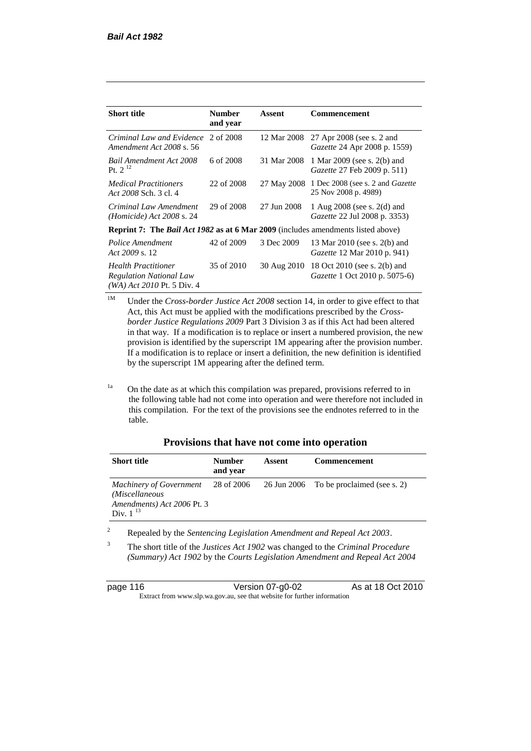| Short title | Number and year | Assent | Commencement |
|---|---|---|---|
| *Criminal Law and Evidence Amendment Act 2008* s. 56 | 2 of 2008 | 12 Mar 2008 | 27 Apr 2008 (see s. 2 and *Gazette* 24 Apr 2008 p. 1559) |
| *Bail Amendment Act 2008* Pt. 2 [12] | 6 of 2008 | 31 Mar 2008 | 1 Mar 2009 (see s. 2(b) and *Gazette* 27 Feb 2009 p. 511) |
| *Medical Practitioners Act 2008* Sch. 3 cl. 4 | 22 of 2008 | 27 May 2008 | 1 Dec 2008 (see s. 2 and *Gazette* 25 Nov 2008 p. 4989) |
| *Criminal Law Amendment (Homicide) Act 2008* s. 24 | 29 of 2008 | 27 Jun 2008 | 1 Aug 2008 (see s. 2(d) and *Gazette* 22 Jul 2008 p. 3353) |
| **Reprint 7: The *Bail Act 1982* as at 6 Mar 2009** (includes amendments listed above) | | | |
| *Police Amendment Act 2009* s. 12 | 42 of 2009 | 3 Dec 2009 | 13 Mar 2010 (see s. 2(b) and *Gazette* 12 Mar 2010 p. 941) |
| *Health Practitioner Regulation National Law (WA) Act 2010* Pt. 5 Div. 4 | 35 of 2010 | 30 Aug 2010 | 18 Oct 2010 (see s. 2(b) and *Gazette* 1 Oct 2010 p. 5075-6) |

[1M] Under the *Cross-border Justice Act 2008* section 14, in order to give effect to that Act, this Act must be applied with the modifications prescribed by the *Cross-border Justice Regulations 2009* Part 3 Division 3 as if this Act had been altered in that way. If a modification is to replace or insert a numbered provision, the new provision is identified by the superscript 1M appearing after the provision number. If a modification is to replace or insert a definition, the new definition is identified by the superscript 1M appearing after the defined term.

[1a] On the date as at which this compilation was prepared, provisions referred to in the following table had not come into operation and were therefore not included in this compilation. For the text of the provisions see the endnotes referred to in the table.

## Provisions that have not come into operation

| Short title | Number and year | Assent | Commencement |
|---|---|---|---|
| *Machinery of Government (Miscellaneous Amendments) Act 2006* Pt. 3 Div. 1 [13] | 28 of 2006 | 26 Jun 2006 | To be proclaimed (see s. 2) |

[2] Repealed by the *Sentencing Legislation Amendment and Repeal Act 2003*.

[3] The short title of the *Justices Act 1902* was changed to the *Criminal Procedure (Summary) Act 1902* by the *Courts Legislation Amendment and Repeal Act 2004*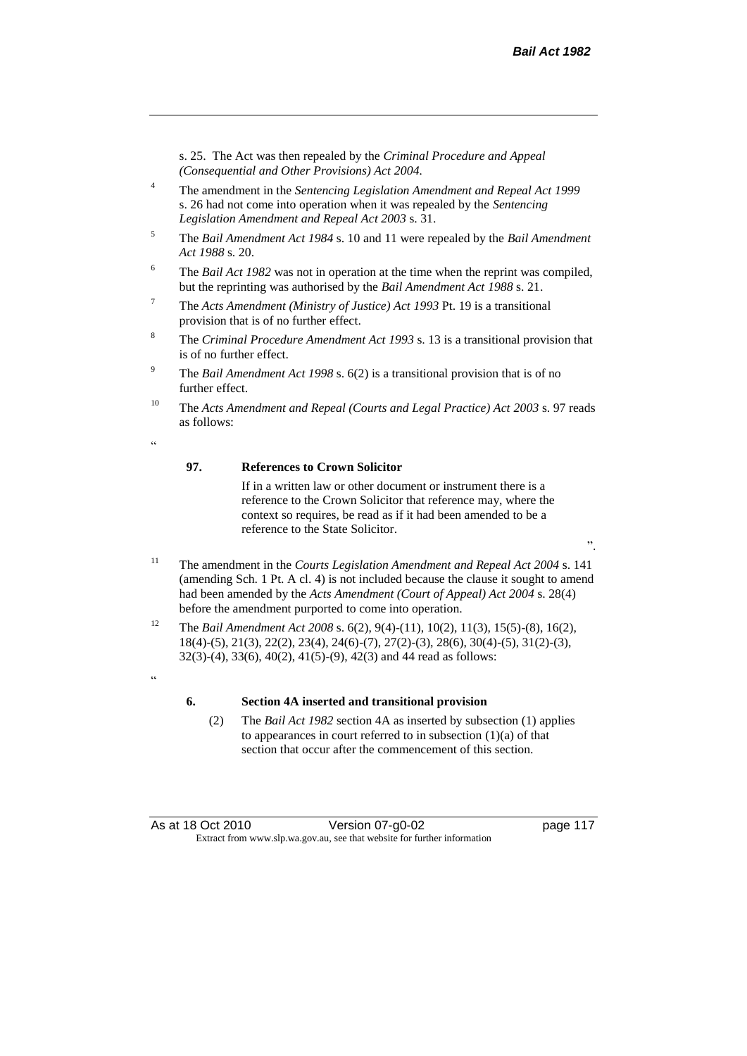s. 25. The Act was then repealed by the *Criminal Procedure and Appeal (Consequential and Other Provisions) Act 2004*.

[4] The amendment in the *Sentencing Legislation Amendment and Repeal Act 1999* s. 26 had not come into operation when it was repealed by the *Sentencing Legislation Amendment and Repeal Act 2003* s. 31.

[5] The *Bail Amendment Act 1984* s. 10 and 11 were repealed by the *Bail Amendment Act 1988* s. 20.

[6] The *Bail Act 1982* was not in operation at the time when the reprint was compiled, but the reprinting was authorised by the *Bail Amendment Act 1988* s. 21.

[7] The *Acts Amendment (Ministry of Justice) Act 1993* Pt. 19 is a transitional provision that is of no further effect.

[8] The *Criminal Procedure Amendment Act 1993* s. 13 is a transitional provision that is of no further effect.

[9] The *Bail Amendment Act 1998* s. 6(2) is a transitional provision that is of no further effect.

[10] The *Acts Amendment and Repeal (Courts and Legal Practice) Act 2003* s. 97 reads as follows:

"

**97. References to Crown Solicitor**

If in a written law or other document or instrument there is a reference to the Crown Solicitor that reference may, where the context so requires, be read as if it had been amended to be a reference to the State Solicitor.

".

[11] The amendment in the *Courts Legislation Amendment and Repeal Act 2004* s. 141 (amending Sch. 1 Pt. A cl. 4) is not included because the clause it sought to amend had been amended by the *Acts Amendment (Court of Appeal) Act 2004* s. 28(4) before the amendment purported to come into operation.

[12] The *Bail Amendment Act 2008* s. 6(2), 9(4)-(11), 10(2), 11(3), 15(5)-(8), 16(2), 18(4)-(5), 21(3), 22(2), 23(4), 24(6)-(7), 27(2)-(3), 28(6), 30(4)-(5), 31(2)-(3), 32(3)-(4), 33(6), 40(2), 41(5)-(9), 42(3) and 44 read as follows:

"

**6. Section 4A inserted and transitional provision**

(2) The *Bail Act 1982* section 4A as inserted by subsection (1) applies to appearances in court referred to in subsection (1)(a) of that section that occur after the commencement of this section.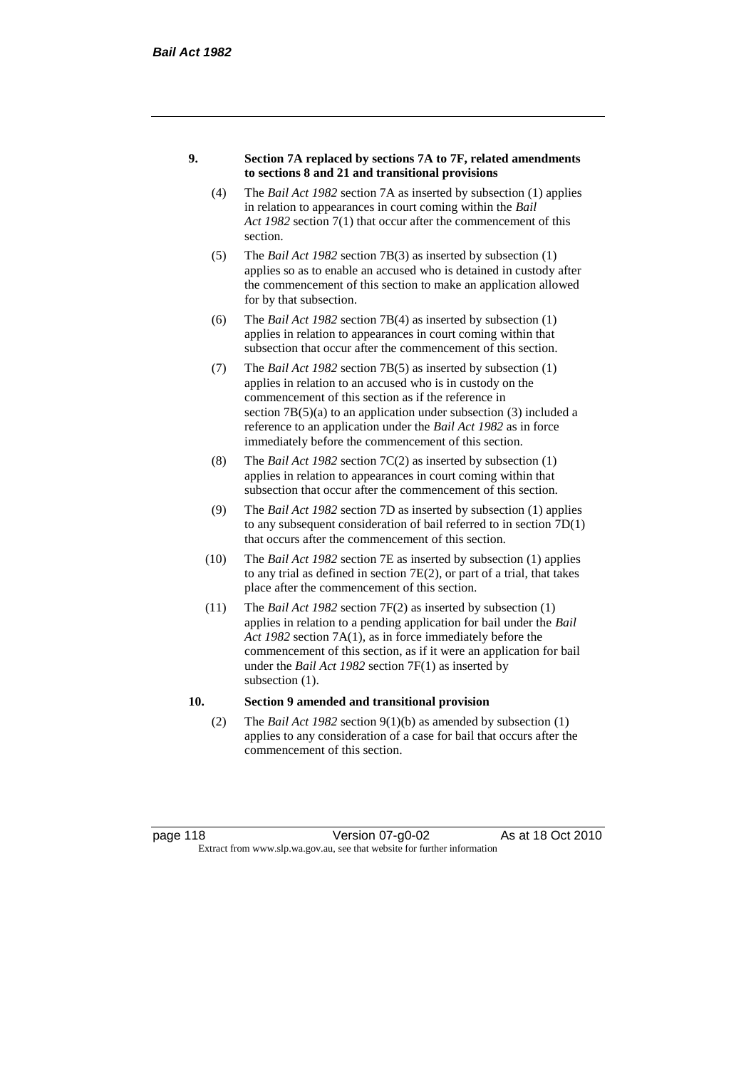**9. Section 7A replaced by sections 7A to 7F, related amendments to sections 8 and 21 and transitional provisions**

(4) The *Bail Act 1982* section 7A as inserted by subsection (1) applies in relation to appearances in court coming within the *Bail Act 1982* section 7(1) that occur after the commencement of this section.

(5) The *Bail Act 1982* section 7B(3) as inserted by subsection (1) applies so as to enable an accused who is detained in custody after the commencement of this section to make an application allowed for by that subsection.

(6) The *Bail Act 1982* section 7B(4) as inserted by subsection (1) applies in relation to appearances in court coming within that subsection that occur after the commencement of this section.

(7) The *Bail Act 1982* section 7B(5) as inserted by subsection (1) applies in relation to an accused who is in custody on the commencement of this section as if the reference in section 7B(5)(a) to an application under subsection (3) included a reference to an application under the *Bail Act 1982* as in force immediately before the commencement of this section.

(8) The *Bail Act 1982* section 7C(2) as inserted by subsection (1) applies in relation to appearances in court coming within that subsection that occur after the commencement of this section.

(9) The *Bail Act 1982* section 7D as inserted by subsection (1) applies to any subsequent consideration of bail referred to in section 7D(1) that occurs after the commencement of this section.

(10) The *Bail Act 1982* section 7E as inserted by subsection (1) applies to any trial as defined in section 7E(2), or part of a trial, that takes place after the commencement of this section.

(11) The *Bail Act 1982* section 7F(2) as inserted by subsection (1) applies in relation to a pending application for bail under the *Bail Act 1982* section 7A(1), as in force immediately before the commencement of this section, as if it were an application for bail under the *Bail Act 1982* section 7F(1) as inserted by subsection (1).

**10. Section 9 amended and transitional provision**

(2) The *Bail Act 1982* section 9(1)(b) as amended by subsection (1) applies to any consideration of a case for bail that occurs after the commencement of this section.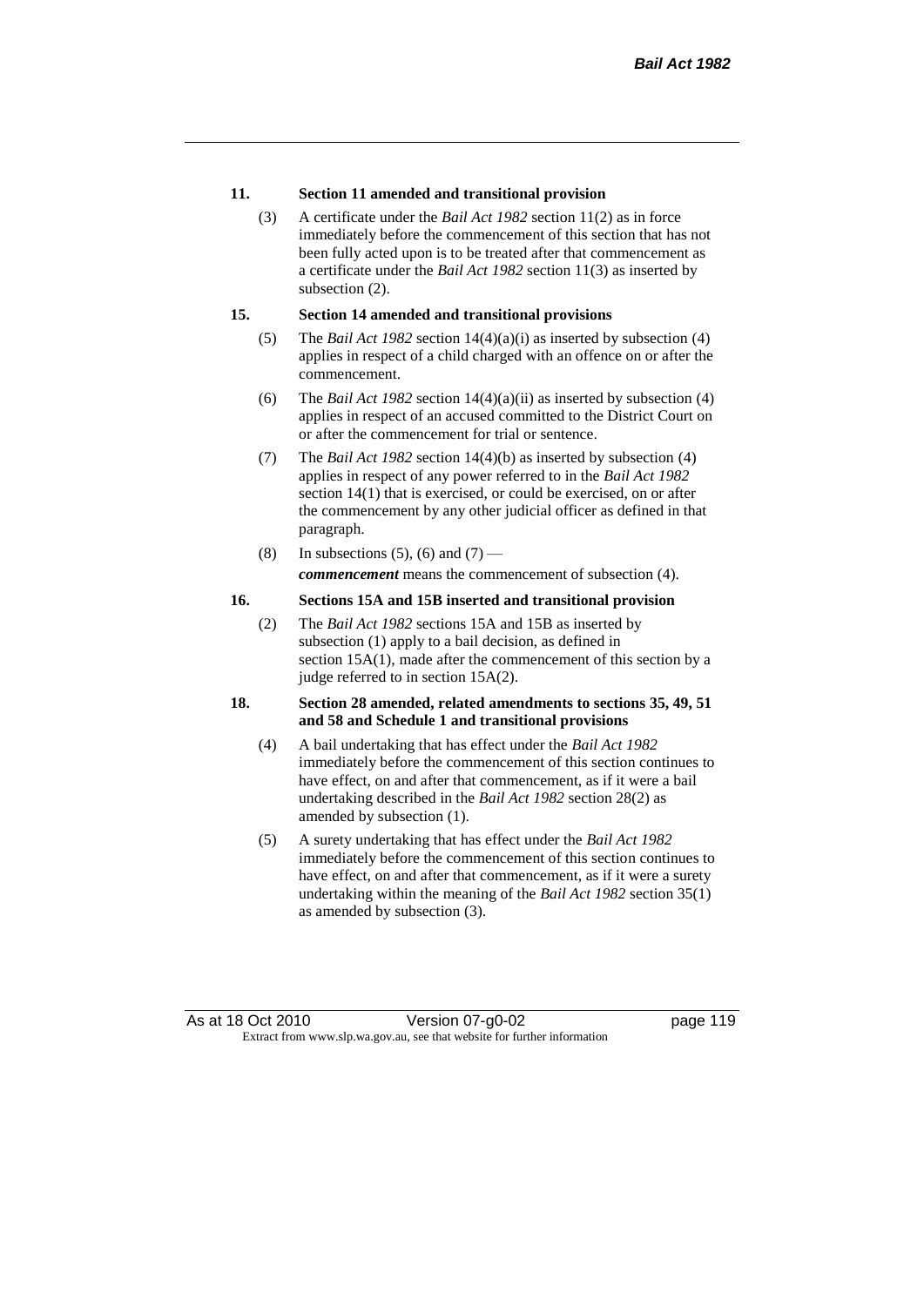**11. Section 11 amended and transitional provision**

(3) A certificate under the *Bail Act 1982* section 11(2) as in force immediately before the commencement of this section that has not been fully acted upon is to be treated after that commencement as a certificate under the *Bail Act 1982* section 11(3) as inserted by subsection (2).

**15. Section 14 amended and transitional provisions**

(5) The *Bail Act 1982* section 14(4)(a)(i) as inserted by subsection (4) applies in respect of a child charged with an offence on or after the commencement.

(6) The *Bail Act 1982* section 14(4)(a)(ii) as inserted by subsection (4) applies in respect of an accused committed to the District Court on or after the commencement for trial or sentence.

(7) The *Bail Act 1982* section 14(4)(b) as inserted by subsection (4) applies in respect of any power referred to in the *Bail Act 1982* section 14(1) that is exercised, or could be exercised, on or after the commencement by any other judicial officer as defined in that paragraph.

(8) In subsections (5), (6) and (7) —

***commencement*** means the commencement of subsection (4).

**16. Sections 15A and 15B inserted and transitional provision**

(2) The *Bail Act 1982* sections 15A and 15B as inserted by subsection (1) apply to a bail decision, as defined in section 15A(1), made after the commencement of this section by a judge referred to in section 15A(2).

**18. Section 28 amended, related amendments to sections 35, 49, 51 and 58 and Schedule 1 and transitional provisions**

(4) A bail undertaking that has effect under the *Bail Act 1982* immediately before the commencement of this section continues to have effect, on and after that commencement, as if it were a bail undertaking described in the *Bail Act 1982* section 28(2) as amended by subsection (1).

(5) A surety undertaking that has effect under the *Bail Act 1982* immediately before the commencement of this section continues to have effect, on and after that commencement, as if it were a surety undertaking within the meaning of the *Bail Act 1982* section 35(1) as amended by subsection (3).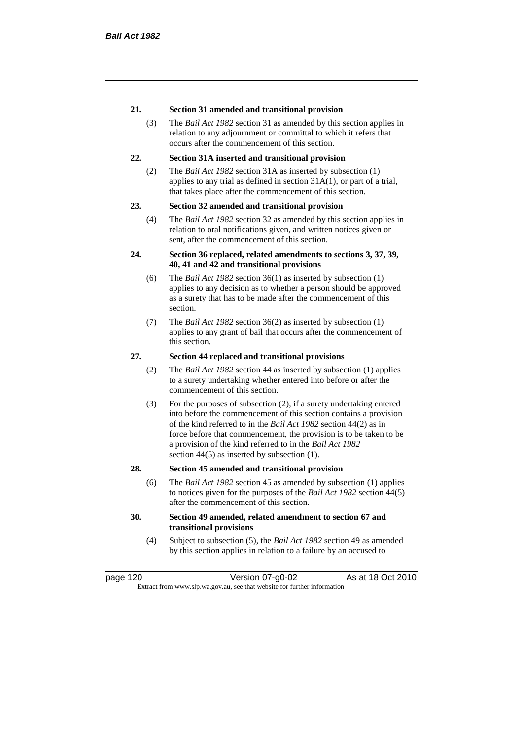**21. Section 31 amended and transitional provision**

(3) The *Bail Act 1982* section 31 as amended by this section applies in relation to any adjournment or committal to which it refers that occurs after the commencement of this section.

**22. Section 31A inserted and transitional provision**

(2) The *Bail Act 1982* section 31A as inserted by subsection (1) applies to any trial as defined in section 31A(1), or part of a trial, that takes place after the commencement of this section.

**23. Section 32 amended and transitional provision**

(4) The *Bail Act 1982* section 32 as amended by this section applies in relation to oral notifications given, and written notices given or sent, after the commencement of this section.

**24. Section 36 replaced, related amendments to sections 3, 37, 39, 40, 41 and 42 and transitional provisions**

(6) The *Bail Act 1982* section 36(1) as inserted by subsection (1) applies to any decision as to whether a person should be approved as a surety that has to be made after the commencement of this section.

(7) The *Bail Act 1982* section 36(2) as inserted by subsection (1) applies to any grant of bail that occurs after the commencement of this section.

**27. Section 44 replaced and transitional provisions**

(2) The *Bail Act 1982* section 44 as inserted by subsection (1) applies to a surety undertaking whether entered into before or after the commencement of this section.

(3) For the purposes of subsection (2), if a surety undertaking entered into before the commencement of this section contains a provision of the kind referred to in the *Bail Act 1982* section 44(2) as in force before that commencement, the provision is to be taken to be a provision of the kind referred to in the *Bail Act 1982* section 44(5) as inserted by subsection (1).

**28. Section 45 amended and transitional provision**

(6) The *Bail Act 1982* section 45 as amended by subsection (1) applies to notices given for the purposes of the *Bail Act 1982* section 44(5) after the commencement of this section.

**30. Section 49 amended, related amendment to section 67 and transitional provisions**

(4) Subject to subsection (5), the *Bail Act 1982* section 49 as amended by this section applies in relation to a failure by an accused to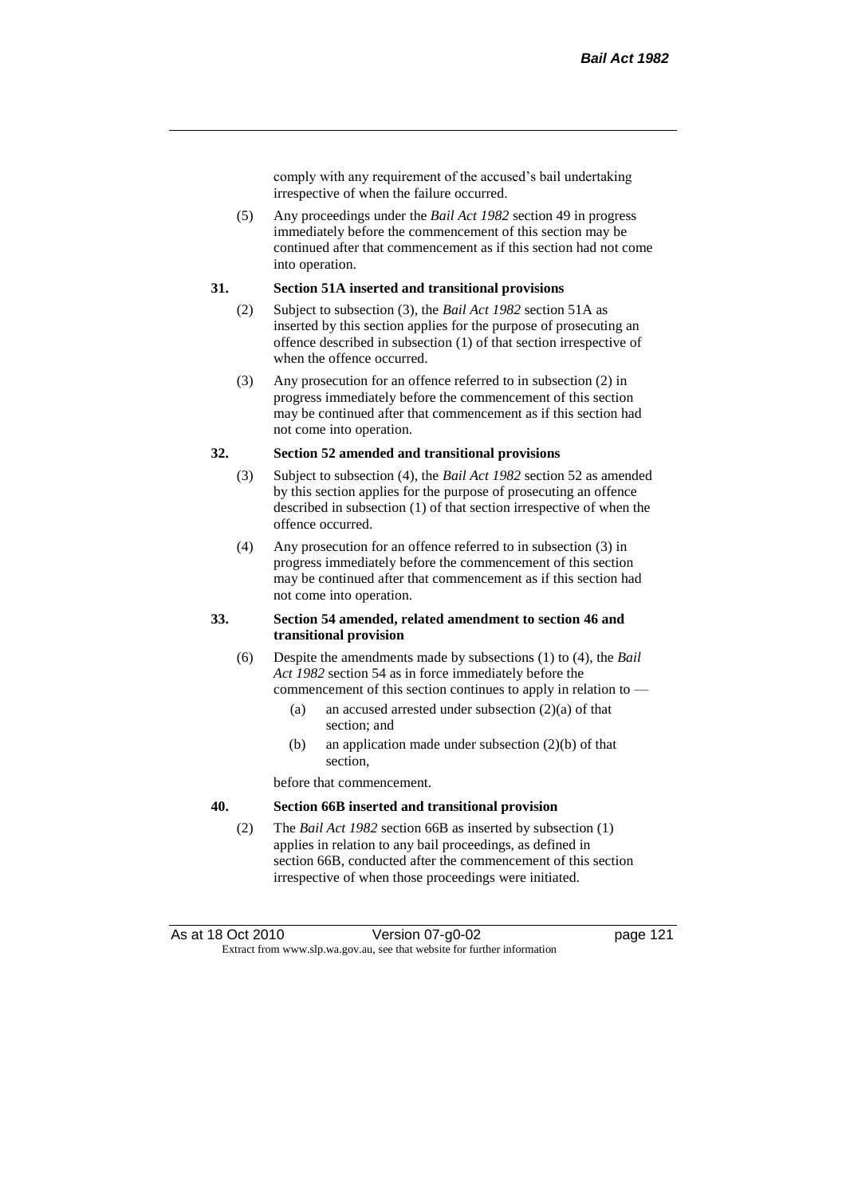comply with any requirement of the accused's bail undertaking irrespective of when the failure occurred.

(5) Any proceedings under the *Bail Act 1982* section 49 in progress immediately before the commencement of this section may be continued after that commencement as if this section had not come into operation.

**31. Section 51A inserted and transitional provisions**

(2) Subject to subsection (3), the *Bail Act 1982* section 51A as inserted by this section applies for the purpose of prosecuting an offence described in subsection (1) of that section irrespective of when the offence occurred.

(3) Any prosecution for an offence referred to in subsection (2) in progress immediately before the commencement of this section may be continued after that commencement as if this section had not come into operation.

**32. Section 52 amended and transitional provisions**

(3) Subject to subsection (4), the *Bail Act 1982* section 52 as amended by this section applies for the purpose of prosecuting an offence described in subsection (1) of that section irrespective of when the offence occurred.

(4) Any prosecution for an offence referred to in subsection (3) in progress immediately before the commencement of this section may be continued after that commencement as if this section had not come into operation.

**33. Section 54 amended, related amendment to section 46 and transitional provision**

(6) Despite the amendments made by subsections (1) to (4), the *Bail Act 1982* section 54 as in force immediately before the commencement of this section continues to apply in relation to —

(a) an accused arrested under subsection (2)(a) of that section; and

(b) an application made under subsection (2)(b) of that section,

before that commencement.

**40. Section 66B inserted and transitional provision**

(2) The *Bail Act 1982* section 66B as inserted by subsection (1) applies in relation to any bail proceedings, as defined in section 66B, conducted after the commencement of this section irrespective of when those proceedings were initiated.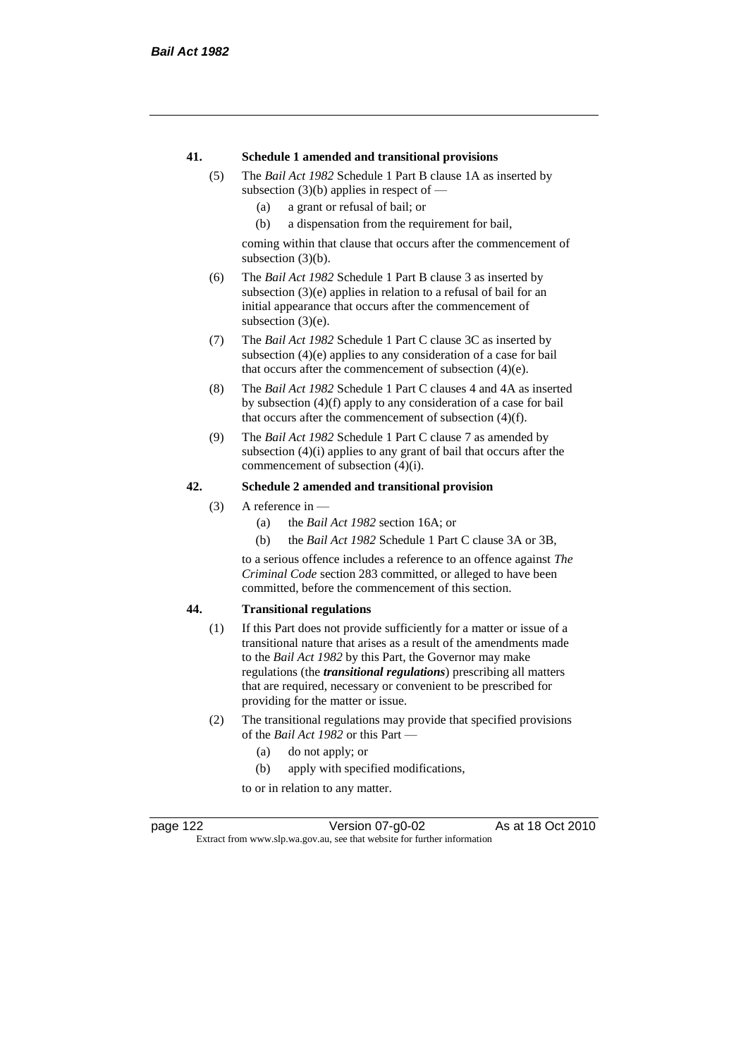**41. Schedule 1 amended and transitional provisions**

(5) The *Bail Act 1982* Schedule 1 Part B clause 1A as inserted by subsection (3)(b) applies in respect of —

- (a) a grant or refusal of bail; or
- (b) a dispensation from the requirement for bail,

coming within that clause that occurs after the commencement of subsection (3)(b).

(6) The *Bail Act 1982* Schedule 1 Part B clause 3 as inserted by subsection (3)(e) applies in relation to a refusal of bail for an initial appearance that occurs after the commencement of subsection (3)(e).

(7) The *Bail Act 1982* Schedule 1 Part C clause 3C as inserted by subsection (4)(e) applies to any consideration of a case for bail that occurs after the commencement of subsection (4)(e).

(8) The *Bail Act 1982* Schedule 1 Part C clauses 4 and 4A as inserted by subsection (4)(f) apply to any consideration of a case for bail that occurs after the commencement of subsection (4)(f).

(9) The *Bail Act 1982* Schedule 1 Part C clause 7 as amended by subsection (4)(i) applies to any grant of bail that occurs after the commencement of subsection (4)(i).

**42. Schedule 2 amended and transitional provision**

(3) A reference in —

- (a) the *Bail Act 1982* section 16A; or
- (b) the *Bail Act 1982* Schedule 1 Part C clause 3A or 3B,

to a serious offence includes a reference to an offence against *The Criminal Code* section 283 committed, or alleged to have been committed, before the commencement of this section.

**44. Transitional regulations**

(1) If this Part does not provide sufficiently for a matter or issue of a transitional nature that arises as a result of the amendments made to the *Bail Act 1982* by this Part, the Governor may make regulations (the ***transitional regulations***) prescribing all matters that are required, necessary or convenient to be prescribed for providing for the matter or issue.

(2) The transitional regulations may provide that specified provisions of the *Bail Act 1982* or this Part —

- (a) do not apply; or
- (b) apply with specified modifications,

to or in relation to any matter.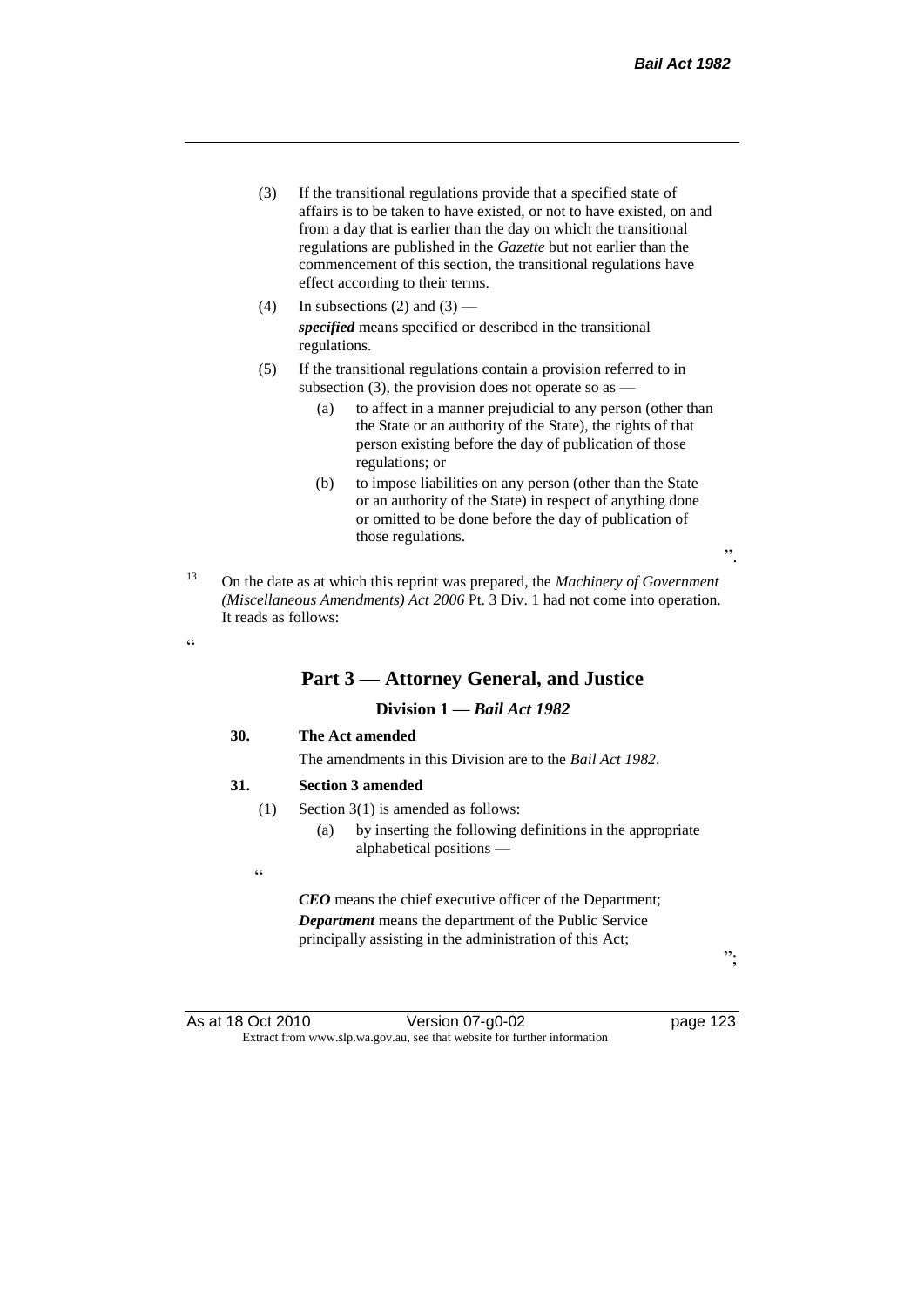(3) If the transitional regulations provide that a specified state of affairs is to be taken to have existed, or not to have existed, on and from a day that is earlier than the day on which the transitional regulations are published in the *Gazette* but not earlier than the commencement of this section, the transitional regulations have effect according to their terms.

(4) In subsections (2) and (3) —

***specified*** means specified or described in the transitional regulations.

(5) If the transitional regulations contain a provision referred to in subsection (3), the provision does not operate so as —

(a) to affect in a manner prejudicial to any person (other than the State or an authority of the State), the rights of that person existing before the day of publication of those regulations; or

(b) to impose liabilities on any person (other than the State or an authority of the State) in respect of anything done or omitted to be done before the day of publication of those regulations.

".

[13] On the date as at which this reprint was prepared, the *Machinery of Government (Miscellaneous Amendments) Act 2006* Pt. 3 Div. 1 had not come into operation. It reads as follows:

"

## Part 3 — Attorney General, and Justice

### Division 1 — *Bail Act 1982*

**30. The Act amended**

The amendments in this Division are to the *Bail Act 1982*.

**31. Section 3 amended**

(1) Section 3(1) is amended as follows:

(a) by inserting the following definitions in the appropriate alphabetical positions —

"

***CEO*** means the chief executive officer of the Department;

***Department*** means the department of the Public Service principally assisting in the administration of this Act;

";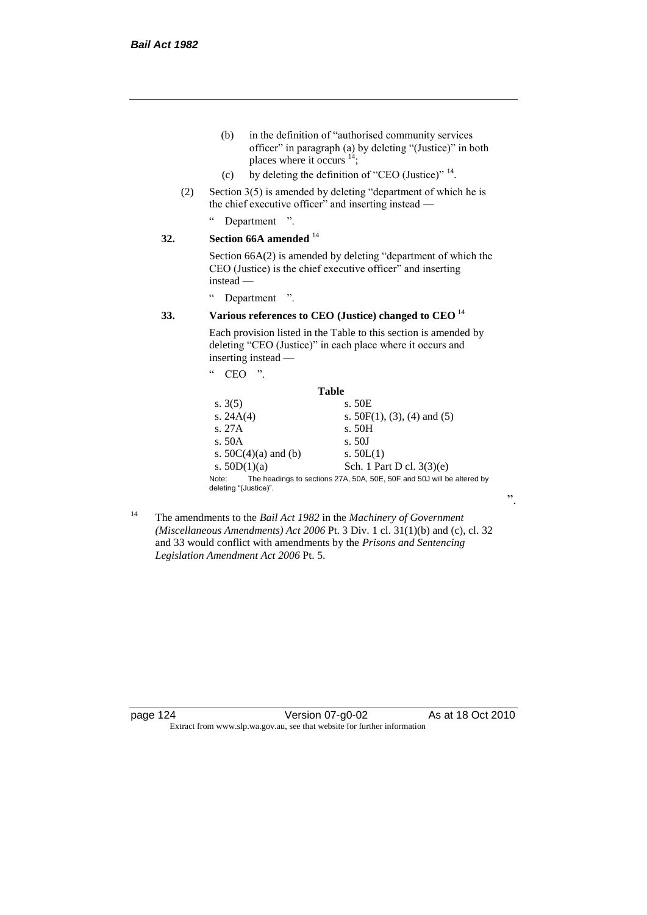(b) in the definition of "authorised community services officer" in paragraph (a) by deleting "(Justice)" in both places where it occurs [14];

(c) by deleting the definition of "CEO (Justice)" [14].

(2) Section 3(5) is amended by deleting "department of which he is the chief executive officer" and inserting instead —

" Department ".

**32. Section 66A amended** [14]

Section 66A(2) is amended by deleting "department of which the CEO (Justice) is the chief executive officer" and inserting instead —

" Department ".

**33. Various references to CEO (Justice) changed to CEO** [14]

Each provision listed in the Table to this section is amended by deleting "CEO (Justice)" in each place where it occurs and inserting instead —

" CEO ".

**Table**

| | |
|---|---|
| s. 3(5) | s. 50E |
| s. 24A(4) | s. 50F(1), (3), (4) and (5) |
| s. 27A | s. 50H |
| s. 50A | s. 50J |
| s. 50C(4)(a) and (b) | s. 50L(1) |
| s. 50D(1)(a) | Sch. 1 Part D cl. 3(3)(e) |

Note: The headings to sections 27A, 50A, 50E, 50F and 50J will be altered by deleting "(Justice)".

".

[14] The amendments to the *Bail Act 1982* in the *Machinery of Government (Miscellaneous Amendments) Act 2006* Pt. 3 Div. 1 cl. 31(1)(b) and (c), cl. 32 and 33 would conflict with amendments by the *Prisons and Sentencing Legislation Amendment Act 2006* Pt. 5.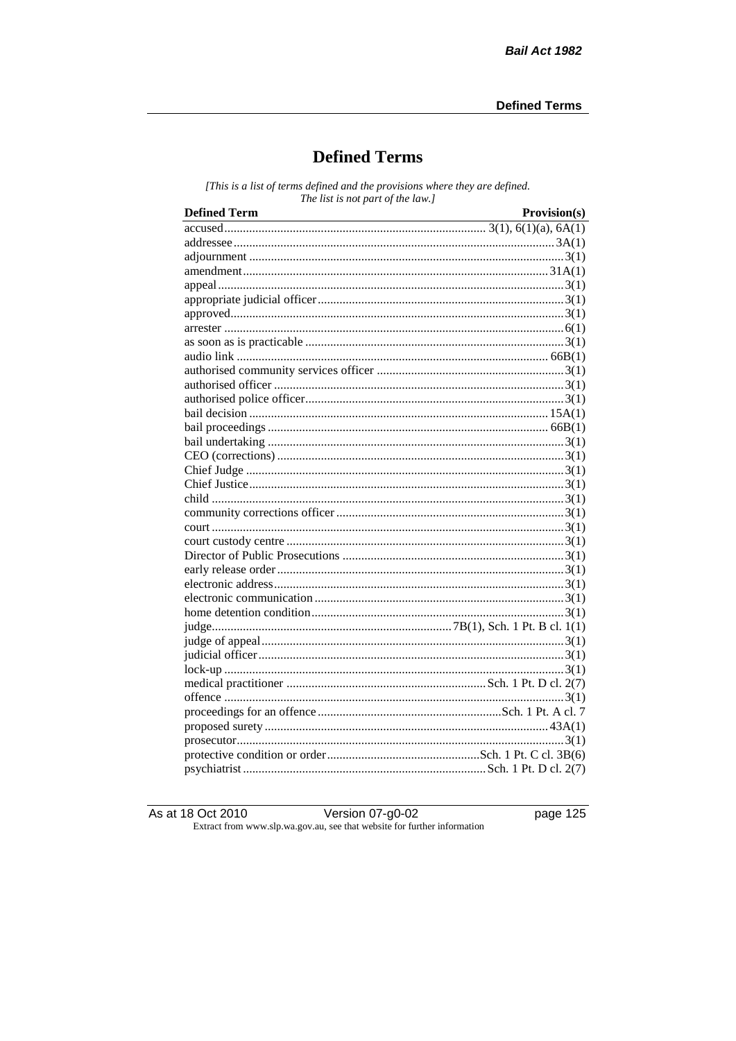# Defined Terms

*[This is a list of terms defined and the provisions where they are defined. The list is not part of the law.]*

| Defined Term | Provision(s) |
|---|---|
| accused | 3(1), 6(1)(a), 6A(1) |
| addressee | 3A(1) |
| adjournment | 3(1) |
| amendment | 31A(1) |
| appeal | 3(1) |
| appropriate judicial officer | 3(1) |
| approved | 3(1) |
| arrester | 6(1) |
| as soon as is practicable | 3(1) |
| audio link | 66B(1) |
| authorised community services officer | 3(1) |
| authorised officer | 3(1) |
| authorised police officer | 3(1) |
| bail decision | 15A(1) |
| bail proceedings | 66B(1) |
| bail undertaking | 3(1) |
| CEO (corrections) | 3(1) |
| Chief Judge | 3(1) |
| Chief Justice | 3(1) |
| child | 3(1) |
| community corrections officer | 3(1) |
| court | 3(1) |
| court custody centre | 3(1) |
| Director of Public Prosecutions | 3(1) |
| early release order | 3(1) |
| electronic address | 3(1) |
| electronic communication | 3(1) |
| home detention condition | 3(1) |
| judge | 7B(1), Sch. 1 Pt. B cl. 1(1) |
| judge of appeal | 3(1) |
| judicial officer | 3(1) |
| lock-up | 3(1) |
| medical practitioner | Sch. 1 Pt. D cl. 2(7) |
| offence | 3(1) |
| proceedings for an offence | Sch. 1 Pt. A cl. 7 |
| proposed surety | 43A(1) |
| prosecutor | 3(1) |
| protective condition or order | Sch. 1 Pt. C cl. 3B(6) |
| psychiatrist | Sch. 1 Pt. D cl. 2(7) |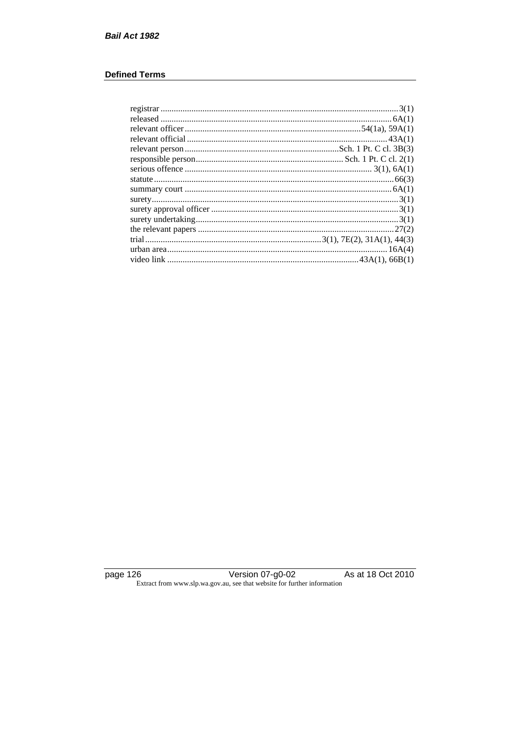## Defined Terms

registrar ........................................................................................................3(1)
released .......................................................................................................6A(1)
relevant officer ............................................................................54(1a), 59A(1)
relevant official ..........................................................................................43A(1)
relevant person .....................................................................Sch. 1 Pt. C cl. 3B(3)
responsible person..................................................................Sch. 1 Pt. C cl. 2(1)
serious offence .......................................................................................3(1), 6A(1)
statute...........................................................................................................66(3)
summary court .............................................................................................6A(1)
surety..............................................................................................................3(1)
surety approval officer ....................................................................................3(1)
surety undertaking..........................................................................................3(1)
the relevant papers ........................................................................................27(2)
trial.............................................................................3(1), 7E(2), 31A(1), 44(3)
urban area..................................................................................................16A(4)
video link .....................................................................................43A(1), 66B(1)